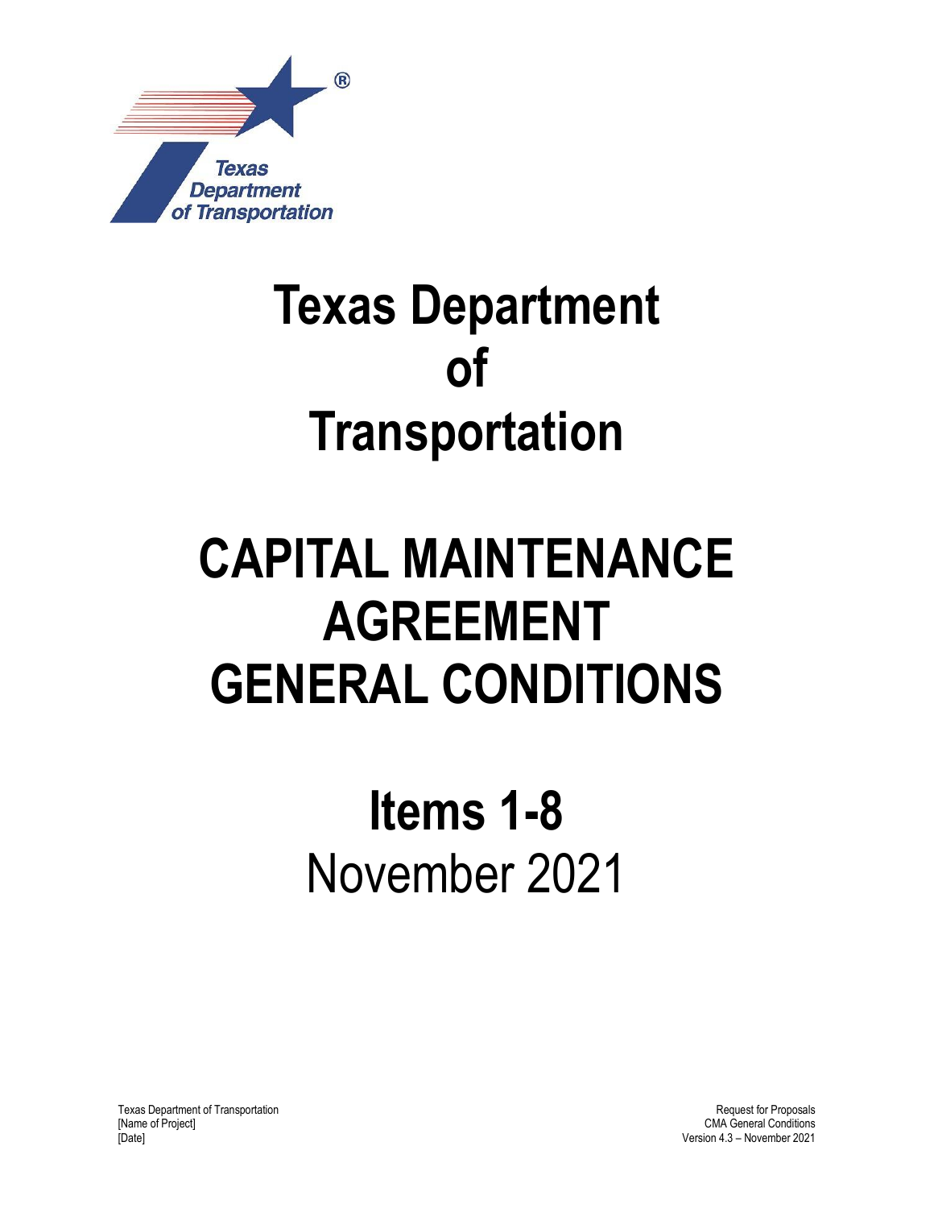# Texas Department of Transportation

# CAPITAL MAINTENANCE AGREEMENT GENERAL CONDITIONS

## Items 1-8

November 2021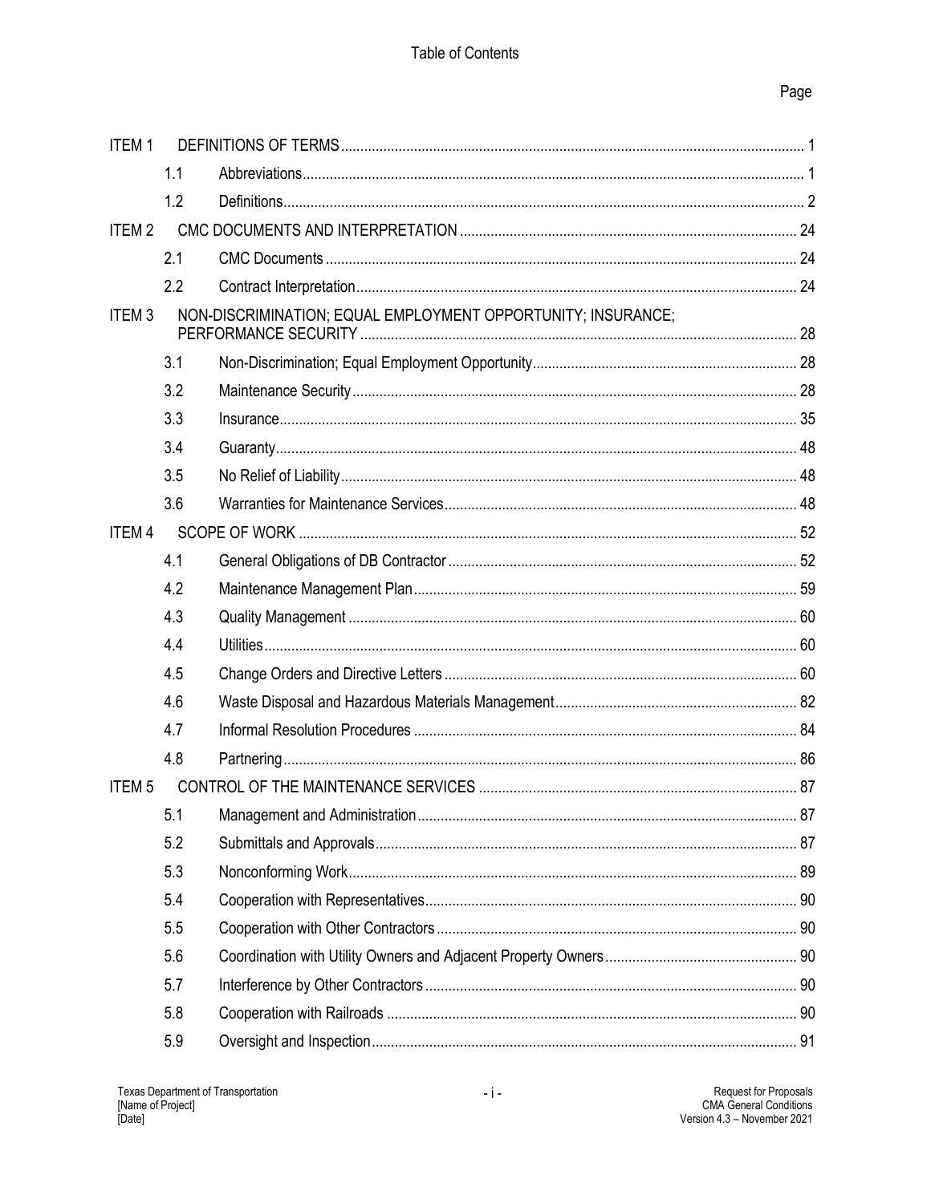# Table of Contents

| | | | Page |
|---|---|---|---|
| ITEM 1 | | DEFINITIONS OF TERMS | 1 |
| | 1.1 | Abbreviations | 1 |
| | 1.2 | Definitions | 2 |
| ITEM 2 | | CMC DOCUMENTS AND INTERPRETATION | 24 |
| | 2.1 | CMC Documents | 24 |
| | 2.2 | Contract Interpretation | 24 |
| ITEM 3 | | NON-DISCRIMINATION; EQUAL EMPLOYMENT OPPORTUNITY; INSURANCE; PERFORMANCE SECURITY | 28 |
| | 3.1 | Non-Discrimination; Equal Employment Opportunity | 28 |
| | 3.2 | Maintenance Security | 28 |
| | 3.3 | Insurance | 35 |
| | 3.4 | Guaranty | 48 |
| | 3.5 | No Relief of Liability | 48 |
| | 3.6 | Warranties for Maintenance Services | 48 |
| ITEM 4 | | SCOPE OF WORK | 52 |
| | 4.1 | General Obligations of DB Contractor | 52 |
| | 4.2 | Maintenance Management Plan | 59 |
| | 4.3 | Quality Management | 60 |
| | 4.4 | Utilities | 60 |
| | 4.5 | Change Orders and Directive Letters | 60 |
| | 4.6 | Waste Disposal and Hazardous Materials Management | 82 |
| | 4.7 | Informal Resolution Procedures | 84 |
| | 4.8 | Partnering | 86 |
| ITEM 5 | | CONTROL OF THE MAINTENANCE SERVICES | 87 |
| | 5.1 | Management and Administration | 87 |
| | 5.2 | Submittals and Approvals | 87 |
| | 5.3 | Nonconforming Work | 89 |
| | 5.4 | Cooperation with Representatives | 90 |
| | 5.5 | Cooperation with Other Contractors | 90 |
| | 5.6 | Coordination with Utility Owners and Adjacent Property Owners | 90 |
| | 5.7 | Interference by Other Contractors | 90 |
| | 5.8 | Cooperation with Railroads | 90 |
| | 5.9 | Oversight and Inspection | 91 |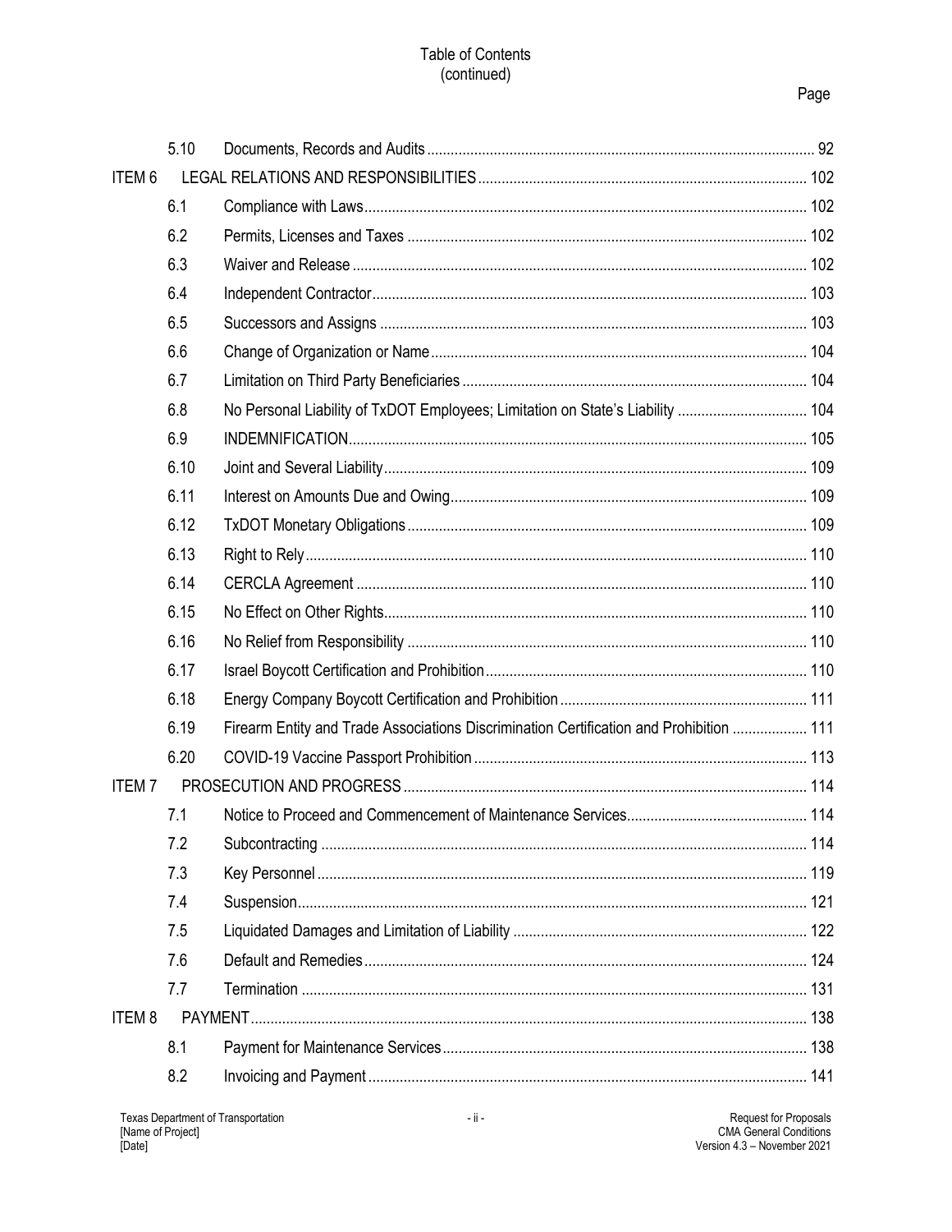Table of Contents
(continued)

| | | | Page |
|---|---|---|---|
| | 5.10 | Documents, Records and Audits | 92 |
| ITEM 6 | | LEGAL RELATIONS AND RESPONSIBILITIES | 102 |
| | 6.1 | Compliance with Laws | 102 |
| | 6.2 | Permits, Licenses and Taxes | 102 |
| | 6.3 | Waiver and Release | 102 |
| | 6.4 | Independent Contractor | 103 |
| | 6.5 | Successors and Assigns | 103 |
| | 6.6 | Change of Organization or Name | 104 |
| | 6.7 | Limitation on Third Party Beneficiaries | 104 |
| | 6.8 | No Personal Liability of TxDOT Employees; Limitation on State's Liability | 104 |
| | 6.9 | INDEMNIFICATION | 105 |
| | 6.10 | Joint and Several Liability | 109 |
| | 6.11 | Interest on Amounts Due and Owing | 109 |
| | 6.12 | TxDOT Monetary Obligations | 109 |
| | 6.13 | Right to Rely | 110 |
| | 6.14 | CERCLA Agreement | 110 |
| | 6.15 | No Effect on Other Rights | 110 |
| | 6.16 | No Relief from Responsibility | 110 |
| | 6.17 | Israel Boycott Certification and Prohibition | 110 |
| | 6.18 | Energy Company Boycott Certification and Prohibition | 111 |
| | 6.19 | Firearm Entity and Trade Associations Discrimination Certification and Prohibition | 111 |
| | 6.20 | COVID-19 Vaccine Passport Prohibition | 113 |
| ITEM 7 | | PROSECUTION AND PROGRESS | 114 |
| | 7.1 | Notice to Proceed and Commencement of Maintenance Services | 114 |
| | 7.2 | Subcontracting | 114 |
| | 7.3 | Key Personnel | 119 |
| | 7.4 | Suspension | 121 |
| | 7.5 | Liquidated Damages and Limitation of Liability | 122 |
| | 7.6 | Default and Remedies | 124 |
| | 7.7 | Termination | 131 |
| ITEM 8 | | PAYMENT | 138 |
| | 8.1 | Payment for Maintenance Services | 138 |
| | 8.2 | Invoicing and Payment | 141 |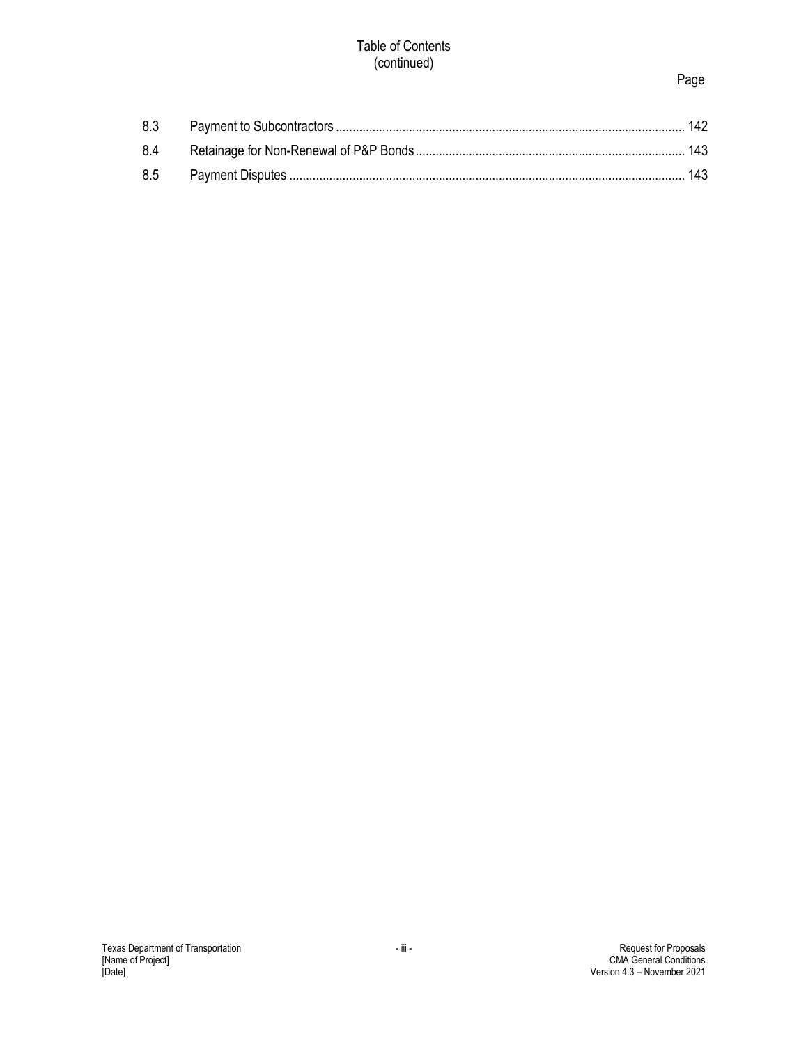Table of Contents
(continued)

| | | Page |
|---|---|---|
| 8.3 | Payment to Subcontractors | 142 |
| 8.4 | Retainage for Non-Renewal of P&P Bonds | 143 |
| 8.5 | Payment Disputes | 143 |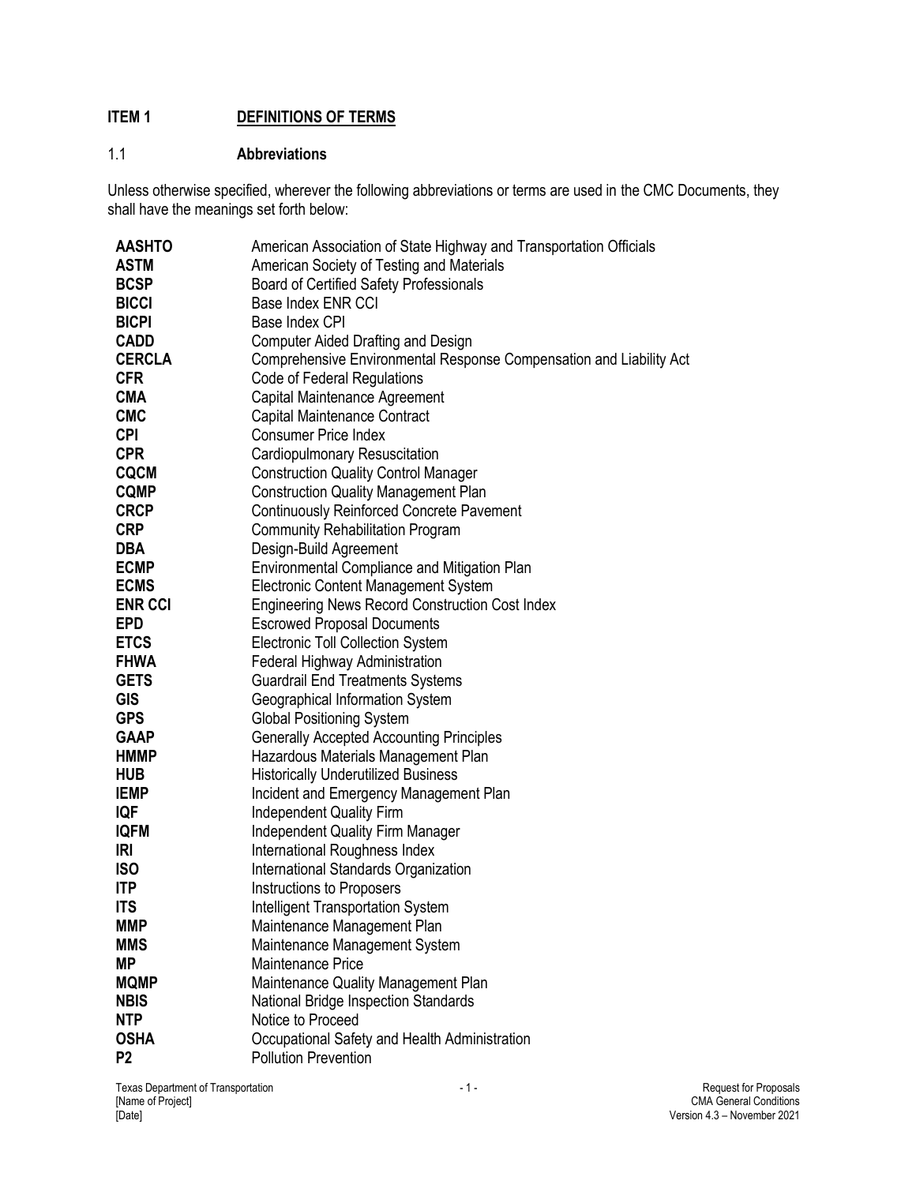## ITEM 1 DEFINITIONS OF TERMS

### 1.1 Abbreviations

Unless otherwise specified, wherever the following abbreviations or terms are used in the CMC Documents, they shall have the meanings set forth below:

| | |
|---|---|
| **AASHTO** | American Association of State Highway and Transportation Officials |
| **ASTM** | American Society of Testing and Materials |
| **BCSP** | Board of Certified Safety Professionals |
| **BICCI** | Base Index ENR CCI |
| **BICPI** | Base Index CPI |
| **CADD** | Computer Aided Drafting and Design |
| **CERCLA** | Comprehensive Environmental Response Compensation and Liability Act |
| **CFR** | Code of Federal Regulations |
| **CMA** | Capital Maintenance Agreement |
| **CMC** | Capital Maintenance Contract |
| **CPI** | Consumer Price Index |
| **CPR** | Cardiopulmonary Resuscitation |
| **CQCM** | Construction Quality Control Manager |
| **CQMP** | Construction Quality Management Plan |
| **CRCP** | Continuously Reinforced Concrete Pavement |
| **CRP** | Community Rehabilitation Program |
| **DBA** | Design-Build Agreement |
| **ECMP** | Environmental Compliance and Mitigation Plan |
| **ECMS** | Electronic Content Management System |
| **ENR CCI** | Engineering News Record Construction Cost Index |
| **EPD** | Escrowed Proposal Documents |
| **ETCS** | Electronic Toll Collection System |
| **FHWA** | Federal Highway Administration |
| **GETS** | Guardrail End Treatments Systems |
| **GIS** | Geographical Information System |
| **GPS** | Global Positioning System |
| **GAAP** | Generally Accepted Accounting Principles |
| **HMMP** | Hazardous Materials Management Plan |
| **HUB** | Historically Underutilized Business |
| **IEMP** | Incident and Emergency Management Plan |
| **IQF** | Independent Quality Firm |
| **IQFM** | Independent Quality Firm Manager |
| **IRI** | International Roughness Index |
| **ISO** | International Standards Organization |
| **ITP** | Instructions to Proposers |
| **ITS** | Intelligent Transportation System |
| **MMP** | Maintenance Management Plan |
| **MMS** | Maintenance Management System |
| **MP** | Maintenance Price |
| **MQMP** | Maintenance Quality Management Plan |
| **NBIS** | National Bridge Inspection Standards |
| **NTP** | Notice to Proceed |
| **OSHA** | Occupational Safety and Health Administration |
| **P2** | Pollution Prevention |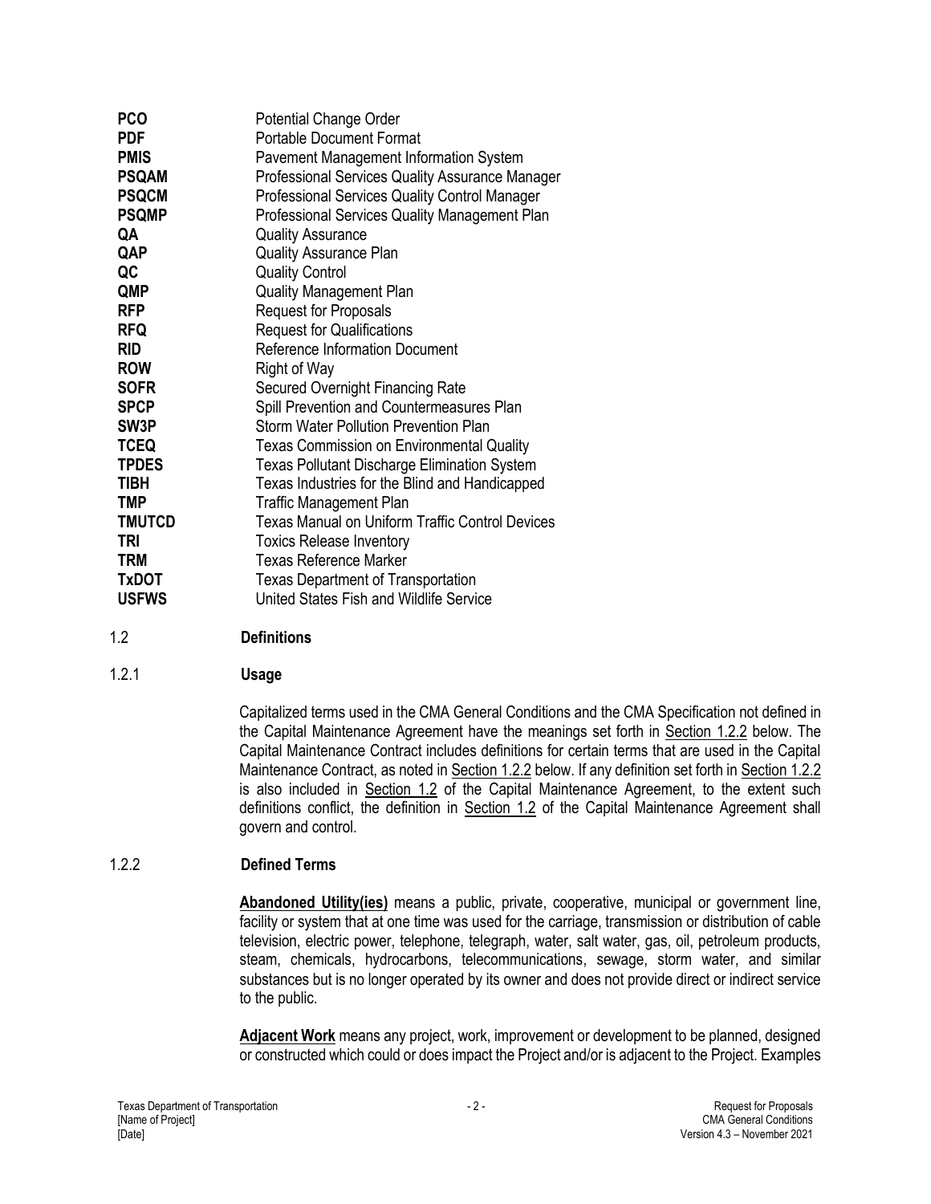| | |
|---|---|
| **PCO** | Potential Change Order |
| **PDF** | Portable Document Format |
| **PMIS** | Pavement Management Information System |
| **PSQAM** | Professional Services Quality Assurance Manager |
| **PSQCM** | Professional Services Quality Control Manager |
| **PSQMP** | Professional Services Quality Management Plan |
| **QA** | Quality Assurance |
| **QAP** | Quality Assurance Plan |
| **QC** | Quality Control |
| **QMP** | Quality Management Plan |
| **RFP** | Request for Proposals |
| **RFQ** | Request for Qualifications |
| **RID** | Reference Information Document |
| **ROW** | Right of Way |
| **SOFR** | Secured Overnight Financing Rate |
| **SPCP** | Spill Prevention and Countermeasures Plan |
| **SW3P** | Storm Water Pollution Prevention Plan |
| **TCEQ** | Texas Commission on Environmental Quality |
| **TPDES** | Texas Pollutant Discharge Elimination System |
| **TIBH** | Texas Industries for the Blind and Handicapped |
| **TMP** | Traffic Management Plan |
| **TMUTCD** | Texas Manual on Uniform Traffic Control Devices |
| **TRI** | Toxics Release Inventory |
| **TRM** | Texas Reference Marker |
| **TxDOT** | Texas Department of Transportation |
| **USFWS** | United States Fish and Wildlife Service |

## 1.2 Definitions

### 1.2.1 Usage

Capitalized terms used in the CMA General Conditions and the CMA Specification not defined in the Capital Maintenance Agreement have the meanings set forth in Section 1.2.2 below. The Capital Maintenance Contract includes definitions for certain terms that are used in the Capital Maintenance Contract, as noted in Section 1.2.2 below. If any definition set forth in Section 1.2.2 is also included in Section 1.2 of the Capital Maintenance Agreement, to the extent such definitions conflict, the definition in Section 1.2 of the Capital Maintenance Agreement shall govern and control.

### 1.2.2 Defined Terms

**Abandoned Utility(ies)** means a public, private, cooperative, municipal or government line, facility or system that at one time was used for the carriage, transmission or distribution of cable television, electric power, telephone, telegraph, water, salt water, gas, oil, petroleum products, steam, chemicals, hydrocarbons, telecommunications, sewage, storm water, and similar substances but is no longer operated by its owner and does not provide direct or indirect service to the public.

**Adjacent Work** means any project, work, improvement or development to be planned, designed or constructed which could or does impact the Project and/or is adjacent to the Project. Examples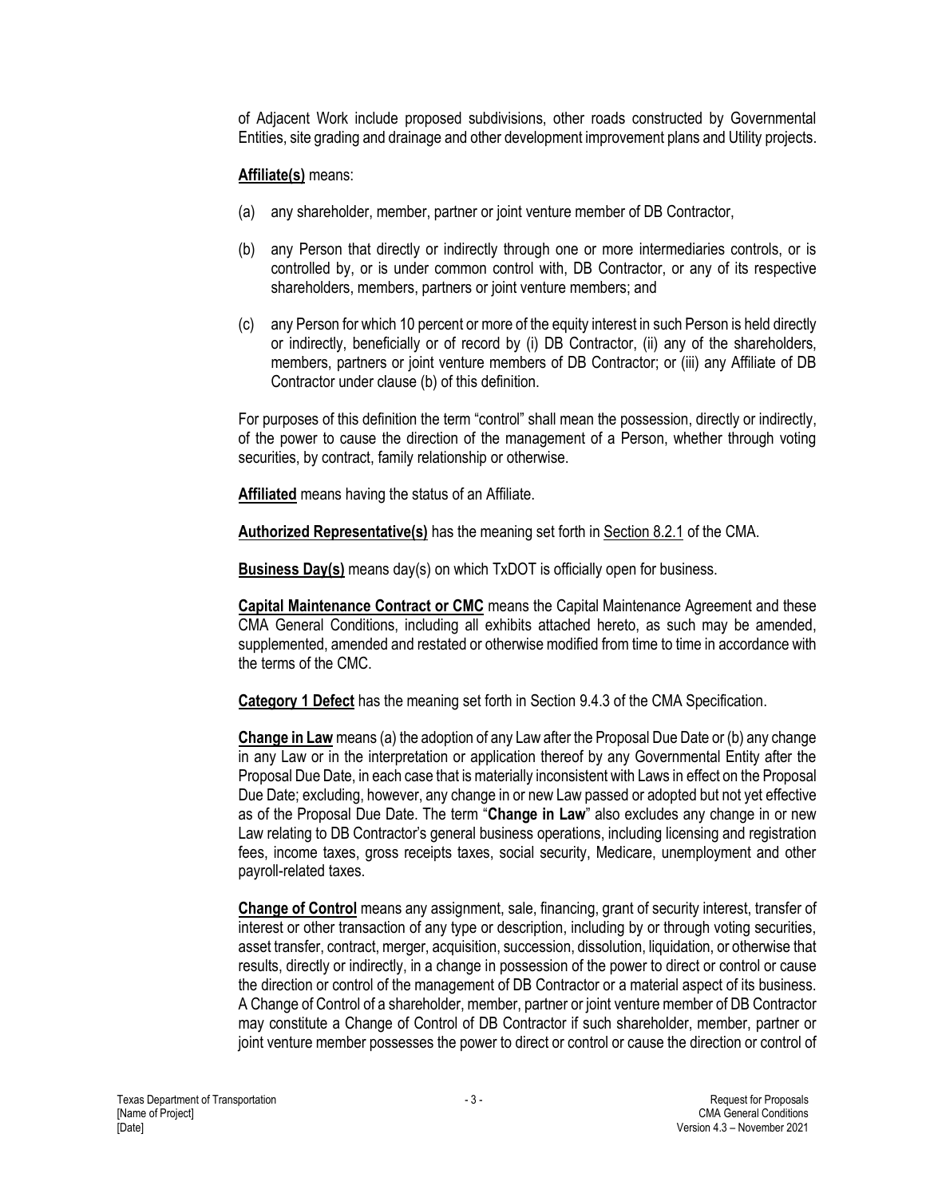of Adjacent Work include proposed subdivisions, other roads constructed by Governmental Entities, site grading and drainage and other development improvement plans and Utility projects.

**Affiliate(s)** means:

(a) any shareholder, member, partner or joint venture member of DB Contractor,

(b) any Person that directly or indirectly through one or more intermediaries controls, or is controlled by, or is under common control with, DB Contractor, or any of its respective shareholders, members, partners or joint venture members; and

(c) any Person for which 10 percent or more of the equity interest in such Person is held directly or indirectly, beneficially or of record by (i) DB Contractor, (ii) any of the shareholders, members, partners or joint venture members of DB Contractor; or (iii) any Affiliate of DB Contractor under clause (b) of this definition.

For purposes of this definition the term "control" shall mean the possession, directly or indirectly, of the power to cause the direction of the management of a Person, whether through voting securities, by contract, family relationship or otherwise.

**Affiliated** means having the status of an Affiliate.

**Authorized Representative(s)** has the meaning set forth in Section 8.2.1 of the CMA.

**Business Day(s)** means day(s) on which TxDOT is officially open for business.

**Capital Maintenance Contract or CMC** means the Capital Maintenance Agreement and these CMA General Conditions, including all exhibits attached hereto, as such may be amended, supplemented, amended and restated or otherwise modified from time to time in accordance with the terms of the CMC.

**Category 1 Defect** has the meaning set forth in Section 9.4.3 of the CMA Specification.

**Change in Law** means (a) the adoption of any Law after the Proposal Due Date or (b) any change in any Law or in the interpretation or application thereof by any Governmental Entity after the Proposal Due Date, in each case that is materially inconsistent with Laws in effect on the Proposal Due Date; excluding, however, any change in or new Law passed or adopted but not yet effective as of the Proposal Due Date. The term "**Change in Law**" also excludes any change in or new Law relating to DB Contractor's general business operations, including licensing and registration fees, income taxes, gross receipts taxes, social security, Medicare, unemployment and other payroll-related taxes.

**Change of Control** means any assignment, sale, financing, grant of security interest, transfer of interest or other transaction of any type or description, including by or through voting securities, asset transfer, contract, merger, acquisition, succession, dissolution, liquidation, or otherwise that results, directly or indirectly, in a change in possession of the power to direct or control or cause the direction or control of the management of DB Contractor or a material aspect of its business. A Change of Control of a shareholder, member, partner or joint venture member of DB Contractor may constitute a Change of Control of DB Contractor if such shareholder, member, partner or joint venture member possesses the power to direct or control or cause the direction or control of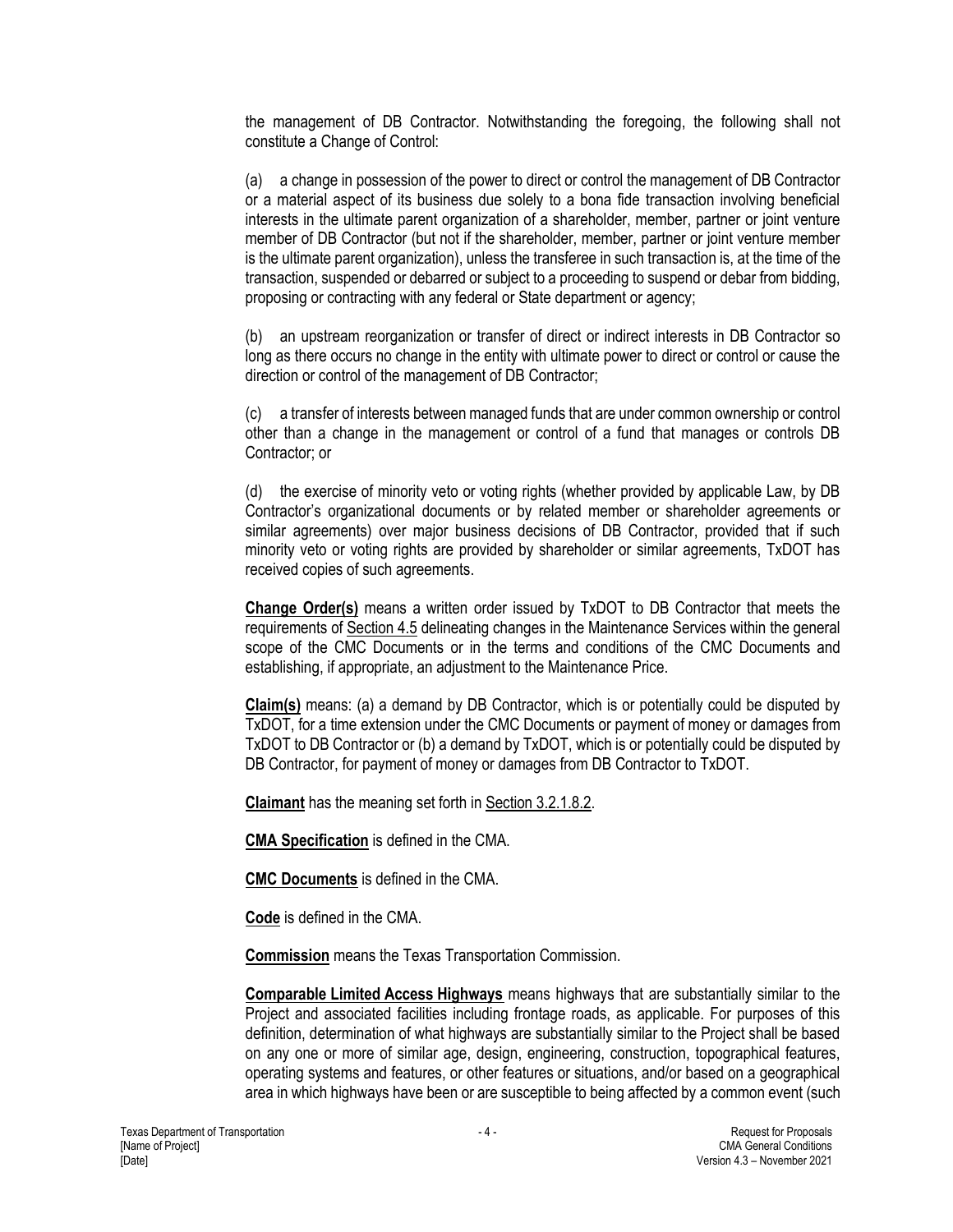the management of DB Contractor. Notwithstanding the foregoing, the following shall not constitute a Change of Control:

(a) a change in possession of the power to direct or control the management of DB Contractor or a material aspect of its business due solely to a bona fide transaction involving beneficial interests in the ultimate parent organization of a shareholder, member, partner or joint venture member of DB Contractor (but not if the shareholder, member, partner or joint venture member is the ultimate parent organization), unless the transferee in such transaction is, at the time of the transaction, suspended or debarred or subject to a proceeding to suspend or debar from bidding, proposing or contracting with any federal or State department or agency;

(b) an upstream reorganization or transfer of direct or indirect interests in DB Contractor so long as there occurs no change in the entity with ultimate power to direct or control or cause the direction or control of the management of DB Contractor;

(c) a transfer of interests between managed funds that are under common ownership or control other than a change in the management or control of a fund that manages or controls DB Contractor; or

(d) the exercise of minority veto or voting rights (whether provided by applicable Law, by DB Contractor's organizational documents or by related member or shareholder agreements or similar agreements) over major business decisions of DB Contractor, provided that if such minority veto or voting rights are provided by shareholder or similar agreements, TxDOT has received copies of such agreements.

**Change Order(s)** means a written order issued by TxDOT to DB Contractor that meets the requirements of Section 4.5 delineating changes in the Maintenance Services within the general scope of the CMC Documents or in the terms and conditions of the CMC Documents and establishing, if appropriate, an adjustment to the Maintenance Price.

**Claim(s)** means: (a) a demand by DB Contractor, which is or potentially could be disputed by TxDOT, for a time extension under the CMC Documents or payment of money or damages from TxDOT to DB Contractor or (b) a demand by TxDOT, which is or potentially could be disputed by DB Contractor, for payment of money or damages from DB Contractor to TxDOT.

**Claimant** has the meaning set forth in Section 3.2.1.8.2.

**CMA Specification** is defined in the CMA.

**CMC Documents** is defined in the CMA.

**Code** is defined in the CMA.

**Commission** means the Texas Transportation Commission.

**Comparable Limited Access Highways** means highways that are substantially similar to the Project and associated facilities including frontage roads, as applicable. For purposes of this definition, determination of what highways are substantially similar to the Project shall be based on any one or more of similar age, design, engineering, construction, topographical features, operating systems and features, or other features or situations, and/or based on a geographical area in which highways have been or are susceptible to being affected by a common event (such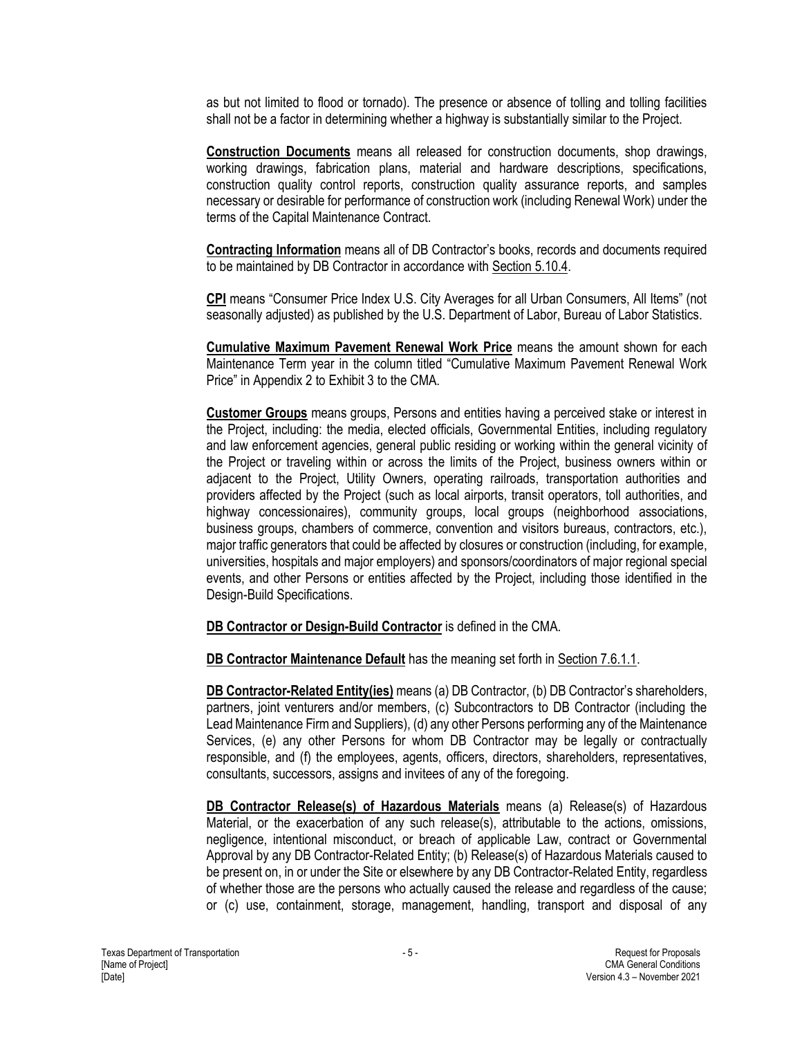as but not limited to flood or tornado). The presence or absence of tolling and tolling facilities shall not be a factor in determining whether a highway is substantially similar to the Project.

**Construction Documents** means all released for construction documents, shop drawings, working drawings, fabrication plans, material and hardware descriptions, specifications, construction quality control reports, construction quality assurance reports, and samples necessary or desirable for performance of construction work (including Renewal Work) under the terms of the Capital Maintenance Contract.

**Contracting Information** means all of DB Contractor's books, records and documents required to be maintained by DB Contractor in accordance with Section 5.10.4.

**CPI** means "Consumer Price Index U.S. City Averages for all Urban Consumers, All Items" (not seasonally adjusted) as published by the U.S. Department of Labor, Bureau of Labor Statistics.

**Cumulative Maximum Pavement Renewal Work Price** means the amount shown for each Maintenance Term year in the column titled "Cumulative Maximum Pavement Renewal Work Price" in Appendix 2 to Exhibit 3 to the CMA.

**Customer Groups** means groups, Persons and entities having a perceived stake or interest in the Project, including: the media, elected officials, Governmental Entities, including regulatory and law enforcement agencies, general public residing or working within the general vicinity of the Project or traveling within or across the limits of the Project, business owners within or adjacent to the Project, Utility Owners, operating railroads, transportation authorities and providers affected by the Project (such as local airports, transit operators, toll authorities, and highway concessionaires), community groups, local groups (neighborhood associations, business groups, chambers of commerce, convention and visitors bureaus, contractors, etc.), major traffic generators that could be affected by closures or construction (including, for example, universities, hospitals and major employers) and sponsors/coordinators of major regional special events, and other Persons or entities affected by the Project, including those identified in the Design-Build Specifications.

**DB Contractor or Design-Build Contractor** is defined in the CMA.

**DB Contractor Maintenance Default** has the meaning set forth in Section 7.6.1.1.

**DB Contractor-Related Entity(ies)** means (a) DB Contractor, (b) DB Contractor's shareholders, partners, joint venturers and/or members, (c) Subcontractors to DB Contractor (including the Lead Maintenance Firm and Suppliers), (d) any other Persons performing any of the Maintenance Services, (e) any other Persons for whom DB Contractor may be legally or contractually responsible, and (f) the employees, agents, officers, directors, shareholders, representatives, consultants, successors, assigns and invitees of any of the foregoing.

**DB Contractor Release(s) of Hazardous Materials** means (a) Release(s) of Hazardous Material, or the exacerbation of any such release(s), attributable to the actions, omissions, negligence, intentional misconduct, or breach of applicable Law, contract or Governmental Approval by any DB Contractor-Related Entity; (b) Release(s) of Hazardous Materials caused to be present on, in or under the Site or elsewhere by any DB Contractor-Related Entity, regardless of whether those are the persons who actually caused the release and regardless of the cause; or (c) use, containment, storage, management, handling, transport and disposal of any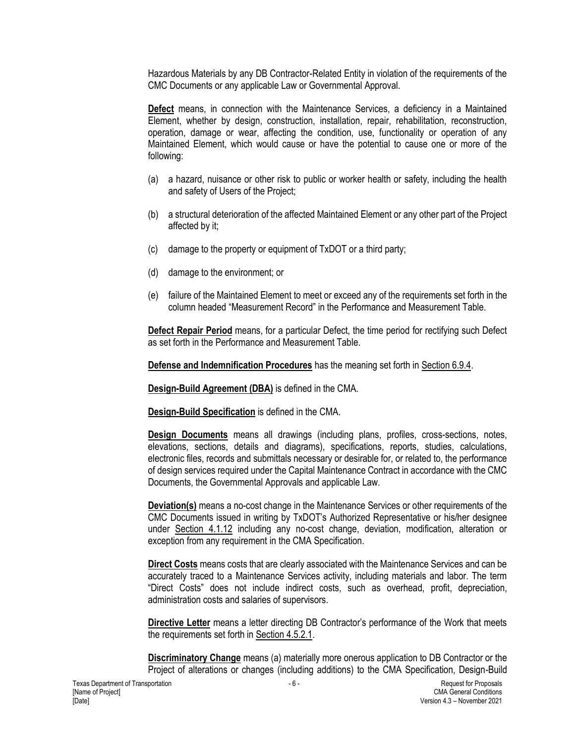Hazardous Materials by any DB Contractor-Related Entity in violation of the requirements of the CMC Documents or any applicable Law or Governmental Approval.

**Defect** means, in connection with the Maintenance Services, a deficiency in a Maintained Element, whether by design, construction, installation, repair, rehabilitation, reconstruction, operation, damage or wear, affecting the condition, use, functionality or operation of any Maintained Element, which would cause or have the potential to cause one or more of the following:

(a) a hazard, nuisance or other risk to public or worker health or safety, including the health and safety of Users of the Project;

(b) a structural deterioration of the affected Maintained Element or any other part of the Project affected by it;

(c) damage to the property or equipment of TxDOT or a third party;

(d) damage to the environment; or

(e) failure of the Maintained Element to meet or exceed any of the requirements set forth in the column headed "Measurement Record" in the Performance and Measurement Table.

**Defect Repair Period** means, for a particular Defect, the time period for rectifying such Defect as set forth in the Performance and Measurement Table.

**Defense and Indemnification Procedures** has the meaning set forth in Section 6.9.4.

**Design-Build Agreement (DBA)** is defined in the CMA.

**Design-Build Specification** is defined in the CMA.

**Design Documents** means all drawings (including plans, profiles, cross-sections, notes, elevations, sections, details and diagrams), specifications, reports, studies, calculations, electronic files, records and submittals necessary or desirable for, or related to, the performance of design services required under the Capital Maintenance Contract in accordance with the CMC Documents, the Governmental Approvals and applicable Law.

**Deviation(s)** means a no-cost change in the Maintenance Services or other requirements of the CMC Documents issued in writing by TxDOT's Authorized Representative or his/her designee under Section 4.1.12 including any no-cost change, deviation, modification, alteration or exception from any requirement in the CMA Specification.

**Direct Costs** means costs that are clearly associated with the Maintenance Services and can be accurately traced to a Maintenance Services activity, including materials and labor. The term "Direct Costs" does not include indirect costs, such as overhead, profit, depreciation, administration costs and salaries of supervisors.

**Directive Letter** means a letter directing DB Contractor's performance of the Work that meets the requirements set forth in Section 4.5.2.1.

**Discriminatory Change** means (a) materially more onerous application to DB Contractor or the Project of alterations or changes (including additions) to the CMA Specification, Design-Build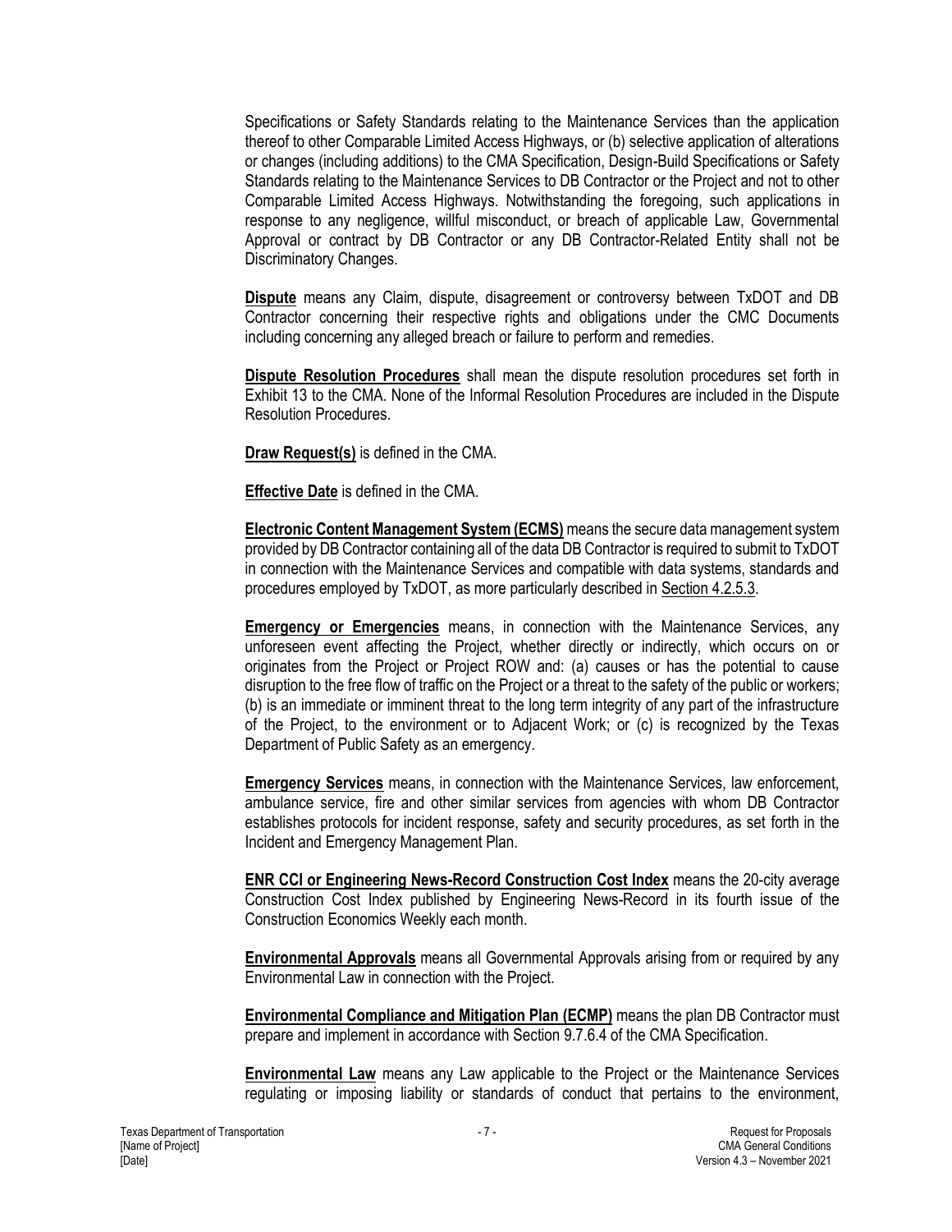Specifications or Safety Standards relating to the Maintenance Services than the application thereof to other Comparable Limited Access Highways, or (b) selective application of alterations or changes (including additions) to the CMA Specification, Design-Build Specifications or Safety Standards relating to the Maintenance Services to DB Contractor or the Project and not to other Comparable Limited Access Highways. Notwithstanding the foregoing, such applications in response to any negligence, willful misconduct, or breach of applicable Law, Governmental Approval or contract by DB Contractor or any DB Contractor-Related Entity shall not be Discriminatory Changes.

**Dispute** means any Claim, dispute, disagreement or controversy between TxDOT and DB Contractor concerning their respective rights and obligations under the CMC Documents including concerning any alleged breach or failure to perform and remedies.

**Dispute Resolution Procedures** shall mean the dispute resolution procedures set forth in Exhibit 13 to the CMA. None of the Informal Resolution Procedures are included in the Dispute Resolution Procedures.

**Draw Request(s)** is defined in the CMA.

**Effective Date** is defined in the CMA.

**Electronic Content Management System (ECMS)** means the secure data management system provided by DB Contractor containing all of the data DB Contractor is required to submit to TxDOT in connection with the Maintenance Services and compatible with data systems, standards and procedures employed by TxDOT, as more particularly described in Section 4.2.5.3.

**Emergency or Emergencies** means, in connection with the Maintenance Services, any unforeseen event affecting the Project, whether directly or indirectly, which occurs on or originates from the Project or Project ROW and: (a) causes or has the potential to cause disruption to the free flow of traffic on the Project or a threat to the safety of the public or workers; (b) is an immediate or imminent threat to the long term integrity of any part of the infrastructure of the Project, to the environment or to Adjacent Work; or (c) is recognized by the Texas Department of Public Safety as an emergency.

**Emergency Services** means, in connection with the Maintenance Services, law enforcement, ambulance service, fire and other similar services from agencies with whom DB Contractor establishes protocols for incident response, safety and security procedures, as set forth in the Incident and Emergency Management Plan.

**ENR CCI or Engineering News-Record Construction Cost Index** means the 20-city average Construction Cost Index published by Engineering News-Record in its fourth issue of the Construction Economics Weekly each month.

**Environmental Approvals** means all Governmental Approvals arising from or required by any Environmental Law in connection with the Project.

**Environmental Compliance and Mitigation Plan (ECMP)** means the plan DB Contractor must prepare and implement in accordance with Section 9.7.6.4 of the CMA Specification.

**Environmental Law** means any Law applicable to the Project or the Maintenance Services regulating or imposing liability or standards of conduct that pertains to the environment,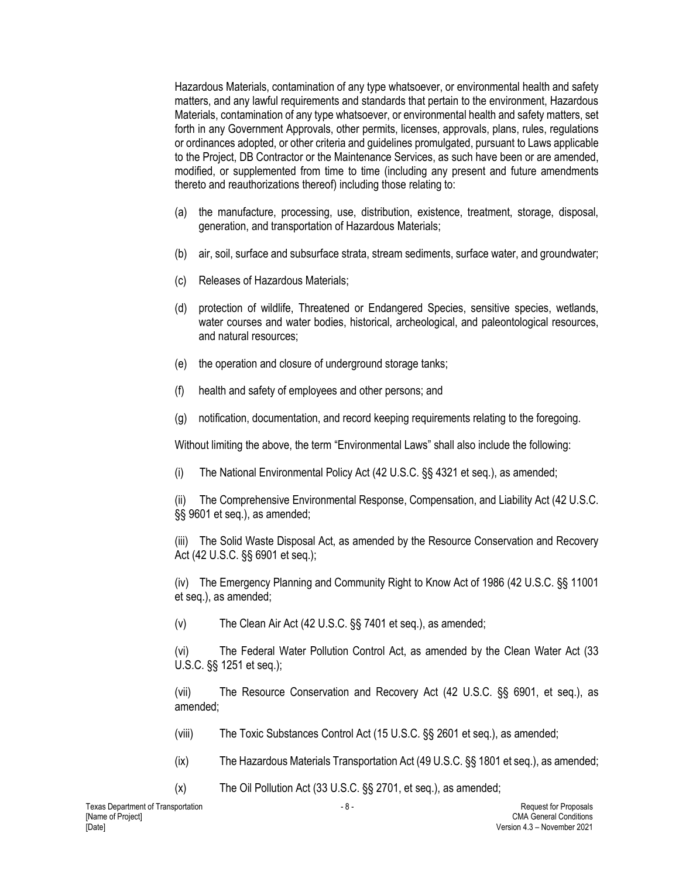Hazardous Materials, contamination of any type whatsoever, or environmental health and safety matters, and any lawful requirements and standards that pertain to the environment, Hazardous Materials, contamination of any type whatsoever, or environmental health and safety matters, set forth in any Government Approvals, other permits, licenses, approvals, plans, rules, regulations or ordinances adopted, or other criteria and guidelines promulgated, pursuant to Laws applicable to the Project, DB Contractor or the Maintenance Services, as such have been or are amended, modified, or supplemented from time to time (including any present and future amendments thereto and reauthorizations thereof) including those relating to:

(a) the manufacture, processing, use, distribution, existence, treatment, storage, disposal, generation, and transportation of Hazardous Materials;

(b) air, soil, surface and subsurface strata, stream sediments, surface water, and groundwater;

(c) Releases of Hazardous Materials;

(d) protection of wildlife, Threatened or Endangered Species, sensitive species, wetlands, water courses and water bodies, historical, archeological, and paleontological resources, and natural resources;

(e) the operation and closure of underground storage tanks;

(f) health and safety of employees and other persons; and

(g) notification, documentation, and record keeping requirements relating to the foregoing.

Without limiting the above, the term "Environmental Laws" shall also include the following:

(i) The National Environmental Policy Act (42 U.S.C. §§ 4321 et seq.), as amended;

(ii) The Comprehensive Environmental Response, Compensation, and Liability Act (42 U.S.C. §§ 9601 et seq.), as amended;

(iii) The Solid Waste Disposal Act, as amended by the Resource Conservation and Recovery Act (42 U.S.C. §§ 6901 et seq.);

(iv) The Emergency Planning and Community Right to Know Act of 1986 (42 U.S.C. §§ 11001 et seq.), as amended;

(v) The Clean Air Act (42 U.S.C. §§ 7401 et seq.), as amended;

(vi) The Federal Water Pollution Control Act, as amended by the Clean Water Act (33 U.S.C. §§ 1251 et seq.);

(vii) The Resource Conservation and Recovery Act (42 U.S.C. §§ 6901, et seq.), as amended;

(viii) The Toxic Substances Control Act (15 U.S.C. §§ 2601 et seq.), as amended;

(ix) The Hazardous Materials Transportation Act (49 U.S.C. §§ 1801 et seq.), as amended;

(x) The Oil Pollution Act (33 U.S.C. §§ 2701, et seq.), as amended;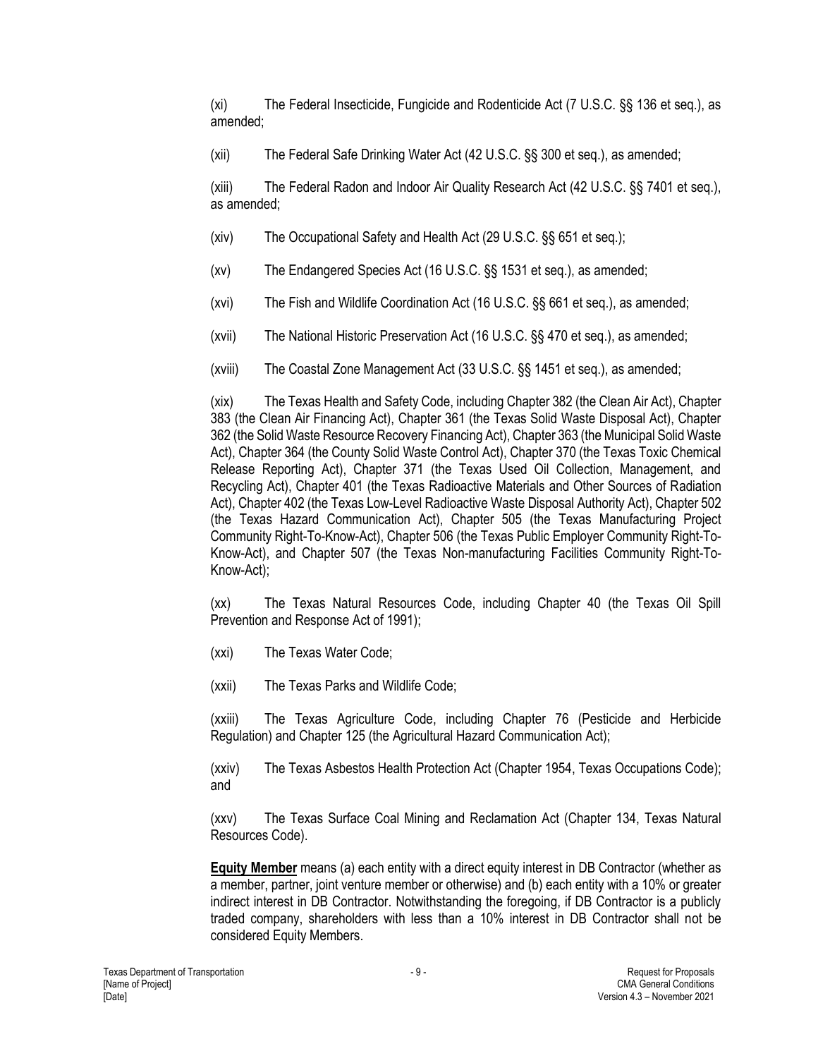(xi) The Federal Insecticide, Fungicide and Rodenticide Act (7 U.S.C. §§ 136 et seq.), as amended;

(xii) The Federal Safe Drinking Water Act (42 U.S.C. §§ 300 et seq.), as amended;

(xiii) The Federal Radon and Indoor Air Quality Research Act (42 U.S.C. §§ 7401 et seq.), as amended;

(xiv) The Occupational Safety and Health Act (29 U.S.C. §§ 651 et seq.);

(xv) The Endangered Species Act (16 U.S.C. §§ 1531 et seq.), as amended;

(xvi) The Fish and Wildlife Coordination Act (16 U.S.C. §§ 661 et seq.), as amended;

(xvii) The National Historic Preservation Act (16 U.S.C. §§ 470 et seq.), as amended;

(xviii) The Coastal Zone Management Act (33 U.S.C. §§ 1451 et seq.), as amended;

(xix) The Texas Health and Safety Code, including Chapter 382 (the Clean Air Act), Chapter 383 (the Clean Air Financing Act), Chapter 361 (the Texas Solid Waste Disposal Act), Chapter 362 (the Solid Waste Resource Recovery Financing Act), Chapter 363 (the Municipal Solid Waste Act), Chapter 364 (the County Solid Waste Control Act), Chapter 370 (the Texas Toxic Chemical Release Reporting Act), Chapter 371 (the Texas Used Oil Collection, Management, and Recycling Act), Chapter 401 (the Texas Radioactive Materials and Other Sources of Radiation Act), Chapter 402 (the Texas Low-Level Radioactive Waste Disposal Authority Act), Chapter 502 (the Texas Hazard Communication Act), Chapter 505 (the Texas Manufacturing Project Community Right-To-Know-Act), Chapter 506 (the Texas Public Employer Community Right-To-Know-Act), and Chapter 507 (the Texas Non-manufacturing Facilities Community Right-To-Know-Act);

(xx) The Texas Natural Resources Code, including Chapter 40 (the Texas Oil Spill Prevention and Response Act of 1991);

(xxi) The Texas Water Code;

(xxii) The Texas Parks and Wildlife Code;

(xxiii) The Texas Agriculture Code, including Chapter 76 (Pesticide and Herbicide Regulation) and Chapter 125 (the Agricultural Hazard Communication Act);

(xxiv) The Texas Asbestos Health Protection Act (Chapter 1954, Texas Occupations Code); and

(xxv) The Texas Surface Coal Mining and Reclamation Act (Chapter 134, Texas Natural Resources Code).

**Equity Member** means (a) each entity with a direct equity interest in DB Contractor (whether as a member, partner, joint venture member or otherwise) and (b) each entity with a 10% or greater indirect interest in DB Contractor. Notwithstanding the foregoing, if DB Contractor is a publicly traded company, shareholders with less than a 10% interest in DB Contractor shall not be considered Equity Members.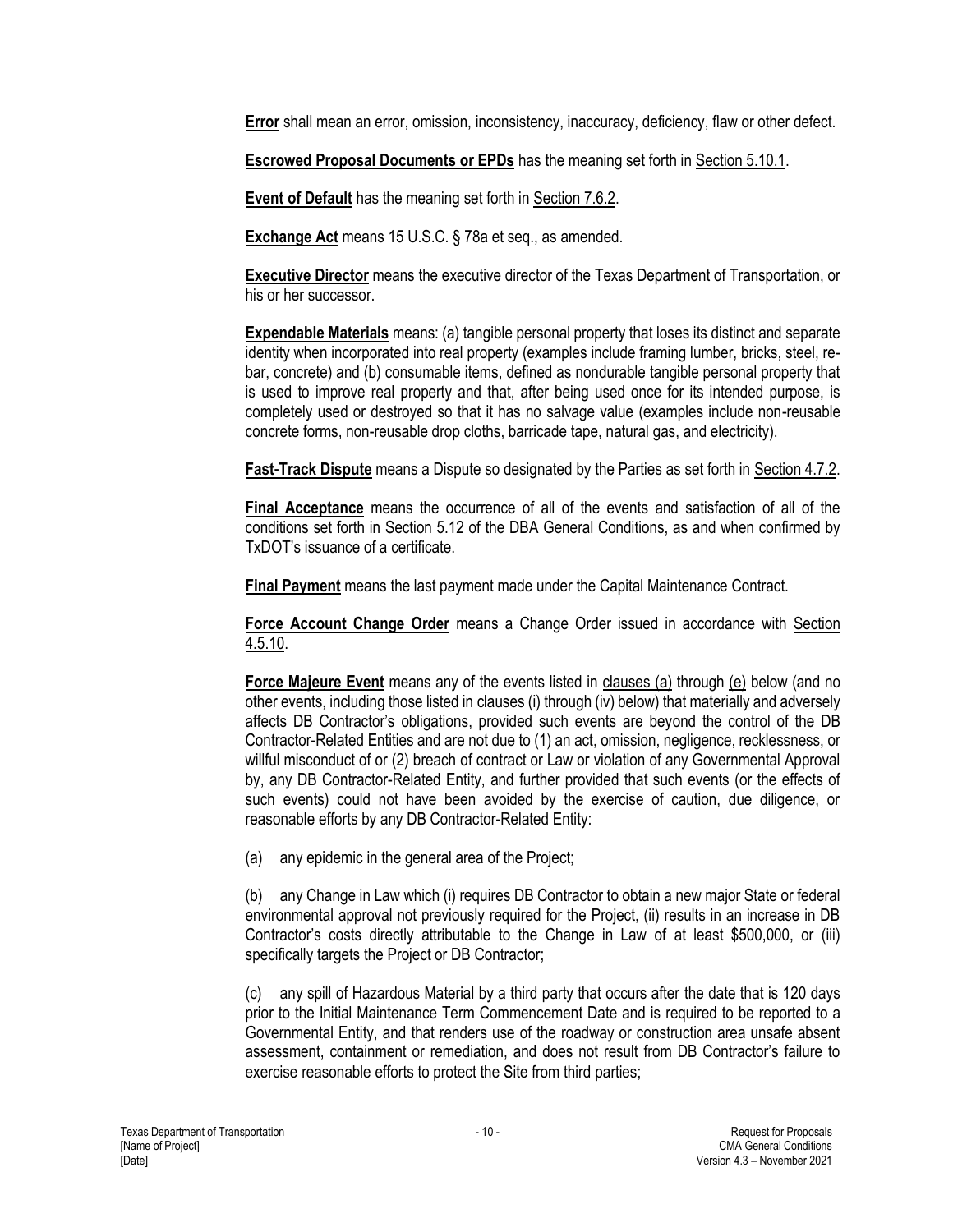**Error** shall mean an error, omission, inconsistency, inaccuracy, deficiency, flaw or other defect.

**Escrowed Proposal Documents or EPDs** has the meaning set forth in Section 5.10.1.

**Event of Default** has the meaning set forth in Section 7.6.2.

**Exchange Act** means 15 U.S.C. § 78a et seq., as amended.

**Executive Director** means the executive director of the Texas Department of Transportation, or his or her successor.

**Expendable Materials** means: (a) tangible personal property that loses its distinct and separate identity when incorporated into real property (examples include framing lumber, bricks, steel, re-bar, concrete) and (b) consumable items, defined as nondurable tangible personal property that is used to improve real property and that, after being used once for its intended purpose, is completely used or destroyed so that it has no salvage value (examples include non-reusable concrete forms, non-reusable drop cloths, barricade tape, natural gas, and electricity).

**Fast-Track Dispute** means a Dispute so designated by the Parties as set forth in Section 4.7.2.

**Final Acceptance** means the occurrence of all of the events and satisfaction of all of the conditions set forth in Section 5.12 of the DBA General Conditions, as and when confirmed by TxDOT's issuance of a certificate.

**Final Payment** means the last payment made under the Capital Maintenance Contract.

**Force Account Change Order** means a Change Order issued in accordance with Section 4.5.10.

**Force Majeure Event** means any of the events listed in clauses (a) through (e) below (and no other events, including those listed in clauses (i) through (iv) below) that materially and adversely affects DB Contractor's obligations, provided such events are beyond the control of the DB Contractor-Related Entities and are not due to (1) an act, omission, negligence, recklessness, or willful misconduct of or (2) breach of contract or Law or violation of any Governmental Approval by, any DB Contractor-Related Entity, and further provided that such events (or the effects of such events) could not have been avoided by the exercise of caution, due diligence, or reasonable efforts by any DB Contractor-Related Entity:

(a) any epidemic in the general area of the Project;

(b) any Change in Law which (i) requires DB Contractor to obtain a new major State or federal environmental approval not previously required for the Project, (ii) results in an increase in DB Contractor's costs directly attributable to the Change in Law of at least $500,000, or (iii) specifically targets the Project or DB Contractor;

(c) any spill of Hazardous Material by a third party that occurs after the date that is 120 days prior to the Initial Maintenance Term Commencement Date and is required to be reported to a Governmental Entity, and that renders use of the roadway or construction area unsafe absent assessment, containment or remediation, and does not result from DB Contractor's failure to exercise reasonable efforts to protect the Site from third parties;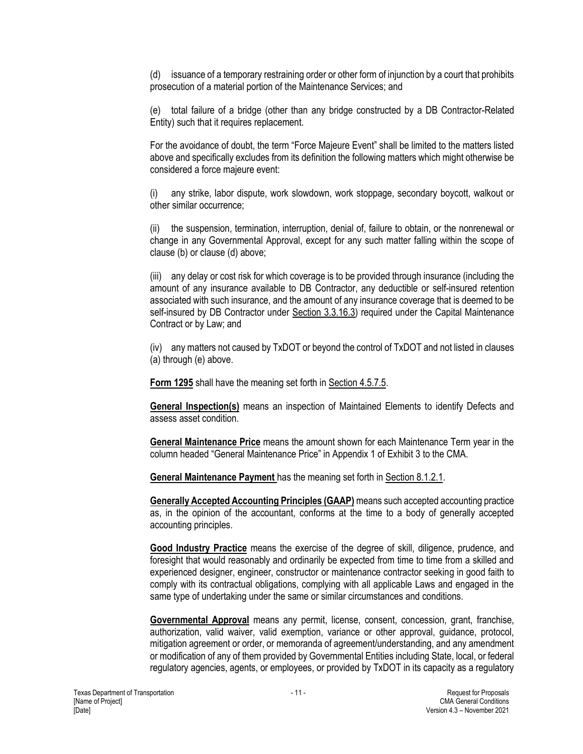(d) issuance of a temporary restraining order or other form of injunction by a court that prohibits prosecution of a material portion of the Maintenance Services; and

(e) total failure of a bridge (other than any bridge constructed by a DB Contractor-Related Entity) such that it requires replacement.

For the avoidance of doubt, the term "Force Majeure Event" shall be limited to the matters listed above and specifically excludes from its definition the following matters which might otherwise be considered a force majeure event:

(i) any strike, labor dispute, work slowdown, work stoppage, secondary boycott, walkout or other similar occurrence;

(ii) the suspension, termination, interruption, denial of, failure to obtain, or the nonrenewal or change in any Governmental Approval, except for any such matter falling within the scope of clause (b) or clause (d) above;

(iii) any delay or cost risk for which coverage is to be provided through insurance (including the amount of any insurance available to DB Contractor, any deductible or self-insured retention associated with such insurance, and the amount of any insurance coverage that is deemed to be self-insured by DB Contractor under Section 3.3.16.3) required under the Capital Maintenance Contract or by Law; and

(iv) any matters not caused by TxDOT or beyond the control of TxDOT and not listed in clauses (a) through (e) above.

**Form 1295** shall have the meaning set forth in Section 4.5.7.5.

**General Inspection(s)** means an inspection of Maintained Elements to identify Defects and assess asset condition.

**General Maintenance Price** means the amount shown for each Maintenance Term year in the column headed "General Maintenance Price" in Appendix 1 of Exhibit 3 to the CMA.

**General Maintenance Payment** has the meaning set forth in Section 8.1.2.1.

**Generally Accepted Accounting Principles (GAAP)** means such accepted accounting practice as, in the opinion of the accountant, conforms at the time to a body of generally accepted accounting principles.

**Good Industry Practice** means the exercise of the degree of skill, diligence, prudence, and foresight that would reasonably and ordinarily be expected from time to time from a skilled and experienced designer, engineer, constructor or maintenance contractor seeking in good faith to comply with its contractual obligations, complying with all applicable Laws and engaged in the same type of undertaking under the same or similar circumstances and conditions.

**Governmental Approval** means any permit, license, consent, concession, grant, franchise, authorization, valid waiver, valid exemption, variance or other approval, guidance, protocol, mitigation agreement or order, or memoranda of agreement/understanding, and any amendment or modification of any of them provided by Governmental Entities including State, local, or federal regulatory agencies, agents, or employees, or provided by TxDOT in its capacity as a regulatory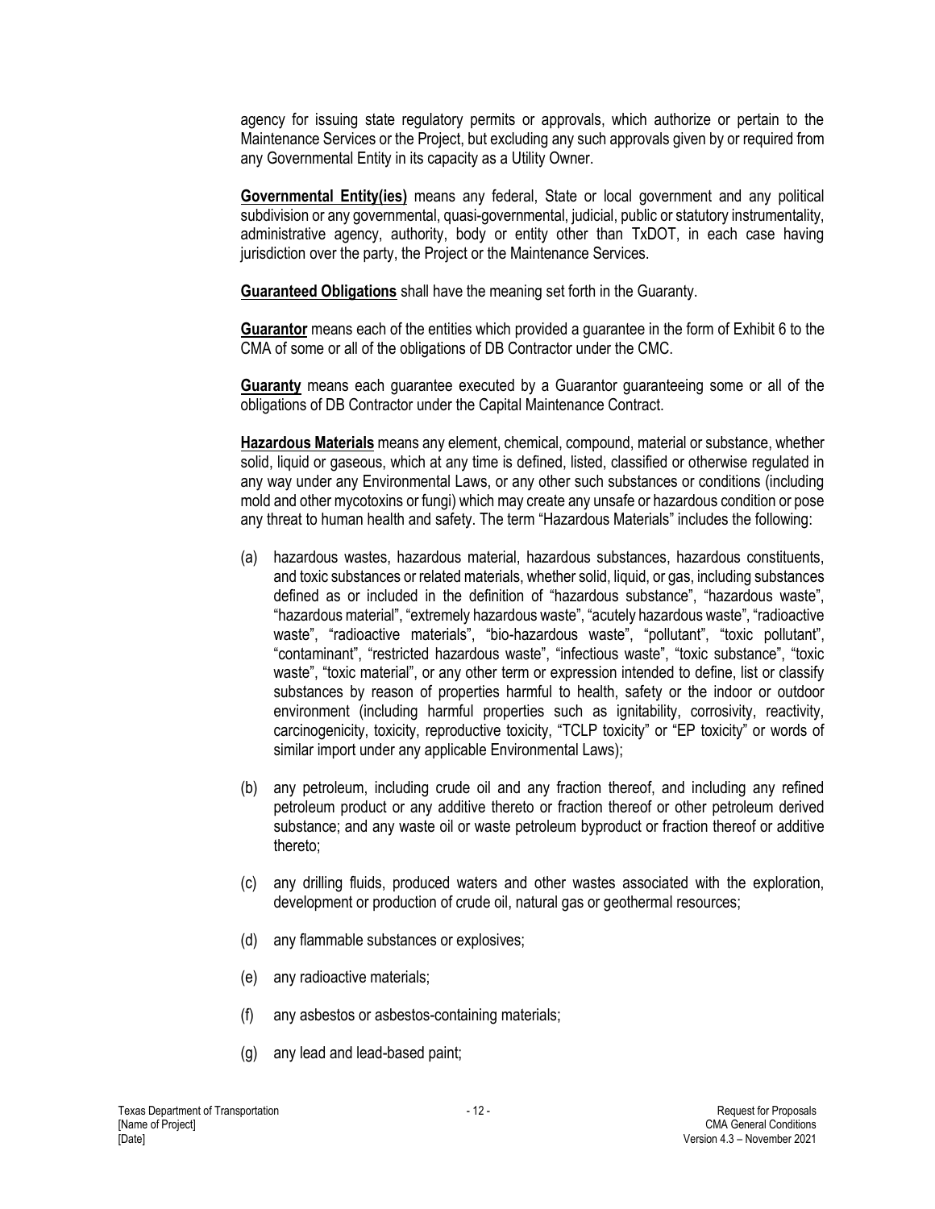agency for issuing state regulatory permits or approvals, which authorize or pertain to the Maintenance Services or the Project, but excluding any such approvals given by or required from any Governmental Entity in its capacity as a Utility Owner.

**Governmental Entity(ies)** means any federal, State or local government and any political subdivision or any governmental, quasi-governmental, judicial, public or statutory instrumentality, administrative agency, authority, body or entity other than TxDOT, in each case having jurisdiction over the party, the Project or the Maintenance Services.

**Guaranteed Obligations** shall have the meaning set forth in the Guaranty.

**Guarantor** means each of the entities which provided a guarantee in the form of Exhibit 6 to the CMA of some or all of the obligations of DB Contractor under the CMC.

**Guaranty** means each guarantee executed by a Guarantor guaranteeing some or all of the obligations of DB Contractor under the Capital Maintenance Contract.

**Hazardous Materials** means any element, chemical, compound, material or substance, whether solid, liquid or gaseous, which at any time is defined, listed, classified or otherwise regulated in any way under any Environmental Laws, or any other such substances or conditions (including mold and other mycotoxins or fungi) which may create any unsafe or hazardous condition or pose any threat to human health and safety. The term "Hazardous Materials" includes the following:

(a) hazardous wastes, hazardous material, hazardous substances, hazardous constituents, and toxic substances or related materials, whether solid, liquid, or gas, including substances defined as or included in the definition of "hazardous substance", "hazardous waste", "hazardous material", "extremely hazardous waste", "acutely hazardous waste", "radioactive waste", "radioactive materials", "bio-hazardous waste", "pollutant", "toxic pollutant", "contaminant", "restricted hazardous waste", "infectious waste", "toxic substance", "toxic waste", "toxic material", or any other term or expression intended to define, list or classify substances by reason of properties harmful to health, safety or the indoor or outdoor environment (including harmful properties such as ignitability, corrosivity, reactivity, carcinogenicity, toxicity, reproductive toxicity, "TCLP toxicity" or "EP toxicity" or words of similar import under any applicable Environmental Laws);

(b) any petroleum, including crude oil and any fraction thereof, and including any refined petroleum product or any additive thereto or fraction thereof or other petroleum derived substance; and any waste oil or waste petroleum byproduct or fraction thereof or additive thereto;

(c) any drilling fluids, produced waters and other wastes associated with the exploration, development or production of crude oil, natural gas or geothermal resources;

(d) any flammable substances or explosives;

(e) any radioactive materials;

(f) any asbestos or asbestos-containing materials;

(g) any lead and lead-based paint;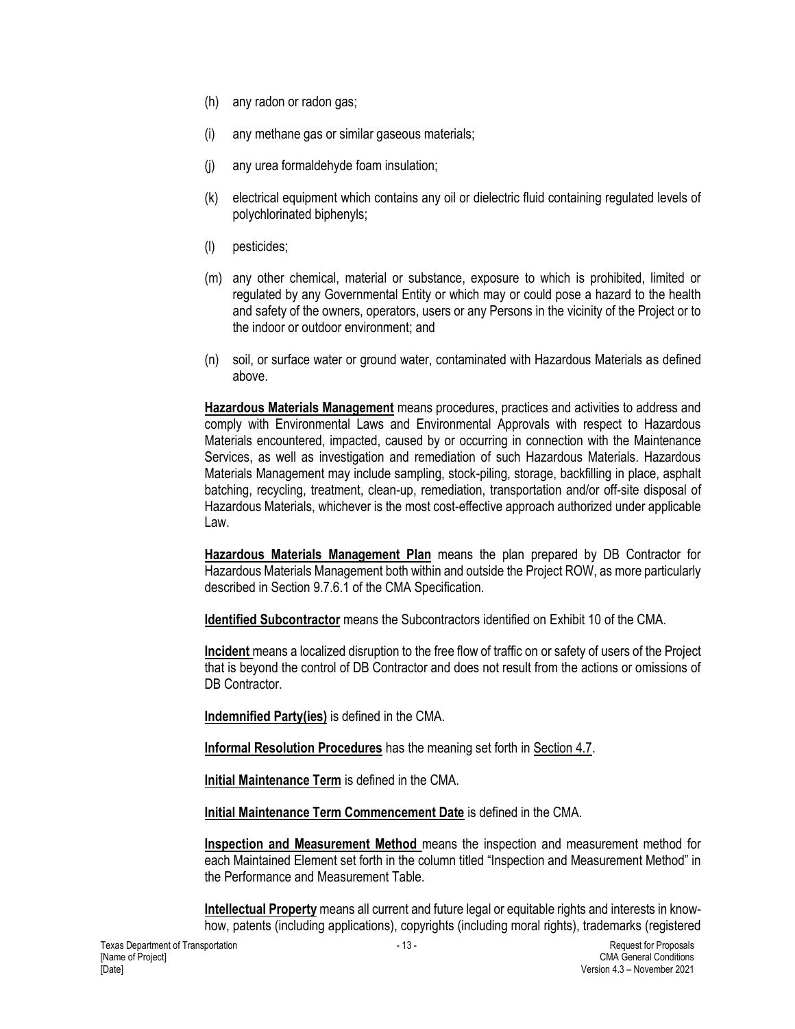(h) any radon or radon gas;

(i) any methane gas or similar gaseous materials;

(j) any urea formaldehyde foam insulation;

(k) electrical equipment which contains any oil or dielectric fluid containing regulated levels of polychlorinated biphenyls;

(l) pesticides;

(m) any other chemical, material or substance, exposure to which is prohibited, limited or regulated by any Governmental Entity or which may or could pose a hazard to the health and safety of the owners, operators, users or any Persons in the vicinity of the Project or to the indoor or outdoor environment; and

(n) soil, or surface water or ground water, contaminated with Hazardous Materials as defined above.

**Hazardous Materials Management** means procedures, practices and activities to address and comply with Environmental Laws and Environmental Approvals with respect to Hazardous Materials encountered, impacted, caused by or occurring in connection with the Maintenance Services, as well as investigation and remediation of such Hazardous Materials. Hazardous Materials Management may include sampling, stock-piling, storage, backfilling in place, asphalt batching, recycling, treatment, clean-up, remediation, transportation and/or off-site disposal of Hazardous Materials, whichever is the most cost-effective approach authorized under applicable Law.

**Hazardous Materials Management Plan** means the plan prepared by DB Contractor for Hazardous Materials Management both within and outside the Project ROW, as more particularly described in Section 9.7.6.1 of the CMA Specification.

**Identified Subcontractor** means the Subcontractors identified on Exhibit 10 of the CMA.

**Incident** means a localized disruption to the free flow of traffic on or safety of users of the Project that is beyond the control of DB Contractor and does not result from the actions or omissions of DB Contractor.

**Indemnified Party(ies)** is defined in the CMA.

**Informal Resolution Procedures** has the meaning set forth in Section 4.7.

**Initial Maintenance Term** is defined in the CMA.

**Initial Maintenance Term Commencement Date** is defined in the CMA.

**Inspection and Measurement Method** means the inspection and measurement method for each Maintained Element set forth in the column titled "Inspection and Measurement Method" in the Performance and Measurement Table.

**Intellectual Property** means all current and future legal or equitable rights and interests in know-how, patents (including applications), copyrights (including moral rights), trademarks (registered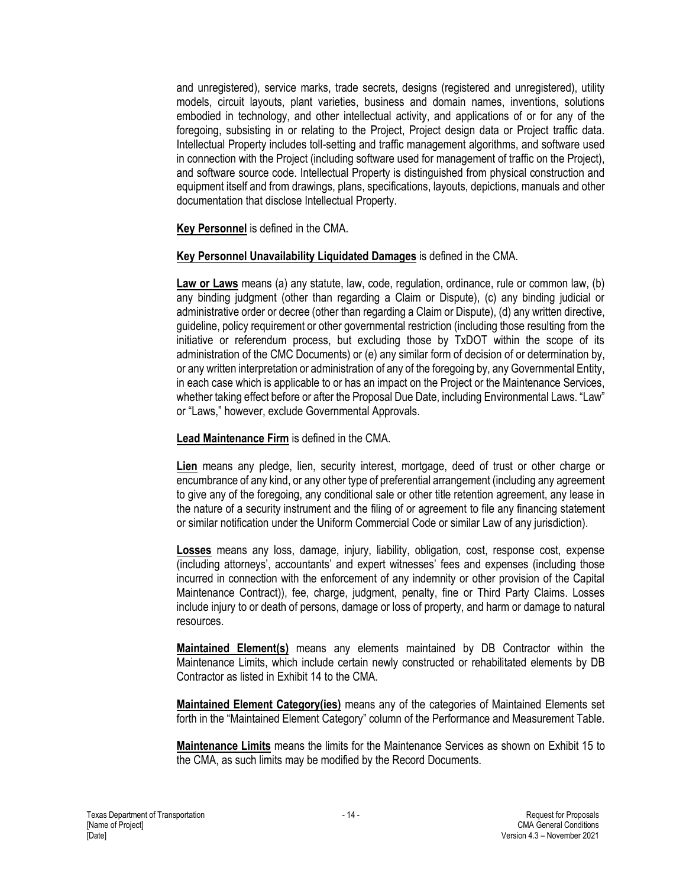and unregistered), service marks, trade secrets, designs (registered and unregistered), utility models, circuit layouts, plant varieties, business and domain names, inventions, solutions embodied in technology, and other intellectual activity, and applications of or for any of the foregoing, subsisting in or relating to the Project, Project design data or Project traffic data. Intellectual Property includes toll-setting and traffic management algorithms, and software used in connection with the Project (including software used for management of traffic on the Project), and software source code. Intellectual Property is distinguished from physical construction and equipment itself and from drawings, plans, specifications, layouts, depictions, manuals and other documentation that disclose Intellectual Property.

**Key Personnel** is defined in the CMA.

**Key Personnel Unavailability Liquidated Damages** is defined in the CMA.

**Law or Laws** means (a) any statute, law, code, regulation, ordinance, rule or common law, (b) any binding judgment (other than regarding a Claim or Dispute), (c) any binding judicial or administrative order or decree (other than regarding a Claim or Dispute), (d) any written directive, guideline, policy requirement or other governmental restriction (including those resulting from the initiative or referendum process, but excluding those by TxDOT within the scope of its administration of the CMC Documents) or (e) any similar form of decision of or determination by, or any written interpretation or administration of any of the foregoing by, any Governmental Entity, in each case which is applicable to or has an impact on the Project or the Maintenance Services, whether taking effect before or after the Proposal Due Date, including Environmental Laws. "Law" or "Laws," however, exclude Governmental Approvals.

**Lead Maintenance Firm** is defined in the CMA.

**Lien** means any pledge, lien, security interest, mortgage, deed of trust or other charge or encumbrance of any kind, or any other type of preferential arrangement (including any agreement to give any of the foregoing, any conditional sale or other title retention agreement, any lease in the nature of a security instrument and the filing of or agreement to file any financing statement or similar notification under the Uniform Commercial Code or similar Law of any jurisdiction).

**Losses** means any loss, damage, injury, liability, obligation, cost, response cost, expense (including attorneys', accountants' and expert witnesses' fees and expenses (including those incurred in connection with the enforcement of any indemnity or other provision of the Capital Maintenance Contract)), fee, charge, judgment, penalty, fine or Third Party Claims. Losses include injury to or death of persons, damage or loss of property, and harm or damage to natural resources.

**Maintained Element(s)** means any elements maintained by DB Contractor within the Maintenance Limits, which include certain newly constructed or rehabilitated elements by DB Contractor as listed in Exhibit 14 to the CMA.

**Maintained Element Category(ies)** means any of the categories of Maintained Elements set forth in the "Maintained Element Category" column of the Performance and Measurement Table.

**Maintenance Limits** means the limits for the Maintenance Services as shown on Exhibit 15 to the CMA, as such limits may be modified by the Record Documents.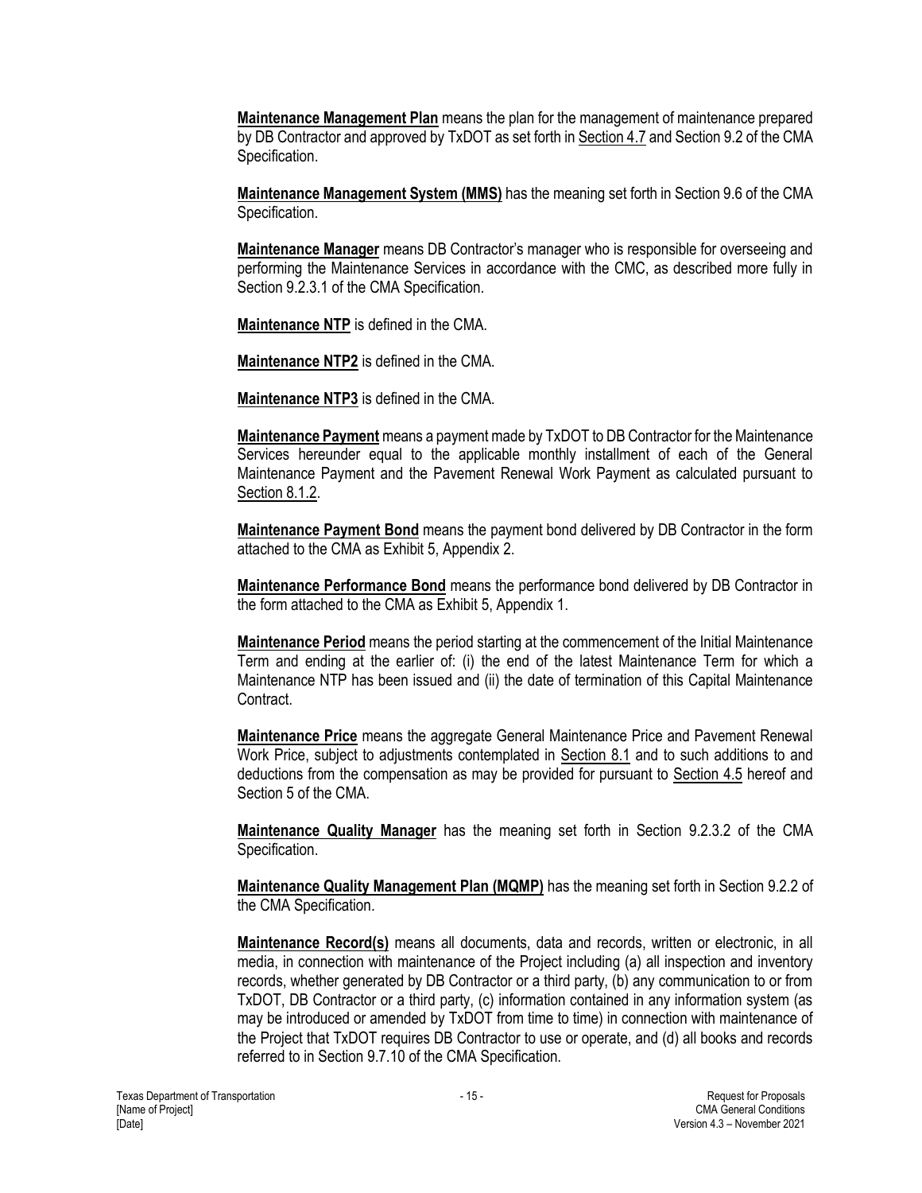**Maintenance Management Plan** means the plan for the management of maintenance prepared by DB Contractor and approved by TxDOT as set forth in Section 4.7 and Section 9.2 of the CMA Specification.

**Maintenance Management System (MMS)** has the meaning set forth in Section 9.6 of the CMA Specification.

**Maintenance Manager** means DB Contractor's manager who is responsible for overseeing and performing the Maintenance Services in accordance with the CMC, as described more fully in Section 9.2.3.1 of the CMA Specification.

**Maintenance NTP** is defined in the CMA.

**Maintenance NTP2** is defined in the CMA.

**Maintenance NTP3** is defined in the CMA.

**Maintenance Payment** means a payment made by TxDOT to DB Contractor for the Maintenance Services hereunder equal to the applicable monthly installment of each of the General Maintenance Payment and the Pavement Renewal Work Payment as calculated pursuant to Section 8.1.2.

**Maintenance Payment Bond** means the payment bond delivered by DB Contractor in the form attached to the CMA as Exhibit 5, Appendix 2.

**Maintenance Performance Bond** means the performance bond delivered by DB Contractor in the form attached to the CMA as Exhibit 5, Appendix 1.

**Maintenance Period** means the period starting at the commencement of the Initial Maintenance Term and ending at the earlier of: (i) the end of the latest Maintenance Term for which a Maintenance NTP has been issued and (ii) the date of termination of this Capital Maintenance Contract.

**Maintenance Price** means the aggregate General Maintenance Price and Pavement Renewal Work Price, subject to adjustments contemplated in Section 8.1 and to such additions to and deductions from the compensation as may be provided for pursuant to Section 4.5 hereof and Section 5 of the CMA.

**Maintenance Quality Manager** has the meaning set forth in Section 9.2.3.2 of the CMA Specification.

**Maintenance Quality Management Plan (MQMP)** has the meaning set forth in Section 9.2.2 of the CMA Specification.

**Maintenance Record(s)** means all documents, data and records, written or electronic, in all media, in connection with maintenance of the Project including (a) all inspection and inventory records, whether generated by DB Contractor or a third party, (b) any communication to or from TxDOT, DB Contractor or a third party, (c) information contained in any information system (as may be introduced or amended by TxDOT from time to time) in connection with maintenance of the Project that TxDOT requires DB Contractor to use or operate, and (d) all books and records referred to in Section 9.7.10 of the CMA Specification.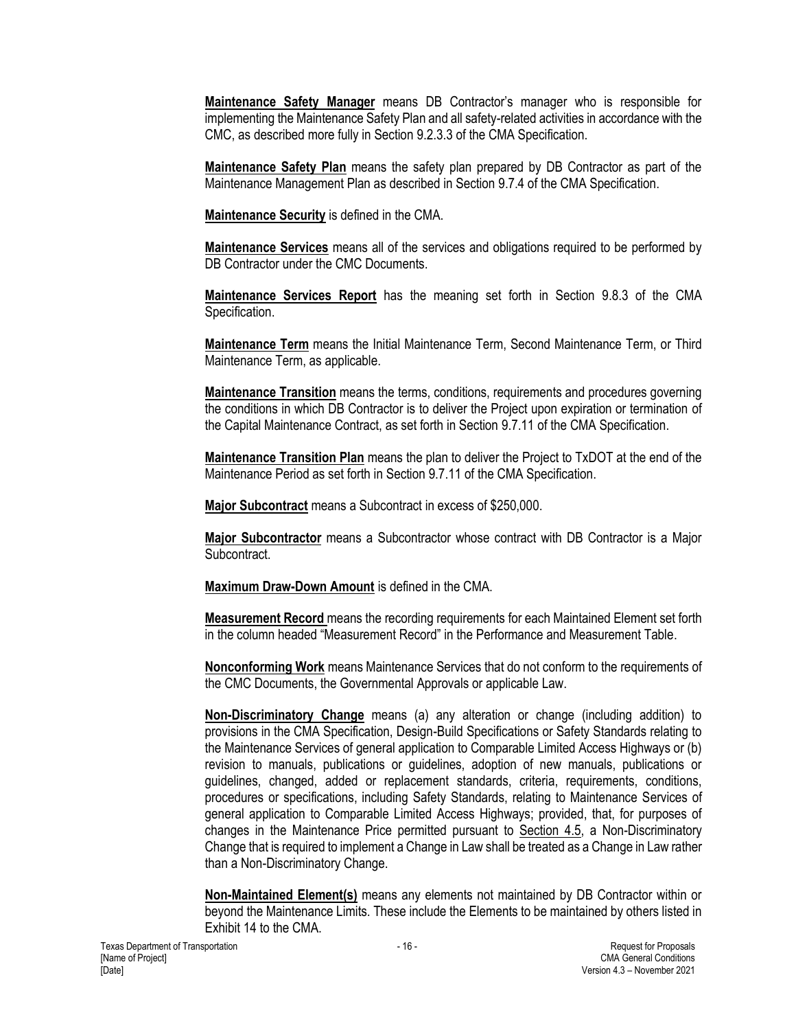**Maintenance Safety Manager** means DB Contractor's manager who is responsible for implementing the Maintenance Safety Plan and all safety-related activities in accordance with the CMC, as described more fully in Section 9.2.3.3 of the CMA Specification.

**Maintenance Safety Plan** means the safety plan prepared by DB Contractor as part of the Maintenance Management Plan as described in Section 9.7.4 of the CMA Specification.

**Maintenance Security** is defined in the CMA.

**Maintenance Services** means all of the services and obligations required to be performed by DB Contractor under the CMC Documents.

**Maintenance Services Report** has the meaning set forth in Section 9.8.3 of the CMA Specification.

**Maintenance Term** means the Initial Maintenance Term, Second Maintenance Term, or Third Maintenance Term, as applicable.

**Maintenance Transition** means the terms, conditions, requirements and procedures governing the conditions in which DB Contractor is to deliver the Project upon expiration or termination of the Capital Maintenance Contract, as set forth in Section 9.7.11 of the CMA Specification.

**Maintenance Transition Plan** means the plan to deliver the Project to TxDOT at the end of the Maintenance Period as set forth in Section 9.7.11 of the CMA Specification.

**Major Subcontract** means a Subcontract in excess of $250,000.

**Major Subcontractor** means a Subcontractor whose contract with DB Contractor is a Major Subcontract.

**Maximum Draw-Down Amount** is defined in the CMA.

**Measurement Record** means the recording requirements for each Maintained Element set forth in the column headed "Measurement Record" in the Performance and Measurement Table.

**Nonconforming Work** means Maintenance Services that do not conform to the requirements of the CMC Documents, the Governmental Approvals or applicable Law.

**Non-Discriminatory Change** means (a) any alteration or change (including addition) to provisions in the CMA Specification, Design-Build Specifications or Safety Standards relating to the Maintenance Services of general application to Comparable Limited Access Highways or (b) revision to manuals, publications or guidelines, adoption of new manuals, publications or guidelines, changed, added or replacement standards, criteria, requirements, conditions, procedures or specifications, including Safety Standards, relating to Maintenance Services of general application to Comparable Limited Access Highways; provided, that, for purposes of changes in the Maintenance Price permitted pursuant to Section 4.5, a Non-Discriminatory Change that is required to implement a Change in Law shall be treated as a Change in Law rather than a Non-Discriminatory Change.

**Non-Maintained Element(s)** means any elements not maintained by DB Contractor within or beyond the Maintenance Limits. These include the Elements to be maintained by others listed in Exhibit 14 to the CMA.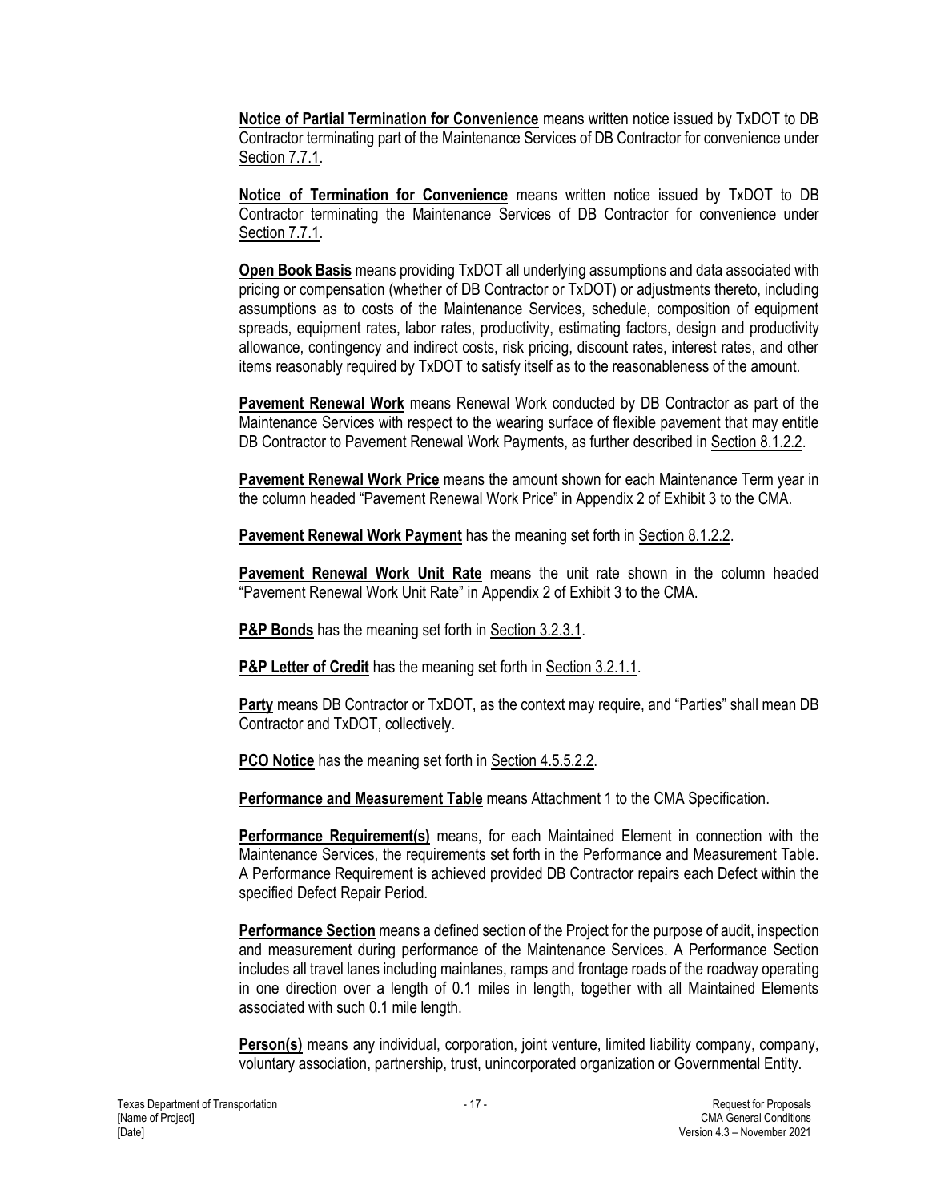**Notice of Partial Termination for Convenience** means written notice issued by TxDOT to DB Contractor terminating part of the Maintenance Services of DB Contractor for convenience under Section 7.7.1.

**Notice of Termination for Convenience** means written notice issued by TxDOT to DB Contractor terminating the Maintenance Services of DB Contractor for convenience under Section 7.7.1.

**Open Book Basis** means providing TxDOT all underlying assumptions and data associated with pricing or compensation (whether of DB Contractor or TxDOT) or adjustments thereto, including assumptions as to costs of the Maintenance Services, schedule, composition of equipment spreads, equipment rates, labor rates, productivity, estimating factors, design and productivity allowance, contingency and indirect costs, risk pricing, discount rates, interest rates, and other items reasonably required by TxDOT to satisfy itself as to the reasonableness of the amount.

**Pavement Renewal Work** means Renewal Work conducted by DB Contractor as part of the Maintenance Services with respect to the wearing surface of flexible pavement that may entitle DB Contractor to Pavement Renewal Work Payments, as further described in Section 8.1.2.2.

**Pavement Renewal Work Price** means the amount shown for each Maintenance Term year in the column headed "Pavement Renewal Work Price" in Appendix 2 of Exhibit 3 to the CMA.

**Pavement Renewal Work Payment** has the meaning set forth in Section 8.1.2.2.

**Pavement Renewal Work Unit Rate** means the unit rate shown in the column headed "Pavement Renewal Work Unit Rate" in Appendix 2 of Exhibit 3 to the CMA.

**P&P Bonds** has the meaning set forth in Section 3.2.3.1.

**P&P Letter of Credit** has the meaning set forth in Section 3.2.1.1.

**Party** means DB Contractor or TxDOT, as the context may require, and "Parties" shall mean DB Contractor and TxDOT, collectively.

**PCO Notice** has the meaning set forth in Section 4.5.5.2.2.

**Performance and Measurement Table** means Attachment 1 to the CMA Specification.

**Performance Requirement(s)** means, for each Maintained Element in connection with the Maintenance Services, the requirements set forth in the Performance and Measurement Table. A Performance Requirement is achieved provided DB Contractor repairs each Defect within the specified Defect Repair Period.

**Performance Section** means a defined section of the Project for the purpose of audit, inspection and measurement during performance of the Maintenance Services. A Performance Section includes all travel lanes including mainlanes, ramps and frontage roads of the roadway operating in one direction over a length of 0.1 miles in length, together with all Maintained Elements associated with such 0.1 mile length.

**Person(s)** means any individual, corporation, joint venture, limited liability company, company, voluntary association, partnership, trust, unincorporated organization or Governmental Entity.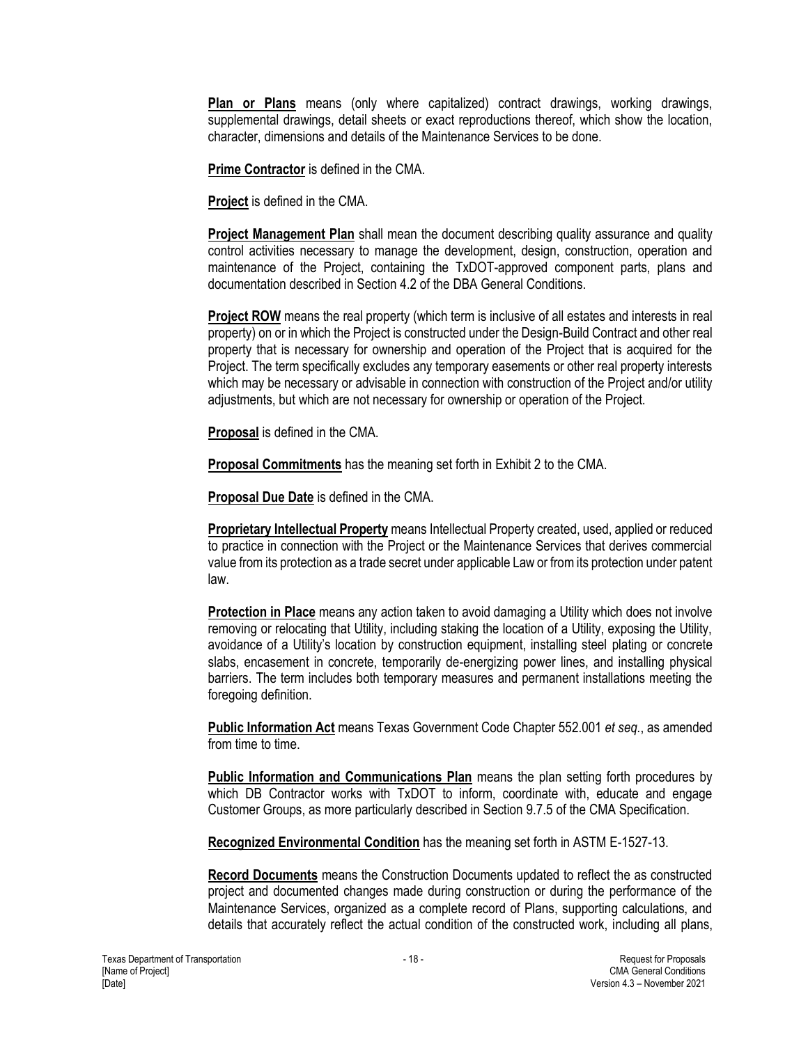**Plan or Plans** means (only where capitalized) contract drawings, working drawings, supplemental drawings, detail sheets or exact reproductions thereof, which show the location, character, dimensions and details of the Maintenance Services to be done.

**Prime Contractor** is defined in the CMA.

**Project** is defined in the CMA.

**Project Management Plan** shall mean the document describing quality assurance and quality control activities necessary to manage the development, design, construction, operation and maintenance of the Project, containing the TxDOT-approved component parts, plans and documentation described in Section 4.2 of the DBA General Conditions.

**Project ROW** means the real property (which term is inclusive of all estates and interests in real property) on or in which the Project is constructed under the Design-Build Contract and other real property that is necessary for ownership and operation of the Project that is acquired for the Project. The term specifically excludes any temporary easements or other real property interests which may be necessary or advisable in connection with construction of the Project and/or utility adjustments, but which are not necessary for ownership or operation of the Project.

**Proposal** is defined in the CMA.

**Proposal Commitments** has the meaning set forth in Exhibit 2 to the CMA.

**Proposal Due Date** is defined in the CMA.

**Proprietary Intellectual Property** means Intellectual Property created, used, applied or reduced to practice in connection with the Project or the Maintenance Services that derives commercial value from its protection as a trade secret under applicable Law or from its protection under patent law.

**Protection in Place** means any action taken to avoid damaging a Utility which does not involve removing or relocating that Utility, including staking the location of a Utility, exposing the Utility, avoidance of a Utility's location by construction equipment, installing steel plating or concrete slabs, encasement in concrete, temporarily de-energizing power lines, and installing physical barriers. The term includes both temporary measures and permanent installations meeting the foregoing definition.

**Public Information Act** means Texas Government Code Chapter 552.001 *et seq.*, as amended from time to time.

**Public Information and Communications Plan** means the plan setting forth procedures by which DB Contractor works with TxDOT to inform, coordinate with, educate and engage Customer Groups, as more particularly described in Section 9.7.5 of the CMA Specification.

**Recognized Environmental Condition** has the meaning set forth in ASTM E-1527-13.

**Record Documents** means the Construction Documents updated to reflect the as constructed project and documented changes made during construction or during the performance of the Maintenance Services, organized as a complete record of Plans, supporting calculations, and details that accurately reflect the actual condition of the constructed work, including all plans,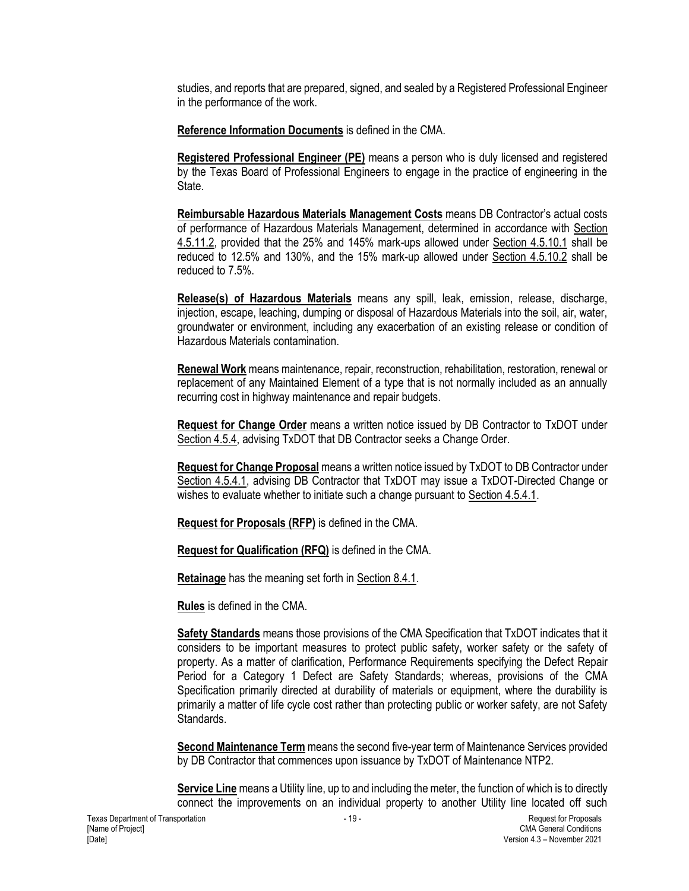studies, and reports that are prepared, signed, and sealed by a Registered Professional Engineer in the performance of the work.

**Reference Information Documents** is defined in the CMA.

**Registered Professional Engineer (PE)** means a person who is duly licensed and registered by the Texas Board of Professional Engineers to engage in the practice of engineering in the State.

**Reimbursable Hazardous Materials Management Costs** means DB Contractor's actual costs of performance of Hazardous Materials Management, determined in accordance with Section 4.5.11.2, provided that the 25% and 145% mark-ups allowed under Section 4.5.10.1 shall be reduced to 12.5% and 130%, and the 15% mark-up allowed under Section 4.5.10.2 shall be reduced to 7.5%.

**Release(s) of Hazardous Materials** means any spill, leak, emission, release, discharge, injection, escape, leaching, dumping or disposal of Hazardous Materials into the soil, air, water, groundwater or environment, including any exacerbation of an existing release or condition of Hazardous Materials contamination.

**Renewal Work** means maintenance, repair, reconstruction, rehabilitation, restoration, renewal or replacement of any Maintained Element of a type that is not normally included as an annually recurring cost in highway maintenance and repair budgets.

**Request for Change Order** means a written notice issued by DB Contractor to TxDOT under Section 4.5.4, advising TxDOT that DB Contractor seeks a Change Order.

**Request for Change Proposal** means a written notice issued by TxDOT to DB Contractor under Section 4.5.4.1, advising DB Contractor that TxDOT may issue a TxDOT-Directed Change or wishes to evaluate whether to initiate such a change pursuant to Section 4.5.4.1.

**Request for Proposals (RFP)** is defined in the CMA.

**Request for Qualification (RFQ)** is defined in the CMA.

**Retainage** has the meaning set forth in Section 8.4.1.

**Rules** is defined in the CMA.

**Safety Standards** means those provisions of the CMA Specification that TxDOT indicates that it considers to be important measures to protect public safety, worker safety or the safety of property. As a matter of clarification, Performance Requirements specifying the Defect Repair Period for a Category 1 Defect are Safety Standards; whereas, provisions of the CMA Specification primarily directed at durability of materials or equipment, where the durability is primarily a matter of life cycle cost rather than protecting public or worker safety, are not Safety Standards.

**Second Maintenance Term** means the second five-year term of Maintenance Services provided by DB Contractor that commences upon issuance by TxDOT of Maintenance NTP2.

**Service Line** means a Utility line, up to and including the meter, the function of which is to directly connect the improvements on an individual property to another Utility line located off such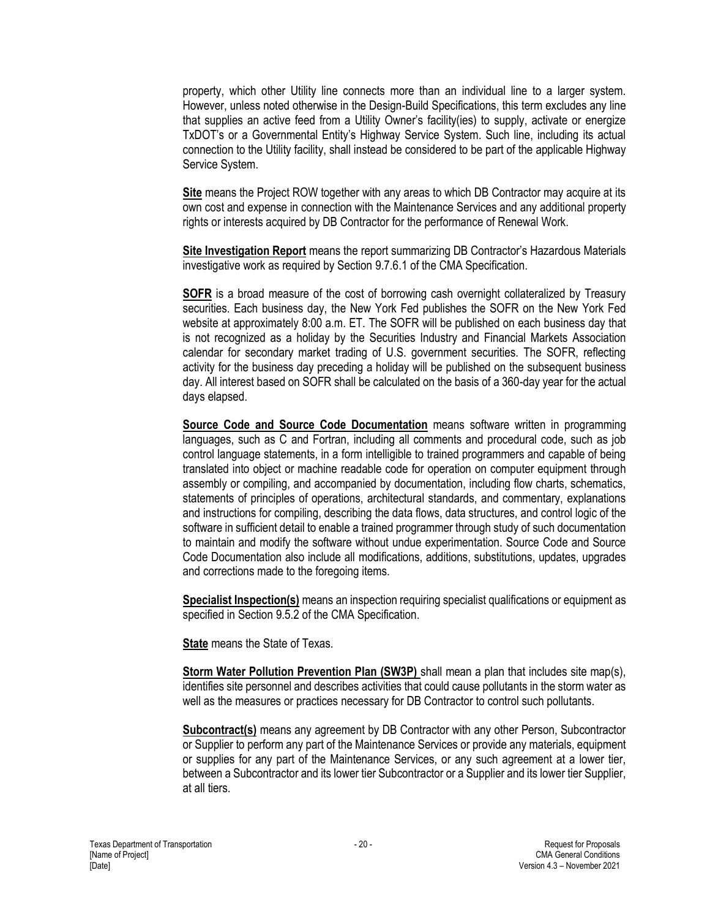property, which other Utility line connects more than an individual line to a larger system. However, unless noted otherwise in the Design-Build Specifications, this term excludes any line that supplies an active feed from a Utility Owner's facility(ies) to supply, activate or energize TxDOT's or a Governmental Entity's Highway Service System. Such line, including its actual connection to the Utility facility, shall instead be considered to be part of the applicable Highway Service System.

**Site** means the Project ROW together with any areas to which DB Contractor may acquire at its own cost and expense in connection with the Maintenance Services and any additional property rights or interests acquired by DB Contractor for the performance of Renewal Work.

**Site Investigation Report** means the report summarizing DB Contractor's Hazardous Materials investigative work as required by Section 9.7.6.1 of the CMA Specification.

**SOFR** is a broad measure of the cost of borrowing cash overnight collateralized by Treasury securities. Each business day, the New York Fed publishes the SOFR on the New York Fed website at approximately 8:00 a.m. ET. The SOFR will be published on each business day that is not recognized as a holiday by the Securities Industry and Financial Markets Association calendar for secondary market trading of U.S. government securities. The SOFR, reflecting activity for the business day preceding a holiday will be published on the subsequent business day. All interest based on SOFR shall be calculated on the basis of a 360-day year for the actual days elapsed.

**Source Code and Source Code Documentation** means software written in programming languages, such as C and Fortran, including all comments and procedural code, such as job control language statements, in a form intelligible to trained programmers and capable of being translated into object or machine readable code for operation on computer equipment through assembly or compiling, and accompanied by documentation, including flow charts, schematics, statements of principles of operations, architectural standards, and commentary, explanations and instructions for compiling, describing the data flows, data structures, and control logic of the software in sufficient detail to enable a trained programmer through study of such documentation to maintain and modify the software without undue experimentation. Source Code and Source Code Documentation also include all modifications, additions, substitutions, updates, upgrades and corrections made to the foregoing items.

**Specialist Inspection(s)** means an inspection requiring specialist qualifications or equipment as specified in Section 9.5.2 of the CMA Specification.

**State** means the State of Texas.

**Storm Water Pollution Prevention Plan (SW3P)** shall mean a plan that includes site map(s), identifies site personnel and describes activities that could cause pollutants in the storm water as well as the measures or practices necessary for DB Contractor to control such pollutants.

**Subcontract(s)** means any agreement by DB Contractor with any other Person, Subcontractor or Supplier to perform any part of the Maintenance Services or provide any materials, equipment or supplies for any part of the Maintenance Services, or any such agreement at a lower tier, between a Subcontractor and its lower tier Subcontractor or a Supplier and its lower tier Supplier, at all tiers.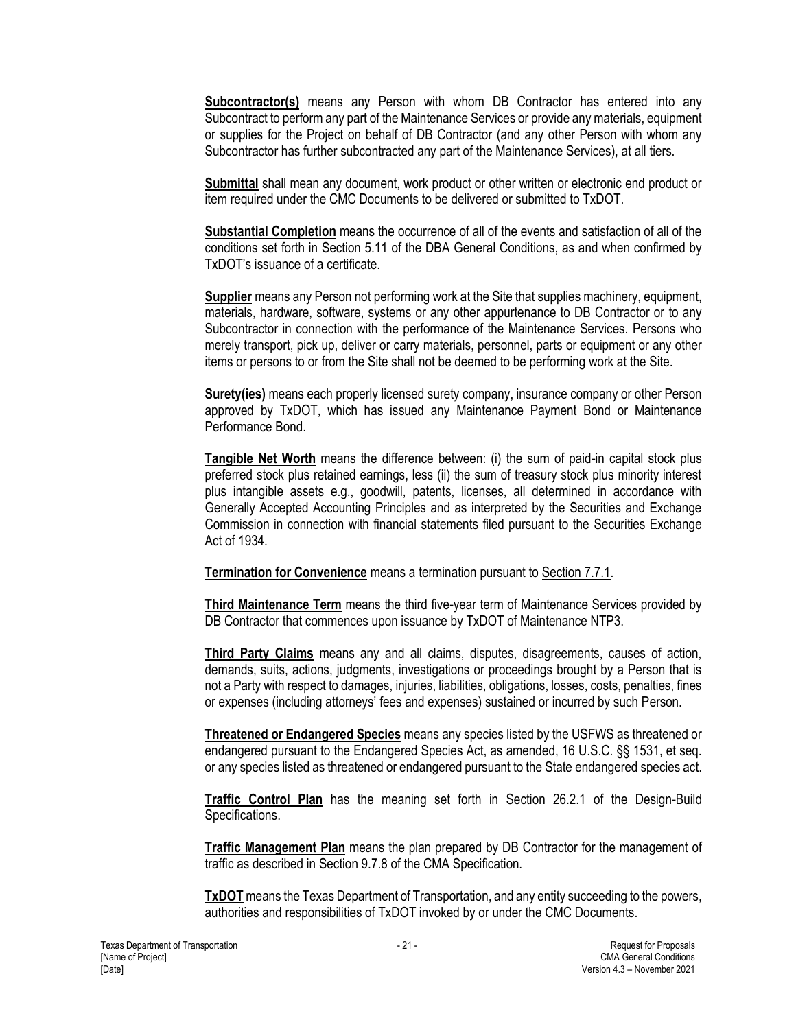**Subcontractor(s)** means any Person with whom DB Contractor has entered into any Subcontract to perform any part of the Maintenance Services or provide any materials, equipment or supplies for the Project on behalf of DB Contractor (and any other Person with whom any Subcontractor has further subcontracted any part of the Maintenance Services), at all tiers.

**Submittal** shall mean any document, work product or other written or electronic end product or item required under the CMC Documents to be delivered or submitted to TxDOT.

**Substantial Completion** means the occurrence of all of the events and satisfaction of all of the conditions set forth in Section 5.11 of the DBA General Conditions, as and when confirmed by TxDOT's issuance of a certificate.

**Supplier** means any Person not performing work at the Site that supplies machinery, equipment, materials, hardware, software, systems or any other appurtenance to DB Contractor or to any Subcontractor in connection with the performance of the Maintenance Services. Persons who merely transport, pick up, deliver or carry materials, personnel, parts or equipment or any other items or persons to or from the Site shall not be deemed to be performing work at the Site.

**Surety(ies)** means each properly licensed surety company, insurance company or other Person approved by TxDOT, which has issued any Maintenance Payment Bond or Maintenance Performance Bond.

**Tangible Net Worth** means the difference between: (i) the sum of paid-in capital stock plus preferred stock plus retained earnings, less (ii) the sum of treasury stock plus minority interest plus intangible assets e.g., goodwill, patents, licenses, all determined in accordance with Generally Accepted Accounting Principles and as interpreted by the Securities and Exchange Commission in connection with financial statements filed pursuant to the Securities Exchange Act of 1934.

**Termination for Convenience** means a termination pursuant to Section 7.7.1.

**Third Maintenance Term** means the third five-year term of Maintenance Services provided by DB Contractor that commences upon issuance by TxDOT of Maintenance NTP3.

**Third Party Claims** means any and all claims, disputes, disagreements, causes of action, demands, suits, actions, judgments, investigations or proceedings brought by a Person that is not a Party with respect to damages, injuries, liabilities, obligations, losses, costs, penalties, fines or expenses (including attorneys' fees and expenses) sustained or incurred by such Person.

**Threatened or Endangered Species** means any species listed by the USFWS as threatened or endangered pursuant to the Endangered Species Act, as amended, 16 U.S.C. §§ 1531, et seq. or any species listed as threatened or endangered pursuant to the State endangered species act.

**Traffic Control Plan** has the meaning set forth in Section 26.2.1 of the Design-Build Specifications.

**Traffic Management Plan** means the plan prepared by DB Contractor for the management of traffic as described in Section 9.7.8 of the CMA Specification.

**TxDOT** means the Texas Department of Transportation, and any entity succeeding to the powers, authorities and responsibilities of TxDOT invoked by or under the CMC Documents.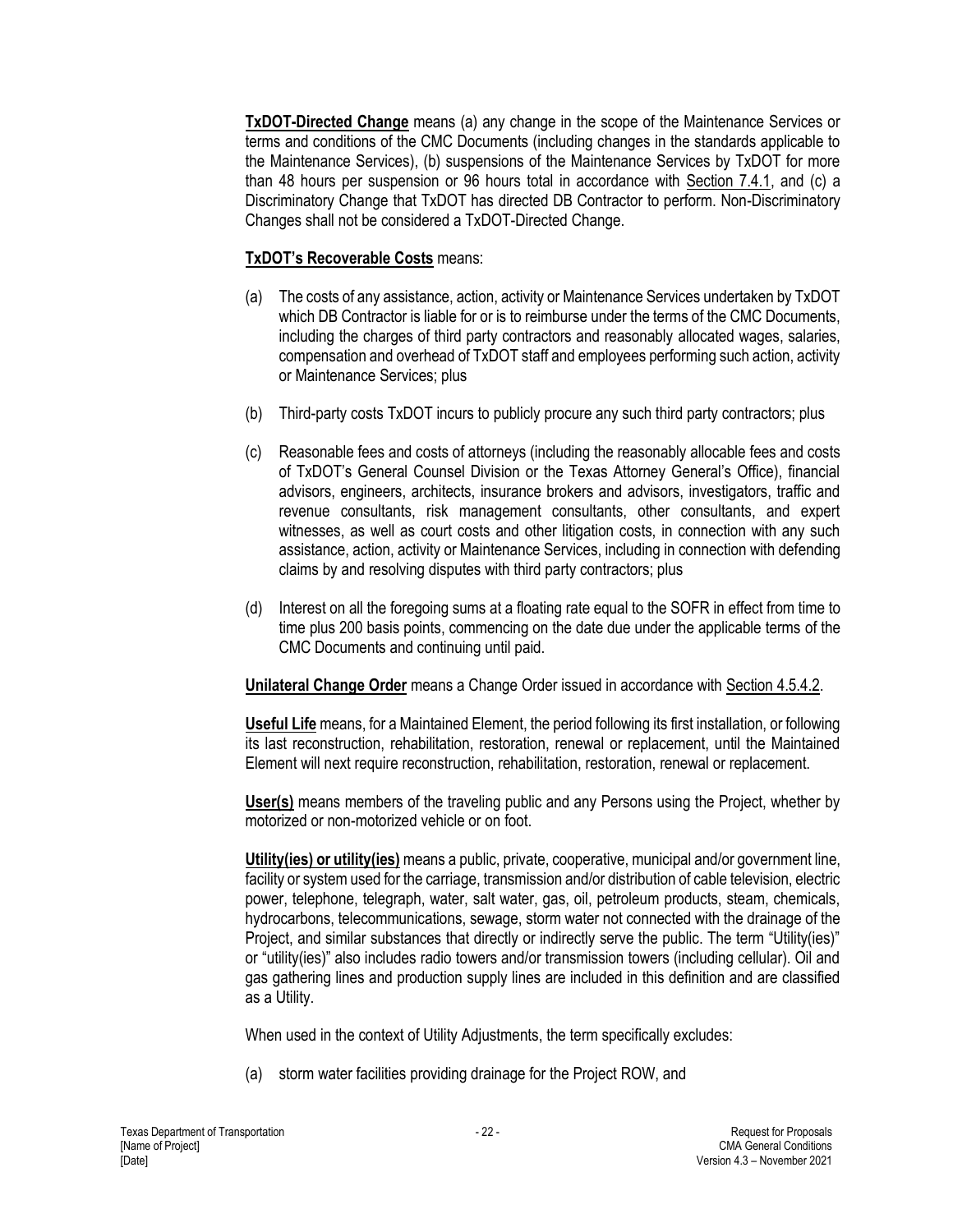**TxDOT-Directed Change** means (a) any change in the scope of the Maintenance Services or terms and conditions of the CMC Documents (including changes in the standards applicable to the Maintenance Services), (b) suspensions of the Maintenance Services by TxDOT for more than 48 hours per suspension or 96 hours total in accordance with Section 7.4.1, and (c) a Discriminatory Change that TxDOT has directed DB Contractor to perform. Non-Discriminatory Changes shall not be considered a TxDOT-Directed Change.

**TxDOT's Recoverable Costs** means:

(a) The costs of any assistance, action, activity or Maintenance Services undertaken by TxDOT which DB Contractor is liable for or is to reimburse under the terms of the CMC Documents, including the charges of third party contractors and reasonably allocated wages, salaries, compensation and overhead of TxDOT staff and employees performing such action, activity or Maintenance Services; plus

(b) Third-party costs TxDOT incurs to publicly procure any such third party contractors; plus

(c) Reasonable fees and costs of attorneys (including the reasonably allocable fees and costs of TxDOT's General Counsel Division or the Texas Attorney General's Office), financial advisors, engineers, architects, insurance brokers and advisors, investigators, traffic and revenue consultants, risk management consultants, other consultants, and expert witnesses, as well as court costs and other litigation costs, in connection with any such assistance, action, activity or Maintenance Services, including in connection with defending claims by and resolving disputes with third party contractors; plus

(d) Interest on all the foregoing sums at a floating rate equal to the SOFR in effect from time to time plus 200 basis points, commencing on the date due under the applicable terms of the CMC Documents and continuing until paid.

**Unilateral Change Order** means a Change Order issued in accordance with Section 4.5.4.2.

**Useful Life** means, for a Maintained Element, the period following its first installation, or following its last reconstruction, rehabilitation, restoration, renewal or replacement, until the Maintained Element will next require reconstruction, rehabilitation, restoration, renewal or replacement.

**User(s)** means members of the traveling public and any Persons using the Project, whether by motorized or non-motorized vehicle or on foot.

**Utility(ies) or utility(ies)** means a public, private, cooperative, municipal and/or government line, facility or system used for the carriage, transmission and/or distribution of cable television, electric power, telephone, telegraph, water, salt water, gas, oil, petroleum products, steam, chemicals, hydrocarbons, telecommunications, sewage, storm water not connected with the drainage of the Project, and similar substances that directly or indirectly serve the public. The term "Utility(ies)" or "utility(ies)" also includes radio towers and/or transmission towers (including cellular). Oil and gas gathering lines and production supply lines are included in this definition and are classified as a Utility.

When used in the context of Utility Adjustments, the term specifically excludes:

(a) storm water facilities providing drainage for the Project ROW, and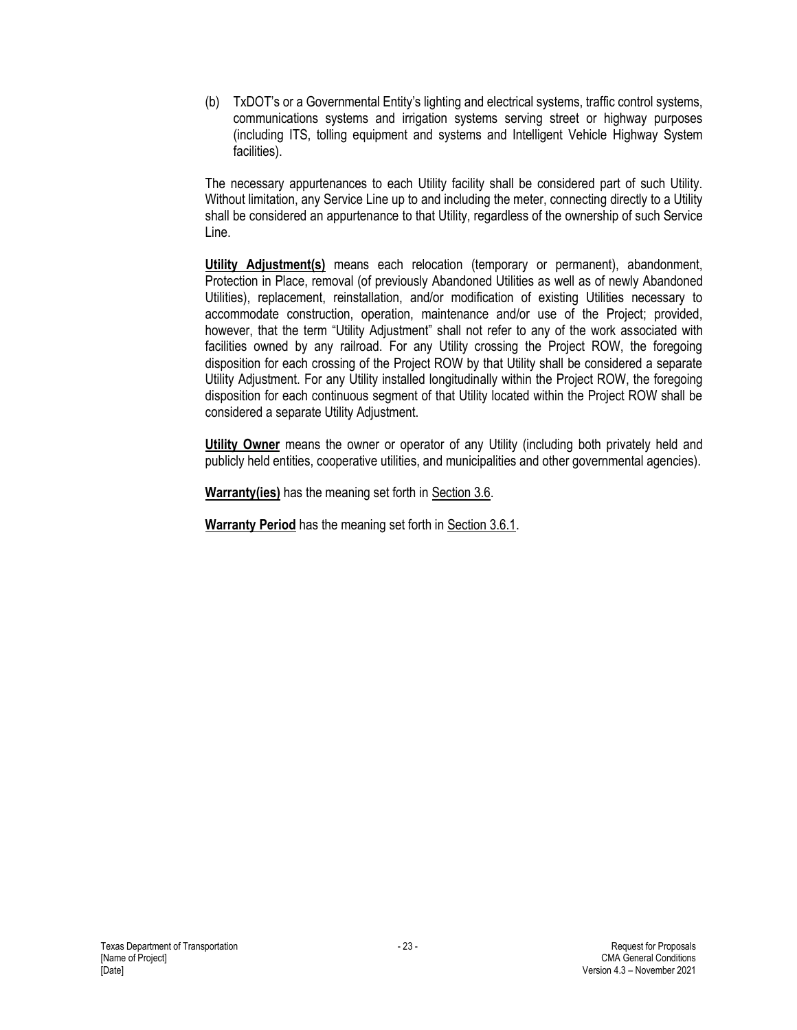(b) TxDOT's or a Governmental Entity's lighting and electrical systems, traffic control systems, communications systems and irrigation systems serving street or highway purposes (including ITS, tolling equipment and systems and Intelligent Vehicle Highway System facilities).

The necessary appurtenances to each Utility facility shall be considered part of such Utility. Without limitation, any Service Line up to and including the meter, connecting directly to a Utility shall be considered an appurtenance to that Utility, regardless of the ownership of such Service Line.

**Utility Adjustment(s)** means each relocation (temporary or permanent), abandonment, Protection in Place, removal (of previously Abandoned Utilities as well as of newly Abandoned Utilities), replacement, reinstallation, and/or modification of existing Utilities necessary to accommodate construction, operation, maintenance and/or use of the Project; provided, however, that the term "Utility Adjustment" shall not refer to any of the work associated with facilities owned by any railroad. For any Utility crossing the Project ROW, the foregoing disposition for each crossing of the Project ROW by that Utility shall be considered a separate Utility Adjustment. For any Utility installed longitudinally within the Project ROW, the foregoing disposition for each continuous segment of that Utility located within the Project ROW shall be considered a separate Utility Adjustment.

**Utility Owner** means the owner or operator of any Utility (including both privately held and publicly held entities, cooperative utilities, and municipalities and other governmental agencies).

**Warranty(ies)** has the meaning set forth in Section 3.6.

**Warranty Period** has the meaning set forth in Section 3.6.1.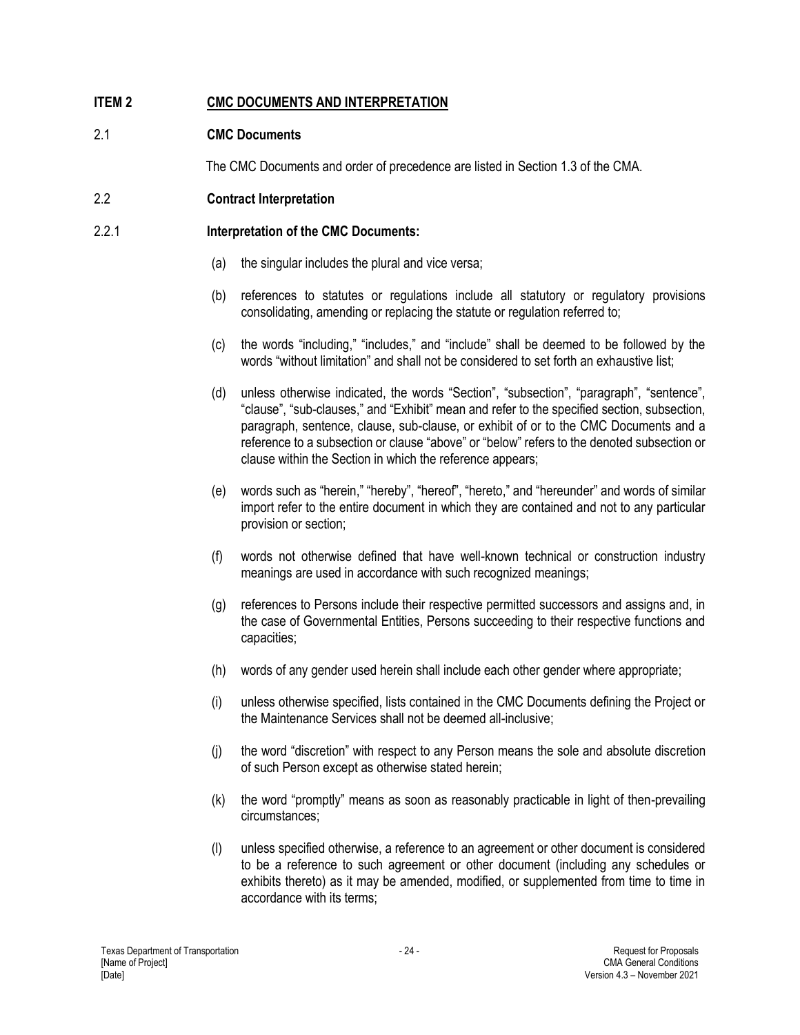## ITEM 2 CMC DOCUMENTS AND INTERPRETATION

### 2.1 CMC Documents

The CMC Documents and order of precedence are listed in Section 1.3 of the CMA.

### 2.2 Contract Interpretation

#### 2.2.1 Interpretation of the CMC Documents:

(a) the singular includes the plural and vice versa;

(b) references to statutes or regulations include all statutory or regulatory provisions consolidating, amending or replacing the statute or regulation referred to;

(c) the words "including," "includes," and "include" shall be deemed to be followed by the words "without limitation" and shall not be considered to set forth an exhaustive list;

(d) unless otherwise indicated, the words "Section", "subsection", "paragraph", "sentence", "clause", "sub-clauses," and "Exhibit" mean and refer to the specified section, subsection, paragraph, sentence, clause, sub-clause, or exhibit of or to the CMC Documents and a reference to a subsection or clause "above" or "below" refers to the denoted subsection or clause within the Section in which the reference appears;

(e) words such as "herein," "hereby", "hereof", "hereto," and "hereunder" and words of similar import refer to the entire document in which they are contained and not to any particular provision or section;

(f) words not otherwise defined that have well-known technical or construction industry meanings are used in accordance with such recognized meanings;

(g) references to Persons include their respective permitted successors and assigns and, in the case of Governmental Entities, Persons succeeding to their respective functions and capacities;

(h) words of any gender used herein shall include each other gender where appropriate;

(i) unless otherwise specified, lists contained in the CMC Documents defining the Project or the Maintenance Services shall not be deemed all-inclusive;

(j) the word "discretion" with respect to any Person means the sole and absolute discretion of such Person except as otherwise stated herein;

(k) the word "promptly" means as soon as reasonably practicable in light of then-prevailing circumstances;

(l) unless specified otherwise, a reference to an agreement or other document is considered to be a reference to such agreement or other document (including any schedules or exhibits thereto) as it may be amended, modified, or supplemented from time to time in accordance with its terms;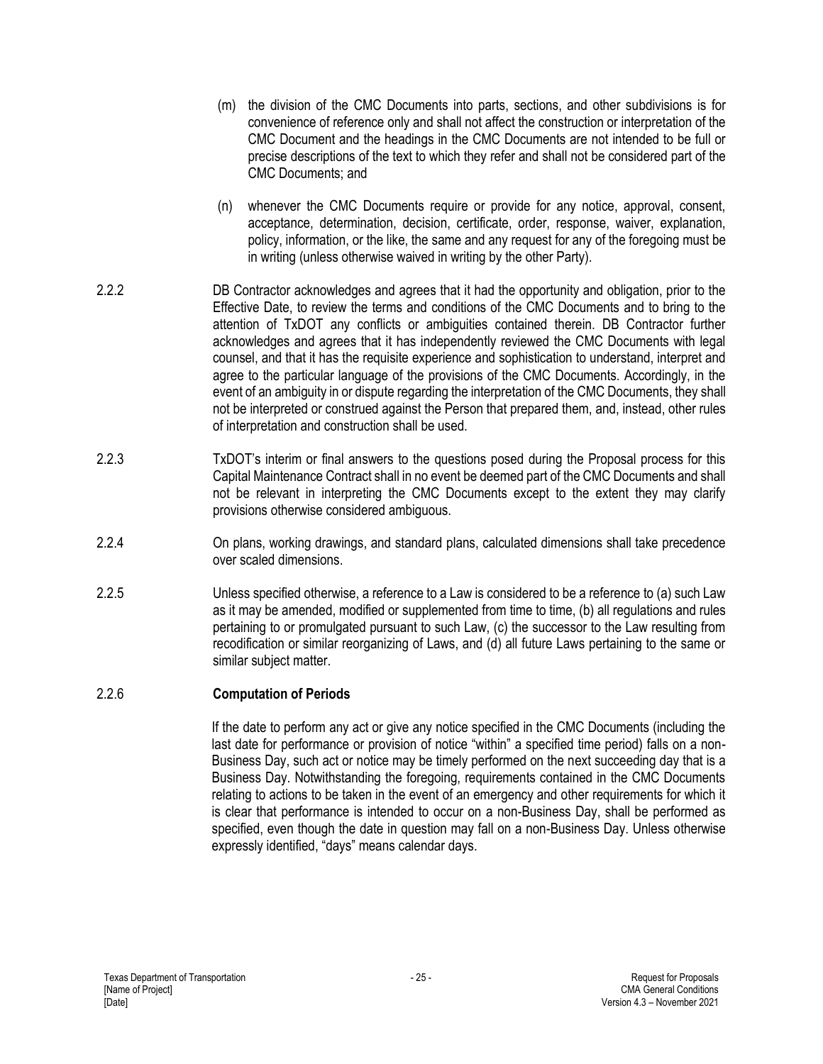(m) the division of the CMC Documents into parts, sections, and other subdivisions is for convenience of reference only and shall not affect the construction or interpretation of the CMC Document and the headings in the CMC Documents are not intended to be full or precise descriptions of the text to which they refer and shall not be considered part of the CMC Documents; and

(n) whenever the CMC Documents require or provide for any notice, approval, consent, acceptance, determination, decision, certificate, order, response, waiver, explanation, policy, information, or the like, the same and any request for any of the foregoing must be in writing (unless otherwise waived in writing by the other Party).

2.2.2 DB Contractor acknowledges and agrees that it had the opportunity and obligation, prior to the Effective Date, to review the terms and conditions of the CMC Documents and to bring to the attention of TxDOT any conflicts or ambiguities contained therein. DB Contractor further acknowledges and agrees that it has independently reviewed the CMC Documents with legal counsel, and that it has the requisite experience and sophistication to understand, interpret and agree to the particular language of the provisions of the CMC Documents. Accordingly, in the event of an ambiguity in or dispute regarding the interpretation of the CMC Documents, they shall not be interpreted or construed against the Person that prepared them, and, instead, other rules of interpretation and construction shall be used.

2.2.3 TxDOT's interim or final answers to the questions posed during the Proposal process for this Capital Maintenance Contract shall in no event be deemed part of the CMC Documents and shall not be relevant in interpreting the CMC Documents except to the extent they may clarify provisions otherwise considered ambiguous.

2.2.4 On plans, working drawings, and standard plans, calculated dimensions shall take precedence over scaled dimensions.

2.2.5 Unless specified otherwise, a reference to a Law is considered to be a reference to (a) such Law as it may be amended, modified or supplemented from time to time, (b) all regulations and rules pertaining to or promulgated pursuant to such Law, (c) the successor to the Law resulting from recodification or similar reorganizing of Laws, and (d) all future Laws pertaining to the same or similar subject matter.

### 2.2.6 Computation of Periods

If the date to perform any act or give any notice specified in the CMC Documents (including the last date for performance or provision of notice "within" a specified time period) falls on a non-Business Day, such act or notice may be timely performed on the next succeeding day that is a Business Day. Notwithstanding the foregoing, requirements contained in the CMC Documents relating to actions to be taken in the event of an emergency and other requirements for which it is clear that performance is intended to occur on a non-Business Day, shall be performed as specified, even though the date in question may fall on a non-Business Day. Unless otherwise expressly identified, "days" means calendar days.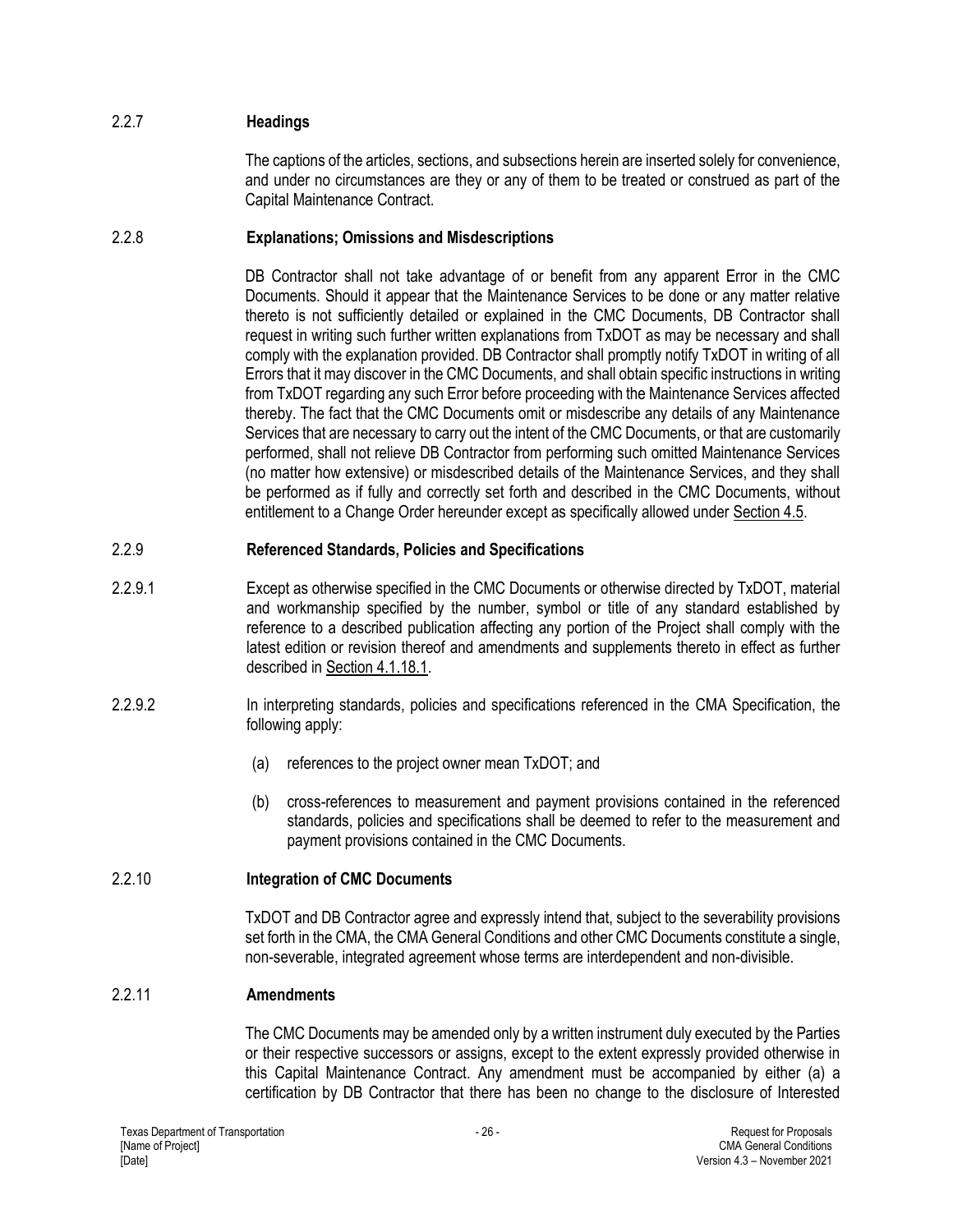### 2.2.7 Headings

The captions of the articles, sections, and subsections herein are inserted solely for convenience, and under no circumstances are they or any of them to be treated or construed as part of the Capital Maintenance Contract.

### 2.2.8 Explanations; Omissions and Misdescriptions

DB Contractor shall not take advantage of or benefit from any apparent Error in the CMC Documents. Should it appear that the Maintenance Services to be done or any matter relative thereto is not sufficiently detailed or explained in the CMC Documents, DB Contractor shall request in writing such further written explanations from TxDOT as may be necessary and shall comply with the explanation provided. DB Contractor shall promptly notify TxDOT in writing of all Errors that it may discover in the CMC Documents, and shall obtain specific instructions in writing from TxDOT regarding any such Error before proceeding with the Maintenance Services affected thereby. The fact that the CMC Documents omit or misdescribe any details of any Maintenance Services that are necessary to carry out the intent of the CMC Documents, or that are customarily performed, shall not relieve DB Contractor from performing such omitted Maintenance Services (no matter how extensive) or misdescribed details of the Maintenance Services, and they shall be performed as if fully and correctly set forth and described in the CMC Documents, without entitlement to a Change Order hereunder except as specifically allowed under Section 4.5.

### 2.2.9 Referenced Standards, Policies and Specifications

2.2.9.1 Except as otherwise specified in the CMC Documents or otherwise directed by TxDOT, material and workmanship specified by the number, symbol or title of any standard established by reference to a described publication affecting any portion of the Project shall comply with the latest edition or revision thereof and amendments and supplements thereto in effect as further described in Section 4.1.18.1.

2.2.9.2 In interpreting standards, policies and specifications referenced in the CMA Specification, the following apply:

(a) references to the project owner mean TxDOT; and

(b) cross-references to measurement and payment provisions contained in the referenced standards, policies and specifications shall be deemed to refer to the measurement and payment provisions contained in the CMC Documents.

### 2.2.10 Integration of CMC Documents

TxDOT and DB Contractor agree and expressly intend that, subject to the severability provisions set forth in the CMA, the CMA General Conditions and other CMC Documents constitute a single, non-severable, integrated agreement whose terms are interdependent and non-divisible.

### 2.2.11 Amendments

The CMC Documents may be amended only by a written instrument duly executed by the Parties or their respective successors or assigns, except to the extent expressly provided otherwise in this Capital Maintenance Contract. Any amendment must be accompanied by either (a) a certification by DB Contractor that there has been no change to the disclosure of Interested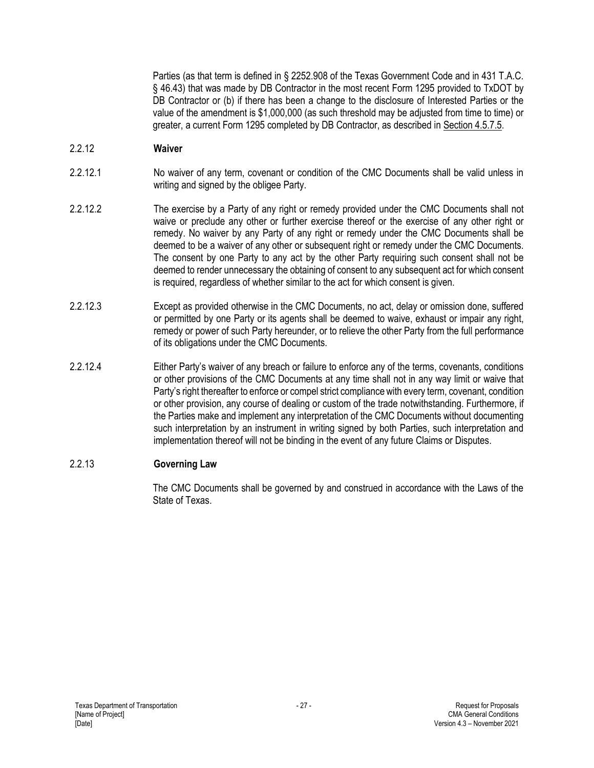Parties (as that term is defined in § 2252.908 of the Texas Government Code and in 431 T.A.C. § 46.43) that was made by DB Contractor in the most recent Form 1295 provided to TxDOT by DB Contractor or (b) if there has been a change to the disclosure of Interested Parties or the value of the amendment is $1,000,000 (as such threshold may be adjusted from time to time) or greater, a current Form 1295 completed by DB Contractor, as described in Section 4.5.7.5.

### 2.2.12 Waiver

2.2.12.1 No waiver of any term, covenant or condition of the CMC Documents shall be valid unless in writing and signed by the obligee Party.

2.2.12.2 The exercise by a Party of any right or remedy provided under the CMC Documents shall not waive or preclude any other or further exercise thereof or the exercise of any other right or remedy. No waiver by any Party of any right or remedy under the CMC Documents shall be deemed to be a waiver of any other or subsequent right or remedy under the CMC Documents. The consent by one Party to any act by the other Party requiring such consent shall not be deemed to render unnecessary the obtaining of consent to any subsequent act for which consent is required, regardless of whether similar to the act for which consent is given.

2.2.12.3 Except as provided otherwise in the CMC Documents, no act, delay or omission done, suffered or permitted by one Party or its agents shall be deemed to waive, exhaust or impair any right, remedy or power of such Party hereunder, or to relieve the other Party from the full performance of its obligations under the CMC Documents.

2.2.12.4 Either Party's waiver of any breach or failure to enforce any of the terms, covenants, conditions or other provisions of the CMC Documents at any time shall not in any way limit or waive that Party's right thereafter to enforce or compel strict compliance with every term, covenant, condition or other provision, any course of dealing or custom of the trade notwithstanding. Furthermore, if the Parties make and implement any interpretation of the CMC Documents without documenting such interpretation by an instrument in writing signed by both Parties, such interpretation and implementation thereof will not be binding in the event of any future Claims or Disputes.

### 2.2.13 Governing Law

The CMC Documents shall be governed by and construed in accordance with the Laws of the State of Texas.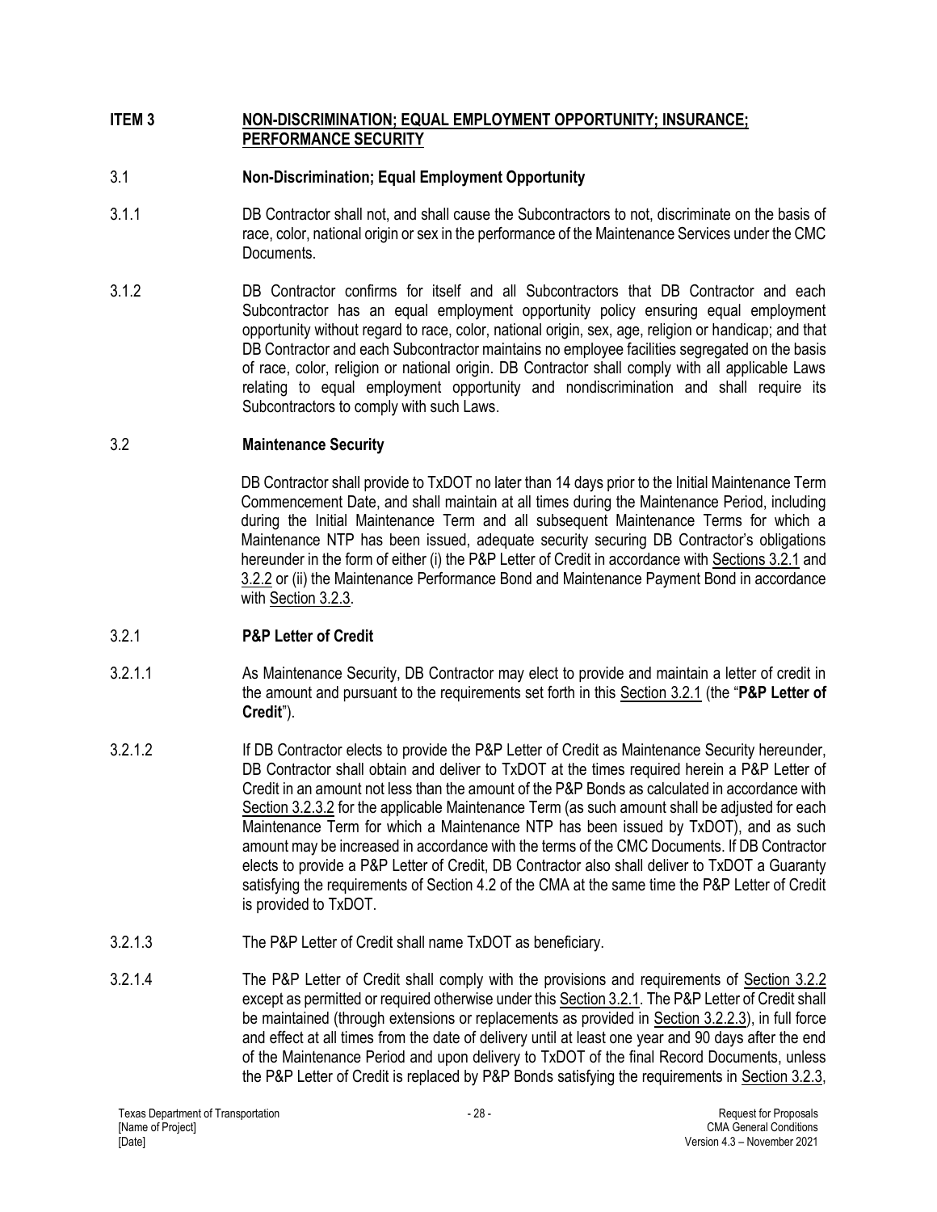## ITEM 3 NON-DISCRIMINATION; EQUAL EMPLOYMENT OPPORTUNITY; INSURANCE; PERFORMANCE SECURITY

### 3.1 Non-Discrimination; Equal Employment Opportunity

3.1.1 DB Contractor shall not, and shall cause the Subcontractors to not, discriminate on the basis of race, color, national origin or sex in the performance of the Maintenance Services under the CMC Documents.

3.1.2 DB Contractor confirms for itself and all Subcontractors that DB Contractor and each Subcontractor has an equal employment opportunity policy ensuring equal employment opportunity without regard to race, color, national origin, sex, age, religion or handicap; and that DB Contractor and each Subcontractor maintains no employee facilities segregated on the basis of race, color, religion or national origin. DB Contractor shall comply with all applicable Laws relating to equal employment opportunity and nondiscrimination and shall require its Subcontractors to comply with such Laws.

### 3.2 Maintenance Security

DB Contractor shall provide to TxDOT no later than 14 days prior to the Initial Maintenance Term Commencement Date, and shall maintain at all times during the Maintenance Period, including during the Initial Maintenance Term and all subsequent Maintenance Terms for which a Maintenance NTP has been issued, adequate security securing DB Contractor's obligations hereunder in the form of either (i) the P&P Letter of Credit in accordance with Sections 3.2.1 and 3.2.2 or (ii) the Maintenance Performance Bond and Maintenance Payment Bond in accordance with Section 3.2.3.

### 3.2.1 P&P Letter of Credit

3.2.1.1 As Maintenance Security, DB Contractor may elect to provide and maintain a letter of credit in the amount and pursuant to the requirements set forth in this Section 3.2.1 (the "**P&P Letter of Credit**").

3.2.1.2 If DB Contractor elects to provide the P&P Letter of Credit as Maintenance Security hereunder, DB Contractor shall obtain and deliver to TxDOT at the times required herein a P&P Letter of Credit in an amount not less than the amount of the P&P Bonds as calculated in accordance with Section 3.2.3.2 for the applicable Maintenance Term (as such amount shall be adjusted for each Maintenance Term for which a Maintenance NTP has been issued by TxDOT), and as such amount may be increased in accordance with the terms of the CMC Documents. If DB Contractor elects to provide a P&P Letter of Credit, DB Contractor also shall deliver to TxDOT a Guaranty satisfying the requirements of Section 4.2 of the CMA at the same time the P&P Letter of Credit is provided to TxDOT.

3.2.1.3 The P&P Letter of Credit shall name TxDOT as beneficiary.

3.2.1.4 The P&P Letter of Credit shall comply with the provisions and requirements of Section 3.2.2 except as permitted or required otherwise under this Section 3.2.1. The P&P Letter of Credit shall be maintained (through extensions or replacements as provided in Section 3.2.2.3), in full force and effect at all times from the date of delivery until at least one year and 90 days after the end of the Maintenance Period and upon delivery to TxDOT of the final Record Documents, unless the P&P Letter of Credit is replaced by P&P Bonds satisfying the requirements in Section 3.2.3,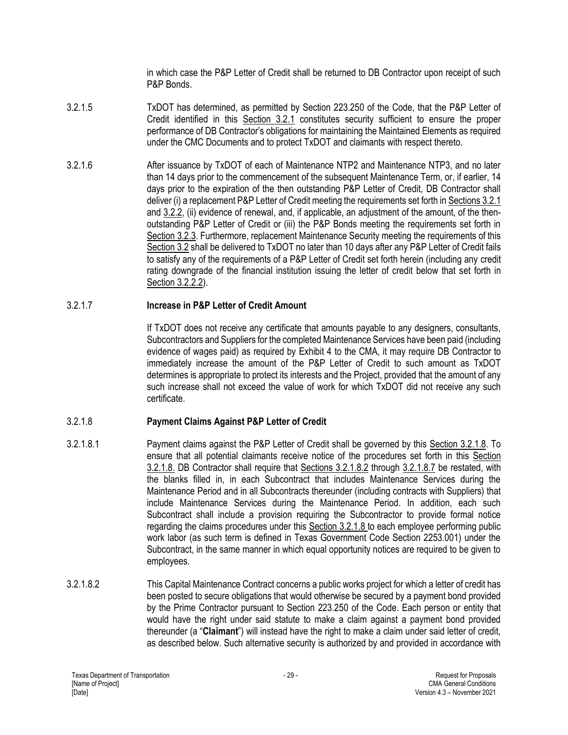in which case the P&P Letter of Credit shall be returned to DB Contractor upon receipt of such P&P Bonds.

3.2.1.5 TxDOT has determined, as permitted by Section 223.250 of the Code, that the P&P Letter of Credit identified in this Section 3.2.1 constitutes security sufficient to ensure the proper performance of DB Contractor's obligations for maintaining the Maintained Elements as required under the CMC Documents and to protect TxDOT and claimants with respect thereto.

3.2.1.6 After issuance by TxDOT of each of Maintenance NTP2 and Maintenance NTP3, and no later than 14 days prior to the commencement of the subsequent Maintenance Term, or, if earlier, 14 days prior to the expiration of the then outstanding P&P Letter of Credit, DB Contractor shall deliver (i) a replacement P&P Letter of Credit meeting the requirements set forth in Sections 3.2.1 and 3.2.2, (ii) evidence of renewal, and, if applicable, an adjustment of the amount, of the then-outstanding P&P Letter of Credit or (iii) the P&P Bonds meeting the requirements set forth in Section 3.2.3. Furthermore, replacement Maintenance Security meeting the requirements of this Section 3.2 shall be delivered to TxDOT no later than 10 days after any P&P Letter of Credit fails to satisfy any of the requirements of a P&P Letter of Credit set forth herein (including any credit rating downgrade of the financial institution issuing the letter of credit below that set forth in Section 3.2.2.2).

### 3.2.1.7 Increase in P&P Letter of Credit Amount

If TxDOT does not receive any certificate that amounts payable to any designers, consultants, Subcontractors and Suppliers for the completed Maintenance Services have been paid (including evidence of wages paid) as required by Exhibit 4 to the CMA, it may require DB Contractor to immediately increase the amount of the P&P Letter of Credit to such amount as TxDOT determines is appropriate to protect its interests and the Project, provided that the amount of any such increase shall not exceed the value of work for which TxDOT did not receive any such certificate.

### 3.2.1.8 Payment Claims Against P&P Letter of Credit

3.2.1.8.1 Payment claims against the P&P Letter of Credit shall be governed by this Section 3.2.1.8. To ensure that all potential claimants receive notice of the procedures set forth in this Section 3.2.1.8. DB Contractor shall require that Sections 3.2.1.8.2 through 3.2.1.8.7 be restated, with the blanks filled in, in each Subcontract that includes Maintenance Services during the Maintenance Period and in all Subcontracts thereunder (including contracts with Suppliers) that include Maintenance Services during the Maintenance Period. In addition, each such Subcontract shall include a provision requiring the Subcontractor to provide formal notice regarding the claims procedures under this Section 3.2.1.8 to each employee performing public work labor (as such term is defined in Texas Government Code Section 2253.001) under the Subcontract, in the same manner in which equal opportunity notices are required to be given to employees.

3.2.1.8.2 This Capital Maintenance Contract concerns a public works project for which a letter of credit has been posted to secure obligations that would otherwise be secured by a payment bond provided by the Prime Contractor pursuant to Section 223.250 of the Code. Each person or entity that would have the right under said statute to make a claim against a payment bond provided thereunder (a "**Claimant**") will instead have the right to make a claim under said letter of credit, as described below. Such alternative security is authorized by and provided in accordance with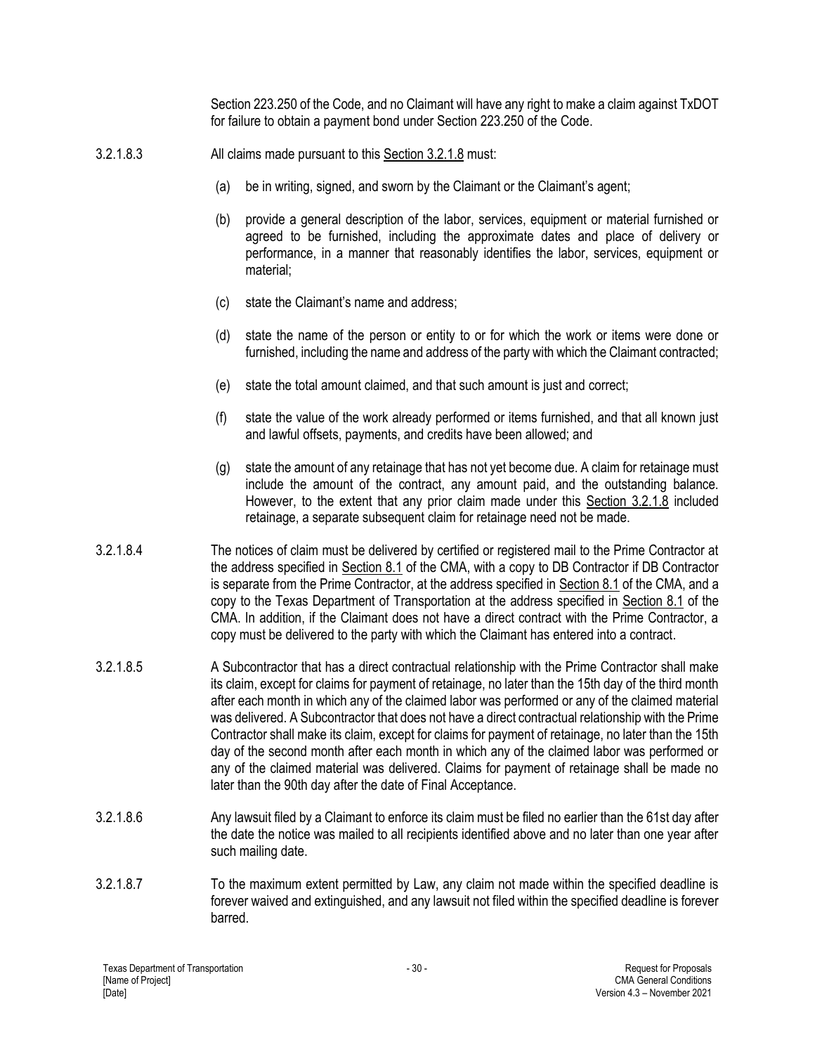Section 223.250 of the Code, and no Claimant will have any right to make a claim against TxDOT for failure to obtain a payment bond under Section 223.250 of the Code.

3.2.1.8.3 All claims made pursuant to this Section 3.2.1.8 must:

(a) be in writing, signed, and sworn by the Claimant or the Claimant's agent;

(b) provide a general description of the labor, services, equipment or material furnished or agreed to be furnished, including the approximate dates and place of delivery or performance, in a manner that reasonably identifies the labor, services, equipment or material;

(c) state the Claimant's name and address;

(d) state the name of the person or entity to or for which the work or items were done or furnished, including the name and address of the party with which the Claimant contracted;

(e) state the total amount claimed, and that such amount is just and correct;

(f) state the value of the work already performed or items furnished, and that all known just and lawful offsets, payments, and credits have been allowed; and

(g) state the amount of any retainage that has not yet become due. A claim for retainage must include the amount of the contract, any amount paid, and the outstanding balance. However, to the extent that any prior claim made under this Section 3.2.1.8 included retainage, a separate subsequent claim for retainage need not be made.

3.2.1.8.4 The notices of claim must be delivered by certified or registered mail to the Prime Contractor at the address specified in Section 8.1 of the CMA, with a copy to DB Contractor if DB Contractor is separate from the Prime Contractor, at the address specified in Section 8.1 of the CMA, and a copy to the Texas Department of Transportation at the address specified in Section 8.1 of the CMA. In addition, if the Claimant does not have a direct contract with the Prime Contractor, a copy must be delivered to the party with which the Claimant has entered into a contract.

3.2.1.8.5 A Subcontractor that has a direct contractual relationship with the Prime Contractor shall make its claim, except for claims for payment of retainage, no later than the 15th day of the third month after each month in which any of the claimed labor was performed or any of the claimed material was delivered. A Subcontractor that does not have a direct contractual relationship with the Prime Contractor shall make its claim, except for claims for payment of retainage, no later than the 15th day of the second month after each month in which any of the claimed labor was performed or any of the claimed material was delivered. Claims for payment of retainage shall be made no later than the 90th day after the date of Final Acceptance.

3.2.1.8.6 Any lawsuit filed by a Claimant to enforce its claim must be filed no earlier than the 61st day after the date the notice was mailed to all recipients identified above and no later than one year after such mailing date.

3.2.1.8.7 To the maximum extent permitted by Law, any claim not made within the specified deadline is forever waived and extinguished, and any lawsuit not filed within the specified deadline is forever barred.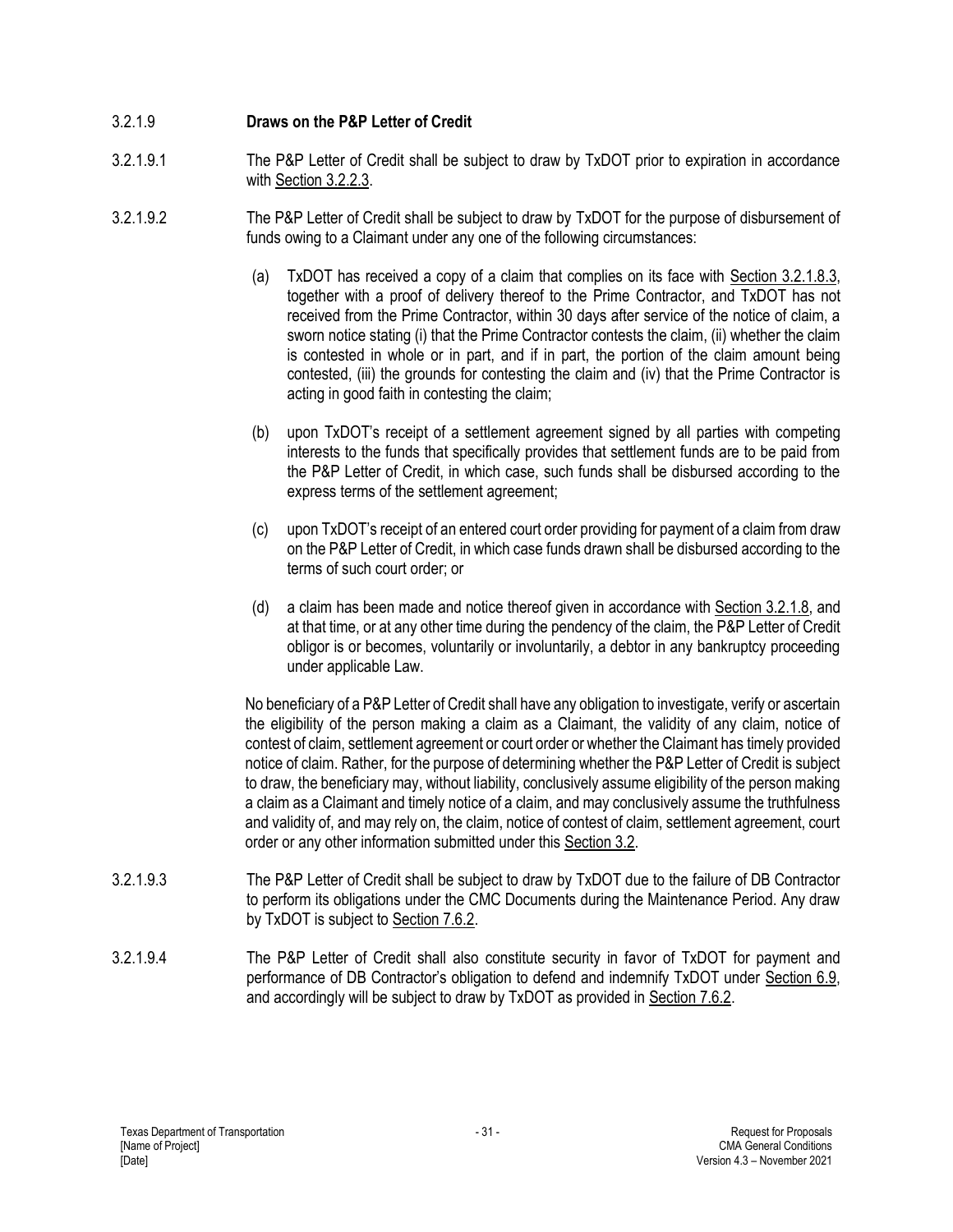3.2.1.9 **Draws on the P&P Letter of Credit**

3.2.1.9.1 The P&P Letter of Credit shall be subject to draw by TxDOT prior to expiration in accordance with Section 3.2.2.3.

3.2.1.9.2 The P&P Letter of Credit shall be subject to draw by TxDOT for the purpose of disbursement of funds owing to a Claimant under any one of the following circumstances:

(a) TxDOT has received a copy of a claim that complies on its face with Section 3.2.1.8.3, together with a proof of delivery thereof to the Prime Contractor, and TxDOT has not received from the Prime Contractor, within 30 days after service of the notice of claim, a sworn notice stating (i) that the Prime Contractor contests the claim, (ii) whether the claim is contested in whole or in part, and if in part, the portion of the claim amount being contested, (iii) the grounds for contesting the claim and (iv) that the Prime Contractor is acting in good faith in contesting the claim;

(b) upon TxDOT's receipt of a settlement agreement signed by all parties with competing interests to the funds that specifically provides that settlement funds are to be paid from the P&P Letter of Credit, in which case, such funds shall be disbursed according to the express terms of the settlement agreement;

(c) upon TxDOT's receipt of an entered court order providing for payment of a claim from draw on the P&P Letter of Credit, in which case funds drawn shall be disbursed according to the terms of such court order; or

(d) a claim has been made and notice thereof given in accordance with Section 3.2.1.8, and at that time, or at any other time during the pendency of the claim, the P&P Letter of Credit obligor is or becomes, voluntarily or involuntarily, a debtor in any bankruptcy proceeding under applicable Law.

No beneficiary of a P&P Letter of Credit shall have any obligation to investigate, verify or ascertain the eligibility of the person making a claim as a Claimant, the validity of any claim, notice of contest of claim, settlement agreement or court order or whether the Claimant has timely provided notice of claim. Rather, for the purpose of determining whether the P&P Letter of Credit is subject to draw, the beneficiary may, without liability, conclusively assume eligibility of the person making a claim as a Claimant and timely notice of a claim, and may conclusively assume the truthfulness and validity of, and may rely on, the claim, notice of contest of claim, settlement agreement, court order or any other information submitted under this Section 3.2.

3.2.1.9.3 The P&P Letter of Credit shall be subject to draw by TxDOT due to the failure of DB Contractor to perform its obligations under the CMC Documents during the Maintenance Period. Any draw by TxDOT is subject to Section 7.6.2.

3.2.1.9.4 The P&P Letter of Credit shall also constitute security in favor of TxDOT for payment and performance of DB Contractor's obligation to defend and indemnify TxDOT under Section 6.9, and accordingly will be subject to draw by TxDOT as provided in Section 7.6.2.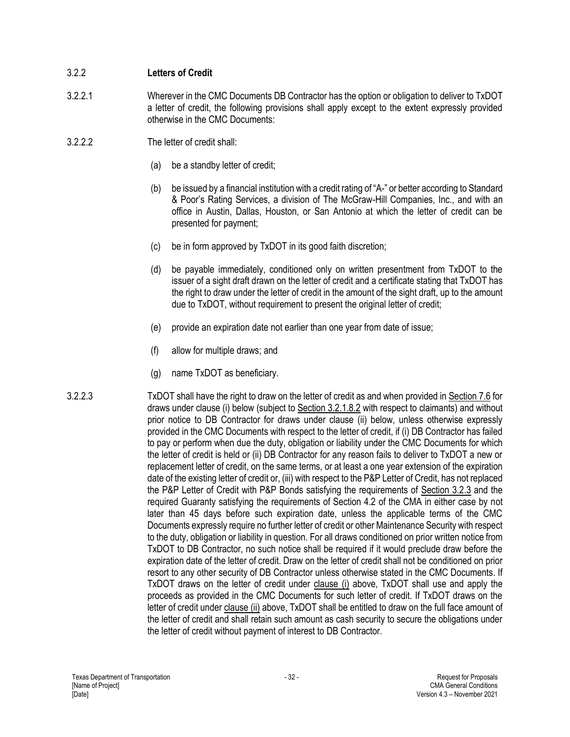### 3.2.2 **Letters of Credit**

3.2.2.1 Wherever in the CMC Documents DB Contractor has the option or obligation to deliver to TxDOT a letter of credit, the following provisions shall apply except to the extent expressly provided otherwise in the CMC Documents:

3.2.2.2 The letter of credit shall:

(a) be a standby letter of credit;

(b) be issued by a financial institution with a credit rating of "A-" or better according to Standard & Poor's Rating Services, a division of The McGraw-Hill Companies, Inc., and with an office in Austin, Dallas, Houston, or San Antonio at which the letter of credit can be presented for payment;

(c) be in form approved by TxDOT in its good faith discretion;

(d) be payable immediately, conditioned only on written presentment from TxDOT to the issuer of a sight draft drawn on the letter of credit and a certificate stating that TxDOT has the right to draw under the letter of credit in the amount of the sight draft, up to the amount due to TxDOT, without requirement to present the original letter of credit;

(e) provide an expiration date not earlier than one year from date of issue;

(f) allow for multiple draws; and

(g) name TxDOT as beneficiary.

3.2.2.3 TxDOT shall have the right to draw on the letter of credit as and when provided in Section 7.6 for draws under clause (i) below (subject to Section 3.2.1.8.2 with respect to claimants) and without prior notice to DB Contractor for draws under clause (ii) below, unless otherwise expressly provided in the CMC Documents with respect to the letter of credit, if (i) DB Contractor has failed to pay or perform when due the duty, obligation or liability under the CMC Documents for which the letter of credit is held or (ii) DB Contractor for any reason fails to deliver to TxDOT a new or replacement letter of credit, on the same terms, or at least a one year extension of the expiration date of the existing letter of credit or, (iii) with respect to the P&P Letter of Credit, has not replaced the P&P Letter of Credit with P&P Bonds satisfying the requirements of Section 3.2.3 and the required Guaranty satisfying the requirements of Section 4.2 of the CMA in either case by not later than 45 days before such expiration date, unless the applicable terms of the CMC Documents expressly require no further letter of credit or other Maintenance Security with respect to the duty, obligation or liability in question. For all draws conditioned on prior written notice from TxDOT to DB Contractor, no such notice shall be required if it would preclude draw before the expiration date of the letter of credit. Draw on the letter of credit shall not be conditioned on prior resort to any other security of DB Contractor unless otherwise stated in the CMC Documents. If TxDOT draws on the letter of credit under clause (i) above, TxDOT shall use and apply the proceeds as provided in the CMC Documents for such letter of credit. If TxDOT draws on the letter of credit under clause (ii) above, TxDOT shall be entitled to draw on the full face amount of the letter of credit and shall retain such amount as cash security to secure the obligations under the letter of credit without payment of interest to DB Contractor.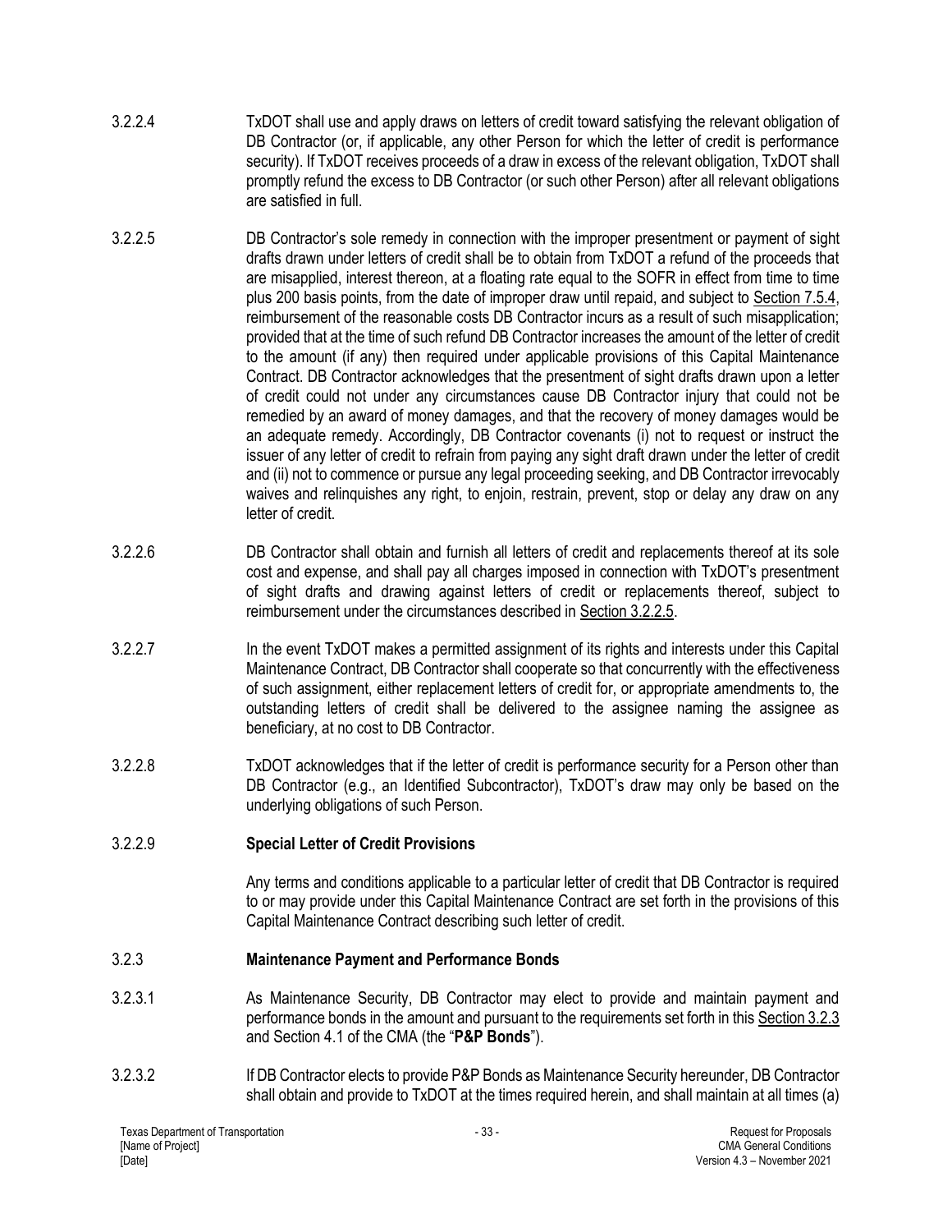3.2.2.4 TxDOT shall use and apply draws on letters of credit toward satisfying the relevant obligation of DB Contractor (or, if applicable, any other Person for which the letter of credit is performance security). If TxDOT receives proceeds of a draw in excess of the relevant obligation, TxDOT shall promptly refund the excess to DB Contractor (or such other Person) after all relevant obligations are satisfied in full.

3.2.2.5 DB Contractor's sole remedy in connection with the improper presentment or payment of sight drafts drawn under letters of credit shall be to obtain from TxDOT a refund of the proceeds that are misapplied, interest thereon, at a floating rate equal to the SOFR in effect from time to time plus 200 basis points, from the date of improper draw until repaid, and subject to Section 7.5.4, reimbursement of the reasonable costs DB Contractor incurs as a result of such misapplication; provided that at the time of such refund DB Contractor increases the amount of the letter of credit to the amount (if any) then required under applicable provisions of this Capital Maintenance Contract. DB Contractor acknowledges that the presentment of sight drafts drawn upon a letter of credit could not under any circumstances cause DB Contractor injury that could not be remedied by an award of money damages, and that the recovery of money damages would be an adequate remedy. Accordingly, DB Contractor covenants (i) not to request or instruct the issuer of any letter of credit to refrain from paying any sight draft drawn under the letter of credit and (ii) not to commence or pursue any legal proceeding seeking, and DB Contractor irrevocably waives and relinquishes any right, to enjoin, restrain, prevent, stop or delay any draw on any letter of credit.

3.2.2.6 DB Contractor shall obtain and furnish all letters of credit and replacements thereof at its sole cost and expense, and shall pay all charges imposed in connection with TxDOT's presentment of sight drafts and drawing against letters of credit or replacements thereof, subject to reimbursement under the circumstances described in Section 3.2.2.5.

3.2.2.7 In the event TxDOT makes a permitted assignment of its rights and interests under this Capital Maintenance Contract, DB Contractor shall cooperate so that concurrently with the effectiveness of such assignment, either replacement letters of credit for, or appropriate amendments to, the outstanding letters of credit shall be delivered to the assignee naming the assignee as beneficiary, at no cost to DB Contractor.

3.2.2.8 TxDOT acknowledges that if the letter of credit is performance security for a Person other than DB Contractor (e.g., an Identified Subcontractor), TxDOT's draw may only be based on the underlying obligations of such Person.

3.2.2.9 **Special Letter of Credit Provisions**

Any terms and conditions applicable to a particular letter of credit that DB Contractor is required to or may provide under this Capital Maintenance Contract are set forth in the provisions of this Capital Maintenance Contract describing such letter of credit.

3.2.3 **Maintenance Payment and Performance Bonds**

3.2.3.1 As Maintenance Security, DB Contractor may elect to provide and maintain payment and performance bonds in the amount and pursuant to the requirements set forth in this Section 3.2.3 and Section 4.1 of the CMA (the "**P&P Bonds**").

3.2.3.2 If DB Contractor elects to provide P&P Bonds as Maintenance Security hereunder, DB Contractor shall obtain and provide to TxDOT at the times required herein, and shall maintain at all times (a)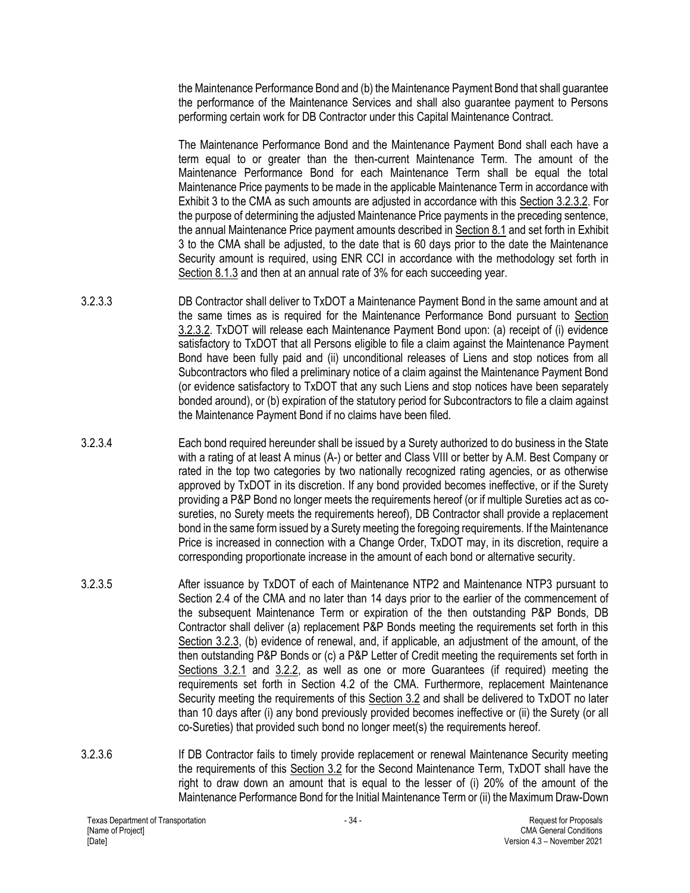the Maintenance Performance Bond and (b) the Maintenance Payment Bond that shall guarantee the performance of the Maintenance Services and shall also guarantee payment to Persons performing certain work for DB Contractor under this Capital Maintenance Contract.

The Maintenance Performance Bond and the Maintenance Payment Bond shall each have a term equal to or greater than the then-current Maintenance Term. The amount of the Maintenance Performance Bond for each Maintenance Term shall be equal the total Maintenance Price payments to be made in the applicable Maintenance Term in accordance with Exhibit 3 to the CMA as such amounts are adjusted in accordance with this Section 3.2.3.2. For the purpose of determining the adjusted Maintenance Price payments in the preceding sentence, the annual Maintenance Price payment amounts described in Section 8.1 and set forth in Exhibit 3 to the CMA shall be adjusted, to the date that is 60 days prior to the date the Maintenance Security amount is required, using ENR CCI in accordance with the methodology set forth in Section 8.1.3 and then at an annual rate of 3% for each succeeding year.

3.2.3.3 DB Contractor shall deliver to TxDOT a Maintenance Payment Bond in the same amount and at the same times as is required for the Maintenance Performance Bond pursuant to Section 3.2.3.2. TxDOT will release each Maintenance Payment Bond upon: (a) receipt of (i) evidence satisfactory to TxDOT that all Persons eligible to file a claim against the Maintenance Payment Bond have been fully paid and (ii) unconditional releases of Liens and stop notices from all Subcontractors who filed a preliminary notice of a claim against the Maintenance Payment Bond (or evidence satisfactory to TxDOT that any such Liens and stop notices have been separately bonded around), or (b) expiration of the statutory period for Subcontractors to file a claim against the Maintenance Payment Bond if no claims have been filed.

3.2.3.4 Each bond required hereunder shall be issued by a Surety authorized to do business in the State with a rating of at least A minus (A-) or better and Class VIII or better by A.M. Best Company or rated in the top two categories by two nationally recognized rating agencies, or as otherwise approved by TxDOT in its discretion. If any bond provided becomes ineffective, or if the Surety providing a P&P Bond no longer meets the requirements hereof (or if multiple Sureties act as co-sureties, no Surety meets the requirements hereof), DB Contractor shall provide a replacement bond in the same form issued by a Surety meeting the foregoing requirements. If the Maintenance Price is increased in connection with a Change Order, TxDOT may, in its discretion, require a corresponding proportionate increase in the amount of each bond or alternative security.

3.2.3.5 After issuance by TxDOT of each of Maintenance NTP2 and Maintenance NTP3 pursuant to Section 2.4 of the CMA and no later than 14 days prior to the earlier of the commencement of the subsequent Maintenance Term or expiration of the then outstanding P&P Bonds, DB Contractor shall deliver (a) replacement P&P Bonds meeting the requirements set forth in this Section 3.2.3, (b) evidence of renewal, and, if applicable, an adjustment of the amount, of the then outstanding P&P Bonds or (c) a P&P Letter of Credit meeting the requirements set forth in Sections 3.2.1 and 3.2.2, as well as one or more Guarantees (if required) meeting the requirements set forth in Section 4.2 of the CMA. Furthermore, replacement Maintenance Security meeting the requirements of this Section 3.2 and shall be delivered to TxDOT no later than 10 days after (i) any bond previously provided becomes ineffective or (ii) the Surety (or all co-Sureties) that provided such bond no longer meet(s) the requirements hereof.

3.2.3.6 If DB Contractor fails to timely provide replacement or renewal Maintenance Security meeting the requirements of this Section 3.2 for the Second Maintenance Term, TxDOT shall have the right to draw down an amount that is equal to the lesser of (i) 20% of the amount of the Maintenance Performance Bond for the Initial Maintenance Term or (ii) the Maximum Draw-Down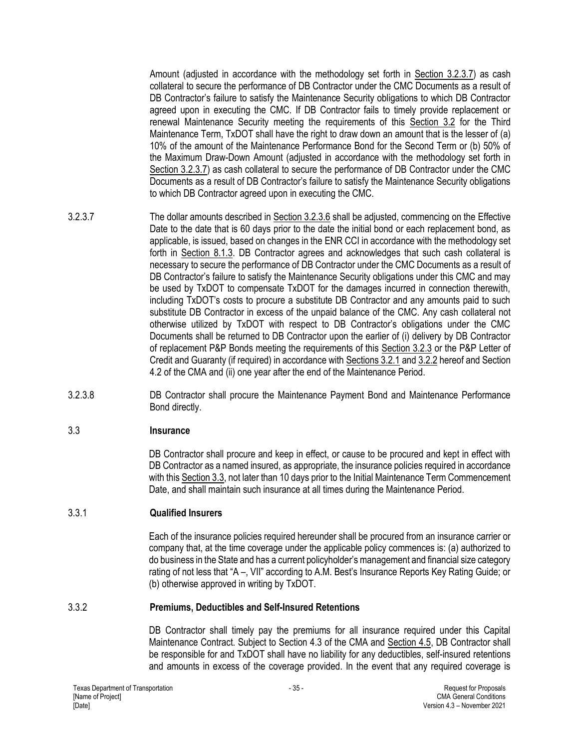Amount (adjusted in accordance with the methodology set forth in Section 3.2.3.7) as cash collateral to secure the performance of DB Contractor under the CMC Documents as a result of DB Contractor's failure to satisfy the Maintenance Security obligations to which DB Contractor agreed upon in executing the CMC. If DB Contractor fails to timely provide replacement or renewal Maintenance Security meeting the requirements of this Section 3.2 for the Third Maintenance Term, TxDOT shall have the right to draw down an amount that is the lesser of (a) 10% of the amount of the Maintenance Performance Bond for the Second Term or (b) 50% of the Maximum Draw-Down Amount (adjusted in accordance with the methodology set forth in Section 3.2.3.7) as cash collateral to secure the performance of DB Contractor under the CMC Documents as a result of DB Contractor's failure to satisfy the Maintenance Security obligations to which DB Contractor agreed upon in executing the CMC.

3.2.3.7 The dollar amounts described in Section 3.2.3.6 shall be adjusted, commencing on the Effective Date to the date that is 60 days prior to the date the initial bond or each replacement bond, as applicable, is issued, based on changes in the ENR CCI in accordance with the methodology set forth in Section 8.1.3. DB Contractor agrees and acknowledges that such cash collateral is necessary to secure the performance of DB Contractor under the CMC Documents as a result of DB Contractor's failure to satisfy the Maintenance Security obligations under this CMC and may be used by TxDOT to compensate TxDOT for the damages incurred in connection therewith, including TxDOT's costs to procure a substitute DB Contractor and any amounts paid to such substitute DB Contractor in excess of the unpaid balance of the CMC. Any cash collateral not otherwise utilized by TxDOT with respect to DB Contractor's obligations under the CMC Documents shall be returned to DB Contractor upon the earlier of (i) delivery by DB Contractor of replacement P&P Bonds meeting the requirements of this Section 3.2.3 or the P&P Letter of Credit and Guaranty (if required) in accordance with Sections 3.2.1 and 3.2.2 hereof and Section 4.2 of the CMA and (ii) one year after the end of the Maintenance Period.

3.2.3.8 DB Contractor shall procure the Maintenance Payment Bond and Maintenance Performance Bond directly.

### 3.3 Insurance

DB Contractor shall procure and keep in effect, or cause to be procured and kept in effect with DB Contractor as a named insured, as appropriate, the insurance policies required in accordance with this Section 3.3, not later than 10 days prior to the Initial Maintenance Term Commencement Date, and shall maintain such insurance at all times during the Maintenance Period.

### 3.3.1 Qualified Insurers

Each of the insurance policies required hereunder shall be procured from an insurance carrier or company that, at the time coverage under the applicable policy commences is: (a) authorized to do business in the State and has a current policyholder's management and financial size category rating of not less that "A –, VII" according to A.M. Best's Insurance Reports Key Rating Guide; or (b) otherwise approved in writing by TxDOT.

### 3.3.2 Premiums, Deductibles and Self-Insured Retentions

DB Contractor shall timely pay the premiums for all insurance required under this Capital Maintenance Contract. Subject to Section 4.3 of the CMA and Section 4.5, DB Contractor shall be responsible for and TxDOT shall have no liability for any deductibles, self-insured retentions and amounts in excess of the coverage provided. In the event that any required coverage is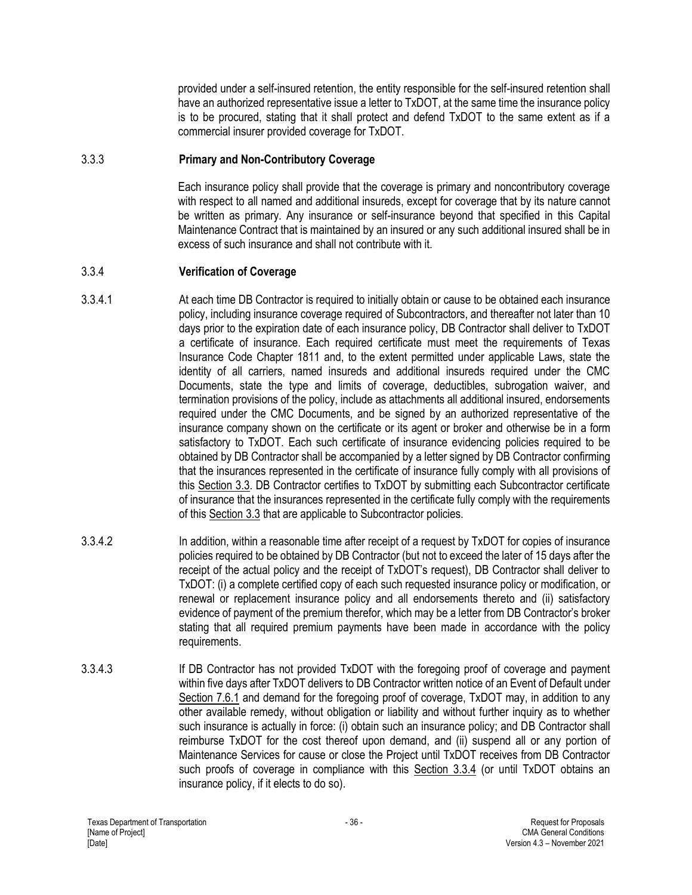provided under a self-insured retention, the entity responsible for the self-insured retention shall have an authorized representative issue a letter to TxDOT, at the same time the insurance policy is to be procured, stating that it shall protect and defend TxDOT to the same extent as if a commercial insurer provided coverage for TxDOT.

### 3.3.3 Primary and Non-Contributory Coverage

Each insurance policy shall provide that the coverage is primary and noncontributory coverage with respect to all named and additional insureds, except for coverage that by its nature cannot be written as primary. Any insurance or self-insurance beyond that specified in this Capital Maintenance Contract that is maintained by an insured or any such additional insured shall be in excess of such insurance and shall not contribute with it.

### 3.3.4 Verification of Coverage

3.3.4.1 At each time DB Contractor is required to initially obtain or cause to be obtained each insurance policy, including insurance coverage required of Subcontractors, and thereafter not later than 10 days prior to the expiration date of each insurance policy, DB Contractor shall deliver to TxDOT a certificate of insurance. Each required certificate must meet the requirements of Texas Insurance Code Chapter 1811 and, to the extent permitted under applicable Laws, state the identity of all carriers, named insureds and additional insureds required under the CMC Documents, state the type and limits of coverage, deductibles, subrogation waiver, and termination provisions of the policy, include as attachments all additional insured, endorsements required under the CMC Documents, and be signed by an authorized representative of the insurance company shown on the certificate or its agent or broker and otherwise be in a form satisfactory to TxDOT. Each such certificate of insurance evidencing policies required to be obtained by DB Contractor shall be accompanied by a letter signed by DB Contractor confirming that the insurances represented in the certificate of insurance fully comply with all provisions of this Section 3.3. DB Contractor certifies to TxDOT by submitting each Subcontractor certificate of insurance that the insurances represented in the certificate fully comply with the requirements of this Section 3.3 that are applicable to Subcontractor policies.

3.3.4.2 In addition, within a reasonable time after receipt of a request by TxDOT for copies of insurance policies required to be obtained by DB Contractor (but not to exceed the later of 15 days after the receipt of the actual policy and the receipt of TxDOT's request), DB Contractor shall deliver to TxDOT: (i) a complete certified copy of each such requested insurance policy or modification, or renewal or replacement insurance policy and all endorsements thereto and (ii) satisfactory evidence of payment of the premium therefor, which may be a letter from DB Contractor's broker stating that all required premium payments have been made in accordance with the policy requirements.

3.3.4.3 If DB Contractor has not provided TxDOT with the foregoing proof of coverage and payment within five days after TxDOT delivers to DB Contractor written notice of an Event of Default under Section 7.6.1 and demand for the foregoing proof of coverage, TxDOT may, in addition to any other available remedy, without obligation or liability and without further inquiry as to whether such insurance is actually in force: (i) obtain such an insurance policy; and DB Contractor shall reimburse TxDOT for the cost thereof upon demand, and (ii) suspend all or any portion of Maintenance Services for cause or close the Project until TxDOT receives from DB Contractor such proofs of coverage in compliance with this Section 3.3.4 (or until TxDOT obtains an insurance policy, if it elects to do so).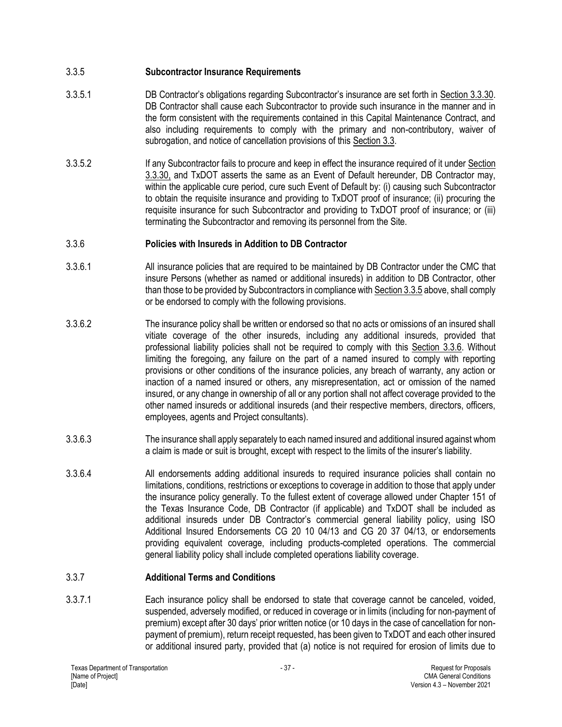### 3.3.5 Subcontractor Insurance Requirements

3.3.5.1 DB Contractor's obligations regarding Subcontractor's insurance are set forth in Section 3.3.30. DB Contractor shall cause each Subcontractor to provide such insurance in the manner and in the form consistent with the requirements contained in this Capital Maintenance Contract, and also including requirements to comply with the primary and non-contributory, waiver of subrogation, and notice of cancellation provisions of this Section 3.3.

3.3.5.2 If any Subcontractor fails to procure and keep in effect the insurance required of it under Section 3.3.30, and TxDOT asserts the same as an Event of Default hereunder, DB Contractor may, within the applicable cure period, cure such Event of Default by: (i) causing such Subcontractor to obtain the requisite insurance and providing to TxDOT proof of insurance; (ii) procuring the requisite insurance for such Subcontractor and providing to TxDOT proof of insurance; or (iii) terminating the Subcontractor and removing its personnel from the Site.

### 3.3.6 Policies with Insureds in Addition to DB Contractor

3.3.6.1 All insurance policies that are required to be maintained by DB Contractor under the CMC that insure Persons (whether as named or additional insureds) in addition to DB Contractor, other than those to be provided by Subcontractors in compliance with Section 3.3.5 above, shall comply or be endorsed to comply with the following provisions.

3.3.6.2 The insurance policy shall be written or endorsed so that no acts or omissions of an insured shall vitiate coverage of the other insureds, including any additional insureds, provided that professional liability policies shall not be required to comply with this Section 3.3.6. Without limiting the foregoing, any failure on the part of a named insured to comply with reporting provisions or other conditions of the insurance policies, any breach of warranty, any action or inaction of a named insured or others, any misrepresentation, act or omission of the named insured, or any change in ownership of all or any portion shall not affect coverage provided to the other named insureds or additional insureds (and their respective members, directors, officers, employees, agents and Project consultants).

3.3.6.3 The insurance shall apply separately to each named insured and additional insured against whom a claim is made or suit is brought, except with respect to the limits of the insurer's liability.

3.3.6.4 All endorsements adding additional insureds to required insurance policies shall contain no limitations, conditions, restrictions or exceptions to coverage in addition to those that apply under the insurance policy generally. To the fullest extent of coverage allowed under Chapter 151 of the Texas Insurance Code, DB Contractor (if applicable) and TxDOT shall be included as additional insureds under DB Contractor's commercial general liability policy, using ISO Additional Insured Endorsements CG 20 10 04/13 and CG 20 37 04/13, or endorsements providing equivalent coverage, including products-completed operations. The commercial general liability policy shall include completed operations liability coverage.

### 3.3.7 Additional Terms and Conditions

3.3.7.1 Each insurance policy shall be endorsed to state that coverage cannot be canceled, voided, suspended, adversely modified, or reduced in coverage or in limits (including for non-payment of premium) except after 30 days' prior written notice (or 10 days in the case of cancellation for non-payment of premium), return receipt requested, has been given to TxDOT and each other insured or additional insured party, provided that (a) notice is not required for erosion of limits due to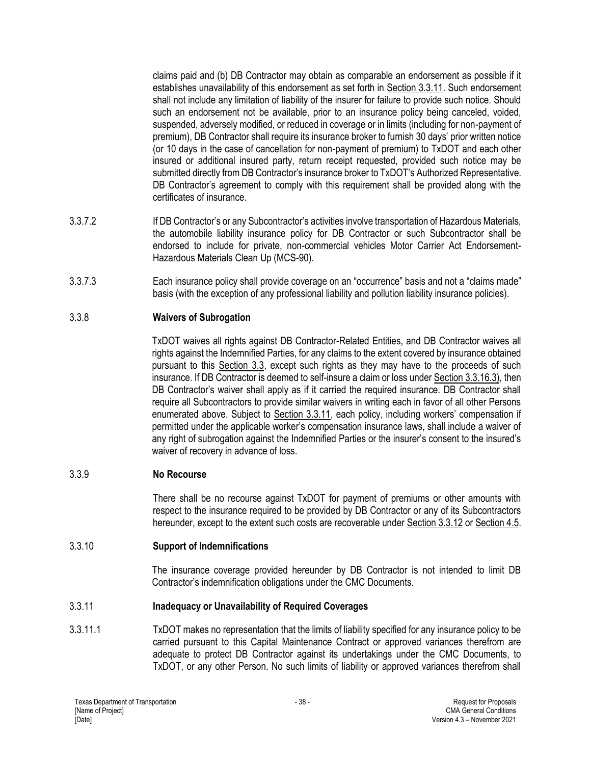claims paid and (b) DB Contractor may obtain as comparable an endorsement as possible if it establishes unavailability of this endorsement as set forth in Section 3.3.11. Such endorsement shall not include any limitation of liability of the insurer for failure to provide such notice. Should such an endorsement not be available, prior to an insurance policy being canceled, voided, suspended, adversely modified, or reduced in coverage or in limits (including for non-payment of premium), DB Contractor shall require its insurance broker to furnish 30 days' prior written notice (or 10 days in the case of cancellation for non-payment of premium) to TxDOT and each other insured or additional insured party, return receipt requested, provided such notice may be submitted directly from DB Contractor's insurance broker to TxDOT's Authorized Representative. DB Contractor's agreement to comply with this requirement shall be provided along with the certificates of insurance.

3.3.7.2 If DB Contractor's or any Subcontractor's activities involve transportation of Hazardous Materials, the automobile liability insurance policy for DB Contractor or such Subcontractor shall be endorsed to include for private, non-commercial vehicles Motor Carrier Act Endorsement-Hazardous Materials Clean Up (MCS-90).

3.3.7.3 Each insurance policy shall provide coverage on an "occurrence" basis and not a "claims made" basis (with the exception of any professional liability and pollution liability insurance policies).

### 3.3.8 Waivers of Subrogation

TxDOT waives all rights against DB Contractor-Related Entities, and DB Contractor waives all rights against the Indemnified Parties, for any claims to the extent covered by insurance obtained pursuant to this Section 3.3, except such rights as they may have to the proceeds of such insurance. If DB Contractor is deemed to self-insure a claim or loss under Section 3.3.16.3), then DB Contractor's waiver shall apply as if it carried the required insurance. DB Contractor shall require all Subcontractors to provide similar waivers in writing each in favor of all other Persons enumerated above. Subject to Section 3.3.11, each policy, including workers' compensation if permitted under the applicable worker's compensation insurance laws, shall include a waiver of any right of subrogation against the Indemnified Parties or the insurer's consent to the insured's waiver of recovery in advance of loss.

### 3.3.9 No Recourse

There shall be no recourse against TxDOT for payment of premiums or other amounts with respect to the insurance required to be provided by DB Contractor or any of its Subcontractors hereunder, except to the extent such costs are recoverable under Section 3.3.12 or Section 4.5.

### 3.3.10 Support of Indemnifications

The insurance coverage provided hereunder by DB Contractor is not intended to limit DB Contractor's indemnification obligations under the CMC Documents.

### 3.3.11 Inadequacy or Unavailability of Required Coverages

3.3.11.1 TxDOT makes no representation that the limits of liability specified for any insurance policy to be carried pursuant to this Capital Maintenance Contract or approved variances therefrom are adequate to protect DB Contractor against its undertakings under the CMC Documents, to TxDOT, or any other Person. No such limits of liability or approved variances therefrom shall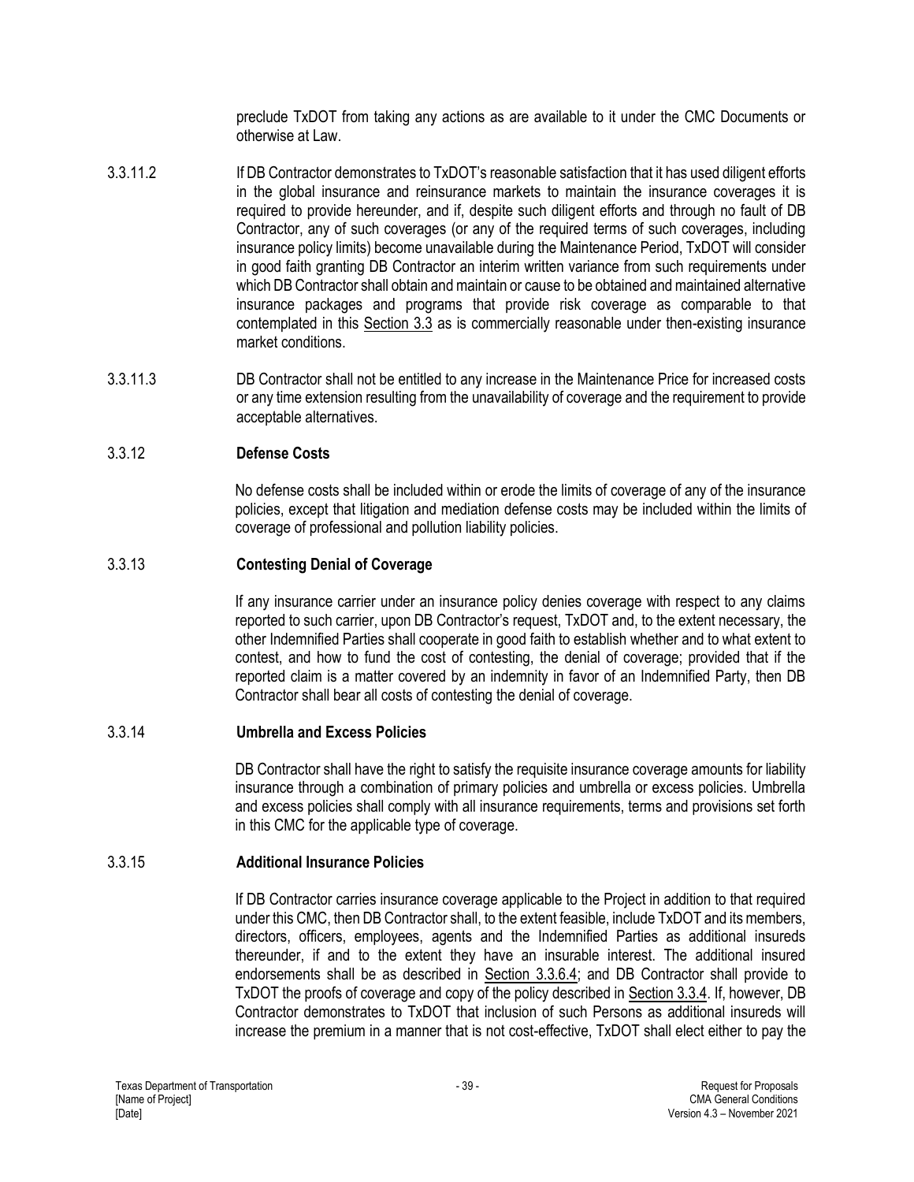preclude TxDOT from taking any actions as are available to it under the CMC Documents or otherwise at Law.

3.3.11.2 If DB Contractor demonstrates to TxDOT's reasonable satisfaction that it has used diligent efforts in the global insurance and reinsurance markets to maintain the insurance coverages it is required to provide hereunder, and if, despite such diligent efforts and through no fault of DB Contractor, any of such coverages (or any of the required terms of such coverages, including insurance policy limits) become unavailable during the Maintenance Period, TxDOT will consider in good faith granting DB Contractor an interim written variance from such requirements under which DB Contractor shall obtain and maintain or cause to be obtained and maintained alternative insurance packages and programs that provide risk coverage as comparable to that contemplated in this Section 3.3 as is commercially reasonable under then-existing insurance market conditions.

3.3.11.3 DB Contractor shall not be entitled to any increase in the Maintenance Price for increased costs or any time extension resulting from the unavailability of coverage and the requirement to provide acceptable alternatives.

### 3.3.12 Defense Costs

No defense costs shall be included within or erode the limits of coverage of any of the insurance policies, except that litigation and mediation defense costs may be included within the limits of coverage of professional and pollution liability policies.

### 3.3.13 Contesting Denial of Coverage

If any insurance carrier under an insurance policy denies coverage with respect to any claims reported to such carrier, upon DB Contractor's request, TxDOT and, to the extent necessary, the other Indemnified Parties shall cooperate in good faith to establish whether and to what extent to contest, and how to fund the cost of contesting, the denial of coverage; provided that if the reported claim is a matter covered by an indemnity in favor of an Indemnified Party, then DB Contractor shall bear all costs of contesting the denial of coverage.

### 3.3.14 Umbrella and Excess Policies

DB Contractor shall have the right to satisfy the requisite insurance coverage amounts for liability insurance through a combination of primary policies and umbrella or excess policies. Umbrella and excess policies shall comply with all insurance requirements, terms and provisions set forth in this CMC for the applicable type of coverage.

### 3.3.15 Additional Insurance Policies

If DB Contractor carries insurance coverage applicable to the Project in addition to that required under this CMC, then DB Contractor shall, to the extent feasible, include TxDOT and its members, directors, officers, employees, agents and the Indemnified Parties as additional insureds thereunder, if and to the extent they have an insurable interest. The additional insured endorsements shall be as described in Section 3.3.6.4; and DB Contractor shall provide to TxDOT the proofs of coverage and copy of the policy described in Section 3.3.4. If, however, DB Contractor demonstrates to TxDOT that inclusion of such Persons as additional insureds will increase the premium in a manner that is not cost-effective, TxDOT shall elect either to pay the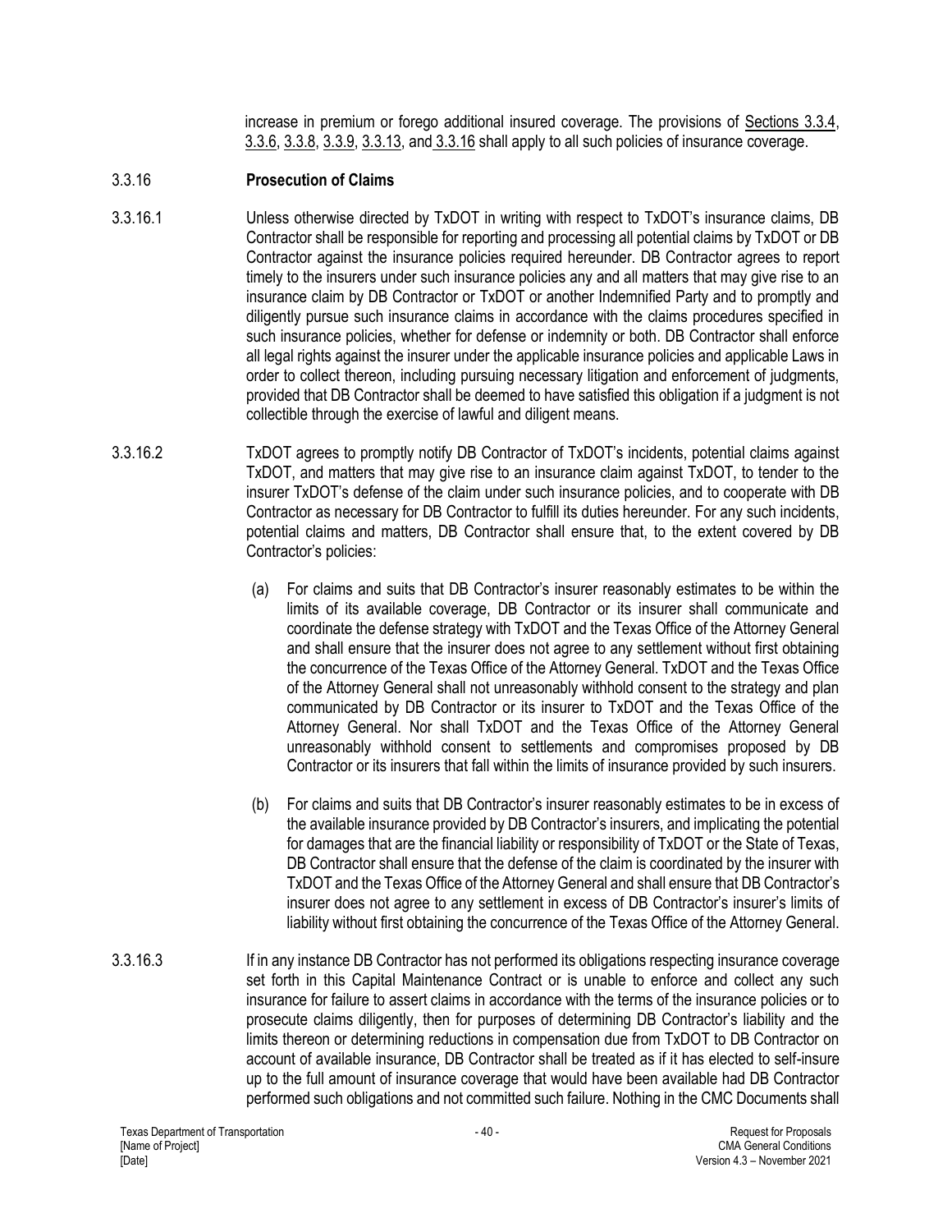increase in premium or forego additional insured coverage. The provisions of Sections 3.3.4, 3.3.6, 3.3.8, 3.3.9, 3.3.13, and 3.3.16 shall apply to all such policies of insurance coverage.

3.3.16 **Prosecution of Claims**

3.3.16.1 Unless otherwise directed by TxDOT in writing with respect to TxDOT's insurance claims, DB Contractor shall be responsible for reporting and processing all potential claims by TxDOT or DB Contractor against the insurance policies required hereunder. DB Contractor agrees to report timely to the insurers under such insurance policies any and all matters that may give rise to an insurance claim by DB Contractor or TxDOT or another Indemnified Party and to promptly and diligently pursue such insurance claims in accordance with the claims procedures specified in such insurance policies, whether for defense or indemnity or both. DB Contractor shall enforce all legal rights against the insurer under the applicable insurance policies and applicable Laws in order to collect thereon, including pursuing necessary litigation and enforcement of judgments, provided that DB Contractor shall be deemed to have satisfied this obligation if a judgment is not collectible through the exercise of lawful and diligent means.

3.3.16.2 TxDOT agrees to promptly notify DB Contractor of TxDOT's incidents, potential claims against TxDOT, and matters that may give rise to an insurance claim against TxDOT, to tender to the insurer TxDOT's defense of the claim under such insurance policies, and to cooperate with DB Contractor as necessary for DB Contractor to fulfill its duties hereunder. For any such incidents, potential claims and matters, DB Contractor shall ensure that, to the extent covered by DB Contractor's policies:

(a) For claims and suits that DB Contractor's insurer reasonably estimates to be within the limits of its available coverage, DB Contractor or its insurer shall communicate and coordinate the defense strategy with TxDOT and the Texas Office of the Attorney General and shall ensure that the insurer does not agree to any settlement without first obtaining the concurrence of the Texas Office of the Attorney General. TxDOT and the Texas Office of the Attorney General shall not unreasonably withhold consent to the strategy and plan communicated by DB Contractor or its insurer to TxDOT and the Texas Office of the Attorney General. Nor shall TxDOT and the Texas Office of the Attorney General unreasonably withhold consent to settlements and compromises proposed by DB Contractor or its insurers that fall within the limits of insurance provided by such insurers.

(b) For claims and suits that DB Contractor's insurer reasonably estimates to be in excess of the available insurance provided by DB Contractor's insurers, and implicating the potential for damages that are the financial liability or responsibility of TxDOT or the State of Texas, DB Contractor shall ensure that the defense of the claim is coordinated by the insurer with TxDOT and the Texas Office of the Attorney General and shall ensure that DB Contractor's insurer does not agree to any settlement in excess of DB Contractor's insurer's limits of liability without first obtaining the concurrence of the Texas Office of the Attorney General.

3.3.16.3 If in any instance DB Contractor has not performed its obligations respecting insurance coverage set forth in this Capital Maintenance Contract or is unable to enforce and collect any such insurance for failure to assert claims in accordance with the terms of the insurance policies or to prosecute claims diligently, then for purposes of determining DB Contractor's liability and the limits thereon or determining reductions in compensation due from TxDOT to DB Contractor on account of available insurance, DB Contractor shall be treated as if it has elected to self-insure up to the full amount of insurance coverage that would have been available had DB Contractor performed such obligations and not committed such failure. Nothing in the CMC Documents shall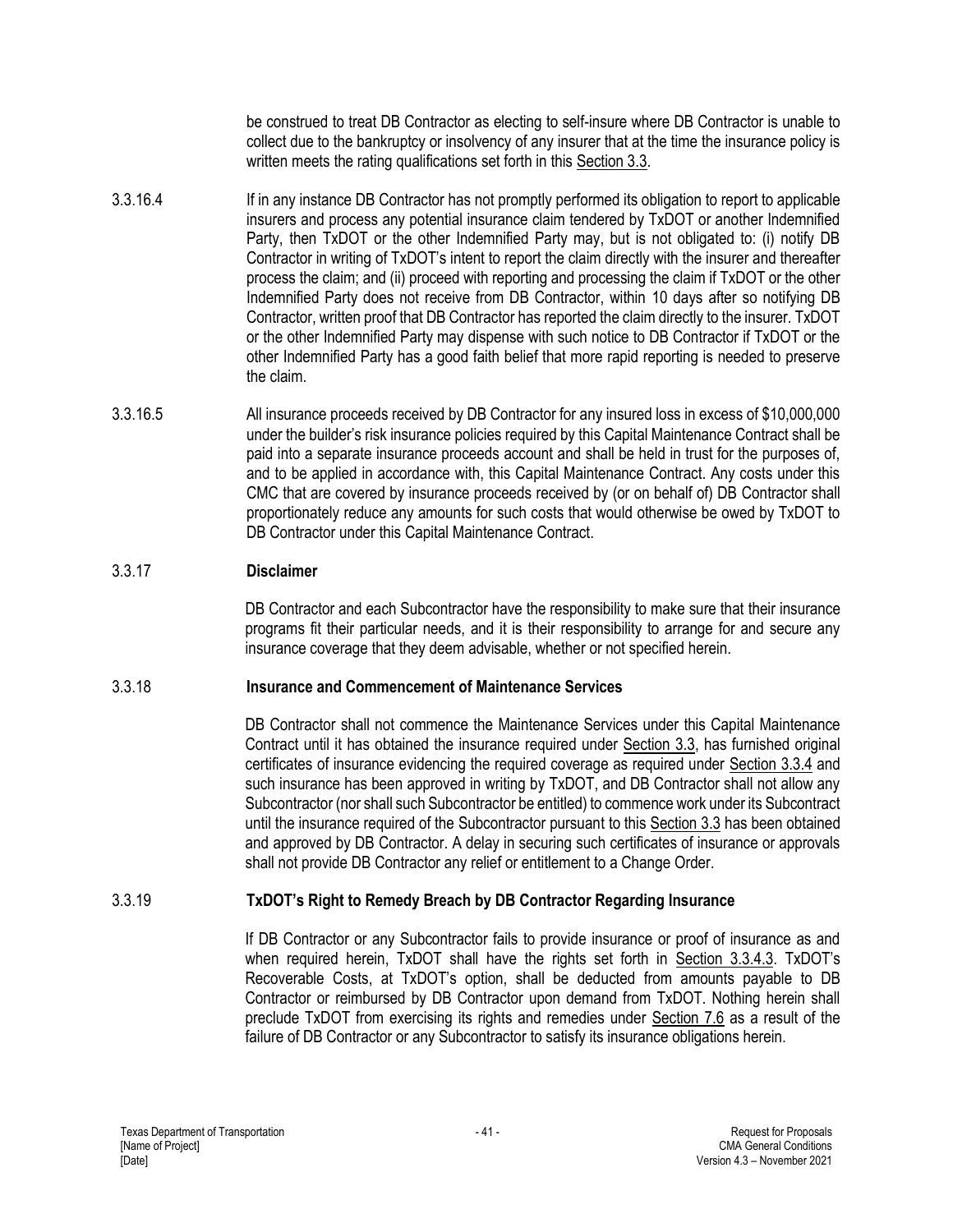be construed to treat DB Contractor as electing to self-insure where DB Contractor is unable to collect due to the bankruptcy or insolvency of any insurer that at the time the insurance policy is written meets the rating qualifications set forth in this Section 3.3.

3.3.16.4 If in any instance DB Contractor has not promptly performed its obligation to report to applicable insurers and process any potential insurance claim tendered by TxDOT or another Indemnified Party, then TxDOT or the other Indemnified Party may, but is not obligated to: (i) notify DB Contractor in writing of TxDOT's intent to report the claim directly with the insurer and thereafter process the claim; and (ii) proceed with reporting and processing the claim if TxDOT or the other Indemnified Party does not receive from DB Contractor, within 10 days after so notifying DB Contractor, written proof that DB Contractor has reported the claim directly to the insurer. TxDOT or the other Indemnified Party may dispense with such notice to DB Contractor if TxDOT or the other Indemnified Party has a good faith belief that more rapid reporting is needed to preserve the claim.

3.3.16.5 All insurance proceeds received by DB Contractor for any insured loss in excess of $10,000,000 under the builder's risk insurance policies required by this Capital Maintenance Contract shall be paid into a separate insurance proceeds account and shall be held in trust for the purposes of, and to be applied in accordance with, this Capital Maintenance Contract. Any costs under this CMC that are covered by insurance proceeds received by (or on behalf of) DB Contractor shall proportionately reduce any amounts for such costs that would otherwise be owed by TxDOT to DB Contractor under this Capital Maintenance Contract.

### 3.3.17 Disclaimer

DB Contractor and each Subcontractor have the responsibility to make sure that their insurance programs fit their particular needs, and it is their responsibility to arrange for and secure any insurance coverage that they deem advisable, whether or not specified herein.

### 3.3.18 Insurance and Commencement of Maintenance Services

DB Contractor shall not commence the Maintenance Services under this Capital Maintenance Contract until it has obtained the insurance required under Section 3.3, has furnished original certificates of insurance evidencing the required coverage as required under Section 3.3.4 and such insurance has been approved in writing by TxDOT, and DB Contractor shall not allow any Subcontractor (nor shall such Subcontractor be entitled) to commence work under its Subcontract until the insurance required of the Subcontractor pursuant to this Section 3.3 has been obtained and approved by DB Contractor. A delay in securing such certificates of insurance or approvals shall not provide DB Contractor any relief or entitlement to a Change Order.

### 3.3.19 TxDOT's Right to Remedy Breach by DB Contractor Regarding Insurance

If DB Contractor or any Subcontractor fails to provide insurance or proof of insurance as and when required herein, TxDOT shall have the rights set forth in Section 3.3.4.3. TxDOT's Recoverable Costs, at TxDOT's option, shall be deducted from amounts payable to DB Contractor or reimbursed by DB Contractor upon demand from TxDOT. Nothing herein shall preclude TxDOT from exercising its rights and remedies under Section 7.6 as a result of the failure of DB Contractor or any Subcontractor to satisfy its insurance obligations herein.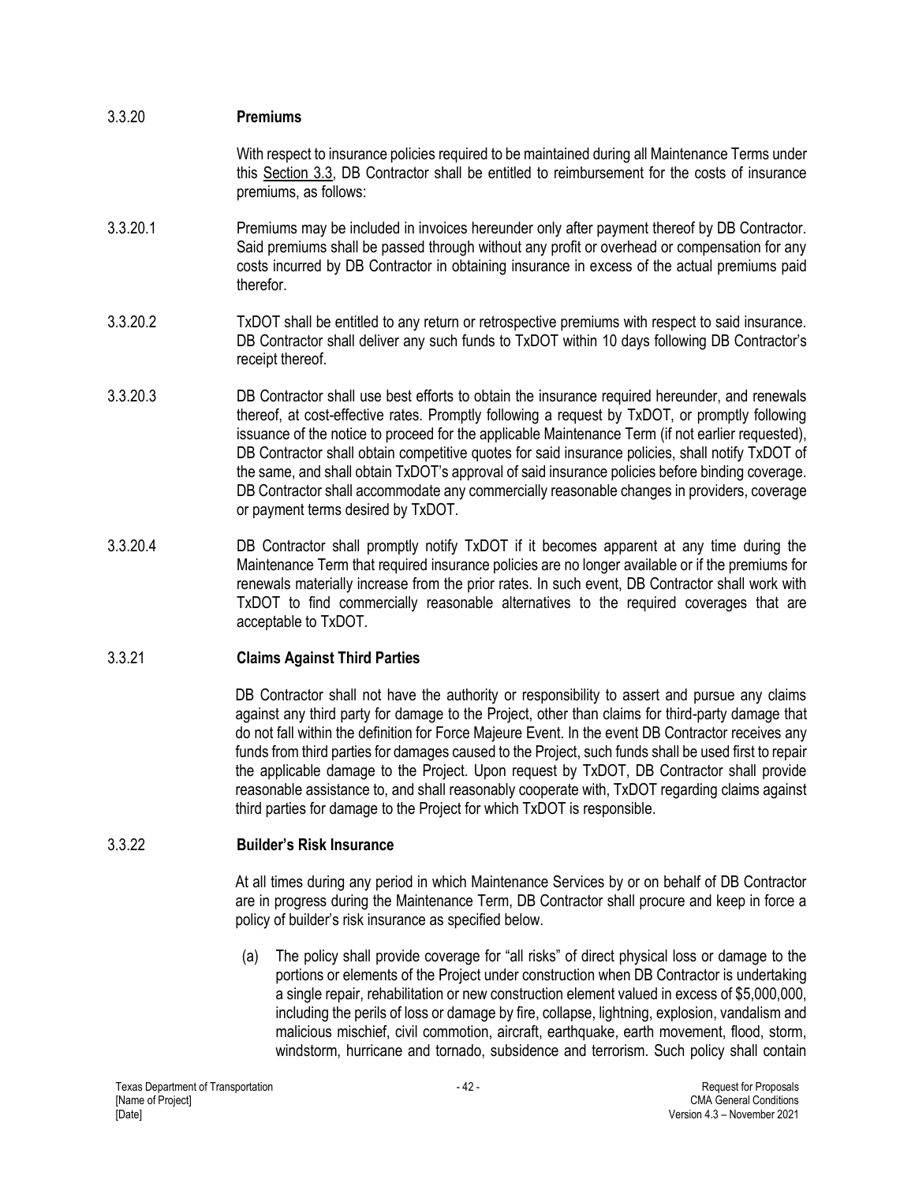### 3.3.20 **Premiums**

With respect to insurance policies required to be maintained during all Maintenance Terms under this Section 3.3, DB Contractor shall be entitled to reimbursement for the costs of insurance premiums, as follows:

3.3.20.1 Premiums may be included in invoices hereunder only after payment thereof by DB Contractor. Said premiums shall be passed through without any profit or overhead or compensation for any costs incurred by DB Contractor in obtaining insurance in excess of the actual premiums paid therefor.

3.3.20.2 TxDOT shall be entitled to any return or retrospective premiums with respect to said insurance. DB Contractor shall deliver any such funds to TxDOT within 10 days following DB Contractor's receipt thereof.

3.3.20.3 DB Contractor shall use best efforts to obtain the insurance required hereunder, and renewals thereof, at cost-effective rates. Promptly following a request by TxDOT, or promptly following issuance of the notice to proceed for the applicable Maintenance Term (if not earlier requested), DB Contractor shall obtain competitive quotes for said insurance policies, shall notify TxDOT of the same, and shall obtain TxDOT's approval of said insurance policies before binding coverage. DB Contractor shall accommodate any commercially reasonable changes in providers, coverage or payment terms desired by TxDOT.

3.3.20.4 DB Contractor shall promptly notify TxDOT if it becomes apparent at any time during the Maintenance Term that required insurance policies are no longer available or if the premiums for renewals materially increase from the prior rates. In such event, DB Contractor shall work with TxDOT to find commercially reasonable alternatives to the required coverages that are acceptable to TxDOT.

### 3.3.21 **Claims Against Third Parties**

DB Contractor shall not have the authority or responsibility to assert and pursue any claims against any third party for damage to the Project, other than claims for third-party damage that do not fall within the definition for Force Majeure Event. In the event DB Contractor receives any funds from third parties for damages caused to the Project, such funds shall be used first to repair the applicable damage to the Project. Upon request by TxDOT, DB Contractor shall provide reasonable assistance to, and shall reasonably cooperate with, TxDOT regarding claims against third parties for damage to the Project for which TxDOT is responsible.

### 3.3.22 **Builder's Risk Insurance**

At all times during any period in which Maintenance Services by or on behalf of DB Contractor are in progress during the Maintenance Term, DB Contractor shall procure and keep in force a policy of builder's risk insurance as specified below.

(a) The policy shall provide coverage for "all risks" of direct physical loss or damage to the portions or elements of the Project under construction when DB Contractor is undertaking a single repair, rehabilitation or new construction element valued in excess of $5,000,000, including the perils of loss or damage by fire, collapse, lightning, explosion, vandalism and malicious mischief, civil commotion, aircraft, earthquake, earth movement, flood, storm, windstorm, hurricane and tornado, subsidence and terrorism. Such policy shall contain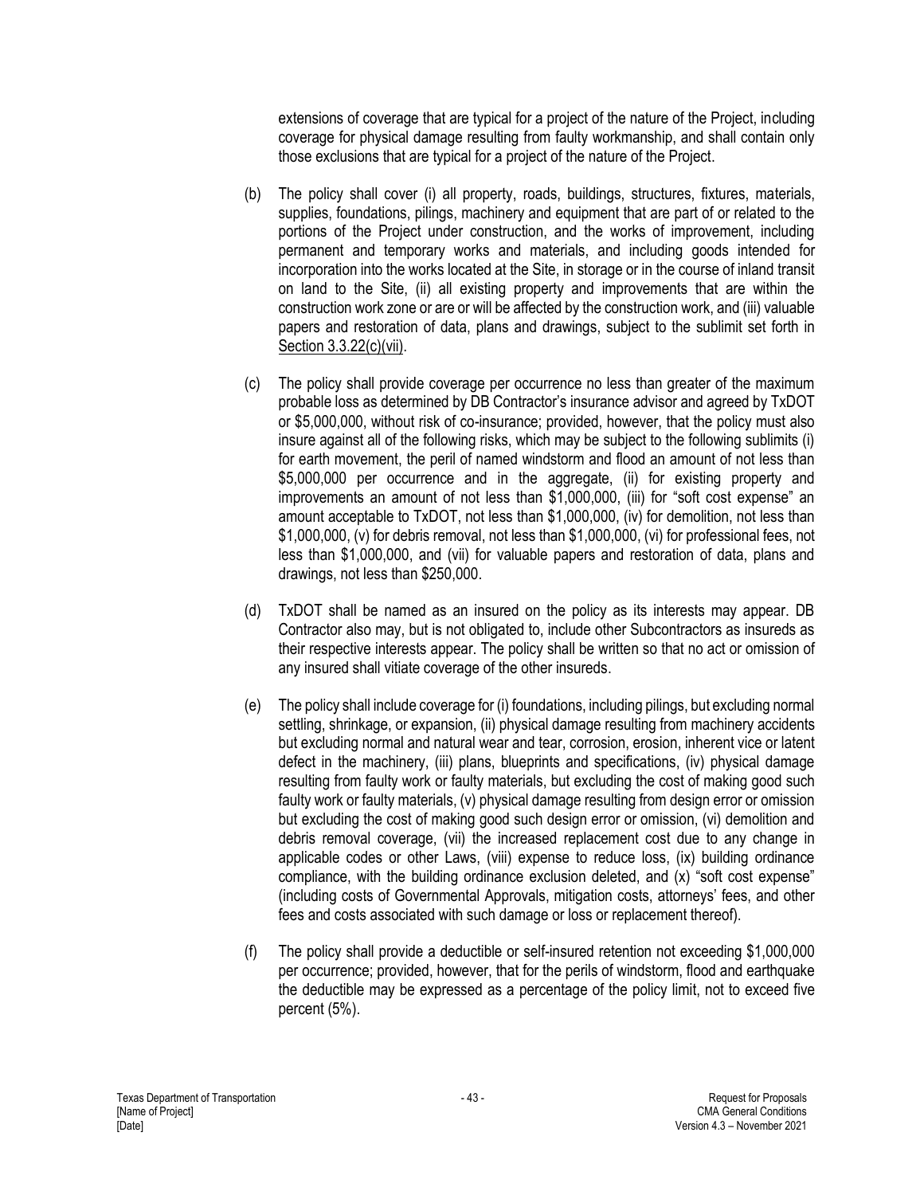extensions of coverage that are typical for a project of the nature of the Project, including coverage for physical damage resulting from faulty workmanship, and shall contain only those exclusions that are typical for a project of the nature of the Project.

(b) The policy shall cover (i) all property, roads, buildings, structures, fixtures, materials, supplies, foundations, pilings, machinery and equipment that are part of or related to the portions of the Project under construction, and the works of improvement, including permanent and temporary works and materials, and including goods intended for incorporation into the works located at the Site, in storage or in the course of inland transit on land to the Site, (ii) all existing property and improvements that are within the construction work zone or are or will be affected by the construction work, and (iii) valuable papers and restoration of data, plans and drawings, subject to the sublimit set forth in Section 3.3.22(c)(vii).

(c) The policy shall provide coverage per occurrence no less than greater of the maximum probable loss as determined by DB Contractor's insurance advisor and agreed by TxDOT or $5,000,000, without risk of co-insurance; provided, however, that the policy must also insure against all of the following risks, which may be subject to the following sublimits (i) for earth movement, the peril of named windstorm and flood an amount of not less than $5,000,000 per occurrence and in the aggregate, (ii) for existing property and improvements an amount of not less than $1,000,000, (iii) for "soft cost expense" an amount acceptable to TxDOT, not less than $1,000,000, (iv) for demolition, not less than $1,000,000, (v) for debris removal, not less than $1,000,000, (vi) for professional fees, not less than $1,000,000, and (vii) for valuable papers and restoration of data, plans and drawings, not less than $250,000.

(d) TxDOT shall be named as an insured on the policy as its interests may appear. DB Contractor also may, but is not obligated to, include other Subcontractors as insureds as their respective interests appear. The policy shall be written so that no act or omission of any insured shall vitiate coverage of the other insureds.

(e) The policy shall include coverage for (i) foundations, including pilings, but excluding normal settling, shrinkage, or expansion, (ii) physical damage resulting from machinery accidents but excluding normal and natural wear and tear, corrosion, erosion, inherent vice or latent defect in the machinery, (iii) plans, blueprints and specifications, (iv) physical damage resulting from faulty work or faulty materials, but excluding the cost of making good such faulty work or faulty materials, (v) physical damage resulting from design error or omission but excluding the cost of making good such design error or omission, (vi) demolition and debris removal coverage, (vii) the increased replacement cost due to any change in applicable codes or other Laws, (viii) expense to reduce loss, (ix) building ordinance compliance, with the building ordinance exclusion deleted, and (x) "soft cost expense" (including costs of Governmental Approvals, mitigation costs, attorneys' fees, and other fees and costs associated with such damage or loss or replacement thereof).

(f) The policy shall provide a deductible or self-insured retention not exceeding $1,000,000 per occurrence; provided, however, that for the perils of windstorm, flood and earthquake the deductible may be expressed as a percentage of the policy limit, not to exceed five percent (5%).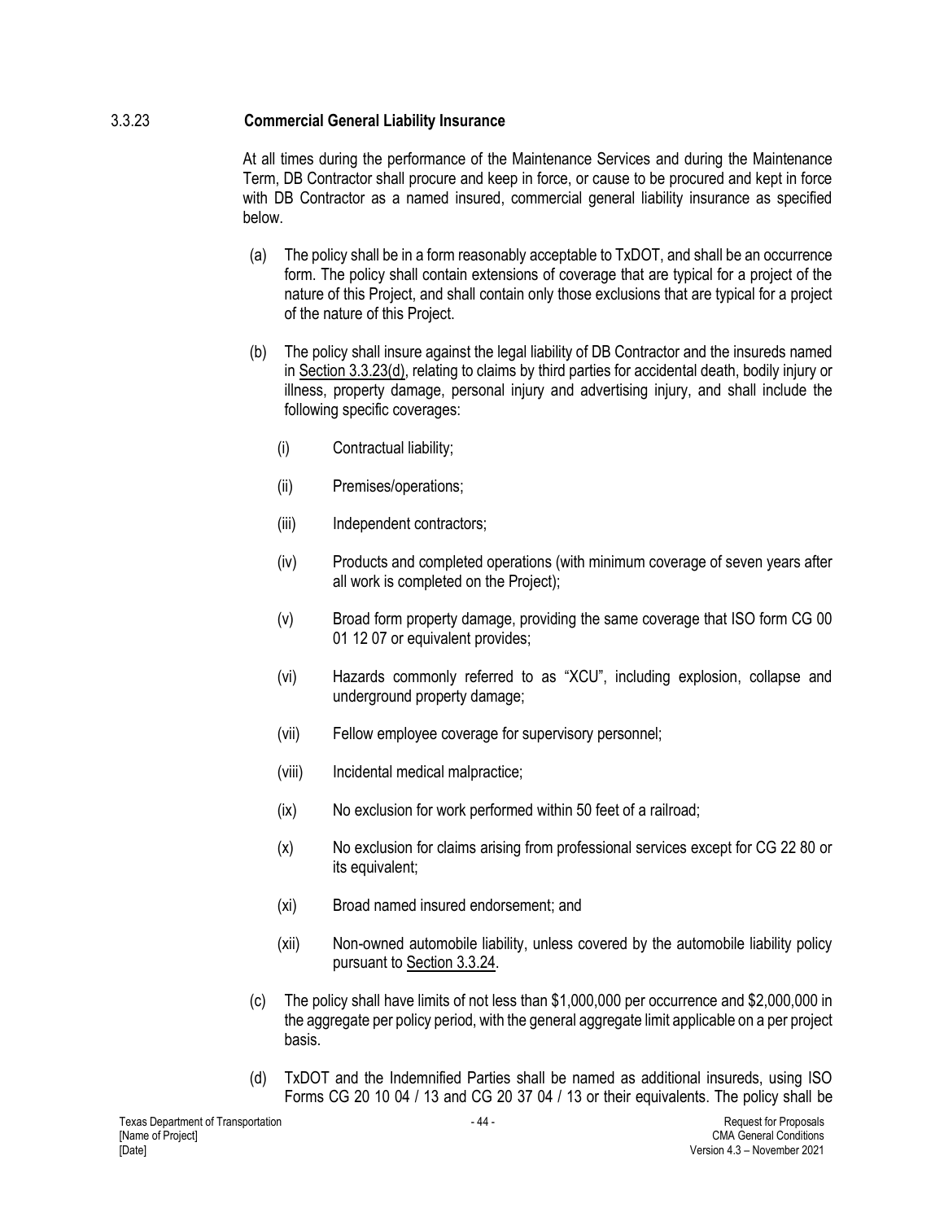### 3.3.23 Commercial General Liability Insurance

At all times during the performance of the Maintenance Services and during the Maintenance Term, DB Contractor shall procure and keep in force, or cause to be procured and kept in force with DB Contractor as a named insured, commercial general liability insurance as specified below.

(a) The policy shall be in a form reasonably acceptable to TxDOT, and shall be an occurrence form. The policy shall contain extensions of coverage that are typical for a project of the nature of this Project, and shall contain only those exclusions that are typical for a project of the nature of this Project.

(b) The policy shall insure against the legal liability of DB Contractor and the insureds named in Section 3.3.23(d), relating to claims by third parties for accidental death, bodily injury or illness, property damage, personal injury and advertising injury, and shall include the following specific coverages:

(i) Contractual liability;

(ii) Premises/operations;

(iii) Independent contractors;

(iv) Products and completed operations (with minimum coverage of seven years after all work is completed on the Project);

(v) Broad form property damage, providing the same coverage that ISO form CG 00 01 12 07 or equivalent provides;

(vi) Hazards commonly referred to as "XCU", including explosion, collapse and underground property damage;

(vii) Fellow employee coverage for supervisory personnel;

(viii) Incidental medical malpractice;

(ix) No exclusion for work performed within 50 feet of a railroad;

(x) No exclusion for claims arising from professional services except for CG 22 80 or its equivalent;

(xi) Broad named insured endorsement; and

(xii) Non-owned automobile liability, unless covered by the automobile liability policy pursuant to Section 3.3.24.

(c) The policy shall have limits of not less than $1,000,000 per occurrence and $2,000,000 in the aggregate per policy period, with the general aggregate limit applicable on a per project basis.

(d) TxDOT and the Indemnified Parties shall be named as additional insureds, using ISO Forms CG 20 10 04 / 13 and CG 20 37 04 / 13 or their equivalents. The policy shall be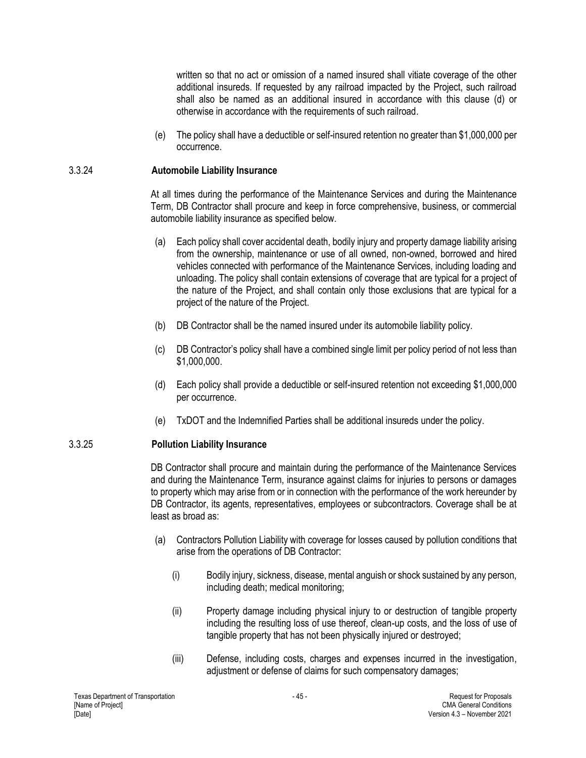written so that no act or omission of a named insured shall vitiate coverage of the other additional insureds. If requested by any railroad impacted by the Project, such railroad shall also be named as an additional insured in accordance with this clause (d) or otherwise in accordance with the requirements of such railroad.

(e) The policy shall have a deductible or self-insured retention no greater than $1,000,000 per occurrence.

### 3.3.24 Automobile Liability Insurance

At all times during the performance of the Maintenance Services and during the Maintenance Term, DB Contractor shall procure and keep in force comprehensive, business, or commercial automobile liability insurance as specified below.

(a) Each policy shall cover accidental death, bodily injury and property damage liability arising from the ownership, maintenance or use of all owned, non-owned, borrowed and hired vehicles connected with performance of the Maintenance Services, including loading and unloading. The policy shall contain extensions of coverage that are typical for a project of the nature of the Project, and shall contain only those exclusions that are typical for a project of the nature of the Project.

(b) DB Contractor shall be the named insured under its automobile liability policy.

(c) DB Contractor's policy shall have a combined single limit per policy period of not less than $1,000,000.

(d) Each policy shall provide a deductible or self-insured retention not exceeding $1,000,000 per occurrence.

(e) TxDOT and the Indemnified Parties shall be additional insureds under the policy.

### 3.3.25 Pollution Liability Insurance

DB Contractor shall procure and maintain during the performance of the Maintenance Services and during the Maintenance Term, insurance against claims for injuries to persons or damages to property which may arise from or in connection with the performance of the work hereunder by DB Contractor, its agents, representatives, employees or subcontractors. Coverage shall be at least as broad as:

(a) Contractors Pollution Liability with coverage for losses caused by pollution conditions that arise from the operations of DB Contractor:

(i) Bodily injury, sickness, disease, mental anguish or shock sustained by any person, including death; medical monitoring;

(ii) Property damage including physical injury to or destruction of tangible property including the resulting loss of use thereof, clean-up costs, and the loss of use of tangible property that has not been physically injured or destroyed;

(iii) Defense, including costs, charges and expenses incurred in the investigation, adjustment or defense of claims for such compensatory damages;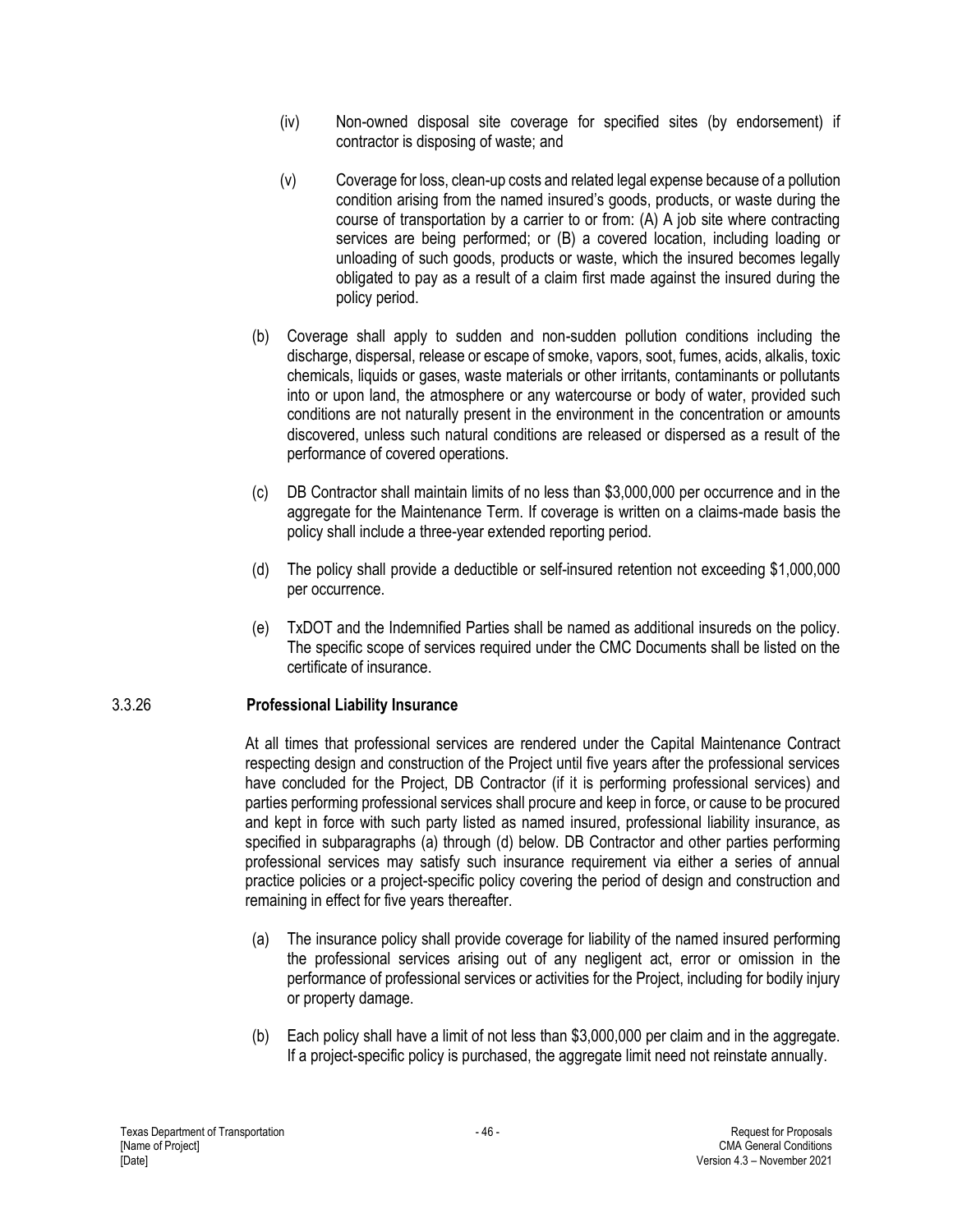(iv) Non-owned disposal site coverage for specified sites (by endorsement) if contractor is disposing of waste; and

(v) Coverage for loss, clean-up costs and related legal expense because of a pollution condition arising from the named insured's goods, products, or waste during the course of transportation by a carrier to or from: (A) A job site where contracting services are being performed; or (B) a covered location, including loading or unloading of such goods, products or waste, which the insured becomes legally obligated to pay as a result of a claim first made against the insured during the policy period.

(b) Coverage shall apply to sudden and non-sudden pollution conditions including the discharge, dispersal, release or escape of smoke, vapors, soot, fumes, acids, alkalis, toxic chemicals, liquids or gases, waste materials or other irritants, contaminants or pollutants into or upon land, the atmosphere or any watercourse or body of water, provided such conditions are not naturally present in the environment in the concentration or amounts discovered, unless such natural conditions are released or dispersed as a result of the performance of covered operations.

(c) DB Contractor shall maintain limits of no less than \$3,000,000 per occurrence and in the aggregate for the Maintenance Term. If coverage is written on a claims-made basis the policy shall include a three-year extended reporting period.

(d) The policy shall provide a deductible or self-insured retention not exceeding \$1,000,000 per occurrence.

(e) TxDOT and the Indemnified Parties shall be named as additional insureds on the policy. The specific scope of services required under the CMC Documents shall be listed on the certificate of insurance.

### 3.3.26 Professional Liability Insurance

At all times that professional services are rendered under the Capital Maintenance Contract respecting design and construction of the Project until five years after the professional services have concluded for the Project, DB Contractor (if it is performing professional services) and parties performing professional services shall procure and keep in force, or cause to be procured and kept in force with such party listed as named insured, professional liability insurance, as specified in subparagraphs (a) through (d) below. DB Contractor and other parties performing professional services may satisfy such insurance requirement via either a series of annual practice policies or a project-specific policy covering the period of design and construction and remaining in effect for five years thereafter.

(a) The insurance policy shall provide coverage for liability of the named insured performing the professional services arising out of any negligent act, error or omission in the performance of professional services or activities for the Project, including for bodily injury or property damage.

(b) Each policy shall have a limit of not less than \$3,000,000 per claim and in the aggregate. If a project-specific policy is purchased, the aggregate limit need not reinstate annually.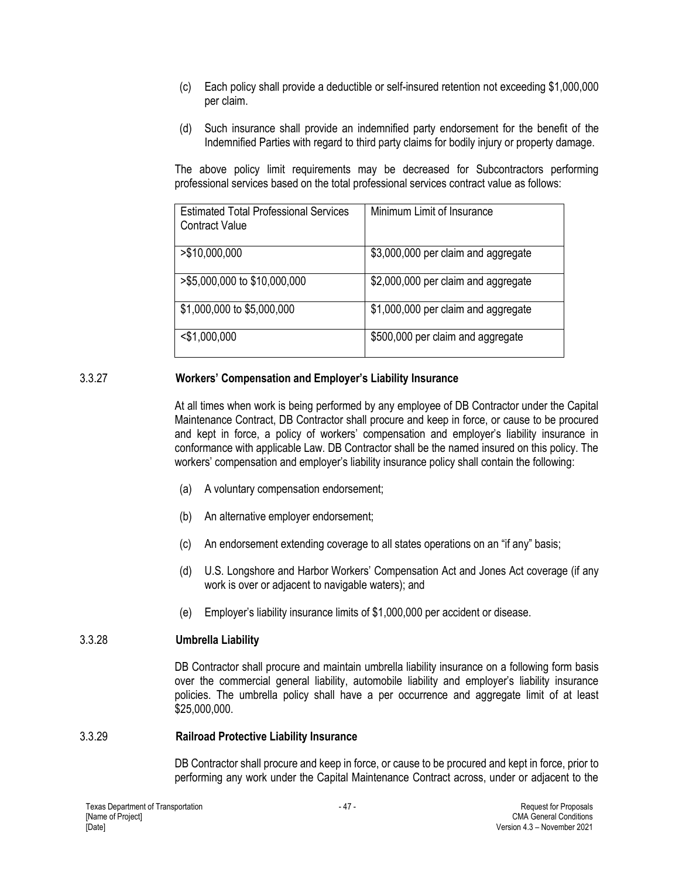(c) Each policy shall provide a deductible or self-insured retention not exceeding $1,000,000 per claim.

(d) Such insurance shall provide an indemnified party endorsement for the benefit of the Indemnified Parties with regard to third party claims for bodily injury or property damage.

The above policy limit requirements may be decreased for Subcontractors performing professional services based on the total professional services contract value as follows:

| Estimated Total Professional Services Contract Value | Minimum Limit of Insurance |
|---|---|
| >$10,000,000 | $3,000,000 per claim and aggregate |
| >$5,000,000 to $10,000,000 | $2,000,000 per claim and aggregate |
| $1,000,000 to $5,000,000 | $1,000,000 per claim and aggregate |
| <$1,000,000 | $500,000 per claim and aggregate |

### 3.3.27 Workers' Compensation and Employer's Liability Insurance

At all times when work is being performed by any employee of DB Contractor under the Capital Maintenance Contract, DB Contractor shall procure and keep in force, or cause to be procured and kept in force, a policy of workers' compensation and employer's liability insurance in conformance with applicable Law. DB Contractor shall be the named insured on this policy. The workers' compensation and employer's liability insurance policy shall contain the following:

(a) A voluntary compensation endorsement;

(b) An alternative employer endorsement;

(c) An endorsement extending coverage to all states operations on an "if any" basis;

(d) U.S. Longshore and Harbor Workers' Compensation Act and Jones Act coverage (if any work is over or adjacent to navigable waters); and

(e) Employer's liability insurance limits of $1,000,000 per accident or disease.

### 3.3.28 Umbrella Liability

DB Contractor shall procure and maintain umbrella liability insurance on a following form basis over the commercial general liability, automobile liability and employer's liability insurance policies. The umbrella policy shall have a per occurrence and aggregate limit of at least $25,000,000.

### 3.3.29 Railroad Protective Liability Insurance

DB Contractor shall procure and keep in force, or cause to be procured and kept in force, prior to performing any work under the Capital Maintenance Contract across, under or adjacent to the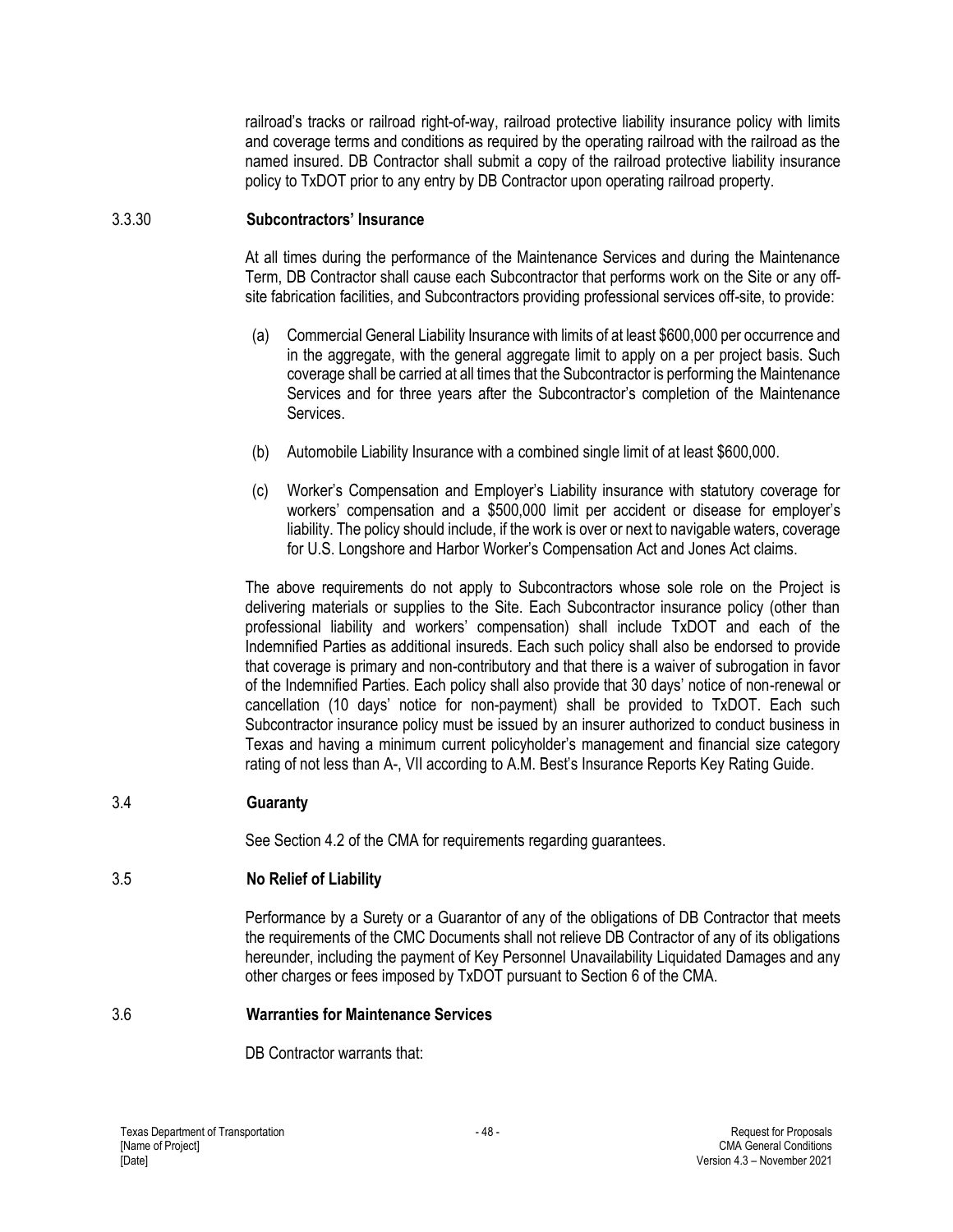railroad's tracks or railroad right-of-way, railroad protective liability insurance policy with limits and coverage terms and conditions as required by the operating railroad with the railroad as the named insured. DB Contractor shall submit a copy of the railroad protective liability insurance policy to TxDOT prior to any entry by DB Contractor upon operating railroad property.

### 3.3.30 Subcontractors' Insurance

At all times during the performance of the Maintenance Services and during the Maintenance Term, DB Contractor shall cause each Subcontractor that performs work on the Site or any off-site fabrication facilities, and Subcontractors providing professional services off-site, to provide:

(a) Commercial General Liability Insurance with limits of at least $600,000 per occurrence and in the aggregate, with the general aggregate limit to apply on a per project basis. Such coverage shall be carried at all times that the Subcontractor is performing the Maintenance Services and for three years after the Subcontractor's completion of the Maintenance Services.

(b) Automobile Liability Insurance with a combined single limit of at least $600,000.

(c) Worker's Compensation and Employer's Liability insurance with statutory coverage for workers' compensation and a $500,000 limit per accident or disease for employer's liability. The policy should include, if the work is over or next to navigable waters, coverage for U.S. Longshore and Harbor Worker's Compensation Act and Jones Act claims.

The above requirements do not apply to Subcontractors whose sole role on the Project is delivering materials or supplies to the Site. Each Subcontractor insurance policy (other than professional liability and workers' compensation) shall include TxDOT and each of the Indemnified Parties as additional insureds. Each such policy shall also be endorsed to provide that coverage is primary and non-contributory and that there is a waiver of subrogation in favor of the Indemnified Parties. Each policy shall also provide that 30 days' notice of non-renewal or cancellation (10 days' notice for non-payment) shall be provided to TxDOT. Each such Subcontractor insurance policy must be issued by an insurer authorized to conduct business in Texas and having a minimum current policyholder's management and financial size category rating of not less than A-, VII according to A.M. Best's Insurance Reports Key Rating Guide.

## 3.4 Guaranty

See Section 4.2 of the CMA for requirements regarding guarantees.

## 3.5 No Relief of Liability

Performance by a Surety or a Guarantor of any of the obligations of DB Contractor that meets the requirements of the CMC Documents shall not relieve DB Contractor of any of its obligations hereunder, including the payment of Key Personnel Unavailability Liquidated Damages and any other charges or fees imposed by TxDOT pursuant to Section 6 of the CMA.

## 3.6 Warranties for Maintenance Services

DB Contractor warrants that: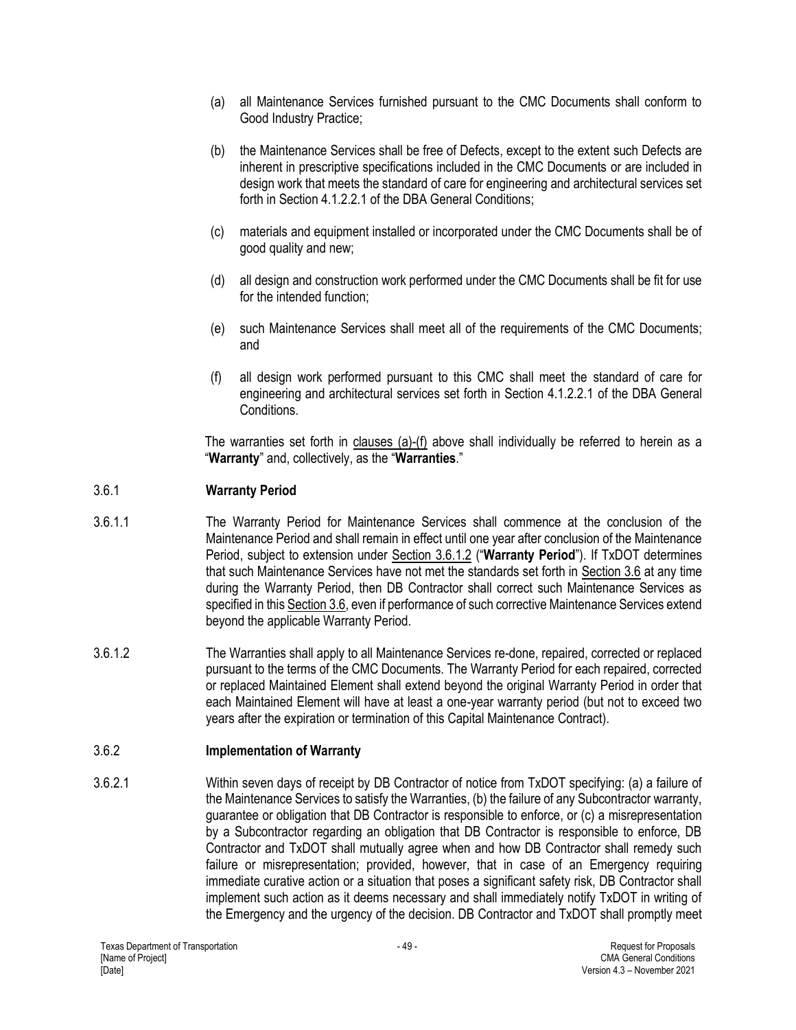(a) all Maintenance Services furnished pursuant to the CMC Documents shall conform to Good Industry Practice;

(b) the Maintenance Services shall be free of Defects, except to the extent such Defects are inherent in prescriptive specifications included in the CMC Documents or are included in design work that meets the standard of care for engineering and architectural services set forth in Section 4.1.2.2.1 of the DBA General Conditions;

(c) materials and equipment installed or incorporated under the CMC Documents shall be of good quality and new;

(d) all design and construction work performed under the CMC Documents shall be fit for use for the intended function;

(e) such Maintenance Services shall meet all of the requirements of the CMC Documents; and

(f) all design work performed pursuant to this CMC shall meet the standard of care for engineering and architectural services set forth in Section 4.1.2.2.1 of the DBA General Conditions.

The warranties set forth in clauses (a)-(f) above shall individually be referred to herein as a "**Warranty**" and, collectively, as the "**Warranties**."

### 3.6.1 Warranty Period

3.6.1.1 The Warranty Period for Maintenance Services shall commence at the conclusion of the Maintenance Period and shall remain in effect until one year after conclusion of the Maintenance Period, subject to extension under Section 3.6.1.2 ("**Warranty Period**"). If TxDOT determines that such Maintenance Services have not met the standards set forth in Section 3.6 at any time during the Warranty Period, then DB Contractor shall correct such Maintenance Services as specified in this Section 3.6, even if performance of such corrective Maintenance Services extend beyond the applicable Warranty Period.

3.6.1.2 The Warranties shall apply to all Maintenance Services re-done, repaired, corrected or replaced pursuant to the terms of the CMC Documents. The Warranty Period for each repaired, corrected or replaced Maintained Element shall extend beyond the original Warranty Period in order that each Maintained Element will have at least a one-year warranty period (but not to exceed two years after the expiration or termination of this Capital Maintenance Contract).

### 3.6.2 Implementation of Warranty

3.6.2.1 Within seven days of receipt by DB Contractor of notice from TxDOT specifying: (a) a failure of the Maintenance Services to satisfy the Warranties, (b) the failure of any Subcontractor warranty, guarantee or obligation that DB Contractor is responsible to enforce, or (c) a misrepresentation by a Subcontractor regarding an obligation that DB Contractor is responsible to enforce, DB Contractor and TxDOT shall mutually agree when and how DB Contractor shall remedy such failure or misrepresentation; provided, however, that in case of an Emergency requiring immediate curative action or a situation that poses a significant safety risk, DB Contractor shall implement such action as it deems necessary and shall immediately notify TxDOT in writing of the Emergency and the urgency of the decision. DB Contractor and TxDOT shall promptly meet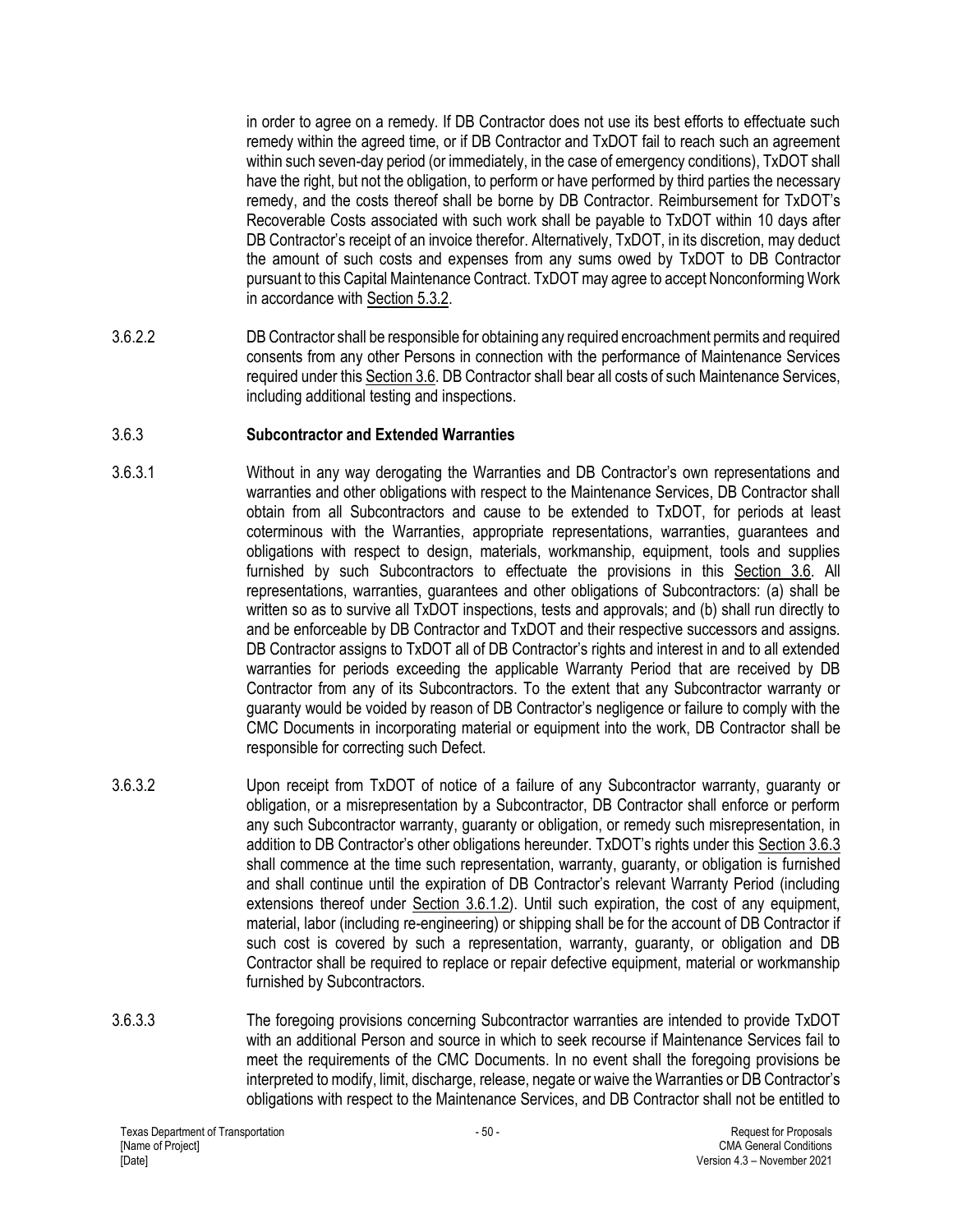in order to agree on a remedy. If DB Contractor does not use its best efforts to effectuate such remedy within the agreed time, or if DB Contractor and TxDOT fail to reach such an agreement within such seven-day period (or immediately, in the case of emergency conditions), TxDOT shall have the right, but not the obligation, to perform or have performed by third parties the necessary remedy, and the costs thereof shall be borne by DB Contractor. Reimbursement for TxDOT's Recoverable Costs associated with such work shall be payable to TxDOT within 10 days after DB Contractor's receipt of an invoice therefor. Alternatively, TxDOT, in its discretion, may deduct the amount of such costs and expenses from any sums owed by TxDOT to DB Contractor pursuant to this Capital Maintenance Contract. TxDOT may agree to accept Nonconforming Work in accordance with Section 5.3.2.

3.6.2.2 DB Contractor shall be responsible for obtaining any required encroachment permits and required consents from any other Persons in connection with the performance of Maintenance Services required under this Section 3.6. DB Contractor shall bear all costs of such Maintenance Services, including additional testing and inspections.

### 3.6.3 Subcontractor and Extended Warranties

3.6.3.1 Without in any way derogating the Warranties and DB Contractor's own representations and warranties and other obligations with respect to the Maintenance Services, DB Contractor shall obtain from all Subcontractors and cause to be extended to TxDOT, for periods at least coterminous with the Warranties, appropriate representations, warranties, guarantees and obligations with respect to design, materials, workmanship, equipment, tools and supplies furnished by such Subcontractors to effectuate the provisions in this Section 3.6. All representations, warranties, guarantees and other obligations of Subcontractors: (a) shall be written so as to survive all TxDOT inspections, tests and approvals; and (b) shall run directly to and be enforceable by DB Contractor and TxDOT and their respective successors and assigns. DB Contractor assigns to TxDOT all of DB Contractor's rights and interest in and to all extended warranties for periods exceeding the applicable Warranty Period that are received by DB Contractor from any of its Subcontractors. To the extent that any Subcontractor warranty or guaranty would be voided by reason of DB Contractor's negligence or failure to comply with the CMC Documents in incorporating material or equipment into the work, DB Contractor shall be responsible for correcting such Defect.

3.6.3.2 Upon receipt from TxDOT of notice of a failure of any Subcontractor warranty, guaranty or obligation, or a misrepresentation by a Subcontractor, DB Contractor shall enforce or perform any such Subcontractor warranty, guaranty or obligation, or remedy such misrepresentation, in addition to DB Contractor's other obligations hereunder. TxDOT's rights under this Section 3.6.3 shall commence at the time such representation, warranty, guaranty, or obligation is furnished and shall continue until the expiration of DB Contractor's relevant Warranty Period (including extensions thereof under Section 3.6.1.2). Until such expiration, the cost of any equipment, material, labor (including re-engineering) or shipping shall be for the account of DB Contractor if such cost is covered by such a representation, warranty, guaranty, or obligation and DB Contractor shall be required to replace or repair defective equipment, material or workmanship furnished by Subcontractors.

3.6.3.3 The foregoing provisions concerning Subcontractor warranties are intended to provide TxDOT with an additional Person and source in which to seek recourse if Maintenance Services fail to meet the requirements of the CMC Documents. In no event shall the foregoing provisions be interpreted to modify, limit, discharge, release, negate or waive the Warranties or DB Contractor's obligations with respect to the Maintenance Services, and DB Contractor shall not be entitled to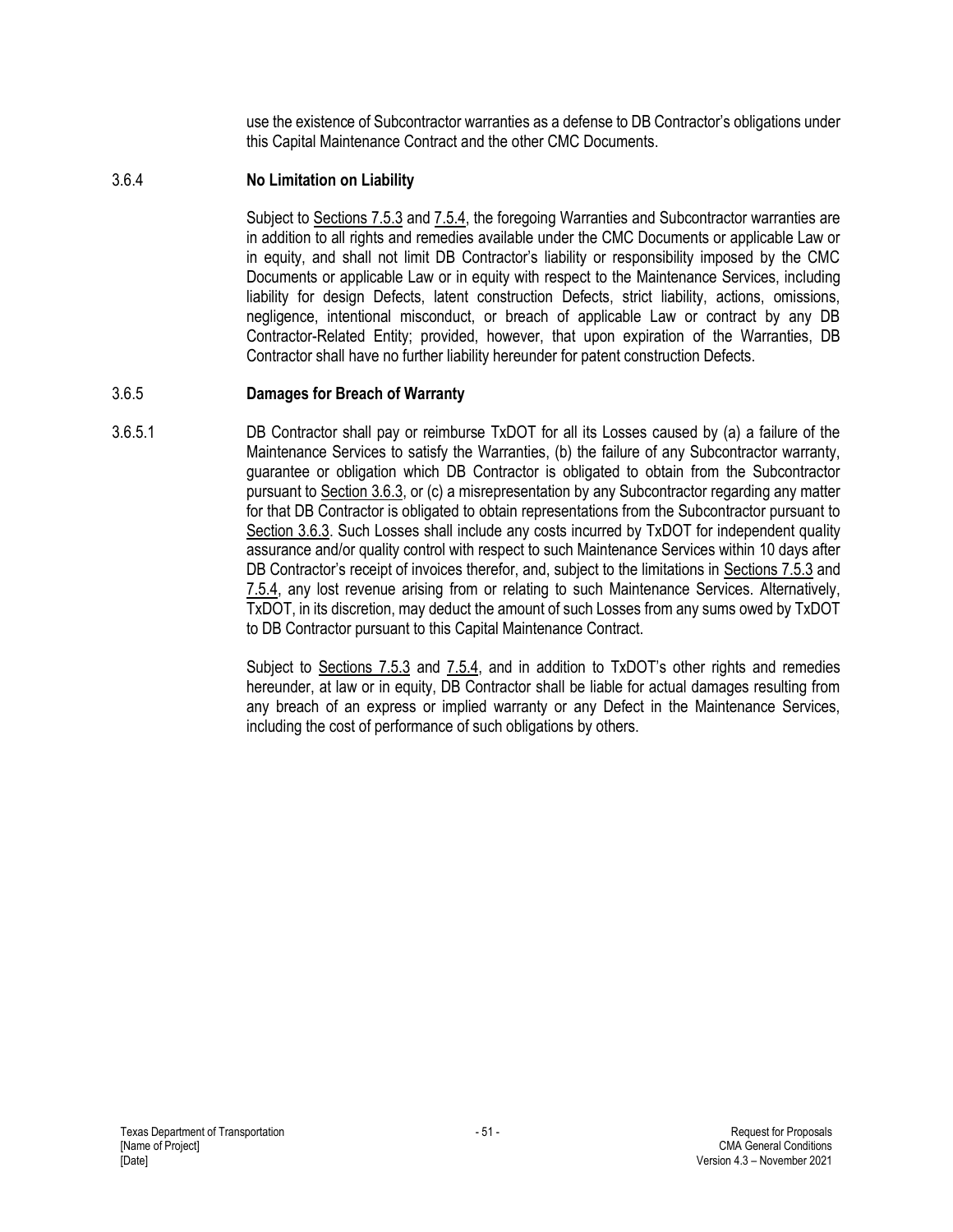use the existence of Subcontractor warranties as a defense to DB Contractor's obligations under this Capital Maintenance Contract and the other CMC Documents.

### 3.6.4 No Limitation on Liability

Subject to Sections 7.5.3 and 7.5.4, the foregoing Warranties and Subcontractor warranties are in addition to all rights and remedies available under the CMC Documents or applicable Law or in equity, and shall not limit DB Contractor's liability or responsibility imposed by the CMC Documents or applicable Law or in equity with respect to the Maintenance Services, including liability for design Defects, latent construction Defects, strict liability, actions, omissions, negligence, intentional misconduct, or breach of applicable Law or contract by any DB Contractor-Related Entity; provided, however, that upon expiration of the Warranties, DB Contractor shall have no further liability hereunder for patent construction Defects.

### 3.6.5 Damages for Breach of Warranty

3.6.5.1 DB Contractor shall pay or reimburse TxDOT for all its Losses caused by (a) a failure of the Maintenance Services to satisfy the Warranties, (b) the failure of any Subcontractor warranty, guarantee or obligation which DB Contractor is obligated to obtain from the Subcontractor pursuant to Section 3.6.3, or (c) a misrepresentation by any Subcontractor regarding any matter for that DB Contractor is obligated to obtain representations from the Subcontractor pursuant to Section 3.6.3. Such Losses shall include any costs incurred by TxDOT for independent quality assurance and/or quality control with respect to such Maintenance Services within 10 days after DB Contractor's receipt of invoices therefor, and, subject to the limitations in Sections 7.5.3 and 7.5.4, any lost revenue arising from or relating to such Maintenance Services. Alternatively, TxDOT, in its discretion, may deduct the amount of such Losses from any sums owed by TxDOT to DB Contractor pursuant to this Capital Maintenance Contract.

Subject to Sections 7.5.3 and 7.5.4, and in addition to TxDOT's other rights and remedies hereunder, at law or in equity, DB Contractor shall be liable for actual damages resulting from any breach of an express or implied warranty or any Defect in the Maintenance Services, including the cost of performance of such obligations by others.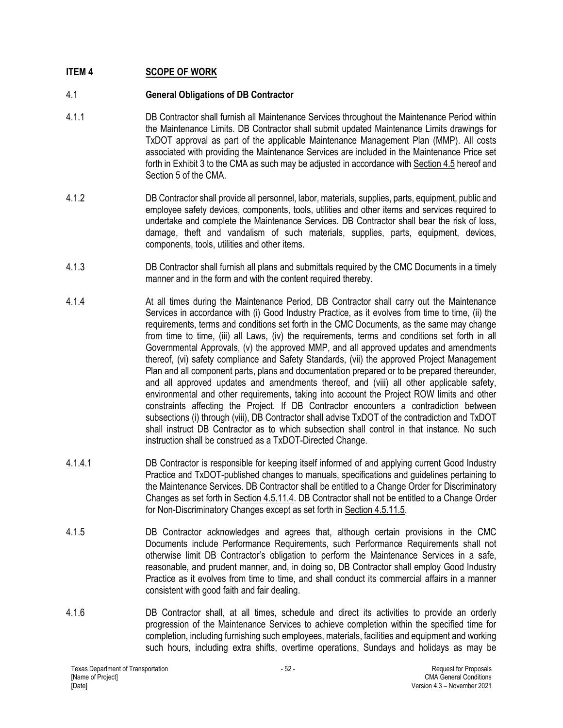## ITEM 4 SCOPE OF WORK

### 4.1 General Obligations of DB Contractor

4.1.1 DB Contractor shall furnish all Maintenance Services throughout the Maintenance Period within the Maintenance Limits. DB Contractor shall submit updated Maintenance Limits drawings for TxDOT approval as part of the applicable Maintenance Management Plan (MMP). All costs associated with providing the Maintenance Services are included in the Maintenance Price set forth in Exhibit 3 to the CMA as such may be adjusted in accordance with Section 4.5 hereof and Section 5 of the CMA.

4.1.2 DB Contractor shall provide all personnel, labor, materials, supplies, parts, equipment, public and employee safety devices, components, tools, utilities and other items and services required to undertake and complete the Maintenance Services. DB Contractor shall bear the risk of loss, damage, theft and vandalism of such materials, supplies, parts, equipment, devices, components, tools, utilities and other items.

4.1.3 DB Contractor shall furnish all plans and submittals required by the CMC Documents in a timely manner and in the form and with the content required thereby.

4.1.4 At all times during the Maintenance Period, DB Contractor shall carry out the Maintenance Services in accordance with (i) Good Industry Practice, as it evolves from time to time, (ii) the requirements, terms and conditions set forth in the CMC Documents, as the same may change from time to time, (iii) all Laws, (iv) the requirements, terms and conditions set forth in all Governmental Approvals, (v) the approved MMP, and all approved updates and amendments thereof, (vi) safety compliance and Safety Standards, (vii) the approved Project Management Plan and all component parts, plans and documentation prepared or to be prepared thereunder, and all approved updates and amendments thereof, and (viii) all other applicable safety, environmental and other requirements, taking into account the Project ROW limits and other constraints affecting the Project. If DB Contractor encounters a contradiction between subsections (i) through (viii), DB Contractor shall advise TxDOT of the contradiction and TxDOT shall instruct DB Contractor as to which subsection shall control in that instance. No such instruction shall be construed as a TxDOT-Directed Change.

4.1.4.1 DB Contractor is responsible for keeping itself informed of and applying current Good Industry Practice and TxDOT-published changes to manuals, specifications and guidelines pertaining to the Maintenance Services. DB Contractor shall be entitled to a Change Order for Discriminatory Changes as set forth in Section 4.5.11.4. DB Contractor shall not be entitled to a Change Order for Non-Discriminatory Changes except as set forth in Section 4.5.11.5.

4.1.5 DB Contractor acknowledges and agrees that, although certain provisions in the CMC Documents include Performance Requirements, such Performance Requirements shall not otherwise limit DB Contractor's obligation to perform the Maintenance Services in a safe, reasonable, and prudent manner, and, in doing so, DB Contractor shall employ Good Industry Practice as it evolves from time to time, and shall conduct its commercial affairs in a manner consistent with good faith and fair dealing.

4.1.6 DB Contractor shall, at all times, schedule and direct its activities to provide an orderly progression of the Maintenance Services to achieve completion within the specified time for completion, including furnishing such employees, materials, facilities and equipment and working such hours, including extra shifts, overtime operations, Sundays and holidays as may be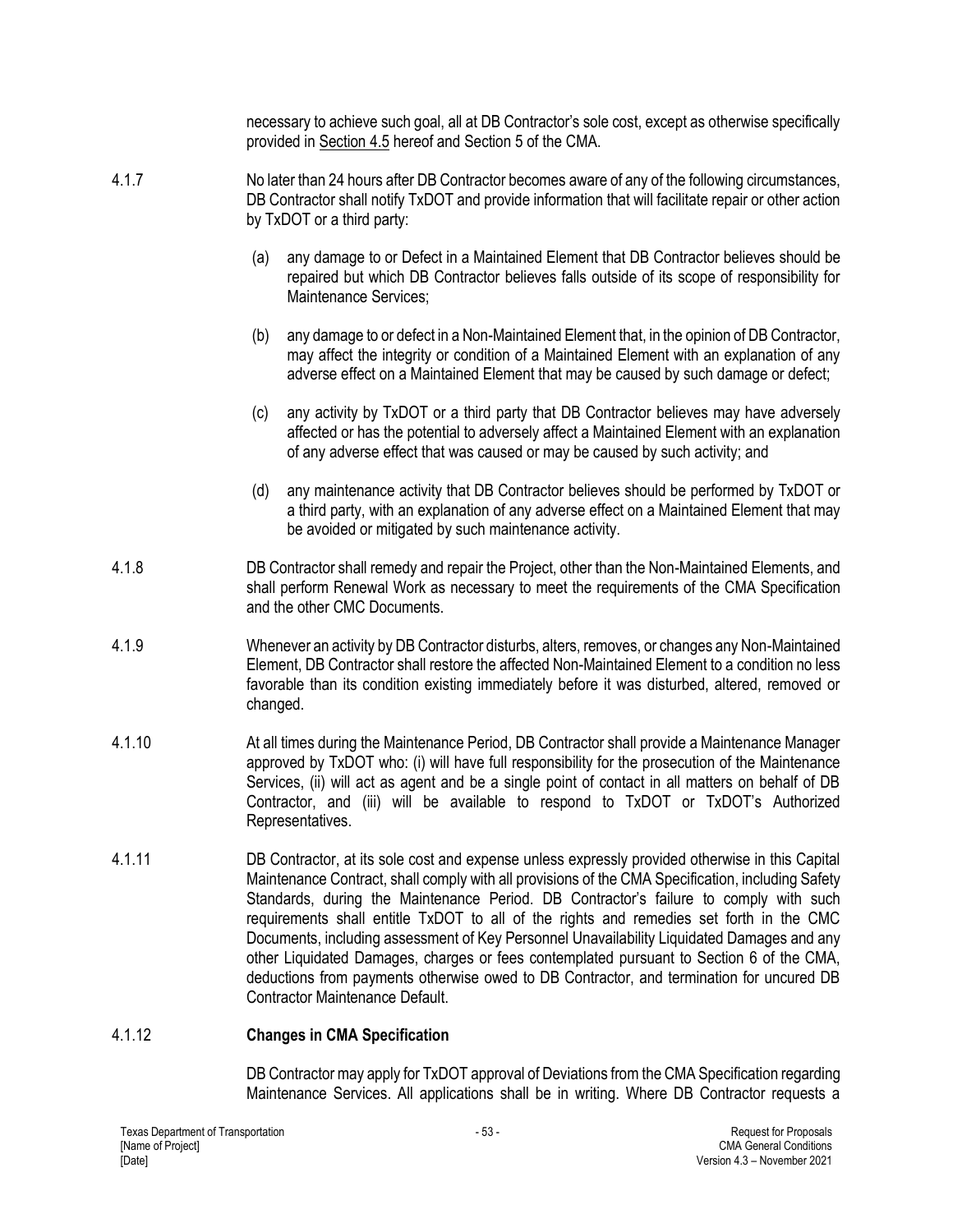necessary to achieve such goal, all at DB Contractor's sole cost, except as otherwise specifically provided in Section 4.5 hereof and Section 5 of the CMA.

4.1.7 No later than 24 hours after DB Contractor becomes aware of any of the following circumstances, DB Contractor shall notify TxDOT and provide information that will facilitate repair or other action by TxDOT or a third party:

(a) any damage to or Defect in a Maintained Element that DB Contractor believes should be repaired but which DB Contractor believes falls outside of its scope of responsibility for Maintenance Services;

(b) any damage to or defect in a Non-Maintained Element that, in the opinion of DB Contractor, may affect the integrity or condition of a Maintained Element with an explanation of any adverse effect on a Maintained Element that may be caused by such damage or defect;

(c) any activity by TxDOT or a third party that DB Contractor believes may have adversely affected or has the potential to adversely affect a Maintained Element with an explanation of any adverse effect that was caused or may be caused by such activity; and

(d) any maintenance activity that DB Contractor believes should be performed by TxDOT or a third party, with an explanation of any adverse effect on a Maintained Element that may be avoided or mitigated by such maintenance activity.

4.1.8 DB Contractor shall remedy and repair the Project, other than the Non-Maintained Elements, and shall perform Renewal Work as necessary to meet the requirements of the CMA Specification and the other CMC Documents.

4.1.9 Whenever an activity by DB Contractor disturbs, alters, removes, or changes any Non-Maintained Element, DB Contractor shall restore the affected Non-Maintained Element to a condition no less favorable than its condition existing immediately before it was disturbed, altered, removed or changed.

4.1.10 At all times during the Maintenance Period, DB Contractor shall provide a Maintenance Manager approved by TxDOT who: (i) will have full responsibility for the prosecution of the Maintenance Services, (ii) will act as agent and be a single point of contact in all matters on behalf of DB Contractor, and (iii) will be available to respond to TxDOT or TxDOT's Authorized Representatives.

4.1.11 DB Contractor, at its sole cost and expense unless expressly provided otherwise in this Capital Maintenance Contract, shall comply with all provisions of the CMA Specification, including Safety Standards, during the Maintenance Period. DB Contractor's failure to comply with such requirements shall entitle TxDOT to all of the rights and remedies set forth in the CMC Documents, including assessment of Key Personnel Unavailability Liquidated Damages and any other Liquidated Damages, charges or fees contemplated pursuant to Section 6 of the CMA, deductions from payments otherwise owed to DB Contractor, and termination for uncured DB Contractor Maintenance Default.

### 4.1.12 Changes in CMA Specification

DB Contractor may apply for TxDOT approval of Deviations from the CMA Specification regarding Maintenance Services. All applications shall be in writing. Where DB Contractor requests a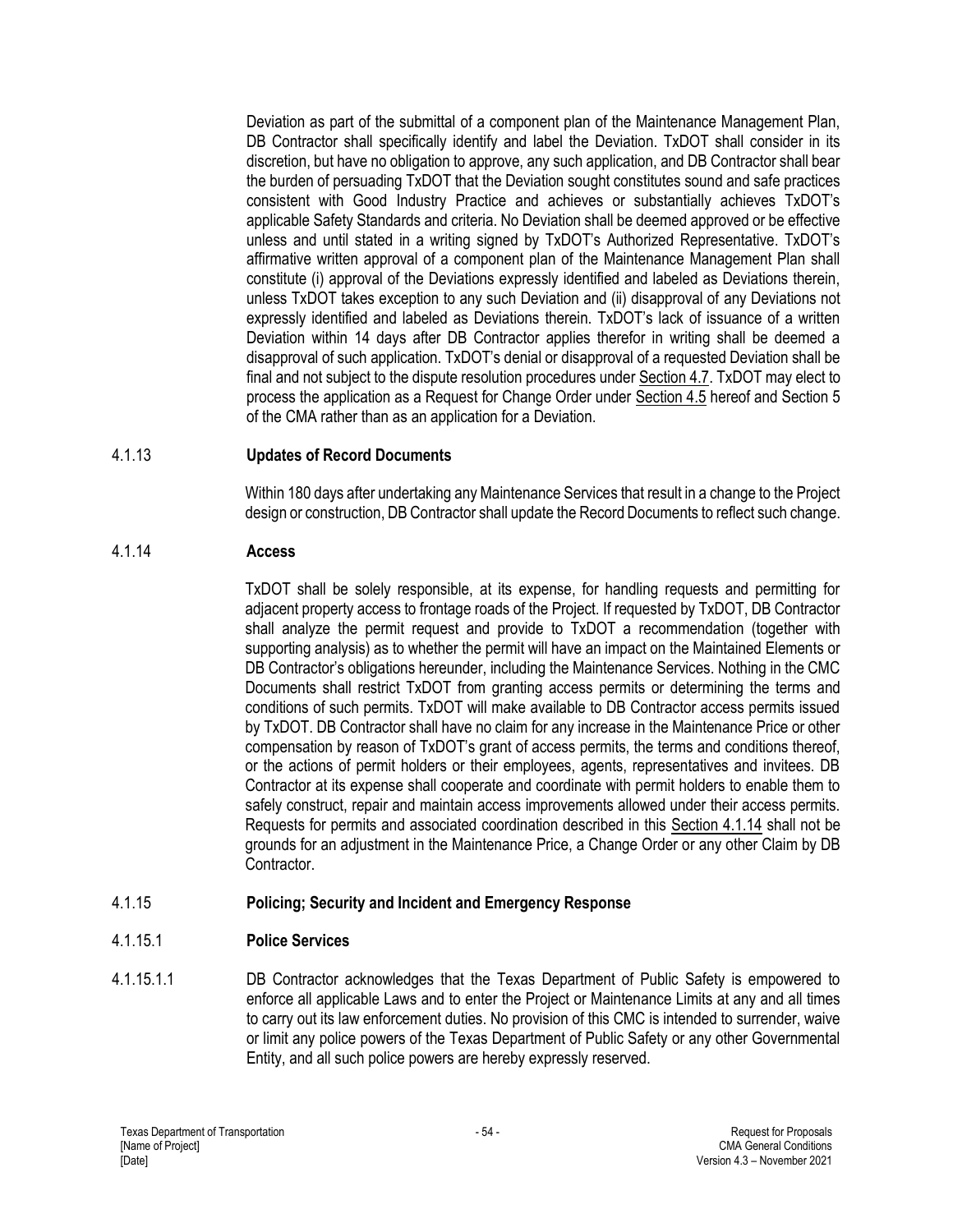Deviation as part of the submittal of a component plan of the Maintenance Management Plan, DB Contractor shall specifically identify and label the Deviation. TxDOT shall consider in its discretion, but have no obligation to approve, any such application, and DB Contractor shall bear the burden of persuading TxDOT that the Deviation sought constitutes sound and safe practices consistent with Good Industry Practice and achieves or substantially achieves TxDOT's applicable Safety Standards and criteria. No Deviation shall be deemed approved or be effective unless and until stated in a writing signed by TxDOT's Authorized Representative. TxDOT's affirmative written approval of a component plan of the Maintenance Management Plan shall constitute (i) approval of the Deviations expressly identified and labeled as Deviations therein, unless TxDOT takes exception to any such Deviation and (ii) disapproval of any Deviations not expressly identified and labeled as Deviations therein. TxDOT's lack of issuance of a written Deviation within 14 days after DB Contractor applies therefor in writing shall be deemed a disapproval of such application. TxDOT's denial or disapproval of a requested Deviation shall be final and not subject to the dispute resolution procedures under Section 4.7. TxDOT may elect to process the application as a Request for Change Order under Section 4.5 hereof and Section 5 of the CMA rather than as an application for a Deviation.

### 4.1.13 Updates of Record Documents

Within 180 days after undertaking any Maintenance Services that result in a change to the Project design or construction, DB Contractor shall update the Record Documents to reflect such change.

### 4.1.14 Access

TxDOT shall be solely responsible, at its expense, for handling requests and permitting for adjacent property access to frontage roads of the Project. If requested by TxDOT, DB Contractor shall analyze the permit request and provide to TxDOT a recommendation (together with supporting analysis) as to whether the permit will have an impact on the Maintained Elements or DB Contractor's obligations hereunder, including the Maintenance Services. Nothing in the CMC Documents shall restrict TxDOT from granting access permits or determining the terms and conditions of such permits. TxDOT will make available to DB Contractor access permits issued by TxDOT. DB Contractor shall have no claim for any increase in the Maintenance Price or other compensation by reason of TxDOT's grant of access permits, the terms and conditions thereof, or the actions of permit holders or their employees, agents, representatives and invitees. DB Contractor at its expense shall cooperate and coordinate with permit holders to enable them to safely construct, repair and maintain access improvements allowed under their access permits. Requests for permits and associated coordination described in this Section 4.1.14 shall not be grounds for an adjustment in the Maintenance Price, a Change Order or any other Claim by DB Contractor.

### 4.1.15 Policing; Security and Incident and Emergency Response

#### 4.1.15.1 Police Services

4.1.15.1.1 DB Contractor acknowledges that the Texas Department of Public Safety is empowered to enforce all applicable Laws and to enter the Project or Maintenance Limits at any and all times to carry out its law enforcement duties. No provision of this CMC is intended to surrender, waive or limit any police powers of the Texas Department of Public Safety or any other Governmental Entity, and all such police powers are hereby expressly reserved.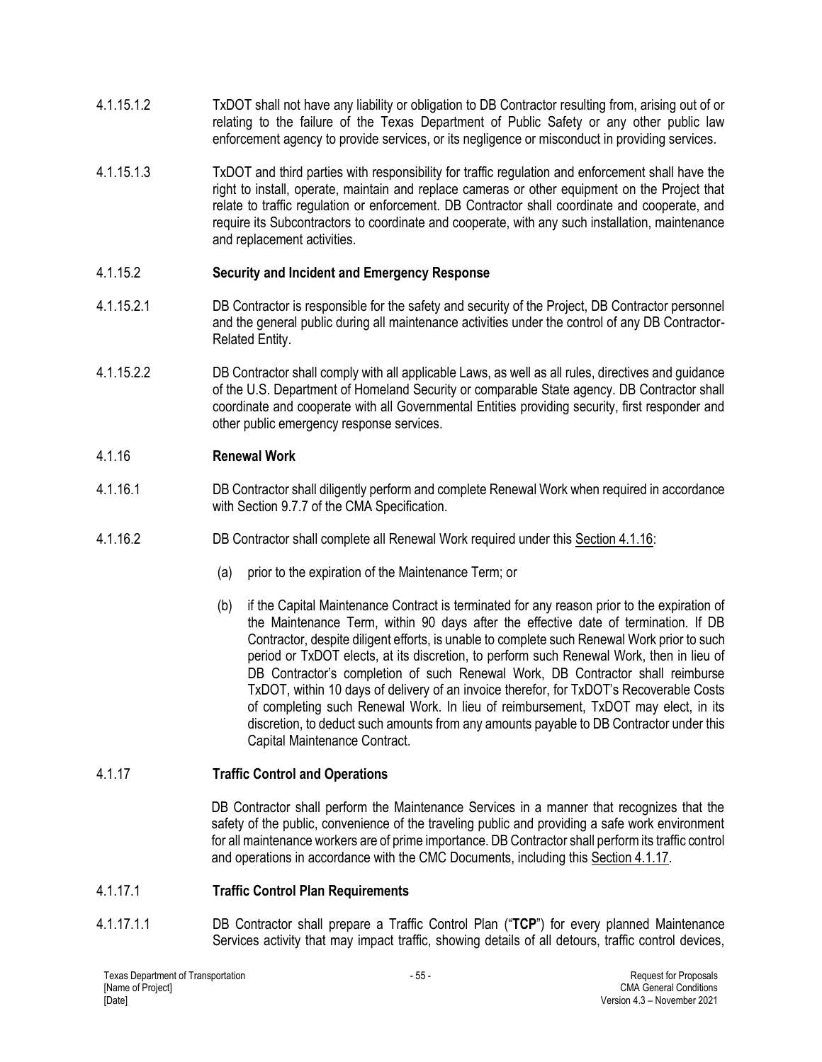4.1.15.1.2 TxDOT shall not have any liability or obligation to DB Contractor resulting from, arising out of or relating to the failure of the Texas Department of Public Safety or any other public law enforcement agency to provide services, or its negligence or misconduct in providing services.

4.1.15.1.3 TxDOT and third parties with responsibility for traffic regulation and enforcement shall have the right to install, operate, maintain and replace cameras or other equipment on the Project that relate to traffic regulation or enforcement. DB Contractor shall coordinate and cooperate, and require its Subcontractors to coordinate and cooperate, with any such installation, maintenance and replacement activities.

#### 4.1.15.2 Security and Incident and Emergency Response

4.1.15.2.1 DB Contractor is responsible for the safety and security of the Project, DB Contractor personnel and the general public during all maintenance activities under the control of any DB Contractor-Related Entity.

4.1.15.2.2 DB Contractor shall comply with all applicable Laws, as well as all rules, directives and guidance of the U.S. Department of Homeland Security or comparable State agency. DB Contractor shall coordinate and cooperate with all Governmental Entities providing security, first responder and other public emergency response services.

### 4.1.16 Renewal Work

4.1.16.1 DB Contractor shall diligently perform and complete Renewal Work when required in accordance with Section 9.7.7 of the CMA Specification.

4.1.16.2 DB Contractor shall complete all Renewal Work required under this Section 4.1.16:

(a) prior to the expiration of the Maintenance Term; or

(b) if the Capital Maintenance Contract is terminated for any reason prior to the expiration of the Maintenance Term, within 90 days after the effective date of termination. If DB Contractor, despite diligent efforts, is unable to complete such Renewal Work prior to such period or TxDOT elects, at its discretion, to perform such Renewal Work, then in lieu of DB Contractor's completion of such Renewal Work, DB Contractor shall reimburse TxDOT, within 10 days of delivery of an invoice therefor, for TxDOT's Recoverable Costs of completing such Renewal Work. In lieu of reimbursement, TxDOT may elect, in its discretion, to deduct such amounts from any amounts payable to DB Contractor under this Capital Maintenance Contract.

### 4.1.17 Traffic Control and Operations

DB Contractor shall perform the Maintenance Services in a manner that recognizes that the safety of the public, convenience of the traveling public and providing a safe work environment for all maintenance workers are of prime importance. DB Contractor shall perform its traffic control and operations in accordance with the CMC Documents, including this Section 4.1.17.

#### 4.1.17.1 Traffic Control Plan Requirements

4.1.17.1.1 DB Contractor shall prepare a Traffic Control Plan ("**TCP**") for every planned Maintenance Services activity that may impact traffic, showing details of all detours, traffic control devices,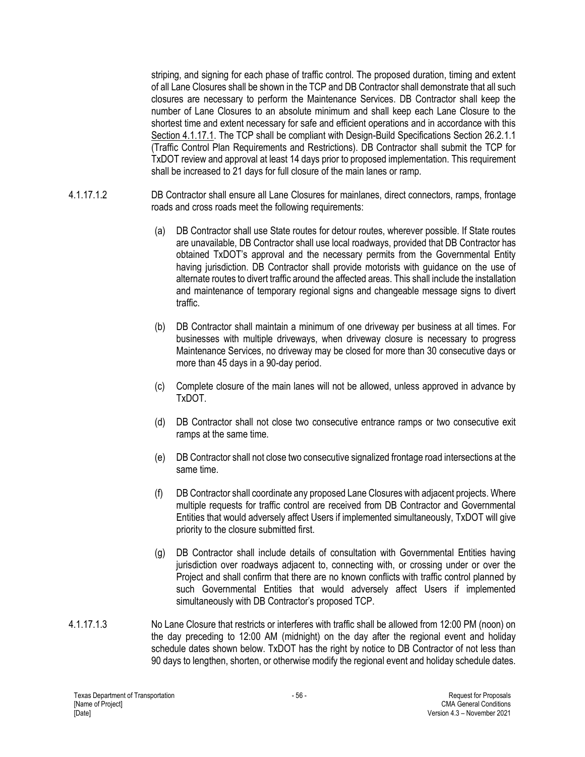striping, and signing for each phase of traffic control. The proposed duration, timing and extent of all Lane Closures shall be shown in the TCP and DB Contractor shall demonstrate that all such closures are necessary to perform the Maintenance Services. DB Contractor shall keep the number of Lane Closures to an absolute minimum and shall keep each Lane Closure to the shortest time and extent necessary for safe and efficient operations and in accordance with this Section 4.1.17.1. The TCP shall be compliant with Design-Build Specifications Section 26.2.1.1 (Traffic Control Plan Requirements and Restrictions). DB Contractor shall submit the TCP for TxDOT review and approval at least 14 days prior to proposed implementation. This requirement shall be increased to 21 days for full closure of the main lanes or ramp.

4.1.17.1.2 DB Contractor shall ensure all Lane Closures for mainlanes, direct connectors, ramps, frontage roads and cross roads meet the following requirements:

(a) DB Contractor shall use State routes for detour routes, wherever possible. If State routes are unavailable, DB Contractor shall use local roadways, provided that DB Contractor has obtained TxDOT's approval and the necessary permits from the Governmental Entity having jurisdiction. DB Contractor shall provide motorists with guidance on the use of alternate routes to divert traffic around the affected areas. This shall include the installation and maintenance of temporary regional signs and changeable message signs to divert traffic.

(b) DB Contractor shall maintain a minimum of one driveway per business at all times. For businesses with multiple driveways, when driveway closure is necessary to progress Maintenance Services, no driveway may be closed for more than 30 consecutive days or more than 45 days in a 90-day period.

(c) Complete closure of the main lanes will not be allowed, unless approved in advance by TxDOT.

(d) DB Contractor shall not close two consecutive entrance ramps or two consecutive exit ramps at the same time.

(e) DB Contractor shall not close two consecutive signalized frontage road intersections at the same time.

(f) DB Contractor shall coordinate any proposed Lane Closures with adjacent projects. Where multiple requests for traffic control are received from DB Contractor and Governmental Entities that would adversely affect Users if implemented simultaneously, TxDOT will give priority to the closure submitted first.

(g) DB Contractor shall include details of consultation with Governmental Entities having jurisdiction over roadways adjacent to, connecting with, or crossing under or over the Project and shall confirm that there are no known conflicts with traffic control planned by such Governmental Entities that would adversely affect Users if implemented simultaneously with DB Contractor's proposed TCP.

4.1.17.1.3 No Lane Closure that restricts or interferes with traffic shall be allowed from 12:00 PM (noon) on the day preceding to 12:00 AM (midnight) on the day after the regional event and holiday schedule dates shown below. TxDOT has the right by notice to DB Contractor of not less than 90 days to lengthen, shorten, or otherwise modify the regional event and holiday schedule dates.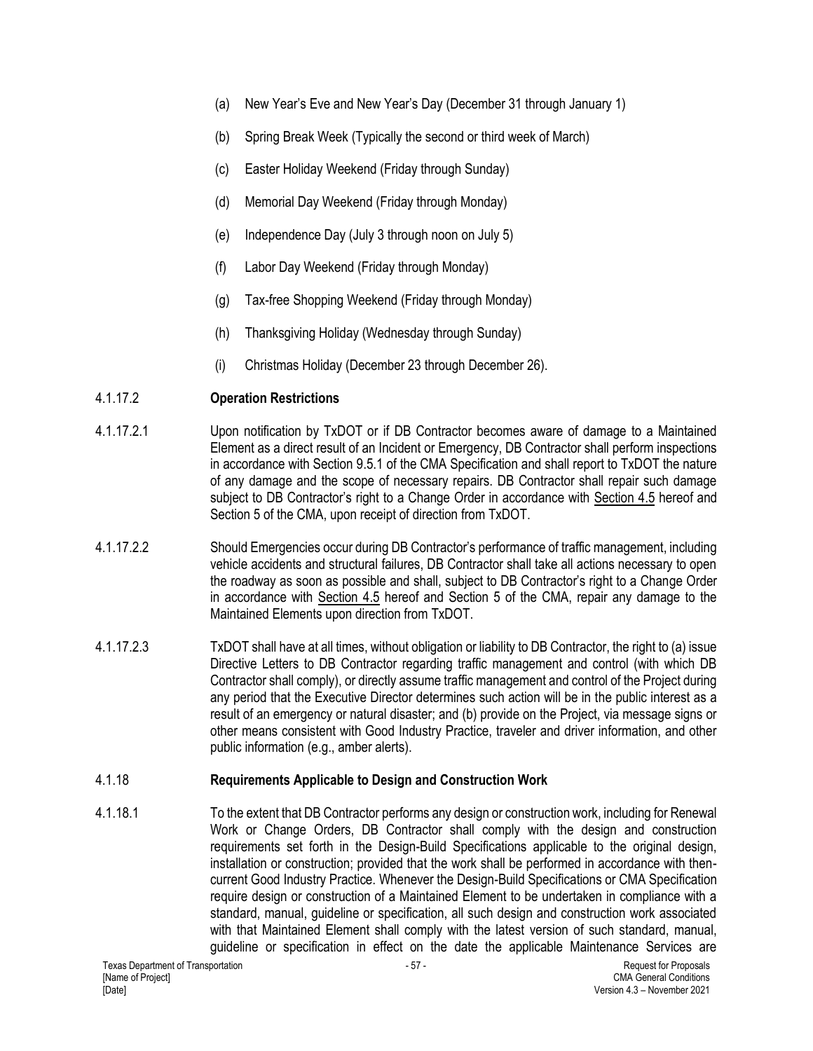(a) New Year's Eve and New Year's Day (December 31 through January 1)

(b) Spring Break Week (Typically the second or third week of March)

(c) Easter Holiday Weekend (Friday through Sunday)

(d) Memorial Day Weekend (Friday through Monday)

(e) Independence Day (July 3 through noon on July 5)

(f) Labor Day Weekend (Friday through Monday)

(g) Tax-free Shopping Weekend (Friday through Monday)

(h) Thanksgiving Holiday (Wednesday through Sunday)

(i) Christmas Holiday (December 23 through December 26).

#### 4.1.17.2 **Operation Restrictions**

4.1.17.2.1 Upon notification by TxDOT or if DB Contractor becomes aware of damage to a Maintained Element as a direct result of an Incident or Emergency, DB Contractor shall perform inspections in accordance with Section 9.5.1 of the CMA Specification and shall report to TxDOT the nature of any damage and the scope of necessary repairs. DB Contractor shall repair such damage subject to DB Contractor's right to a Change Order in accordance with Section 4.5 hereof and Section 5 of the CMA, upon receipt of direction from TxDOT.

4.1.17.2.2 Should Emergencies occur during DB Contractor's performance of traffic management, including vehicle accidents and structural failures, DB Contractor shall take all actions necessary to open the roadway as soon as possible and shall, subject to DB Contractor's right to a Change Order in accordance with Section 4.5 hereof and Section 5 of the CMA, repair any damage to the Maintained Elements upon direction from TxDOT.

4.1.17.2.3 TxDOT shall have at all times, without obligation or liability to DB Contractor, the right to (a) issue Directive Letters to DB Contractor regarding traffic management and control (with which DB Contractor shall comply), or directly assume traffic management and control of the Project during any period that the Executive Director determines such action will be in the public interest as a result of an emergency or natural disaster; and (b) provide on the Project, via message signs or other means consistent with Good Industry Practice, traveler and driver information, and other public information (e.g., amber alerts).

### 4.1.18 **Requirements Applicable to Design and Construction Work**

4.1.18.1 To the extent that DB Contractor performs any design or construction work, including for Renewal Work or Change Orders, DB Contractor shall comply with the design and construction requirements set forth in the Design-Build Specifications applicable to the original design, installation or construction; provided that the work shall be performed in accordance with then-current Good Industry Practice. Whenever the Design-Build Specifications or CMA Specification require design or construction of a Maintained Element to be undertaken in compliance with a standard, manual, guideline or specification, all such design and construction work associated with that Maintained Element shall comply with the latest version of such standard, manual, guideline or specification in effect on the date the applicable Maintenance Services are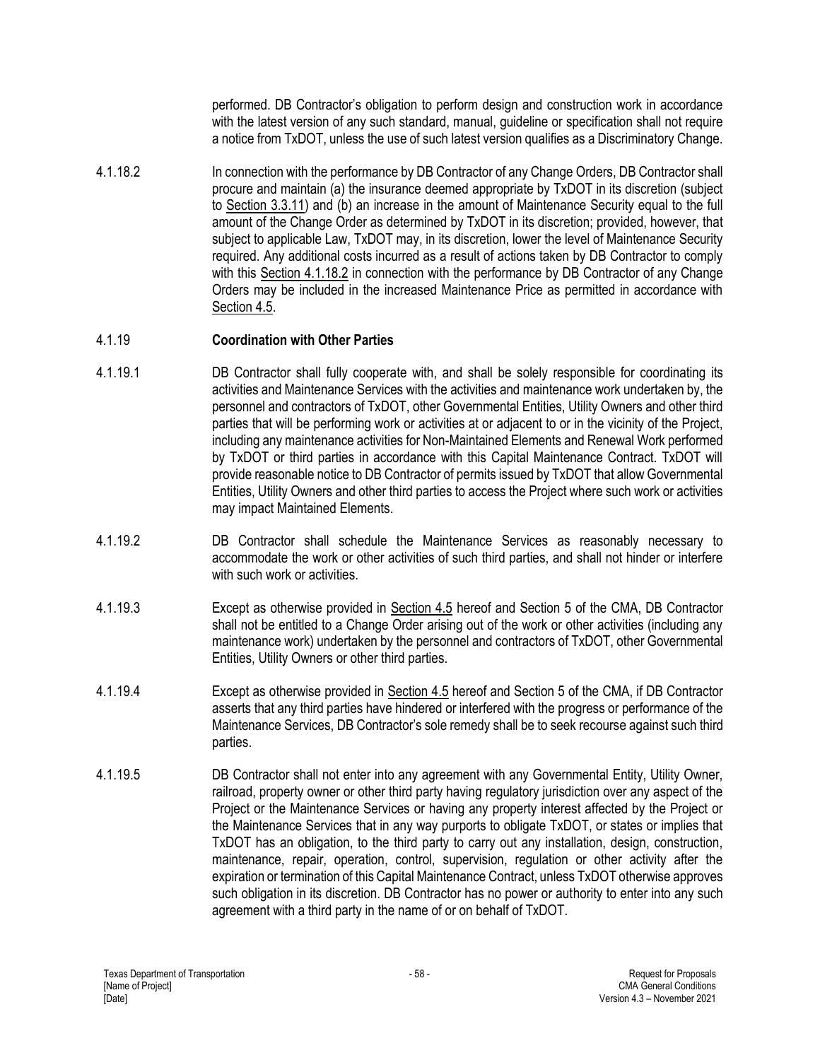performed. DB Contractor's obligation to perform design and construction work in accordance with the latest version of any such standard, manual, guideline or specification shall not require a notice from TxDOT, unless the use of such latest version qualifies as a Discriminatory Change.

4.1.18.2 In connection with the performance by DB Contractor of any Change Orders, DB Contractor shall procure and maintain (a) the insurance deemed appropriate by TxDOT in its discretion (subject to Section 3.3.11) and (b) an increase in the amount of Maintenance Security equal to the full amount of the Change Order as determined by TxDOT in its discretion; provided, however, that subject to applicable Law, TxDOT may, in its discretion, lower the level of Maintenance Security required. Any additional costs incurred as a result of actions taken by DB Contractor to comply with this Section 4.1.18.2 in connection with the performance by DB Contractor of any Change Orders may be included in the increased Maintenance Price as permitted in accordance with Section 4.5.

### 4.1.19 Coordination with Other Parties

4.1.19.1 DB Contractor shall fully cooperate with, and shall be solely responsible for coordinating its activities and Maintenance Services with the activities and maintenance work undertaken by, the personnel and contractors of TxDOT, other Governmental Entities, Utility Owners and other third parties that will be performing work or activities at or adjacent to or in the vicinity of the Project, including any maintenance activities for Non-Maintained Elements and Renewal Work performed by TxDOT or third parties in accordance with this Capital Maintenance Contract. TxDOT will provide reasonable notice to DB Contractor of permits issued by TxDOT that allow Governmental Entities, Utility Owners and other third parties to access the Project where such work or activities may impact Maintained Elements.

4.1.19.2 DB Contractor shall schedule the Maintenance Services as reasonably necessary to accommodate the work or other activities of such third parties, and shall not hinder or interfere with such work or activities.

4.1.19.3 Except as otherwise provided in Section 4.5 hereof and Section 5 of the CMA, DB Contractor shall not be entitled to a Change Order arising out of the work or other activities (including any maintenance work) undertaken by the personnel and contractors of TxDOT, other Governmental Entities, Utility Owners or other third parties.

4.1.19.4 Except as otherwise provided in Section 4.5 hereof and Section 5 of the CMA, if DB Contractor asserts that any third parties have hindered or interfered with the progress or performance of the Maintenance Services, DB Contractor's sole remedy shall be to seek recourse against such third parties.

4.1.19.5 DB Contractor shall not enter into any agreement with any Governmental Entity, Utility Owner, railroad, property owner or other third party having regulatory jurisdiction over any aspect of the Project or the Maintenance Services or having any property interest affected by the Project or the Maintenance Services that in any way purports to obligate TxDOT, or states or implies that TxDOT has an obligation, to the third party to carry out any installation, design, construction, maintenance, repair, operation, control, supervision, regulation or other activity after the expiration or termination of this Capital Maintenance Contract, unless TxDOT otherwise approves such obligation in its discretion. DB Contractor has no power or authority to enter into any such agreement with a third party in the name of or on behalf of TxDOT.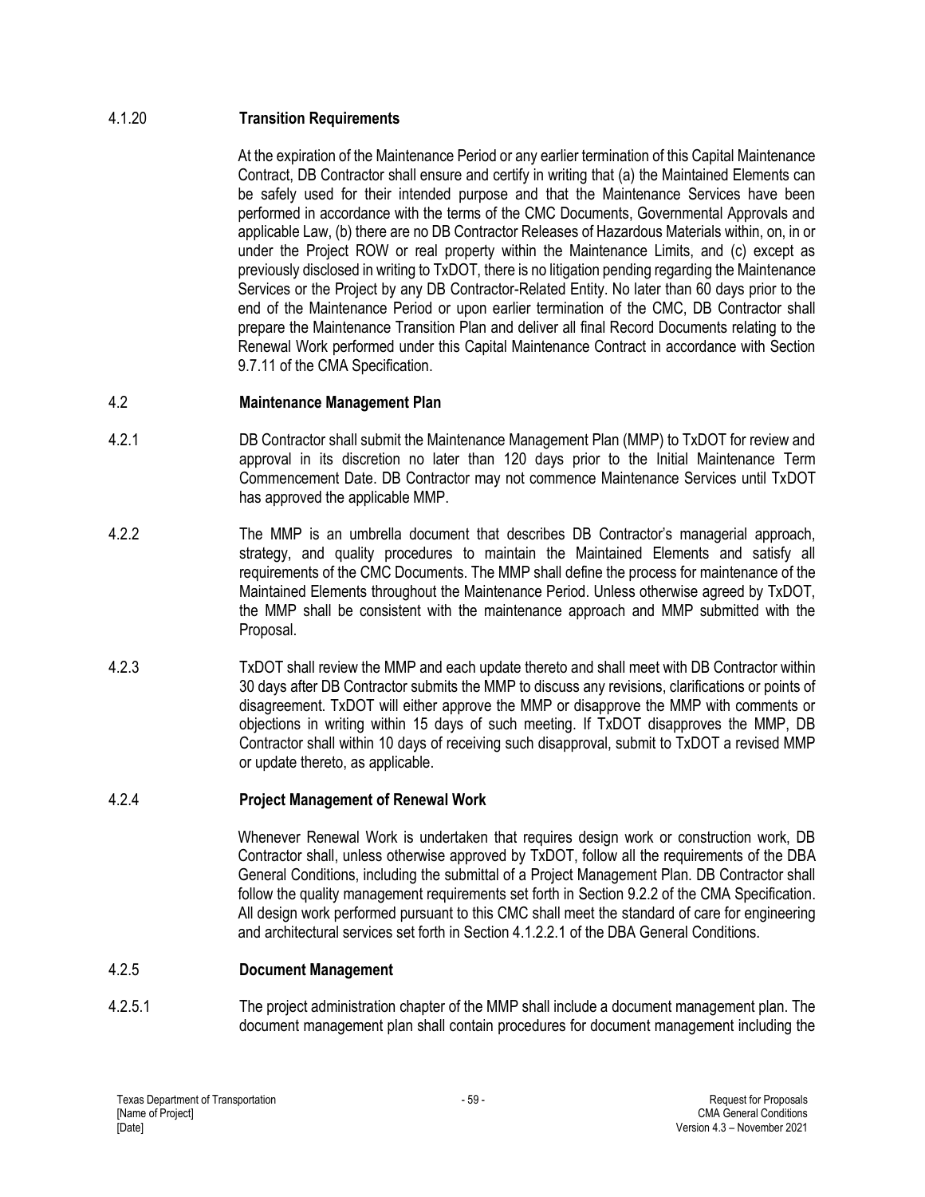#### 4.1.20 **Transition Requirements**

At the expiration of the Maintenance Period or any earlier termination of this Capital Maintenance Contract, DB Contractor shall ensure and certify in writing that (a) the Maintained Elements can be safely used for their intended purpose and that the Maintenance Services have been performed in accordance with the terms of the CMC Documents, Governmental Approvals and applicable Law, (b) there are no DB Contractor Releases of Hazardous Materials within, on, in or under the Project ROW or real property within the Maintenance Limits, and (c) except as previously disclosed in writing to TxDOT, there is no litigation pending regarding the Maintenance Services or the Project by any DB Contractor-Related Entity. No later than 60 days prior to the end of the Maintenance Period or upon earlier termination of the CMC, DB Contractor shall prepare the Maintenance Transition Plan and deliver all final Record Documents relating to the Renewal Work performed under this Capital Maintenance Contract in accordance with Section 9.7.11 of the CMA Specification.

### 4.2 **Maintenance Management Plan**

4.2.1 DB Contractor shall submit the Maintenance Management Plan (MMP) to TxDOT for review and approval in its discretion no later than 120 days prior to the Initial Maintenance Term Commencement Date. DB Contractor may not commence Maintenance Services until TxDOT has approved the applicable MMP.

4.2.2 The MMP is an umbrella document that describes DB Contractor's managerial approach, strategy, and quality procedures to maintain the Maintained Elements and satisfy all requirements of the CMC Documents. The MMP shall define the process for maintenance of the Maintained Elements throughout the Maintenance Period. Unless otherwise agreed by TxDOT, the MMP shall be consistent with the maintenance approach and MMP submitted with the Proposal.

4.2.3 TxDOT shall review the MMP and each update thereto and shall meet with DB Contractor within 30 days after DB Contractor submits the MMP to discuss any revisions, clarifications or points of disagreement. TxDOT will either approve the MMP or disapprove the MMP with comments or objections in writing within 15 days of such meeting. If TxDOT disapproves the MMP, DB Contractor shall within 10 days of receiving such disapproval, submit to TxDOT a revised MMP or update thereto, as applicable.

#### 4.2.4 **Project Management of Renewal Work**

Whenever Renewal Work is undertaken that requires design work or construction work, DB Contractor shall, unless otherwise approved by TxDOT, follow all the requirements of the DBA General Conditions, including the submittal of a Project Management Plan. DB Contractor shall follow the quality management requirements set forth in Section 9.2.2 of the CMA Specification. All design work performed pursuant to this CMC shall meet the standard of care for engineering and architectural services set forth in Section 4.1.2.2.1 of the DBA General Conditions.

#### 4.2.5 **Document Management**

4.2.5.1 The project administration chapter of the MMP shall include a document management plan. The document management plan shall contain procedures for document management including the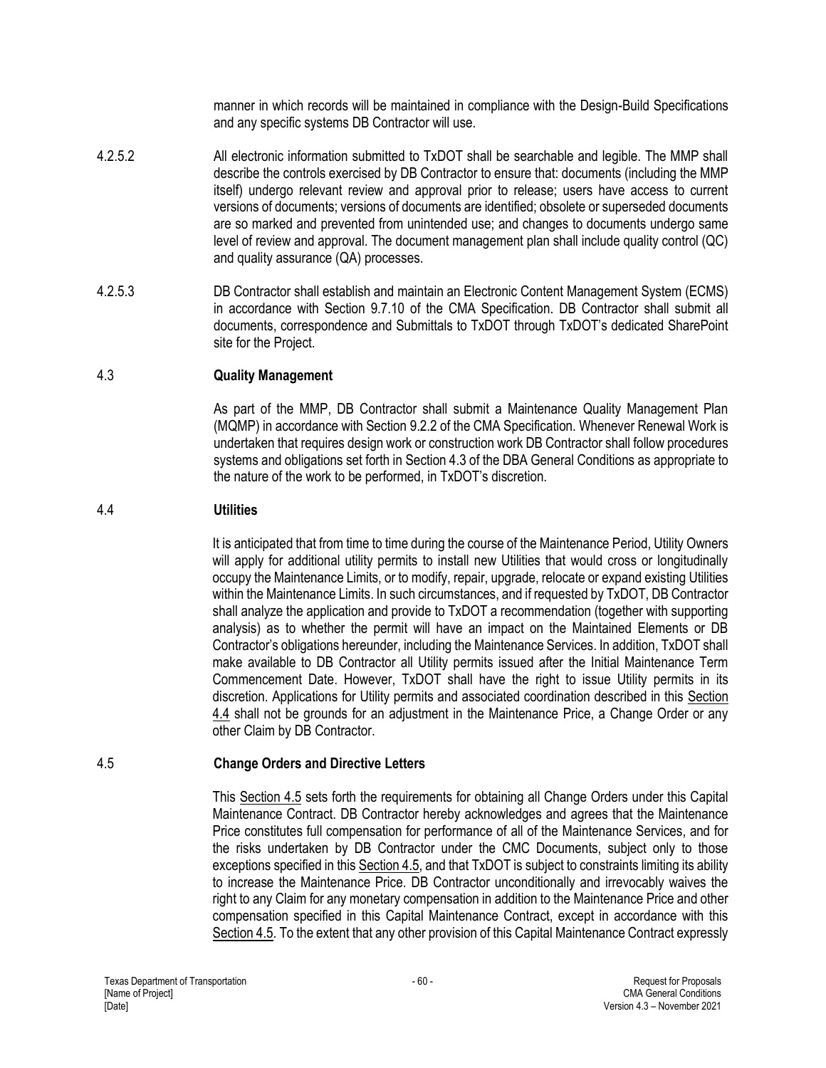manner in which records will be maintained in compliance with the Design-Build Specifications and any specific systems DB Contractor will use.

4.2.5.2 All electronic information submitted to TxDOT shall be searchable and legible. The MMP shall describe the controls exercised by DB Contractor to ensure that: documents (including the MMP itself) undergo relevant review and approval prior to release; users have access to current versions of documents; versions of documents are identified; obsolete or superseded documents are so marked and prevented from unintended use; and changes to documents undergo same level of review and approval. The document management plan shall include quality control (QC) and quality assurance (QA) processes.

4.2.5.3 DB Contractor shall establish and maintain an Electronic Content Management System (ECMS) in accordance with Section 9.7.10 of the CMA Specification. DB Contractor shall submit all documents, correspondence and Submittals to TxDOT through TxDOT's dedicated SharePoint site for the Project.

## 4.3 Quality Management

As part of the MMP, DB Contractor shall submit a Maintenance Quality Management Plan (MQMP) in accordance with Section 9.2.2 of the CMA Specification. Whenever Renewal Work is undertaken that requires design work or construction work DB Contractor shall follow procedures systems and obligations set forth in Section 4.3 of the DBA General Conditions as appropriate to the nature of the work to be performed, in TxDOT's discretion.

## 4.4 Utilities

It is anticipated that from time to time during the course of the Maintenance Period, Utility Owners will apply for additional utility permits to install new Utilities that would cross or longitudinally occupy the Maintenance Limits, or to modify, repair, upgrade, relocate or expand existing Utilities within the Maintenance Limits. In such circumstances, and if requested by TxDOT, DB Contractor shall analyze the application and provide to TxDOT a recommendation (together with supporting analysis) as to whether the permit will have an impact on the Maintained Elements or DB Contractor's obligations hereunder, including the Maintenance Services. In addition, TxDOT shall make available to DB Contractor all Utility permits issued after the Initial Maintenance Term Commencement Date. However, TxDOT shall have the right to issue Utility permits in its discretion. Applications for Utility permits and associated coordination described in this Section 4.4 shall not be grounds for an adjustment in the Maintenance Price, a Change Order or any other Claim by DB Contractor.

## 4.5 Change Orders and Directive Letters

This Section 4.5 sets forth the requirements for obtaining all Change Orders under this Capital Maintenance Contract. DB Contractor hereby acknowledges and agrees that the Maintenance Price constitutes full compensation for performance of all of the Maintenance Services, and for the risks undertaken by DB Contractor under the CMC Documents, subject only to those exceptions specified in this Section 4.5, and that TxDOT is subject to constraints limiting its ability to increase the Maintenance Price. DB Contractor unconditionally and irrevocably waives the right to any Claim for any monetary compensation in addition to the Maintenance Price and other compensation specified in this Capital Maintenance Contract, except in accordance with this Section 4.5. To the extent that any other provision of this Capital Maintenance Contract expressly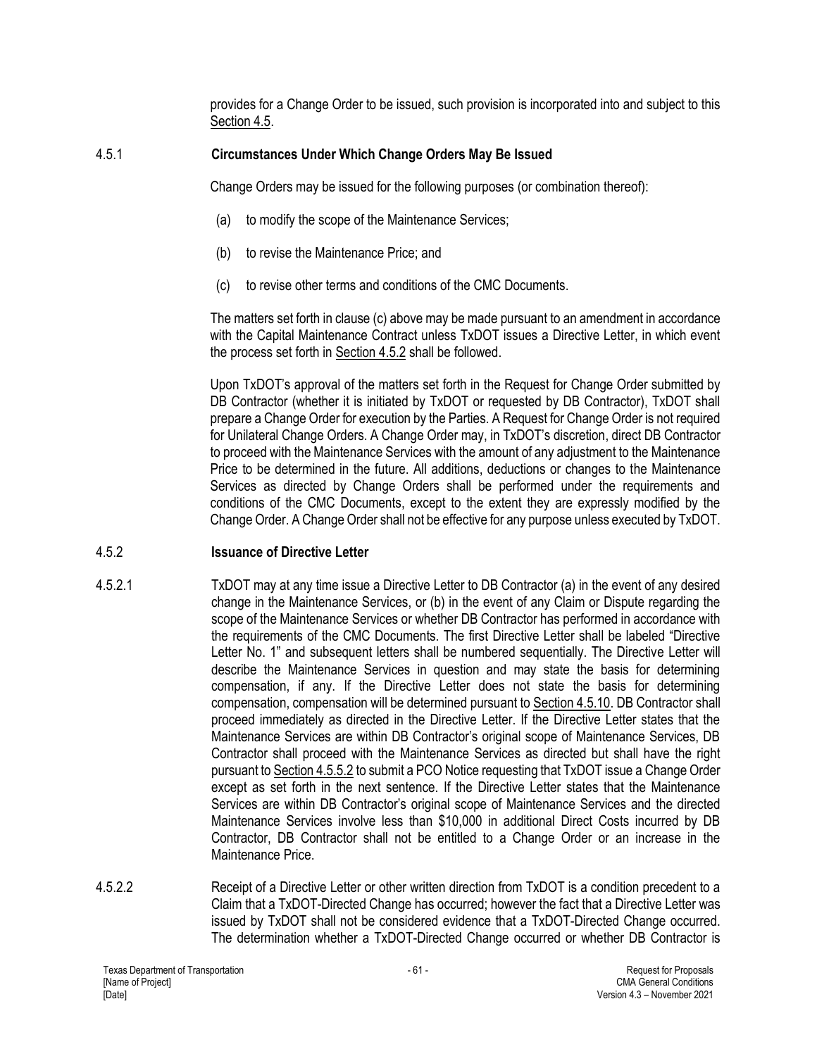provides for a Change Order to be issued, such provision is incorporated into and subject to this Section 4.5.

### 4.5.1 Circumstances Under Which Change Orders May Be Issued

Change Orders may be issued for the following purposes (or combination thereof):

(a) to modify the scope of the Maintenance Services;

(b) to revise the Maintenance Price; and

(c) to revise other terms and conditions of the CMC Documents.

The matters set forth in clause (c) above may be made pursuant to an amendment in accordance with the Capital Maintenance Contract unless TxDOT issues a Directive Letter, in which event the process set forth in Section 4.5.2 shall be followed.

Upon TxDOT's approval of the matters set forth in the Request for Change Order submitted by DB Contractor (whether it is initiated by TxDOT or requested by DB Contractor), TxDOT shall prepare a Change Order for execution by the Parties. A Request for Change Order is not required for Unilateral Change Orders. A Change Order may, in TxDOT's discretion, direct DB Contractor to proceed with the Maintenance Services with the amount of any adjustment to the Maintenance Price to be determined in the future. All additions, deductions or changes to the Maintenance Services as directed by Change Orders shall be performed under the requirements and conditions of the CMC Documents, except to the extent they are expressly modified by the Change Order. A Change Order shall not be effective for any purpose unless executed by TxDOT.

### 4.5.2 Issuance of Directive Letter

4.5.2.1 TxDOT may at any time issue a Directive Letter to DB Contractor (a) in the event of any desired change in the Maintenance Services, or (b) in the event of any Claim or Dispute regarding the scope of the Maintenance Services or whether DB Contractor has performed in accordance with the requirements of the CMC Documents. The first Directive Letter shall be labeled "Directive Letter No. 1" and subsequent letters shall be numbered sequentially. The Directive Letter will describe the Maintenance Services in question and may state the basis for determining compensation, if any. If the Directive Letter does not state the basis for determining compensation, compensation will be determined pursuant to Section 4.5.10. DB Contractor shall proceed immediately as directed in the Directive Letter. If the Directive Letter states that the Maintenance Services are within DB Contractor's original scope of Maintenance Services, DB Contractor shall proceed with the Maintenance Services as directed but shall have the right pursuant to Section 4.5.5.2 to submit a PCO Notice requesting that TxDOT issue a Change Order except as set forth in the next sentence. If the Directive Letter states that the Maintenance Services are within DB Contractor's original scope of Maintenance Services and the directed Maintenance Services involve less than $10,000 in additional Direct Costs incurred by DB Contractor, DB Contractor shall not be entitled to a Change Order or an increase in the Maintenance Price.

4.5.2.2 Receipt of a Directive Letter or other written direction from TxDOT is a condition precedent to a Claim that a TxDOT-Directed Change has occurred; however the fact that a Directive Letter was issued by TxDOT shall not be considered evidence that a TxDOT-Directed Change occurred. The determination whether a TxDOT-Directed Change occurred or whether DB Contractor is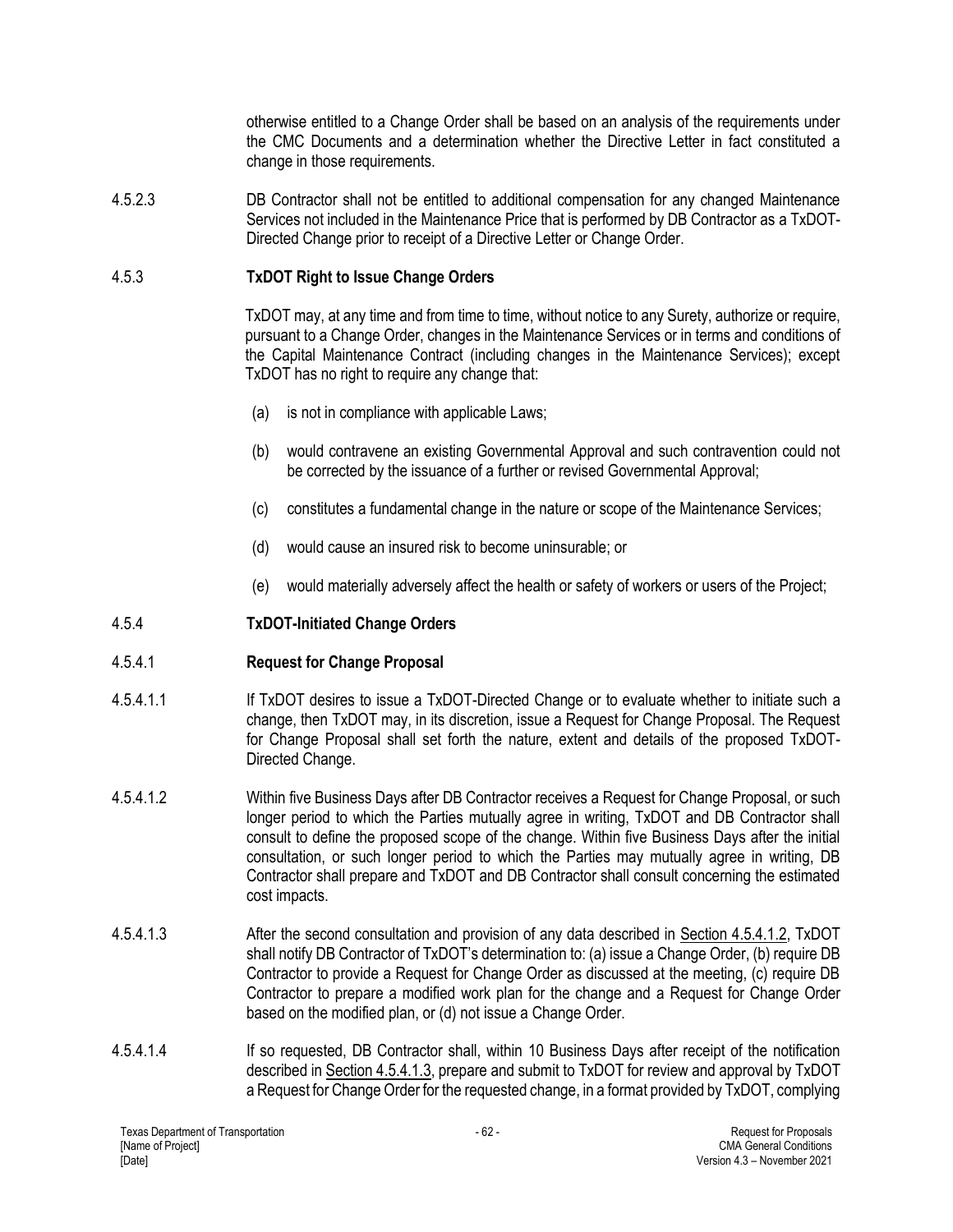otherwise entitled to a Change Order shall be based on an analysis of the requirements under the CMC Documents and a determination whether the Directive Letter in fact constituted a change in those requirements.

4.5.2.3 DB Contractor shall not be entitled to additional compensation for any changed Maintenance Services not included in the Maintenance Price that is performed by DB Contractor as a TxDOT-Directed Change prior to receipt of a Directive Letter or Change Order.

### 4.5.3 TxDOT Right to Issue Change Orders

TxDOT may, at any time and from time to time, without notice to any Surety, authorize or require, pursuant to a Change Order, changes in the Maintenance Services or in terms and conditions of the Capital Maintenance Contract (including changes in the Maintenance Services); except TxDOT has no right to require any change that:

(a) is not in compliance with applicable Laws;

(b) would contravene an existing Governmental Approval and such contravention could not be corrected by the issuance of a further or revised Governmental Approval;

(c) constitutes a fundamental change in the nature or scope of the Maintenance Services;

(d) would cause an insured risk to become uninsurable; or

(e) would materially adversely affect the health or safety of workers or users of the Project;

### 4.5.4 TxDOT-Initiated Change Orders

#### 4.5.4.1 Request for Change Proposal

4.5.4.1.1 If TxDOT desires to issue a TxDOT-Directed Change or to evaluate whether to initiate such a change, then TxDOT may, in its discretion, issue a Request for Change Proposal. The Request for Change Proposal shall set forth the nature, extent and details of the proposed TxDOT-Directed Change.

4.5.4.1.2 Within five Business Days after DB Contractor receives a Request for Change Proposal, or such longer period to which the Parties mutually agree in writing, TxDOT and DB Contractor shall consult to define the proposed scope of the change. Within five Business Days after the initial consultation, or such longer period to which the Parties may mutually agree in writing, DB Contractor shall prepare and TxDOT and DB Contractor shall consult concerning the estimated cost impacts.

4.5.4.1.3 After the second consultation and provision of any data described in Section 4.5.4.1.2, TxDOT shall notify DB Contractor of TxDOT's determination to: (a) issue a Change Order, (b) require DB Contractor to provide a Request for Change Order as discussed at the meeting, (c) require DB Contractor to prepare a modified work plan for the change and a Request for Change Order based on the modified plan, or (d) not issue a Change Order.

4.5.4.1.4 If so requested, DB Contractor shall, within 10 Business Days after receipt of the notification described in Section 4.5.4.1.3, prepare and submit to TxDOT for review and approval by TxDOT a Request for Change Order for the requested change, in a format provided by TxDOT, complying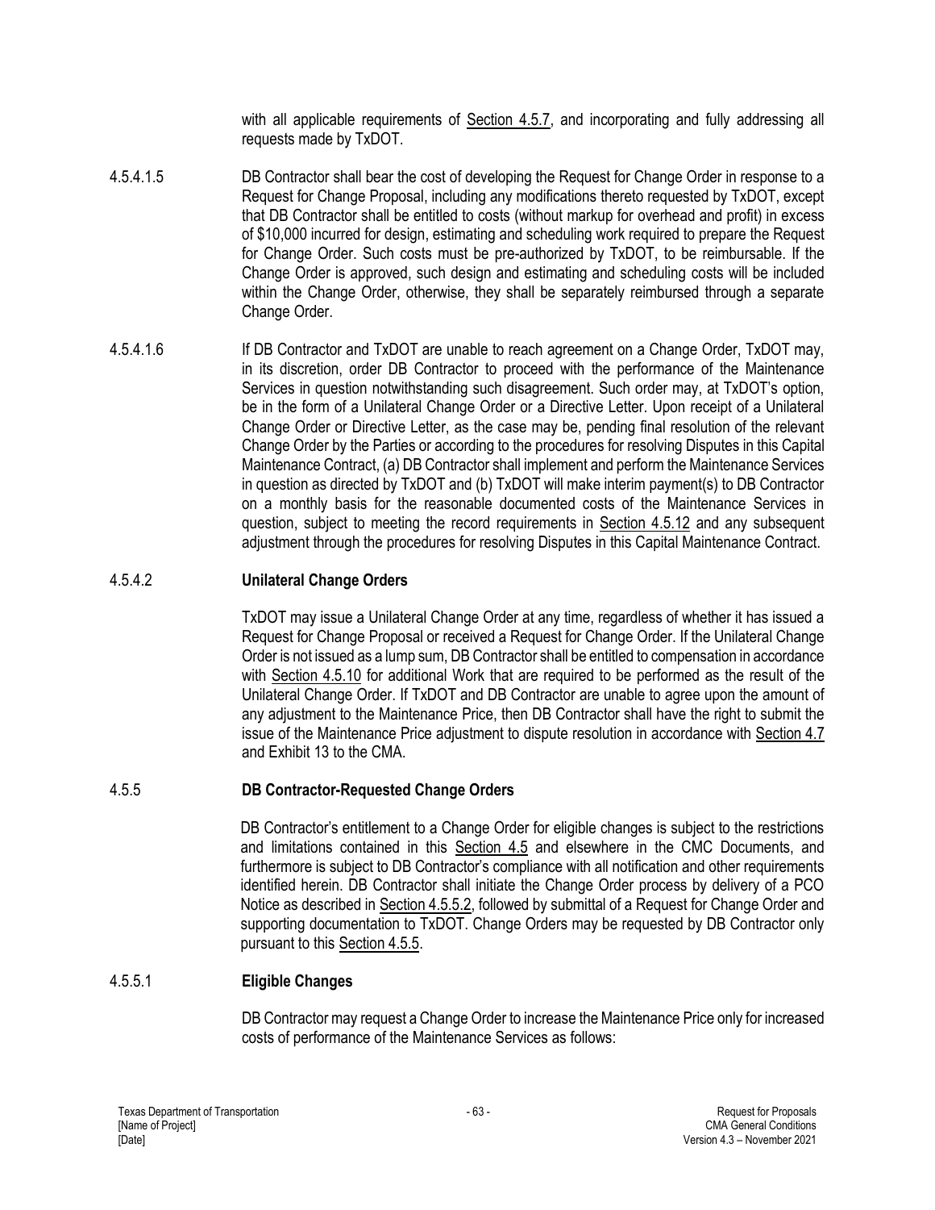with all applicable requirements of Section 4.5.7, and incorporating and fully addressing all requests made by TxDOT.

4.5.4.1.5 DB Contractor shall bear the cost of developing the Request for Change Order in response to a Request for Change Proposal, including any modifications thereto requested by TxDOT, except that DB Contractor shall be entitled to costs (without markup for overhead and profit) in excess of $10,000 incurred for design, estimating and scheduling work required to prepare the Request for Change Order. Such costs must be pre-authorized by TxDOT, to be reimbursable. If the Change Order is approved, such design and estimating and scheduling costs will be included within the Change Order, otherwise, they shall be separately reimbursed through a separate Change Order.

4.5.4.1.6 If DB Contractor and TxDOT are unable to reach agreement on a Change Order, TxDOT may, in its discretion, order DB Contractor to proceed with the performance of the Maintenance Services in question notwithstanding such disagreement. Such order may, at TxDOT's option, be in the form of a Unilateral Change Order or a Directive Letter. Upon receipt of a Unilateral Change Order or Directive Letter, as the case may be, pending final resolution of the relevant Change Order by the Parties or according to the procedures for resolving Disputes in this Capital Maintenance Contract, (a) DB Contractor shall implement and perform the Maintenance Services in question as directed by TxDOT and (b) TxDOT will make interim payment(s) to DB Contractor on a monthly basis for the reasonable documented costs of the Maintenance Services in question, subject to meeting the record requirements in Section 4.5.12 and any subsequent adjustment through the procedures for resolving Disputes in this Capital Maintenance Contract.

#### 4.5.4.2 Unilateral Change Orders

TxDOT may issue a Unilateral Change Order at any time, regardless of whether it has issued a Request for Change Proposal or received a Request for Change Order. If the Unilateral Change Order is not issued as a lump sum, DB Contractor shall be entitled to compensation in accordance with Section 4.5.10 for additional Work that are required to be performed as the result of the Unilateral Change Order. If TxDOT and DB Contractor are unable to agree upon the amount of any adjustment to the Maintenance Price, then DB Contractor shall have the right to submit the issue of the Maintenance Price adjustment to dispute resolution in accordance with Section 4.7 and Exhibit 13 to the CMA.

### 4.5.5 DB Contractor-Requested Change Orders

DB Contractor's entitlement to a Change Order for eligible changes is subject to the restrictions and limitations contained in this Section 4.5 and elsewhere in the CMC Documents, and furthermore is subject to DB Contractor's compliance with all notification and other requirements identified herein. DB Contractor shall initiate the Change Order process by delivery of a PCO Notice as described in Section 4.5.5.2, followed by submittal of a Request for Change Order and supporting documentation to TxDOT. Change Orders may be requested by DB Contractor only pursuant to this Section 4.5.5.

#### 4.5.5.1 Eligible Changes

DB Contractor may request a Change Order to increase the Maintenance Price only for increased costs of performance of the Maintenance Services as follows: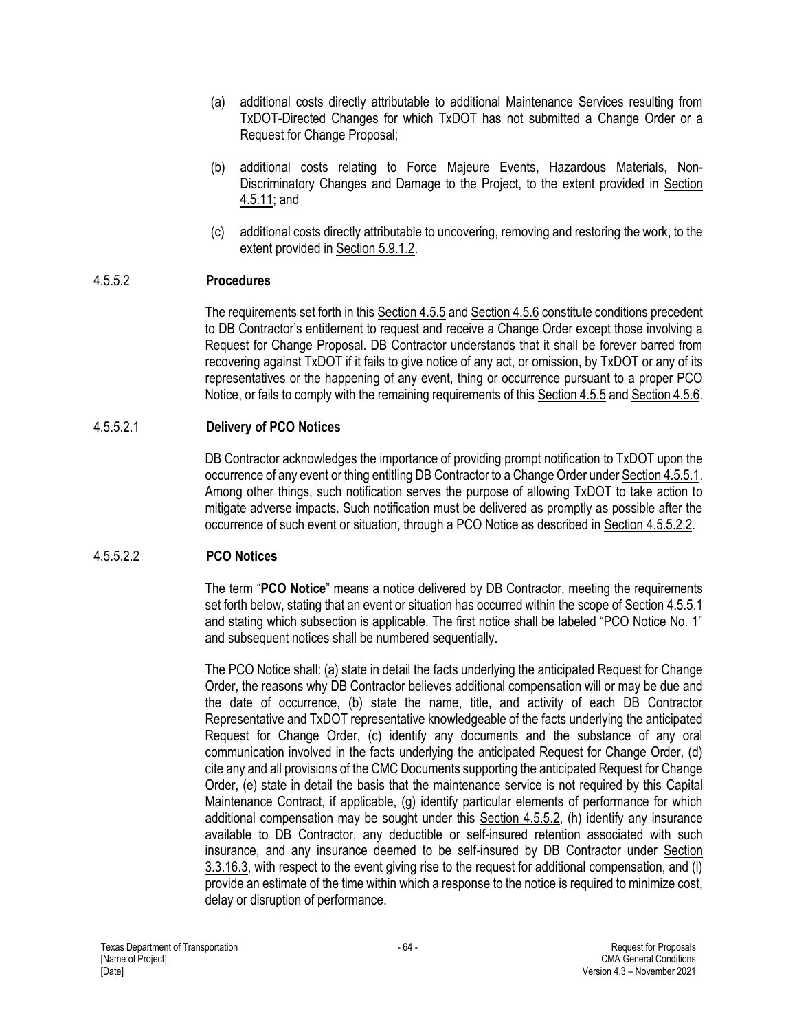(a) additional costs directly attributable to additional Maintenance Services resulting from TxDOT-Directed Changes for which TxDOT has not submitted a Change Order or a Request for Change Proposal;

(b) additional costs relating to Force Majeure Events, Hazardous Materials, Non-Discriminatory Changes and Damage to the Project, to the extent provided in Section 4.5.11; and

(c) additional costs directly attributable to uncovering, removing and restoring the work, to the extent provided in Section 5.9.1.2.

#### 4.5.5.2 **Procedures**

The requirements set forth in this Section 4.5.5 and Section 4.5.6 constitute conditions precedent to DB Contractor's entitlement to request and receive a Change Order except those involving a Request for Change Proposal. DB Contractor understands that it shall be forever barred from recovering against TxDOT if it fails to give notice of any act, or omission, by TxDOT or any of its representatives or the happening of any event, thing or occurrence pursuant to a proper PCO Notice, or fails to comply with the remaining requirements of this Section 4.5.5 and Section 4.5.6.

#### 4.5.5.2.1 **Delivery of PCO Notices**

DB Contractor acknowledges the importance of providing prompt notification to TxDOT upon the occurrence of any event or thing entitling DB Contractor to a Change Order under Section 4.5.5.1. Among other things, such notification serves the purpose of allowing TxDOT to take action to mitigate adverse impacts. Such notification must be delivered as promptly as possible after the occurrence of such event or situation, through a PCO Notice as described in Section 4.5.5.2.2.

#### 4.5.5.2.2 **PCO Notices**

The term "**PCO Notice**" means a notice delivered by DB Contractor, meeting the requirements set forth below, stating that an event or situation has occurred within the scope of Section 4.5.5.1 and stating which subsection is applicable. The first notice shall be labeled "PCO Notice No. 1" and subsequent notices shall be numbered sequentially.

The PCO Notice shall: (a) state in detail the facts underlying the anticipated Request for Change Order, the reasons why DB Contractor believes additional compensation will or may be due and the date of occurrence, (b) state the name, title, and activity of each DB Contractor Representative and TxDOT representative knowledgeable of the facts underlying the anticipated Request for Change Order, (c) identify any documents and the substance of any oral communication involved in the facts underlying the anticipated Request for Change Order, (d) cite any and all provisions of the CMC Documents supporting the anticipated Request for Change Order, (e) state in detail the basis that the maintenance service is not required by this Capital Maintenance Contract, if applicable, (g) identify particular elements of performance for which additional compensation may be sought under this Section 4.5.5.2, (h) identify any insurance available to DB Contractor, any deductible or self-insured retention associated with such insurance, and any insurance deemed to be self-insured by DB Contractor under Section 3.3.16.3, with respect to the event giving rise to the request for additional compensation, and (i) provide an estimate of the time within which a response to the notice is required to minimize cost, delay or disruption of performance.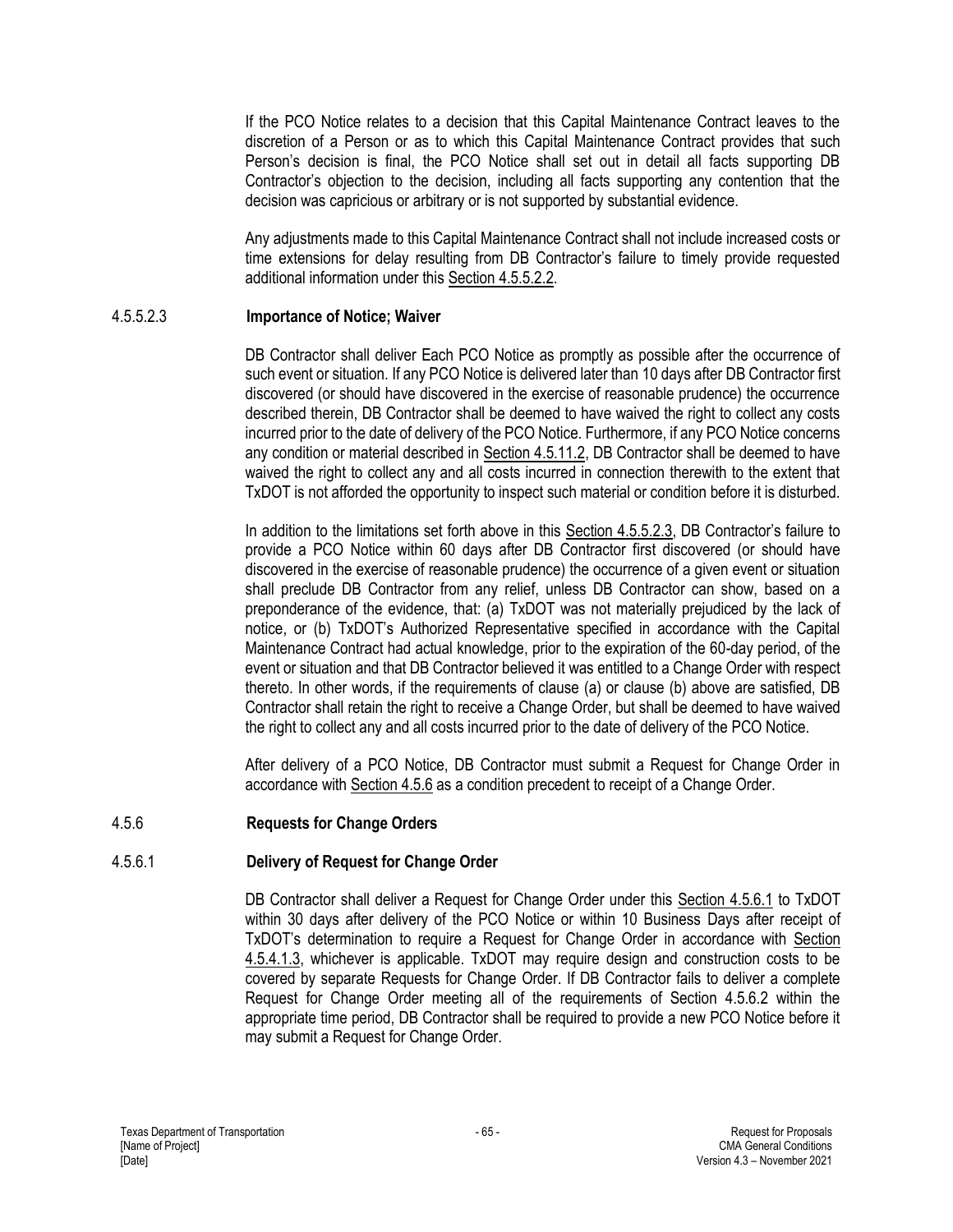If the PCO Notice relates to a decision that this Capital Maintenance Contract leaves to the discretion of a Person or as to which this Capital Maintenance Contract provides that such Person's decision is final, the PCO Notice shall set out in detail all facts supporting DB Contractor's objection to the decision, including all facts supporting any contention that the decision was capricious or arbitrary or is not supported by substantial evidence.

Any adjustments made to this Capital Maintenance Contract shall not include increased costs or time extensions for delay resulting from DB Contractor's failure to timely provide requested additional information under this Section 4.5.5.2.2.

#### 4.5.5.2.3 **Importance of Notice; Waiver**

DB Contractor shall deliver Each PCO Notice as promptly as possible after the occurrence of such event or situation. If any PCO Notice is delivered later than 10 days after DB Contractor first discovered (or should have discovered in the exercise of reasonable prudence) the occurrence described therein, DB Contractor shall be deemed to have waived the right to collect any costs incurred prior to the date of delivery of the PCO Notice. Furthermore, if any PCO Notice concerns any condition or material described in Section 4.5.11.2, DB Contractor shall be deemed to have waived the right to collect any and all costs incurred in connection therewith to the extent that TxDOT is not afforded the opportunity to inspect such material or condition before it is disturbed.

In addition to the limitations set forth above in this Section 4.5.5.2.3, DB Contractor's failure to provide a PCO Notice within 60 days after DB Contractor first discovered (or should have discovered in the exercise of reasonable prudence) the occurrence of a given event or situation shall preclude DB Contractor from any relief, unless DB Contractor can show, based on a preponderance of the evidence, that: (a) TxDOT was not materially prejudiced by the lack of notice, or (b) TxDOT's Authorized Representative specified in accordance with the Capital Maintenance Contract had actual knowledge, prior to the expiration of the 60-day period, of the event or situation and that DB Contractor believed it was entitled to a Change Order with respect thereto. In other words, if the requirements of clause (a) or clause (b) above are satisfied, DB Contractor shall retain the right to receive a Change Order, but shall be deemed to have waived the right to collect any and all costs incurred prior to the date of delivery of the PCO Notice.

After delivery of a PCO Notice, DB Contractor must submit a Request for Change Order in accordance with Section 4.5.6 as a condition precedent to receipt of a Change Order.

### 4.5.6 **Requests for Change Orders**

#### 4.5.6.1 **Delivery of Request for Change Order**

DB Contractor shall deliver a Request for Change Order under this Section 4.5.6.1 to TxDOT within 30 days after delivery of the PCO Notice or within 10 Business Days after receipt of TxDOT's determination to require a Request for Change Order in accordance with Section 4.5.4.1.3, whichever is applicable. TxDOT may require design and construction costs to be covered by separate Requests for Change Order. If DB Contractor fails to deliver a complete Request for Change Order meeting all of the requirements of Section 4.5.6.2 within the appropriate time period, DB Contractor shall be required to provide a new PCO Notice before it may submit a Request for Change Order.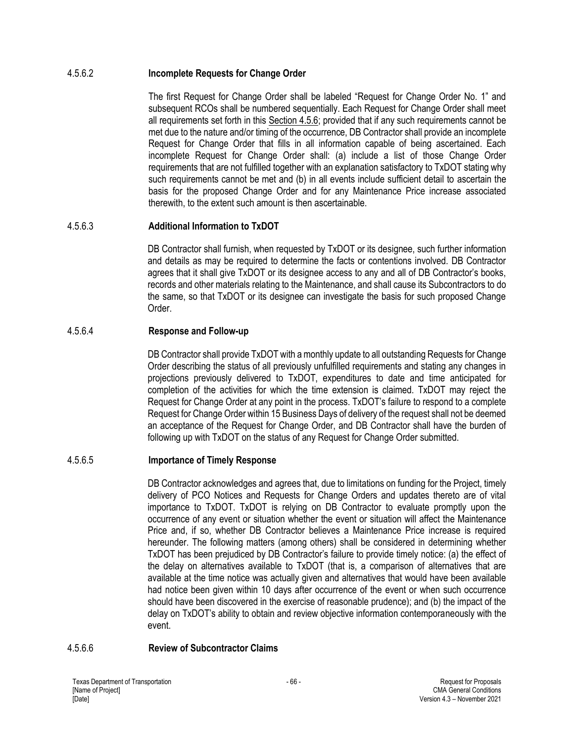#### 4.5.6.2 **Incomplete Requests for Change Order**

The first Request for Change Order shall be labeled "Request for Change Order No. 1" and subsequent RCOs shall be numbered sequentially. Each Request for Change Order shall meet all requirements set forth in this Section 4.5.6; provided that if any such requirements cannot be met due to the nature and/or timing of the occurrence, DB Contractor shall provide an incomplete Request for Change Order that fills in all information capable of being ascertained. Each incomplete Request for Change Order shall: (a) include a list of those Change Order requirements that are not fulfilled together with an explanation satisfactory to TxDOT stating why such requirements cannot be met and (b) in all events include sufficient detail to ascertain the basis for the proposed Change Order and for any Maintenance Price increase associated therewith, to the extent such amount is then ascertainable.

#### 4.5.6.3 **Additional Information to TxDOT**

DB Contractor shall furnish, when requested by TxDOT or its designee, such further information and details as may be required to determine the facts or contentions involved. DB Contractor agrees that it shall give TxDOT or its designee access to any and all of DB Contractor's books, records and other materials relating to the Maintenance, and shall cause its Subcontractors to do the same, so that TxDOT or its designee can investigate the basis for such proposed Change Order.

#### 4.5.6.4 **Response and Follow-up**

DB Contractor shall provide TxDOT with a monthly update to all outstanding Requests for Change Order describing the status of all previously unfulfilled requirements and stating any changes in projections previously delivered to TxDOT, expenditures to date and time anticipated for completion of the activities for which the time extension is claimed. TxDOT may reject the Request for Change Order at any point in the process. TxDOT's failure to respond to a complete Request for Change Order within 15 Business Days of delivery of the request shall not be deemed an acceptance of the Request for Change Order, and DB Contractor shall have the burden of following up with TxDOT on the status of any Request for Change Order submitted.

#### 4.5.6.5 **Importance of Timely Response**

DB Contractor acknowledges and agrees that, due to limitations on funding for the Project, timely delivery of PCO Notices and Requests for Change Orders and updates thereto are of vital importance to TxDOT. TxDOT is relying on DB Contractor to evaluate promptly upon the occurrence of any event or situation whether the event or situation will affect the Maintenance Price and, if so, whether DB Contractor believes a Maintenance Price increase is required hereunder. The following matters (among others) shall be considered in determining whether TxDOT has been prejudiced by DB Contractor's failure to provide timely notice: (a) the effect of the delay on alternatives available to TxDOT (that is, a comparison of alternatives that are available at the time notice was actually given and alternatives that would have been available had notice been given within 10 days after occurrence of the event or when such occurrence should have been discovered in the exercise of reasonable prudence); and (b) the impact of the delay on TxDOT's ability to obtain and review objective information contemporaneously with the event.

#### 4.5.6.6 **Review of Subcontractor Claims**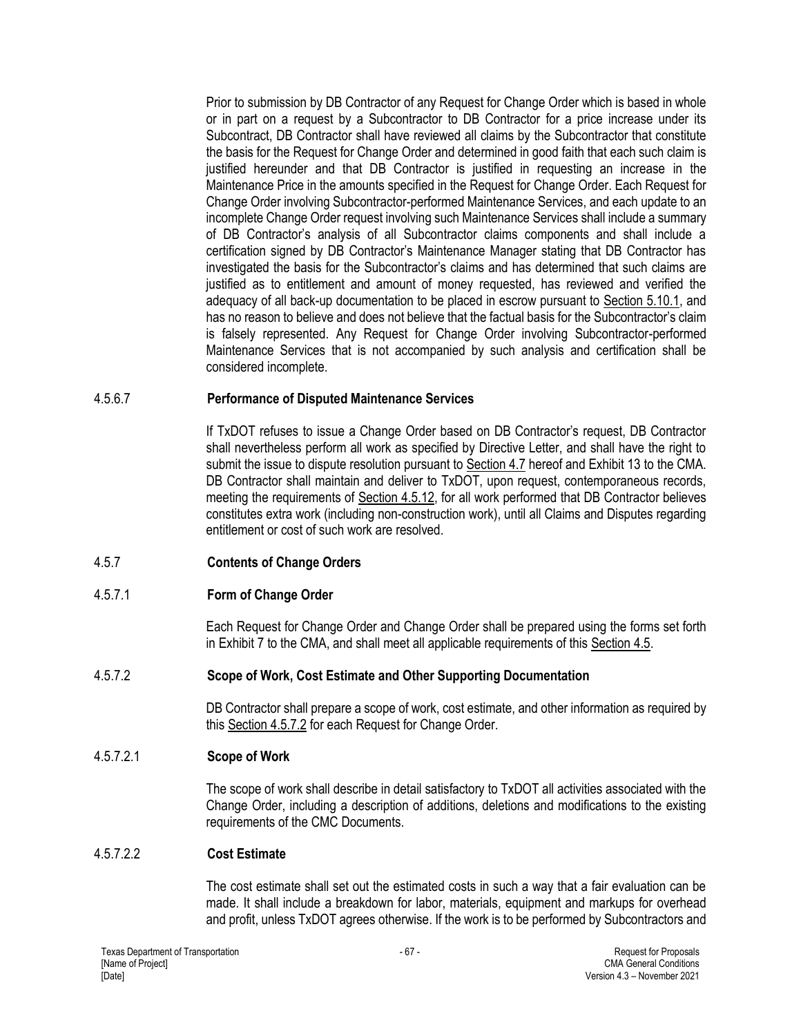Prior to submission by DB Contractor of any Request for Change Order which is based in whole or in part on a request by a Subcontractor to DB Contractor for a price increase under its Subcontract, DB Contractor shall have reviewed all claims by the Subcontractor that constitute the basis for the Request for Change Order and determined in good faith that each such claim is justified hereunder and that DB Contractor is justified in requesting an increase in the Maintenance Price in the amounts specified in the Request for Change Order. Each Request for Change Order involving Subcontractor-performed Maintenance Services, and each update to an incomplete Change Order request involving such Maintenance Services shall include a summary of DB Contractor's analysis of all Subcontractor claims components and shall include a certification signed by DB Contractor's Maintenance Manager stating that DB Contractor has investigated the basis for the Subcontractor's claims and has determined that such claims are justified as to entitlement and amount of money requested, has reviewed and verified the adequacy of all back-up documentation to be placed in escrow pursuant to Section 5.10.1, and has no reason to believe and does not believe that the factual basis for the Subcontractor's claim is falsely represented. Any Request for Change Order involving Subcontractor-performed Maintenance Services that is not accompanied by such analysis and certification shall be considered incomplete.

#### 4.5.6.7 Performance of Disputed Maintenance Services

If TxDOT refuses to issue a Change Order based on DB Contractor's request, DB Contractor shall nevertheless perform all work as specified by Directive Letter, and shall have the right to submit the issue to dispute resolution pursuant to Section 4.7 hereof and Exhibit 13 to the CMA. DB Contractor shall maintain and deliver to TxDOT, upon request, contemporaneous records, meeting the requirements of Section 4.5.12, for all work performed that DB Contractor believes constitutes extra work (including non-construction work), until all Claims and Disputes regarding entitlement or cost of such work are resolved.

### 4.5.7 Contents of Change Orders

#### 4.5.7.1 Form of Change Order

Each Request for Change Order and Change Order shall be prepared using the forms set forth in Exhibit 7 to the CMA, and shall meet all applicable requirements of this Section 4.5.

#### 4.5.7.2 Scope of Work, Cost Estimate and Other Supporting Documentation

DB Contractor shall prepare a scope of work, cost estimate, and other information as required by this Section 4.5.7.2 for each Request for Change Order.

##### 4.5.7.2.1 Scope of Work

The scope of work shall describe in detail satisfactory to TxDOT all activities associated with the Change Order, including a description of additions, deletions and modifications to the existing requirements of the CMC Documents.

##### 4.5.7.2.2 Cost Estimate

The cost estimate shall set out the estimated costs in such a way that a fair evaluation can be made. It shall include a breakdown for labor, materials, equipment and markups for overhead and profit, unless TxDOT agrees otherwise. If the work is to be performed by Subcontractors and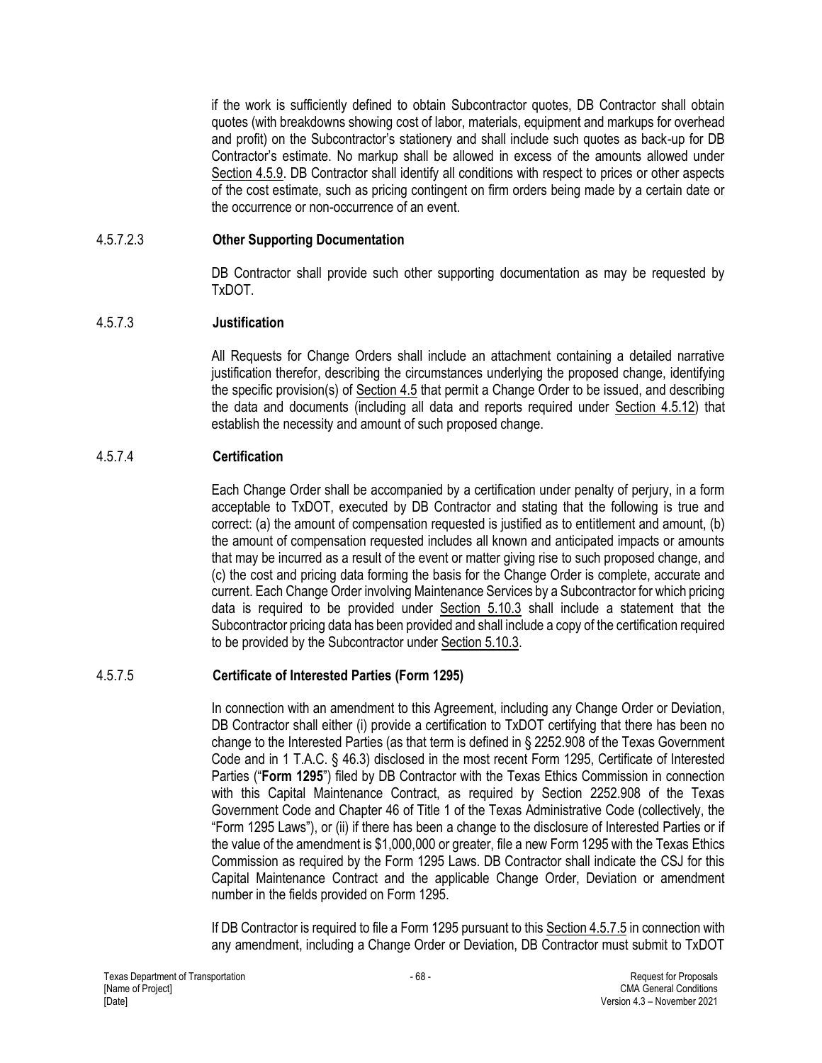if the work is sufficiently defined to obtain Subcontractor quotes, DB Contractor shall obtain quotes (with breakdowns showing cost of labor, materials, equipment and markups for overhead and profit) on the Subcontractor's stationery and shall include such quotes as back-up for DB Contractor's estimate. No markup shall be allowed in excess of the amounts allowed under Section 4.5.9. DB Contractor shall identify all conditions with respect to prices or other aspects of the cost estimate, such as pricing contingent on firm orders being made by a certain date or the occurrence or non-occurrence of an event.

#### 4.5.7.2.3 Other Supporting Documentation

DB Contractor shall provide such other supporting documentation as may be requested by TxDOT.

### 4.5.7.3 Justification

All Requests for Change Orders shall include an attachment containing a detailed narrative justification therefor, describing the circumstances underlying the proposed change, identifying the specific provision(s) of Section 4.5 that permit a Change Order to be issued, and describing the data and documents (including all data and reports required under Section 4.5.12) that establish the necessity and amount of such proposed change.

### 4.5.7.4 Certification

Each Change Order shall be accompanied by a certification under penalty of perjury, in a form acceptable to TxDOT, executed by DB Contractor and stating that the following is true and correct: (a) the amount of compensation requested is justified as to entitlement and amount, (b) the amount of compensation requested includes all known and anticipated impacts or amounts that may be incurred as a result of the event or matter giving rise to such proposed change, and (c) the cost and pricing data forming the basis for the Change Order is complete, accurate and current. Each Change Order involving Maintenance Services by a Subcontractor for which pricing data is required to be provided under Section 5.10.3 shall include a statement that the Subcontractor pricing data has been provided and shall include a copy of the certification required to be provided by the Subcontractor under Section 5.10.3.

### 4.5.7.5 Certificate of Interested Parties (Form 1295)

In connection with an amendment to this Agreement, including any Change Order or Deviation, DB Contractor shall either (i) provide a certification to TxDOT certifying that there has been no change to the Interested Parties (as that term is defined in § 2252.908 of the Texas Government Code and in 1 T.A.C. § 46.3) disclosed in the most recent Form 1295, Certificate of Interested Parties ("**Form 1295**") filed by DB Contractor with the Texas Ethics Commission in connection with this Capital Maintenance Contract, as required by Section 2252.908 of the Texas Government Code and Chapter 46 of Title 1 of the Texas Administrative Code (collectively, the "Form 1295 Laws"), or (ii) if there has been a change to the disclosure of Interested Parties or if the value of the amendment is $1,000,000 or greater, file a new Form 1295 with the Texas Ethics Commission as required by the Form 1295 Laws. DB Contractor shall indicate the CSJ for this Capital Maintenance Contract and the applicable Change Order, Deviation or amendment number in the fields provided on Form 1295.

If DB Contractor is required to file a Form 1295 pursuant to this Section 4.5.7.5 in connection with any amendment, including a Change Order or Deviation, DB Contractor must submit to TxDOT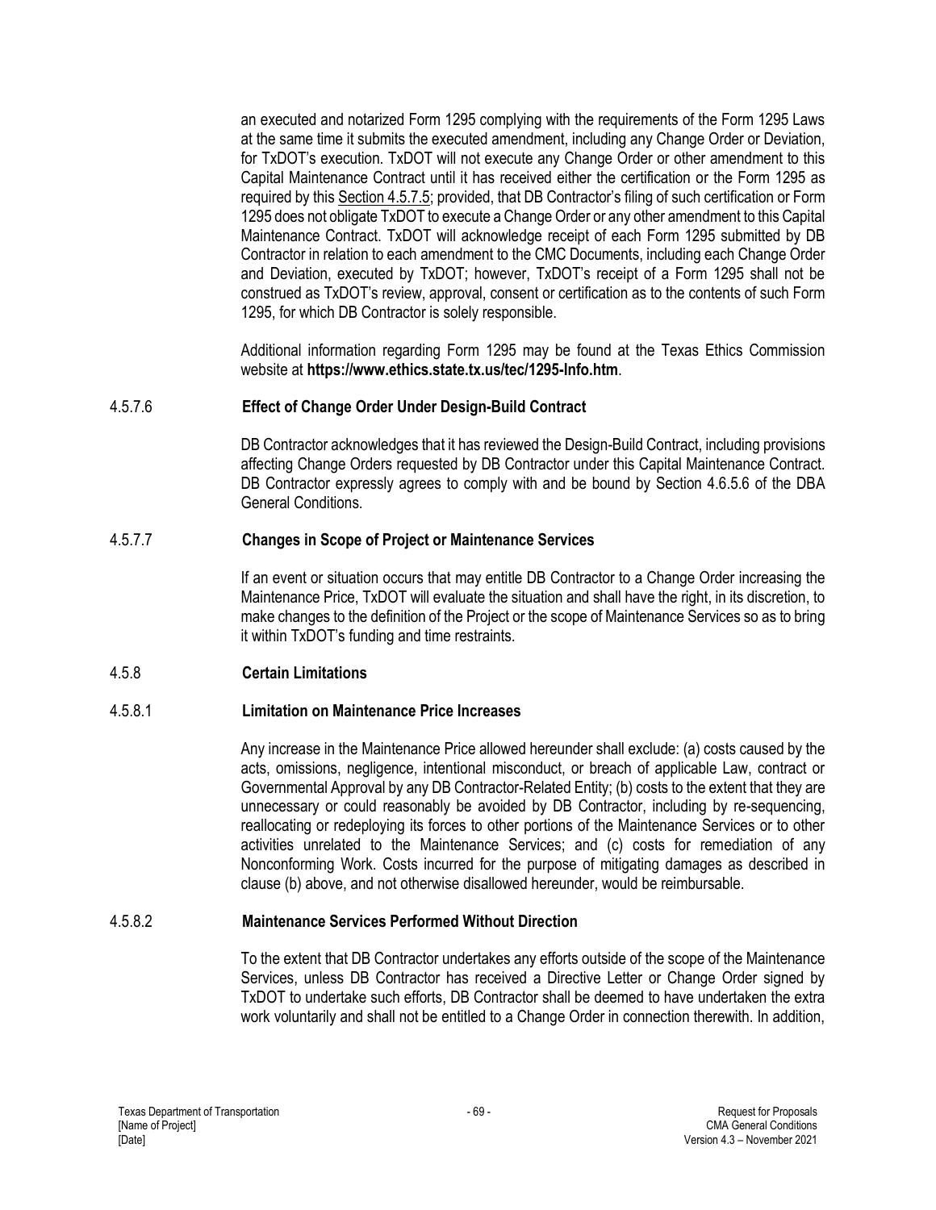an executed and notarized Form 1295 complying with the requirements of the Form 1295 Laws at the same time it submits the executed amendment, including any Change Order or Deviation, for TxDOT's execution. TxDOT will not execute any Change Order or other amendment to this Capital Maintenance Contract until it has received either the certification or the Form 1295 as required by this Section 4.5.7.5; provided, that DB Contractor's filing of such certification or Form 1295 does not obligate TxDOT to execute a Change Order or any other amendment to this Capital Maintenance Contract. TxDOT will acknowledge receipt of each Form 1295 submitted by DB Contractor in relation to each amendment to the CMC Documents, including each Change Order and Deviation, executed by TxDOT; however, TxDOT's receipt of a Form 1295 shall not be construed as TxDOT's review, approval, consent or certification as to the contents of such Form 1295, for which DB Contractor is solely responsible.

Additional information regarding Form 1295 may be found at the Texas Ethics Commission website at **https://www.ethics.state.tx.us/tec/1295-Info.htm**.

#### 4.5.7.6 Effect of Change Order Under Design-Build Contract

DB Contractor acknowledges that it has reviewed the Design-Build Contract, including provisions affecting Change Orders requested by DB Contractor under this Capital Maintenance Contract. DB Contractor expressly agrees to comply with and be bound by Section 4.6.5.6 of the DBA General Conditions.

#### 4.5.7.7 Changes in Scope of Project or Maintenance Services

If an event or situation occurs that may entitle DB Contractor to a Change Order increasing the Maintenance Price, TxDOT will evaluate the situation and shall have the right, in its discretion, to make changes to the definition of the Project or the scope of Maintenance Services so as to bring it within TxDOT's funding and time restraints.

### 4.5.8 Certain Limitations

#### 4.5.8.1 Limitation on Maintenance Price Increases

Any increase in the Maintenance Price allowed hereunder shall exclude: (a) costs caused by the acts, omissions, negligence, intentional misconduct, or breach of applicable Law, contract or Governmental Approval by any DB Contractor-Related Entity; (b) costs to the extent that they are unnecessary or could reasonably be avoided by DB Contractor, including by re-sequencing, reallocating or redeploying its forces to other portions of the Maintenance Services or to other activities unrelated to the Maintenance Services; and (c) costs for remediation of any Nonconforming Work. Costs incurred for the purpose of mitigating damages as described in clause (b) above, and not otherwise disallowed hereunder, would be reimbursable.

#### 4.5.8.2 Maintenance Services Performed Without Direction

To the extent that DB Contractor undertakes any efforts outside of the scope of the Maintenance Services, unless DB Contractor has received a Directive Letter or Change Order signed by TxDOT to undertake such efforts, DB Contractor shall be deemed to have undertaken the extra work voluntarily and shall not be entitled to a Change Order in connection therewith. In addition,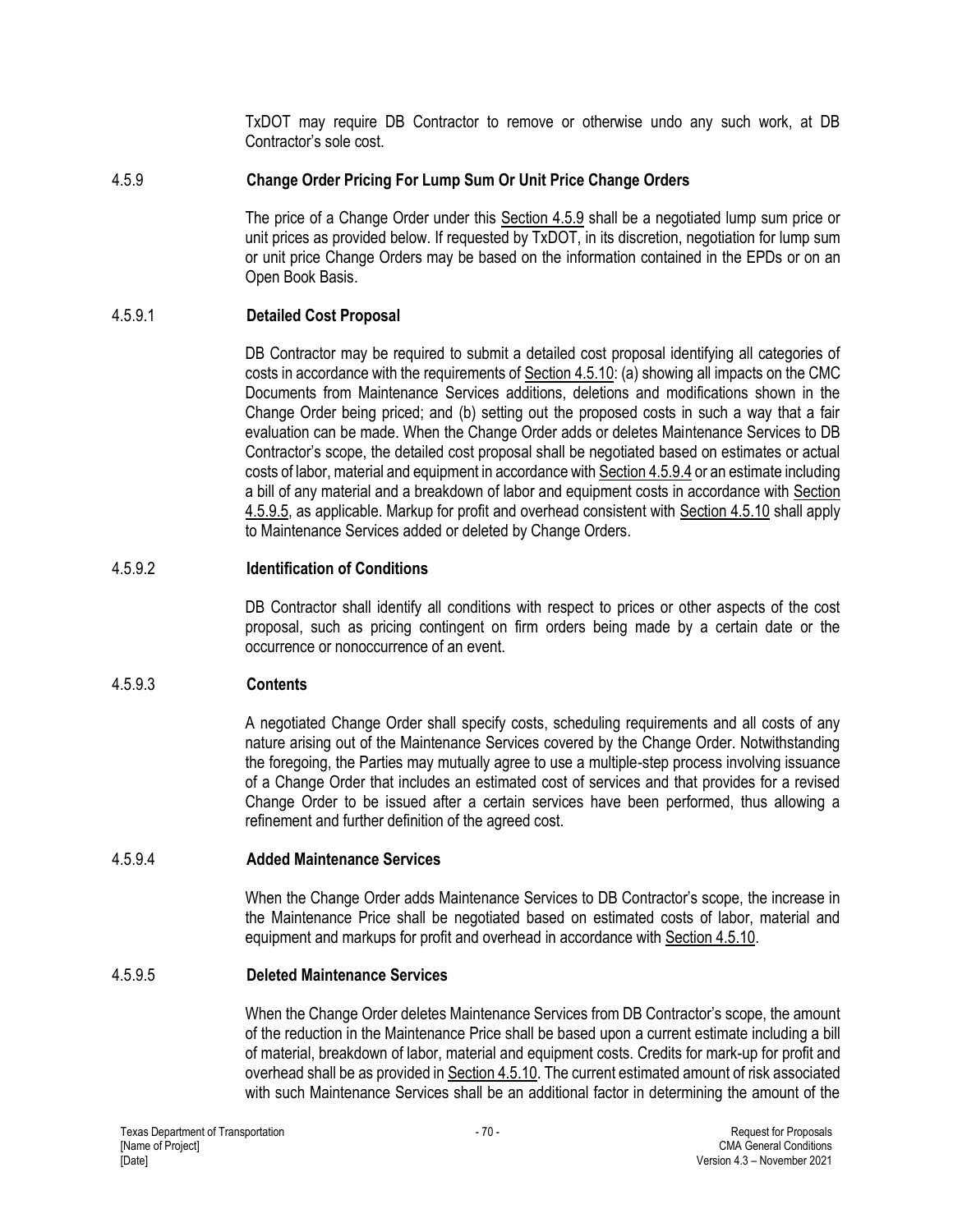TxDOT may require DB Contractor to remove or otherwise undo any such work, at DB Contractor's sole cost.

### 4.5.9 Change Order Pricing For Lump Sum Or Unit Price Change Orders

The price of a Change Order under this Section 4.5.9 shall be a negotiated lump sum price or unit prices as provided below. If requested by TxDOT, in its discretion, negotiation for lump sum or unit price Change Orders may be based on the information contained in the EPDs or on an Open Book Basis.

#### 4.5.9.1 Detailed Cost Proposal

DB Contractor may be required to submit a detailed cost proposal identifying all categories of costs in accordance with the requirements of Section 4.5.10: (a) showing all impacts on the CMC Documents from Maintenance Services additions, deletions and modifications shown in the Change Order being priced; and (b) setting out the proposed costs in such a way that a fair evaluation can be made. When the Change Order adds or deletes Maintenance Services to DB Contractor's scope, the detailed cost proposal shall be negotiated based on estimates or actual costs of labor, material and equipment in accordance with Section 4.5.9.4 or an estimate including a bill of any material and a breakdown of labor and equipment costs in accordance with Section 4.5.9.5, as applicable. Markup for profit and overhead consistent with Section 4.5.10 shall apply to Maintenance Services added or deleted by Change Orders.

#### 4.5.9.2 Identification of Conditions

DB Contractor shall identify all conditions with respect to prices or other aspects of the cost proposal, such as pricing contingent on firm orders being made by a certain date or the occurrence or nonoccurrence of an event.

#### 4.5.9.3 Contents

A negotiated Change Order shall specify costs, scheduling requirements and all costs of any nature arising out of the Maintenance Services covered by the Change Order. Notwithstanding the foregoing, the Parties may mutually agree to use a multiple-step process involving issuance of a Change Order that includes an estimated cost of services and that provides for a revised Change Order to be issued after a certain services have been performed, thus allowing a refinement and further definition of the agreed cost.

#### 4.5.9.4 Added Maintenance Services

When the Change Order adds Maintenance Services to DB Contractor's scope, the increase in the Maintenance Price shall be negotiated based on estimated costs of labor, material and equipment and markups for profit and overhead in accordance with Section 4.5.10.

#### 4.5.9.5 Deleted Maintenance Services

When the Change Order deletes Maintenance Services from DB Contractor's scope, the amount of the reduction in the Maintenance Price shall be based upon a current estimate including a bill of material, breakdown of labor, material and equipment costs. Credits for mark-up for profit and overhead shall be as provided in Section 4.5.10. The current estimated amount of risk associated with such Maintenance Services shall be an additional factor in determining the amount of the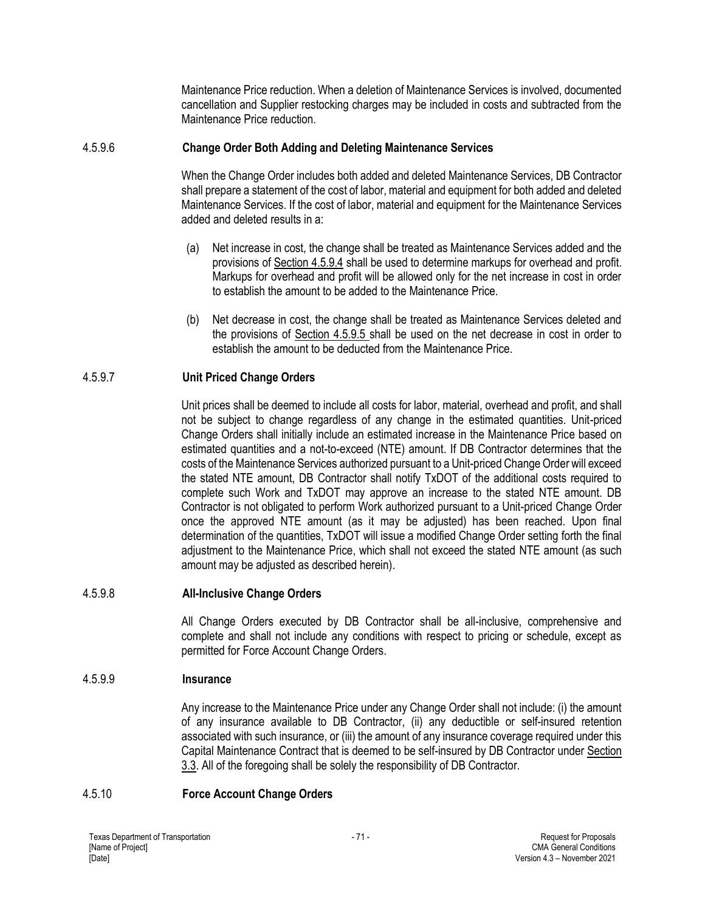Maintenance Price reduction. When a deletion of Maintenance Services is involved, documented cancellation and Supplier restocking charges may be included in costs and subtracted from the Maintenance Price reduction.

#### 4.5.9.6 Change Order Both Adding and Deleting Maintenance Services

When the Change Order includes both added and deleted Maintenance Services, DB Contractor shall prepare a statement of the cost of labor, material and equipment for both added and deleted Maintenance Services. If the cost of labor, material and equipment for the Maintenance Services added and deleted results in a:

(a) Net increase in cost, the change shall be treated as Maintenance Services added and the provisions of Section 4.5.9.4 shall be used to determine markups for overhead and profit. Markups for overhead and profit will be allowed only for the net increase in cost in order to establish the amount to be added to the Maintenance Price.

(b) Net decrease in cost, the change shall be treated as Maintenance Services deleted and the provisions of Section 4.5.9.5 shall be used on the net decrease in cost in order to establish the amount to be deducted from the Maintenance Price.

#### 4.5.9.7 Unit Priced Change Orders

Unit prices shall be deemed to include all costs for labor, material, overhead and profit, and shall not be subject to change regardless of any change in the estimated quantities. Unit-priced Change Orders shall initially include an estimated increase in the Maintenance Price based on estimated quantities and a not-to-exceed (NTE) amount. If DB Contractor determines that the costs of the Maintenance Services authorized pursuant to a Unit-priced Change Order will exceed the stated NTE amount, DB Contractor shall notify TxDOT of the additional costs required to complete such Work and TxDOT may approve an increase to the stated NTE amount. DB Contractor is not obligated to perform Work authorized pursuant to a Unit-priced Change Order once the approved NTE amount (as it may be adjusted) has been reached. Upon final determination of the quantities, TxDOT will issue a modified Change Order setting forth the final adjustment to the Maintenance Price, which shall not exceed the stated NTE amount (as such amount may be adjusted as described herein).

#### 4.5.9.8 All-Inclusive Change Orders

All Change Orders executed by DB Contractor shall be all-inclusive, comprehensive and complete and shall not include any conditions with respect to pricing or schedule, except as permitted for Force Account Change Orders.

#### 4.5.9.9 Insurance

Any increase to the Maintenance Price under any Change Order shall not include: (i) the amount of any insurance available to DB Contractor, (ii) any deductible or self-insured retention associated with such insurance, or (iii) the amount of any insurance coverage required under this Capital Maintenance Contract that is deemed to be self-insured by DB Contractor under Section 3.3. All of the foregoing shall be solely the responsibility of DB Contractor.

### 4.5.10 Force Account Change Orders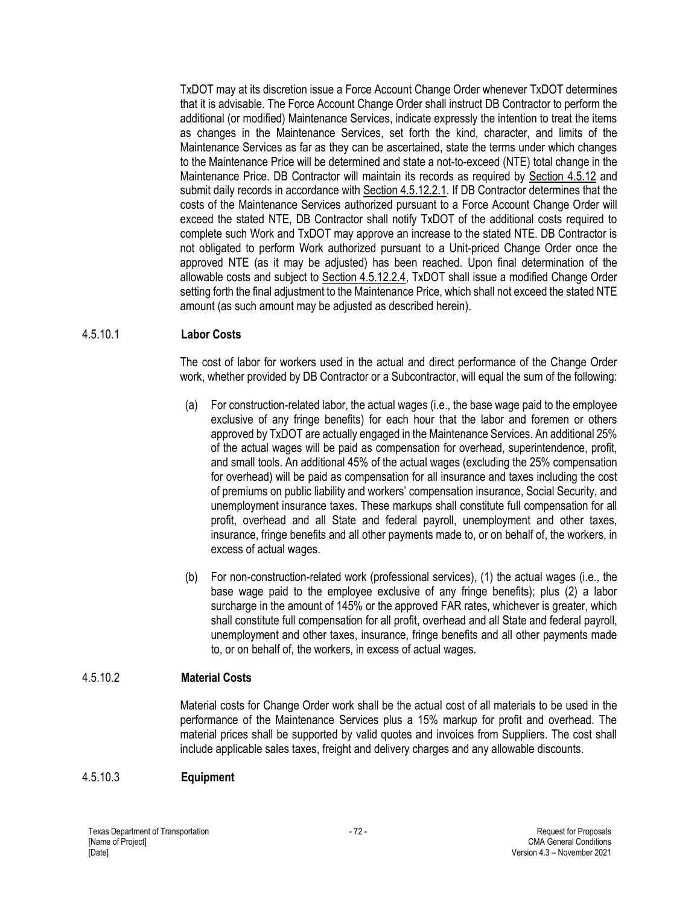TxDOT may at its discretion issue a Force Account Change Order whenever TxDOT determines that it is advisable. The Force Account Change Order shall instruct DB Contractor to perform the additional (or modified) Maintenance Services, indicate expressly the intention to treat the items as changes in the Maintenance Services, set forth the kind, character, and limits of the Maintenance Services as far as they can be ascertained, state the terms under which changes to the Maintenance Price will be determined and state a not-to-exceed (NTE) total change in the Maintenance Price. DB Contractor will maintain its records as required by Section 4.5.12 and submit daily records in accordance with Section 4.5.12.2.1. If DB Contractor determines that the costs of the Maintenance Services authorized pursuant to a Force Account Change Order will exceed the stated NTE, DB Contractor shall notify TxDOT of the additional costs required to complete such Work and TxDOT may approve an increase to the stated NTE. DB Contractor is not obligated to perform Work authorized pursuant to a Unit-priced Change Order once the approved NTE (as it may be adjusted) has been reached. Upon final determination of the allowable costs and subject to Section 4.5.12.2.4, TxDOT shall issue a modified Change Order setting forth the final adjustment to the Maintenance Price, which shall not exceed the stated NTE amount (as such amount may be adjusted as described herein).

#### 4.5.10.1 Labor Costs

The cost of labor for workers used in the actual and direct performance of the Change Order work, whether provided by DB Contractor or a Subcontractor, will equal the sum of the following:

(a) For construction-related labor, the actual wages (i.e., the base wage paid to the employee exclusive of any fringe benefits) for each hour that the labor and foremen or others approved by TxDOT are actually engaged in the Maintenance Services. An additional 25% of the actual wages will be paid as compensation for overhead, superintendence, profit, and small tools. An additional 45% of the actual wages (excluding the 25% compensation for overhead) will be paid as compensation for all insurance and taxes including the cost of premiums on public liability and workers' compensation insurance, Social Security, and unemployment insurance taxes. These markups shall constitute full compensation for all profit, overhead and all State and federal payroll, unemployment and other taxes, insurance, fringe benefits and all other payments made to, or on behalf of, the workers, in excess of actual wages.

(b) For non-construction-related work (professional services), (1) the actual wages (i.e., the base wage paid to the employee exclusive of any fringe benefits); plus (2) a labor surcharge in the amount of 145% or the approved FAR rates, whichever is greater, which shall constitute full compensation for all profit, overhead and all State and federal payroll, unemployment and other taxes, insurance, fringe benefits and all other payments made to, or on behalf of, the workers, in excess of actual wages.

#### 4.5.10.2 Material Costs

Material costs for Change Order work shall be the actual cost of all materials to be used in the performance of the Maintenance Services plus a 15% markup for profit and overhead. The material prices shall be supported by valid quotes and invoices from Suppliers. The cost shall include applicable sales taxes, freight and delivery charges and any allowable discounts.

#### 4.5.10.3 Equipment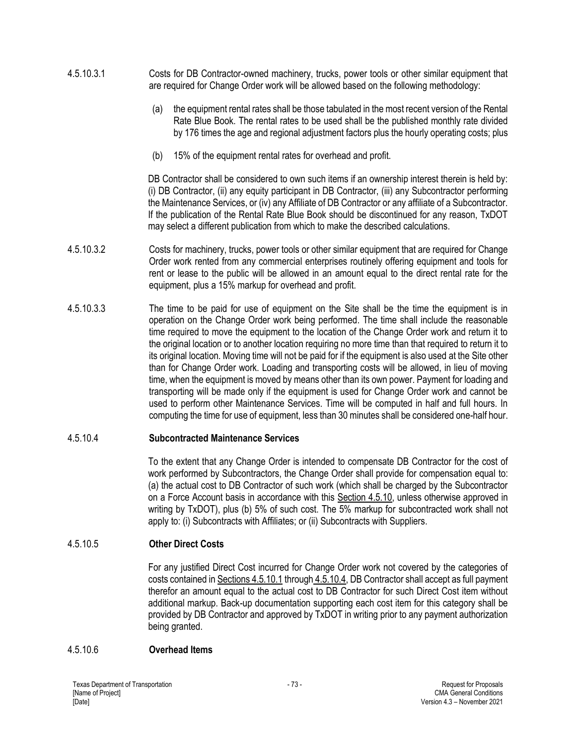4.5.10.3.1 Costs for DB Contractor-owned machinery, trucks, power tools or other similar equipment that are required for Change Order work will be allowed based on the following methodology:

(a) the equipment rental rates shall be those tabulated in the most recent version of the Rental Rate Blue Book. The rental rates to be used shall be the published monthly rate divided by 176 times the age and regional adjustment factors plus the hourly operating costs; plus

(b) 15% of the equipment rental rates for overhead and profit.

DB Contractor shall be considered to own such items if an ownership interest therein is held by: (i) DB Contractor, (ii) any equity participant in DB Contractor, (iii) any Subcontractor performing the Maintenance Services, or (iv) any Affiliate of DB Contractor or any affiliate of a Subcontractor. If the publication of the Rental Rate Blue Book should be discontinued for any reason, TxDOT may select a different publication from which to make the described calculations.

4.5.10.3.2 Costs for machinery, trucks, power tools or other similar equipment that are required for Change Order work rented from any commercial enterprises routinely offering equipment and tools for rent or lease to the public will be allowed in an amount equal to the direct rental rate for the equipment, plus a 15% markup for overhead and profit.

4.5.10.3.3 The time to be paid for use of equipment on the Site shall be the time the equipment is in operation on the Change Order work being performed. The time shall include the reasonable time required to move the equipment to the location of the Change Order work and return it to the original location or to another location requiring no more time than that required to return it to its original location. Moving time will not be paid for if the equipment is also used at the Site other than for Change Order work. Loading and transporting costs will be allowed, in lieu of moving time, when the equipment is moved by means other than its own power. Payment for loading and transporting will be made only if the equipment is used for Change Order work and cannot be used to perform other Maintenance Services. Time will be computed in half and full hours. In computing the time for use of equipment, less than 30 minutes shall be considered one-half hour.

#### 4.5.10.4 **Subcontracted Maintenance Services**

To the extent that any Change Order is intended to compensate DB Contractor for the cost of work performed by Subcontractors, the Change Order shall provide for compensation equal to: (a) the actual cost to DB Contractor of such work (which shall be charged by the Subcontractor on a Force Account basis in accordance with this Section 4.5.10, unless otherwise approved in writing by TxDOT), plus (b) 5% of such cost. The 5% markup for subcontracted work shall not apply to: (i) Subcontracts with Affiliates; or (ii) Subcontracts with Suppliers.

#### 4.5.10.5 **Other Direct Costs**

For any justified Direct Cost incurred for Change Order work not covered by the categories of costs contained in Sections 4.5.10.1 through 4.5.10.4, DB Contractor shall accept as full payment therefor an amount equal to the actual cost to DB Contractor for such Direct Cost item without additional markup. Back-up documentation supporting each cost item for this category shall be provided by DB Contractor and approved by TxDOT in writing prior to any payment authorization being granted.

#### 4.5.10.6 **Overhead Items**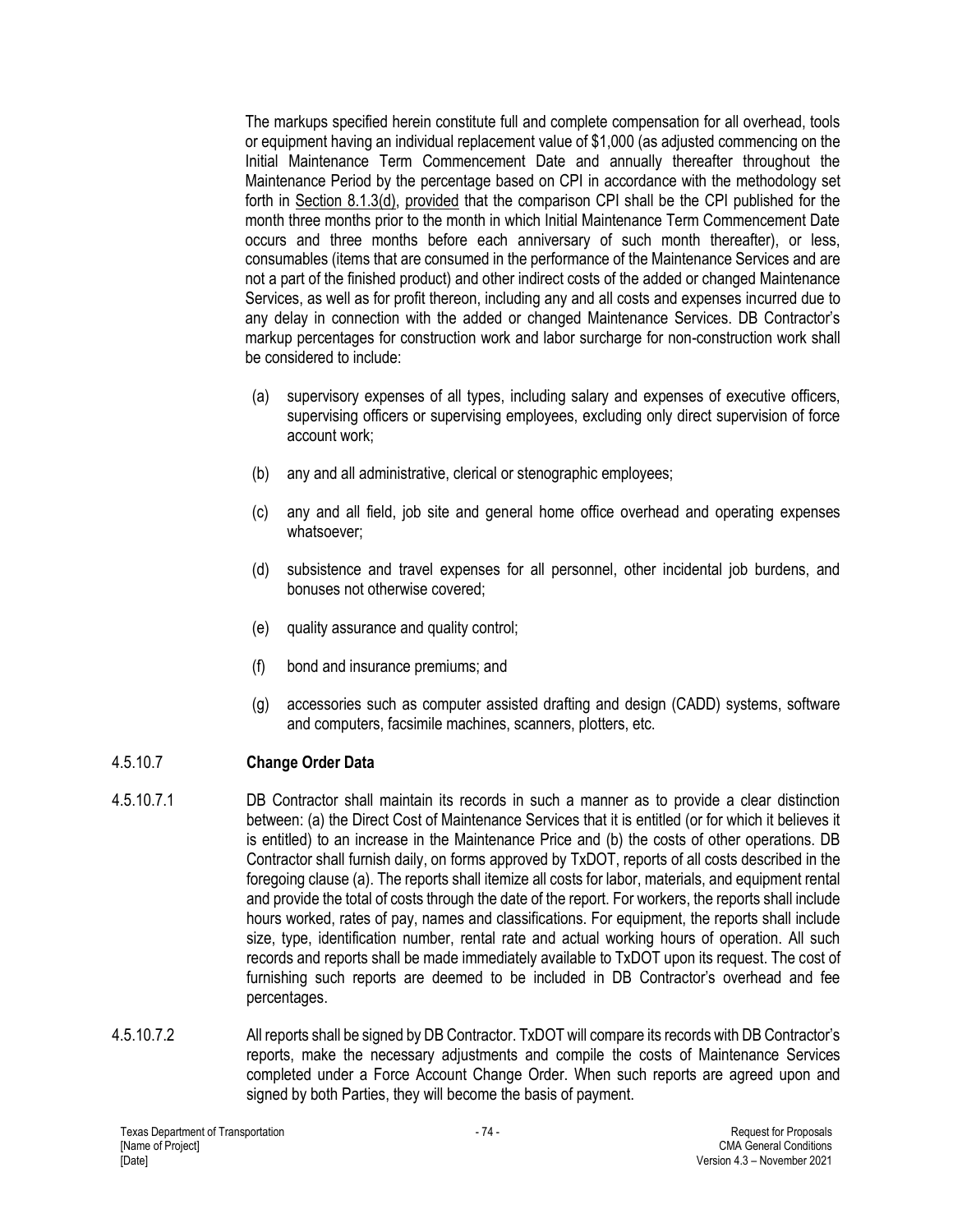The markups specified herein constitute full and complete compensation for all overhead, tools or equipment having an individual replacement value of $1,000 (as adjusted commencing on the Initial Maintenance Term Commencement Date and annually thereafter throughout the Maintenance Period by the percentage based on CPI in accordance with the methodology set forth in Section 8.1.3(d), provided that the comparison CPI shall be the CPI published for the month three months prior to the month in which Initial Maintenance Term Commencement Date occurs and three months before each anniversary of such month thereafter), or less, consumables (items that are consumed in the performance of the Maintenance Services and are not a part of the finished product) and other indirect costs of the added or changed Maintenance Services, as well as for profit thereon, including any and all costs and expenses incurred due to any delay in connection with the added or changed Maintenance Services. DB Contractor's markup percentages for construction work and labor surcharge for non-construction work shall be considered to include:

(a) supervisory expenses of all types, including salary and expenses of executive officers, supervising officers or supervising employees, excluding only direct supervision of force account work;

(b) any and all administrative, clerical or stenographic employees;

(c) any and all field, job site and general home office overhead and operating expenses whatsoever;

(d) subsistence and travel expenses for all personnel, other incidental job burdens, and bonuses not otherwise covered;

(e) quality assurance and quality control;

(f) bond and insurance premiums; and

(g) accessories such as computer assisted drafting and design (CADD) systems, software and computers, facsimile machines, scanners, plotters, etc.

#### 4.5.10.7 **Change Order Data**

4.5.10.7.1 DB Contractor shall maintain its records in such a manner as to provide a clear distinction between: (a) the Direct Cost of Maintenance Services that it is entitled (or for which it believes it is entitled) to an increase in the Maintenance Price and (b) the costs of other operations. DB Contractor shall furnish daily, on forms approved by TxDOT, reports of all costs described in the foregoing clause (a). The reports shall itemize all costs for labor, materials, and equipment rental and provide the total of costs through the date of the report. For workers, the reports shall include hours worked, rates of pay, names and classifications. For equipment, the reports shall include size, type, identification number, rental rate and actual working hours of operation. All such records and reports shall be made immediately available to TxDOT upon its request. The cost of furnishing such reports are deemed to be included in DB Contractor's overhead and fee percentages.

4.5.10.7.2 All reports shall be signed by DB Contractor. TxDOT will compare its records with DB Contractor's reports, make the necessary adjustments and compile the costs of Maintenance Services completed under a Force Account Change Order. When such reports are agreed upon and signed by both Parties, they will become the basis of payment.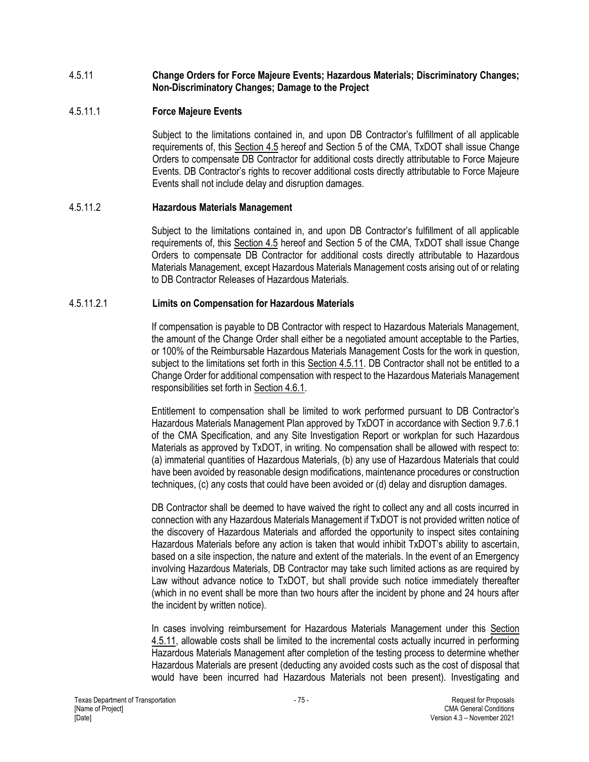### 4.5.11 Change Orders for Force Majeure Events; Hazardous Materials; Discriminatory Changes; Non-Discriminatory Changes; Damage to the Project

#### 4.5.11.1 Force Majeure Events

Subject to the limitations contained in, and upon DB Contractor's fulfillment of all applicable requirements of, this Section 4.5 hereof and Section 5 of the CMA, TxDOT shall issue Change Orders to compensate DB Contractor for additional costs directly attributable to Force Majeure Events. DB Contractor's rights to recover additional costs directly attributable to Force Majeure Events shall not include delay and disruption damages.

#### 4.5.11.2 Hazardous Materials Management

Subject to the limitations contained in, and upon DB Contractor's fulfillment of all applicable requirements of, this Section 4.5 hereof and Section 5 of the CMA, TxDOT shall issue Change Orders to compensate DB Contractor for additional costs directly attributable to Hazardous Materials Management, except Hazardous Materials Management costs arising out of or relating to DB Contractor Releases of Hazardous Materials.

##### 4.5.11.2.1 Limits on Compensation for Hazardous Materials

If compensation is payable to DB Contractor with respect to Hazardous Materials Management, the amount of the Change Order shall either be a negotiated amount acceptable to the Parties, or 100% of the Reimbursable Hazardous Materials Management Costs for the work in question, subject to the limitations set forth in this Section 4.5.11. DB Contractor shall not be entitled to a Change Order for additional compensation with respect to the Hazardous Materials Management responsibilities set forth in Section 4.6.1.

Entitlement to compensation shall be limited to work performed pursuant to DB Contractor's Hazardous Materials Management Plan approved by TxDOT in accordance with Section 9.7.6.1 of the CMA Specification, and any Site Investigation Report or workplan for such Hazardous Materials as approved by TxDOT, in writing. No compensation shall be allowed with respect to: (a) immaterial quantities of Hazardous Materials, (b) any use of Hazardous Materials that could have been avoided by reasonable design modifications, maintenance procedures or construction techniques, (c) any costs that could have been avoided or (d) delay and disruption damages.

DB Contractor shall be deemed to have waived the right to collect any and all costs incurred in connection with any Hazardous Materials Management if TxDOT is not provided written notice of the discovery of Hazardous Materials and afforded the opportunity to inspect sites containing Hazardous Materials before any action is taken that would inhibit TxDOT's ability to ascertain, based on a site inspection, the nature and extent of the materials. In the event of an Emergency involving Hazardous Materials, DB Contractor may take such limited actions as are required by Law without advance notice to TxDOT, but shall provide such notice immediately thereafter (which in no event shall be more than two hours after the incident by phone and 24 hours after the incident by written notice).

In cases involving reimbursement for Hazardous Materials Management under this Section 4.5.11, allowable costs shall be limited to the incremental costs actually incurred in performing Hazardous Materials Management after completion of the testing process to determine whether Hazardous Materials are present (deducting any avoided costs such as the cost of disposal that would have been incurred had Hazardous Materials not been present). Investigating and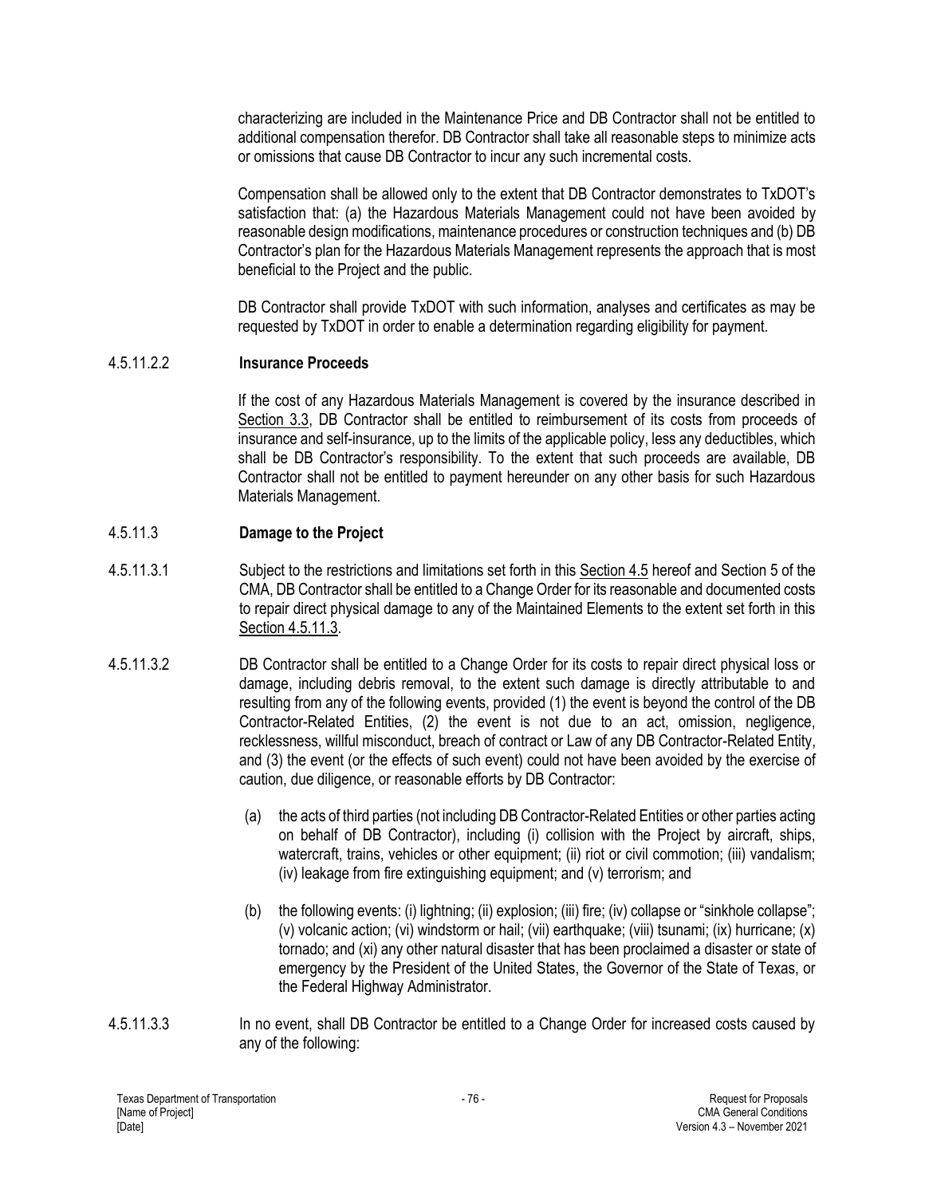characterizing are included in the Maintenance Price and DB Contractor shall not be entitled to additional compensation therefor. DB Contractor shall take all reasonable steps to minimize acts or omissions that cause DB Contractor to incur any such incremental costs.

Compensation shall be allowed only to the extent that DB Contractor demonstrates to TxDOT's satisfaction that: (a) the Hazardous Materials Management could not have been avoided by reasonable design modifications, maintenance procedures or construction techniques and (b) DB Contractor's plan for the Hazardous Materials Management represents the approach that is most beneficial to the Project and the public.

DB Contractor shall provide TxDOT with such information, analyses and certificates as may be requested by TxDOT in order to enable a determination regarding eligibility for payment.

#### 4.5.11.2.2 **Insurance Proceeds**

If the cost of any Hazardous Materials Management is covered by the insurance described in Section 3.3, DB Contractor shall be entitled to reimbursement of its costs from proceeds of insurance and self-insurance, up to the limits of the applicable policy, less any deductibles, which shall be DB Contractor's responsibility. To the extent that such proceeds are available, DB Contractor shall not be entitled to payment hereunder on any other basis for such Hazardous Materials Management.

### 4.5.11.3 **Damage to the Project**

4.5.11.3.1 Subject to the restrictions and limitations set forth in this Section 4.5 hereof and Section 5 of the CMA, DB Contractor shall be entitled to a Change Order for its reasonable and documented costs to repair direct physical damage to any of the Maintained Elements to the extent set forth in this Section 4.5.11.3.

4.5.11.3.2 DB Contractor shall be entitled to a Change Order for its costs to repair direct physical loss or damage, including debris removal, to the extent such damage is directly attributable to and resulting from any of the following events, provided (1) the event is beyond the control of the DB Contractor-Related Entities, (2) the event is not due to an act, omission, negligence, recklessness, willful misconduct, breach of contract or Law of any DB Contractor-Related Entity, and (3) the event (or the effects of such event) could not have been avoided by the exercise of caution, due diligence, or reasonable efforts by DB Contractor:

(a) the acts of third parties (not including DB Contractor-Related Entities or other parties acting on behalf of DB Contractor), including (i) collision with the Project by aircraft, ships, watercraft, trains, vehicles or other equipment; (ii) riot or civil commotion; (iii) vandalism; (iv) leakage from fire extinguishing equipment; and (v) terrorism; and

(b) the following events: (i) lightning; (ii) explosion; (iii) fire; (iv) collapse or "sinkhole collapse"; (v) volcanic action; (vi) windstorm or hail; (vii) earthquake; (viii) tsunami; (ix) hurricane; (x) tornado; and (xi) any other natural disaster that has been proclaimed a disaster or state of emergency by the President of the United States, the Governor of the State of Texas, or the Federal Highway Administrator.

4.5.11.3.3 In no event, shall DB Contractor be entitled to a Change Order for increased costs caused by any of the following: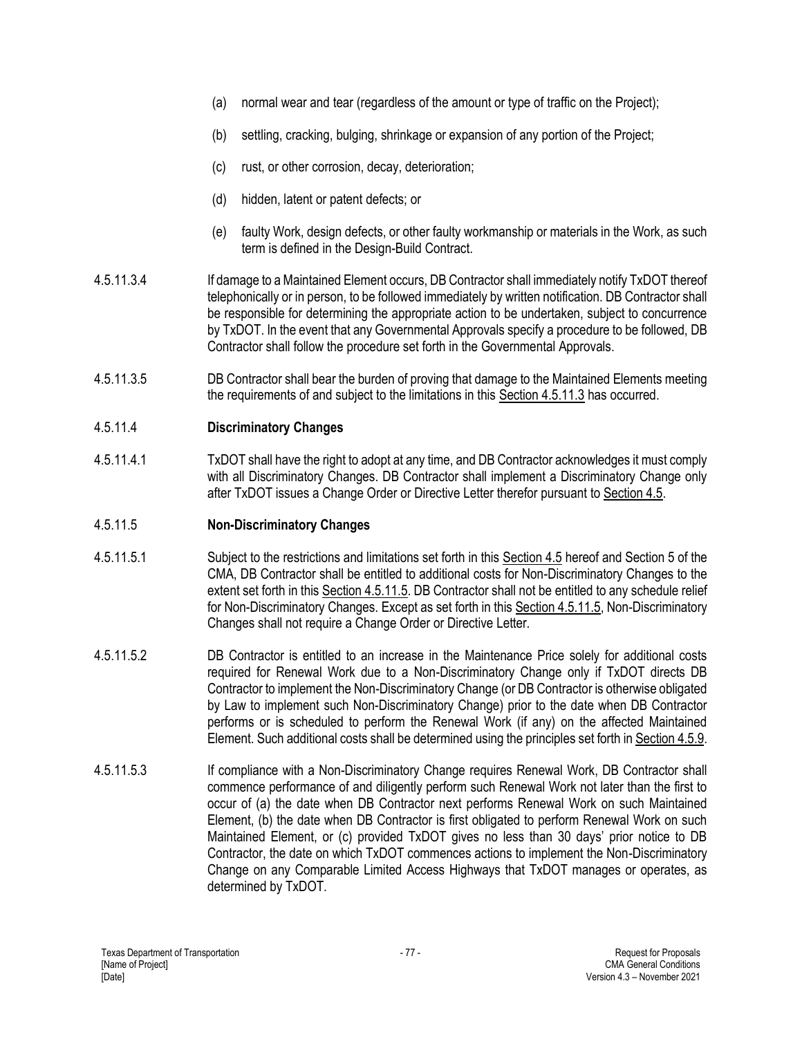(a) normal wear and tear (regardless of the amount or type of traffic on the Project);

(b) settling, cracking, bulging, shrinkage or expansion of any portion of the Project;

(c) rust, or other corrosion, decay, deterioration;

(d) hidden, latent or patent defects; or

(e) faulty Work, design defects, or other faulty workmanship or materials in the Work, as such term is defined in the Design-Build Contract.

4.5.11.3.4 If damage to a Maintained Element occurs, DB Contractor shall immediately notify TxDOT thereof telephonically or in person, to be followed immediately by written notification. DB Contractor shall be responsible for determining the appropriate action to be undertaken, subject to concurrence by TxDOT. In the event that any Governmental Approvals specify a procedure to be followed, DB Contractor shall follow the procedure set forth in the Governmental Approvals.

4.5.11.3.5 DB Contractor shall bear the burden of proving that damage to the Maintained Elements meeting the requirements of and subject to the limitations in this Section 4.5.11.3 has occurred.

#### 4.5.11.4 **Discriminatory Changes**

4.5.11.4.1 TxDOT shall have the right to adopt at any time, and DB Contractor acknowledges it must comply with all Discriminatory Changes. DB Contractor shall implement a Discriminatory Change only after TxDOT issues a Change Order or Directive Letter therefor pursuant to Section 4.5.

#### 4.5.11.5 **Non-Discriminatory Changes**

4.5.11.5.1 Subject to the restrictions and limitations set forth in this Section 4.5 hereof and Section 5 of the CMA, DB Contractor shall be entitled to additional costs for Non-Discriminatory Changes to the extent set forth in this Section 4.5.11.5. DB Contractor shall not be entitled to any schedule relief for Non-Discriminatory Changes. Except as set forth in this Section 4.5.11.5, Non-Discriminatory Changes shall not require a Change Order or Directive Letter.

4.5.11.5.2 DB Contractor is entitled to an increase in the Maintenance Price solely for additional costs required for Renewal Work due to a Non-Discriminatory Change only if TxDOT directs DB Contractor to implement the Non-Discriminatory Change (or DB Contractor is otherwise obligated by Law to implement such Non-Discriminatory Change) prior to the date when DB Contractor performs or is scheduled to perform the Renewal Work (if any) on the affected Maintained Element. Such additional costs shall be determined using the principles set forth in Section 4.5.9.

4.5.11.5.3 If compliance with a Non-Discriminatory Change requires Renewal Work, DB Contractor shall commence performance of and diligently perform such Renewal Work not later than the first to occur of (a) the date when DB Contractor next performs Renewal Work on such Maintained Element, (b) the date when DB Contractor is first obligated to perform Renewal Work on such Maintained Element, or (c) provided TxDOT gives no less than 30 days' prior notice to DB Contractor, the date on which TxDOT commences actions to implement the Non-Discriminatory Change on any Comparable Limited Access Highways that TxDOT manages or operates, as determined by TxDOT.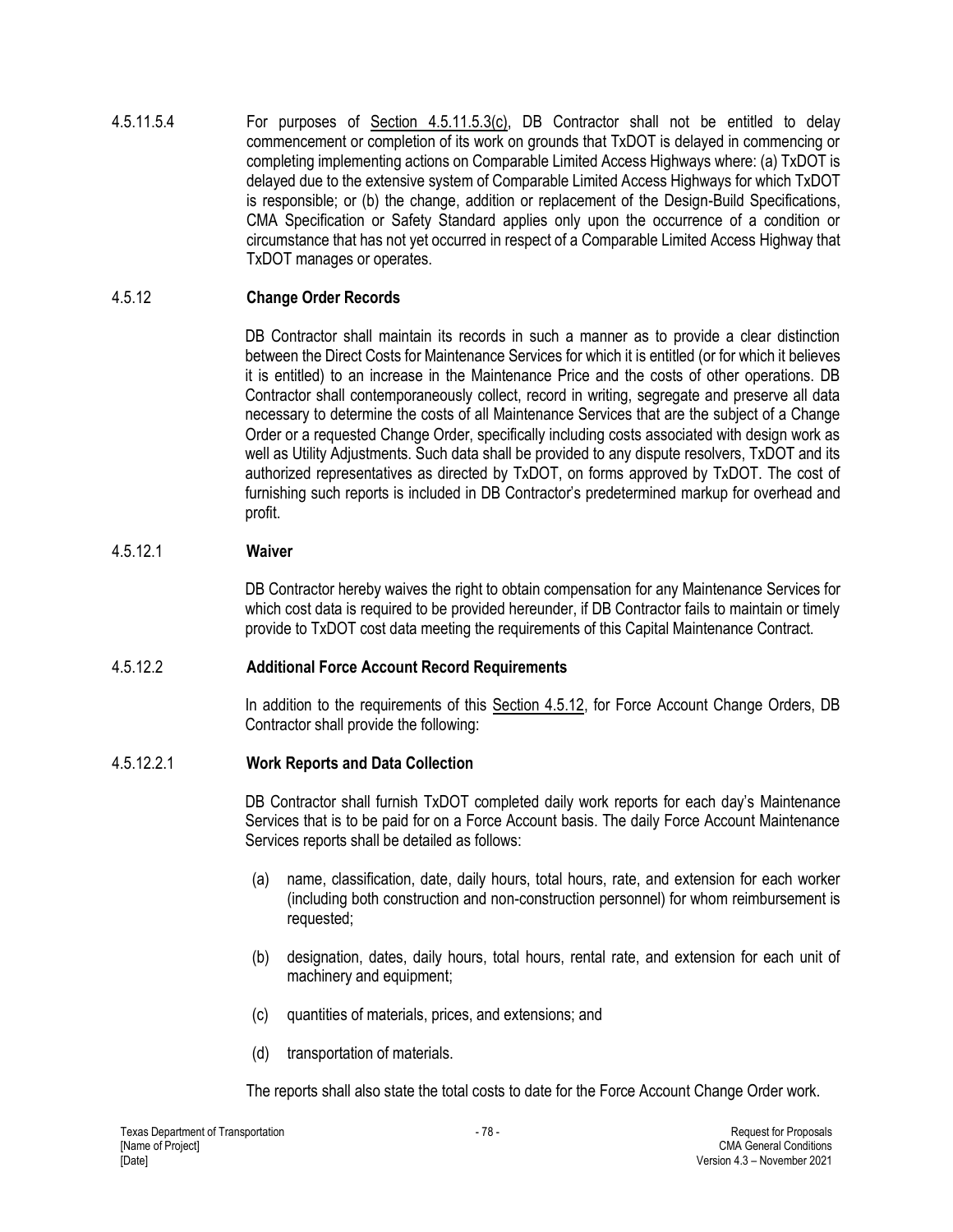4.5.11.5.4 For purposes of Section 4.5.11.5.3(c), DB Contractor shall not be entitled to delay commencement or completion of its work on grounds that TxDOT is delayed in commencing or completing implementing actions on Comparable Limited Access Highways where: (a) TxDOT is delayed due to the extensive system of Comparable Limited Access Highways for which TxDOT is responsible; or (b) the change, addition or replacement of the Design-Build Specifications, CMA Specification or Safety Standard applies only upon the occurrence of a condition or circumstance that has not yet occurred in respect of a Comparable Limited Access Highway that TxDOT manages or operates.

### 4.5.12 Change Order Records

DB Contractor shall maintain its records in such a manner as to provide a clear distinction between the Direct Costs for Maintenance Services for which it is entitled (or for which it believes it is entitled) to an increase in the Maintenance Price and the costs of other operations. DB Contractor shall contemporaneously collect, record in writing, segregate and preserve all data necessary to determine the costs of all Maintenance Services that are the subject of a Change Order or a requested Change Order, specifically including costs associated with design work as well as Utility Adjustments. Such data shall be provided to any dispute resolvers, TxDOT and its authorized representatives as directed by TxDOT, on forms approved by TxDOT. The cost of furnishing such reports is included in DB Contractor's predetermined markup for overhead and profit.

### 4.5.12.1 Waiver

DB Contractor hereby waives the right to obtain compensation for any Maintenance Services for which cost data is required to be provided hereunder, if DB Contractor fails to maintain or timely provide to TxDOT cost data meeting the requirements of this Capital Maintenance Contract.

### 4.5.12.2 Additional Force Account Record Requirements

In addition to the requirements of this Section 4.5.12, for Force Account Change Orders, DB Contractor shall provide the following:

### 4.5.12.2.1 Work Reports and Data Collection

DB Contractor shall furnish TxDOT completed daily work reports for each day's Maintenance Services that is to be paid for on a Force Account basis. The daily Force Account Maintenance Services reports shall be detailed as follows:

(a) name, classification, date, daily hours, total hours, rate, and extension for each worker (including both construction and non-construction personnel) for whom reimbursement is requested;

(b) designation, dates, daily hours, total hours, rental rate, and extension for each unit of machinery and equipment;

(c) quantities of materials, prices, and extensions; and

(d) transportation of materials.

The reports shall also state the total costs to date for the Force Account Change Order work.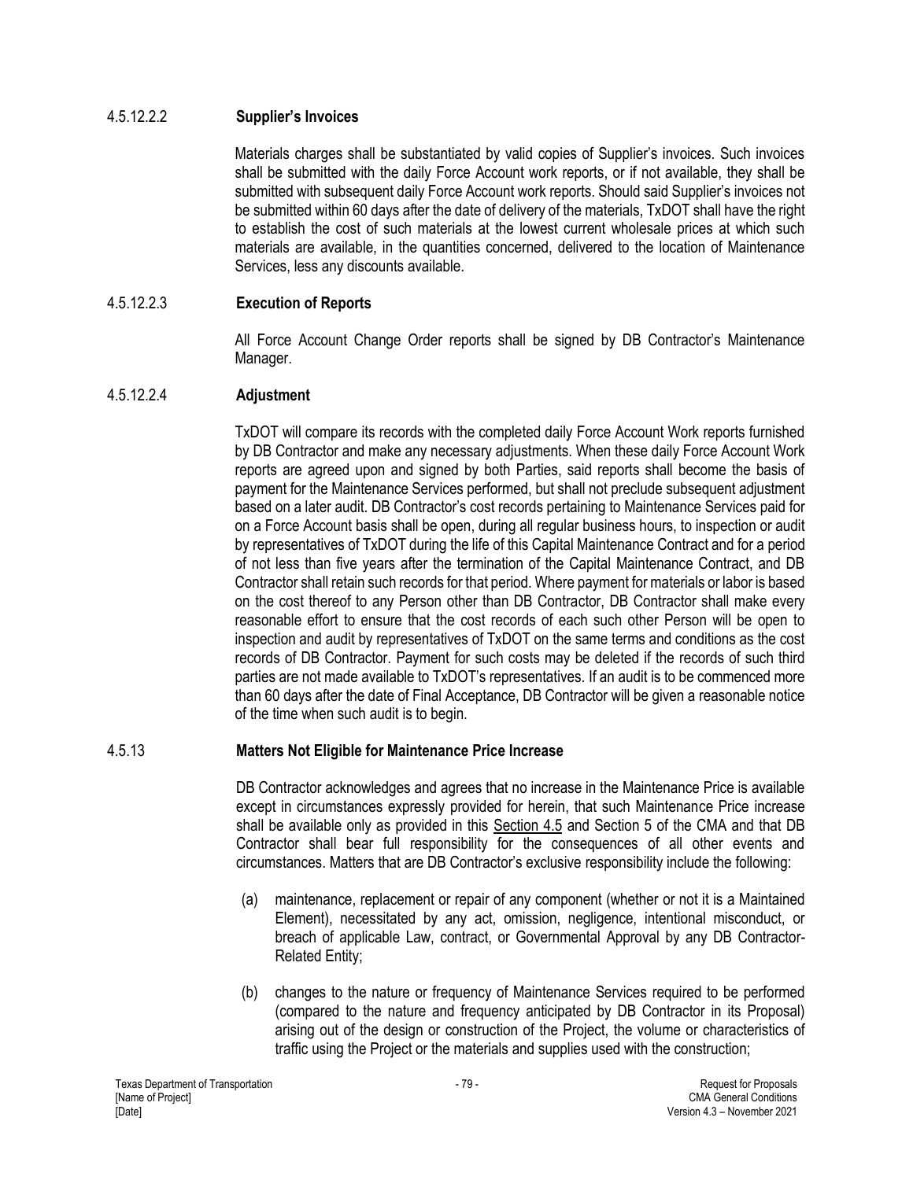#### 4.5.12.2.2 **Supplier's Invoices**

Materials charges shall be substantiated by valid copies of Supplier's invoices. Such invoices shall be submitted with the daily Force Account work reports, or if not available, they shall be submitted with subsequent daily Force Account work reports. Should said Supplier's invoices not be submitted within 60 days after the date of delivery of the materials, TxDOT shall have the right to establish the cost of such materials at the lowest current wholesale prices at which such materials are available, in the quantities concerned, delivered to the location of Maintenance Services, less any discounts available.

#### 4.5.12.2.3 **Execution of Reports**

All Force Account Change Order reports shall be signed by DB Contractor's Maintenance Manager.

#### 4.5.12.2.4 **Adjustment**

TxDOT will compare its records with the completed daily Force Account Work reports furnished by DB Contractor and make any necessary adjustments. When these daily Force Account Work reports are agreed upon and signed by both Parties, said reports shall become the basis of payment for the Maintenance Services performed, but shall not preclude subsequent adjustment based on a later audit. DB Contractor's cost records pertaining to Maintenance Services paid for on a Force Account basis shall be open, during all regular business hours, to inspection or audit by representatives of TxDOT during the life of this Capital Maintenance Contract and for a period of not less than five years after the termination of the Capital Maintenance Contract, and DB Contractor shall retain such records for that period. Where payment for materials or labor is based on the cost thereof to any Person other than DB Contractor, DB Contractor shall make every reasonable effort to ensure that the cost records of each such other Person will be open to inspection and audit by representatives of TxDOT on the same terms and conditions as the cost records of DB Contractor. Payment for such costs may be deleted if the records of such third parties are not made available to TxDOT's representatives. If an audit is to be commenced more than 60 days after the date of Final Acceptance, DB Contractor will be given a reasonable notice of the time when such audit is to begin.

### 4.5.13 **Matters Not Eligible for Maintenance Price Increase**

DB Contractor acknowledges and agrees that no increase in the Maintenance Price is available except in circumstances expressly provided for herein, that such Maintenance Price increase shall be available only as provided in this Section 4.5 and Section 5 of the CMA and that DB Contractor shall bear full responsibility for the consequences of all other events and circumstances. Matters that are DB Contractor's exclusive responsibility include the following:

(a) maintenance, replacement or repair of any component (whether or not it is a Maintained Element), necessitated by any act, omission, negligence, intentional misconduct, or breach of applicable Law, contract, or Governmental Approval by any DB Contractor-Related Entity;

(b) changes to the nature or frequency of Maintenance Services required to be performed (compared to the nature and frequency anticipated by DB Contractor in its Proposal) arising out of the design or construction of the Project, the volume or characteristics of traffic using the Project or the materials and supplies used with the construction;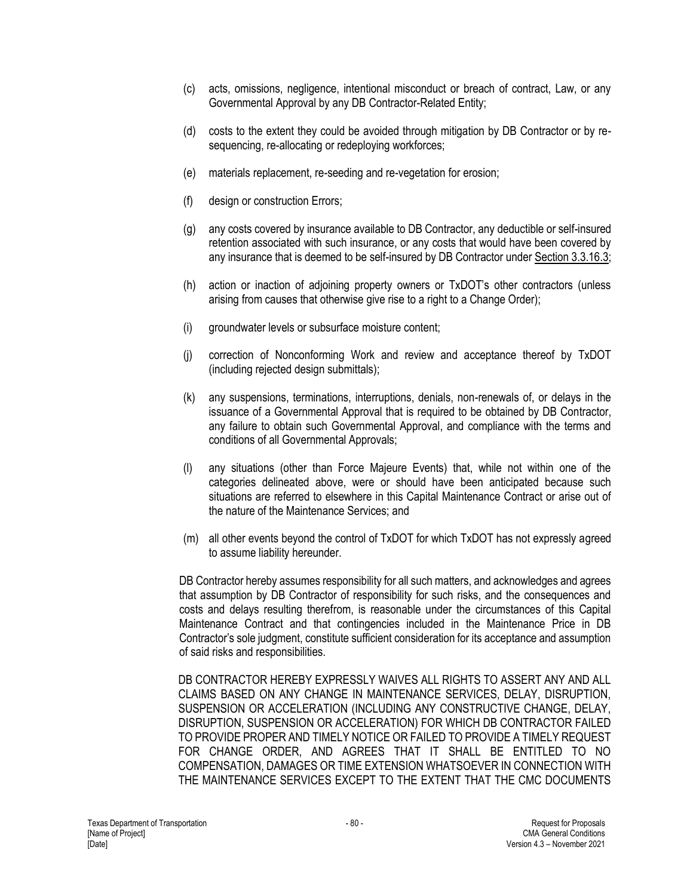(c) acts, omissions, negligence, intentional misconduct or breach of contract, Law, or any Governmental Approval by any DB Contractor-Related Entity;

(d) costs to the extent they could be avoided through mitigation by DB Contractor or by re-sequencing, re-allocating or redeploying workforces;

(e) materials replacement, re-seeding and re-vegetation for erosion;

(f) design or construction Errors;

(g) any costs covered by insurance available to DB Contractor, any deductible or self-insured retention associated with such insurance, or any costs that would have been covered by any insurance that is deemed to be self-insured by DB Contractor under Section 3.3.16.3;

(h) action or inaction of adjoining property owners or TxDOT's other contractors (unless arising from causes that otherwise give rise to a right to a Change Order);

(i) groundwater levels or subsurface moisture content;

(j) correction of Nonconforming Work and review and acceptance thereof by TxDOT (including rejected design submittals);

(k) any suspensions, terminations, interruptions, denials, non-renewals of, or delays in the issuance of a Governmental Approval that is required to be obtained by DB Contractor, any failure to obtain such Governmental Approval, and compliance with the terms and conditions of all Governmental Approvals;

(l) any situations (other than Force Majeure Events) that, while not within one of the categories delineated above, were or should have been anticipated because such situations are referred to elsewhere in this Capital Maintenance Contract or arise out of the nature of the Maintenance Services; and

(m) all other events beyond the control of TxDOT for which TxDOT has not expressly agreed to assume liability hereunder.

DB Contractor hereby assumes responsibility for all such matters, and acknowledges and agrees that assumption by DB Contractor of responsibility for such risks, and the consequences and costs and delays resulting therefrom, is reasonable under the circumstances of this Capital Maintenance Contract and that contingencies included in the Maintenance Price in DB Contractor's sole judgment, constitute sufficient consideration for its acceptance and assumption of said risks and responsibilities.

DB CONTRACTOR HEREBY EXPRESSLY WAIVES ALL RIGHTS TO ASSERT ANY AND ALL CLAIMS BASED ON ANY CHANGE IN MAINTENANCE SERVICES, DELAY, DISRUPTION, SUSPENSION OR ACCELERATION (INCLUDING ANY CONSTRUCTIVE CHANGE, DELAY, DISRUPTION, SUSPENSION OR ACCELERATION) FOR WHICH DB CONTRACTOR FAILED TO PROVIDE PROPER AND TIMELY NOTICE OR FAILED TO PROVIDE A TIMELY REQUEST FOR CHANGE ORDER, AND AGREES THAT IT SHALL BE ENTITLED TO NO COMPENSATION, DAMAGES OR TIME EXTENSION WHATSOEVER IN CONNECTION WITH THE MAINTENANCE SERVICES EXCEPT TO THE EXTENT THAT THE CMC DOCUMENTS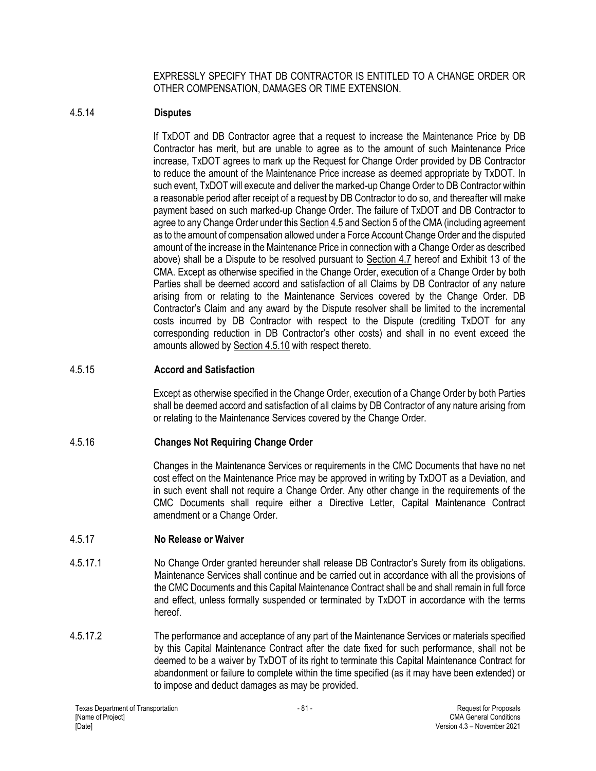EXPRESSLY SPECIFY THAT DB CONTRACTOR IS ENTITLED TO A CHANGE ORDER OR OTHER COMPENSATION, DAMAGES OR TIME EXTENSION.

4.5.14 **Disputes**

If TxDOT and DB Contractor agree that a request to increase the Maintenance Price by DB Contractor has merit, but are unable to agree as to the amount of such Maintenance Price increase, TxDOT agrees to mark up the Request for Change Order provided by DB Contractor to reduce the amount of the Maintenance Price increase as deemed appropriate by TxDOT. In such event, TxDOT will execute and deliver the marked-up Change Order to DB Contractor within a reasonable period after receipt of a request by DB Contractor to do so, and thereafter will make payment based on such marked-up Change Order. The failure of TxDOT and DB Contractor to agree to any Change Order under this Section 4.5 and Section 5 of the CMA (including agreement as to the amount of compensation allowed under a Force Account Change Order and the disputed amount of the increase in the Maintenance Price in connection with a Change Order as described above) shall be a Dispute to be resolved pursuant to Section 4.7 hereof and Exhibit 13 of the CMA. Except as otherwise specified in the Change Order, execution of a Change Order by both Parties shall be deemed accord and satisfaction of all Claims by DB Contractor of any nature arising from or relating to the Maintenance Services covered by the Change Order. DB Contractor's Claim and any award by the Dispute resolver shall be limited to the incremental costs incurred by DB Contractor with respect to the Dispute (crediting TxDOT for any corresponding reduction in DB Contractor's other costs) and shall in no event exceed the amounts allowed by Section 4.5.10 with respect thereto.

4.5.15 **Accord and Satisfaction**

Except as otherwise specified in the Change Order, execution of a Change Order by both Parties shall be deemed accord and satisfaction of all claims by DB Contractor of any nature arising from or relating to the Maintenance Services covered by the Change Order.

4.5.16 **Changes Not Requiring Change Order**

Changes in the Maintenance Services or requirements in the CMC Documents that have no net cost effect on the Maintenance Price may be approved in writing by TxDOT as a Deviation, and in such event shall not require a Change Order. Any other change in the requirements of the CMC Documents shall require either a Directive Letter, Capital Maintenance Contract amendment or a Change Order.

4.5.17 **No Release or Waiver**

4.5.17.1 No Change Order granted hereunder shall release DB Contractor's Surety from its obligations. Maintenance Services shall continue and be carried out in accordance with all the provisions of the CMC Documents and this Capital Maintenance Contract shall be and shall remain in full force and effect, unless formally suspended or terminated by TxDOT in accordance with the terms hereof.

4.5.17.2 The performance and acceptance of any part of the Maintenance Services or materials specified by this Capital Maintenance Contract after the date fixed for such performance, shall not be deemed to be a waiver by TxDOT of its right to terminate this Capital Maintenance Contract for abandonment or failure to complete within the time specified (as it may have been extended) or to impose and deduct damages as may be provided.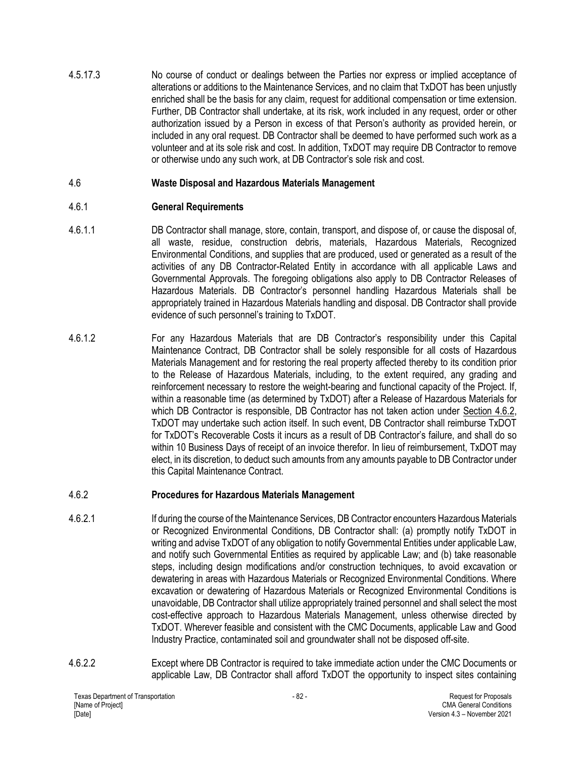4.5.17.3 No course of conduct or dealings between the Parties nor express or implied acceptance of alterations or additions to the Maintenance Services, and no claim that TxDOT has been unjustly enriched shall be the basis for any claim, request for additional compensation or time extension. Further, DB Contractor shall undertake, at its risk, work included in any request, order or other authorization issued by a Person in excess of that Person's authority as provided herein, or included in any oral request. DB Contractor shall be deemed to have performed such work as a volunteer and at its sole risk and cost. In addition, TxDOT may require DB Contractor to remove or otherwise undo any such work, at DB Contractor's sole risk and cost.

## 4.6 Waste Disposal and Hazardous Materials Management

### 4.6.1 General Requirements

4.6.1.1 DB Contractor shall manage, store, contain, transport, and dispose of, or cause the disposal of, all waste, residue, construction debris, materials, Hazardous Materials, Recognized Environmental Conditions, and supplies that are produced, used or generated as a result of the activities of any DB Contractor-Related Entity in accordance with all applicable Laws and Governmental Approvals. The foregoing obligations also apply to DB Contractor Releases of Hazardous Materials. DB Contractor's personnel handling Hazardous Materials shall be appropriately trained in Hazardous Materials handling and disposal. DB Contractor shall provide evidence of such personnel's training to TxDOT.

4.6.1.2 For any Hazardous Materials that are DB Contractor's responsibility under this Capital Maintenance Contract, DB Contractor shall be solely responsible for all costs of Hazardous Materials Management and for restoring the real property affected thereby to its condition prior to the Release of Hazardous Materials, including, to the extent required, any grading and reinforcement necessary to restore the weight-bearing and functional capacity of the Project. If, within a reasonable time (as determined by TxDOT) after a Release of Hazardous Materials for which DB Contractor is responsible, DB Contractor has not taken action under Section 4.6.2, TxDOT may undertake such action itself. In such event, DB Contractor shall reimburse TxDOT for TxDOT's Recoverable Costs it incurs as a result of DB Contractor's failure, and shall do so within 10 Business Days of receipt of an invoice therefor. In lieu of reimbursement, TxDOT may elect, in its discretion, to deduct such amounts from any amounts payable to DB Contractor under this Capital Maintenance Contract.

### 4.6.2 Procedures for Hazardous Materials Management

4.6.2.1 If during the course of the Maintenance Services, DB Contractor encounters Hazardous Materials or Recognized Environmental Conditions, DB Contractor shall: (a) promptly notify TxDOT in writing and advise TxDOT of any obligation to notify Governmental Entities under applicable Law, and notify such Governmental Entities as required by applicable Law; and (b) take reasonable steps, including design modifications and/or construction techniques, to avoid excavation or dewatering in areas with Hazardous Materials or Recognized Environmental Conditions. Where excavation or dewatering of Hazardous Materials or Recognized Environmental Conditions is unavoidable, DB Contractor shall utilize appropriately trained personnel and shall select the most cost-effective approach to Hazardous Materials Management, unless otherwise directed by TxDOT. Wherever feasible and consistent with the CMC Documents, applicable Law and Good Industry Practice, contaminated soil and groundwater shall not be disposed off-site.

4.6.2.2 Except where DB Contractor is required to take immediate action under the CMC Documents or applicable Law, DB Contractor shall afford TxDOT the opportunity to inspect sites containing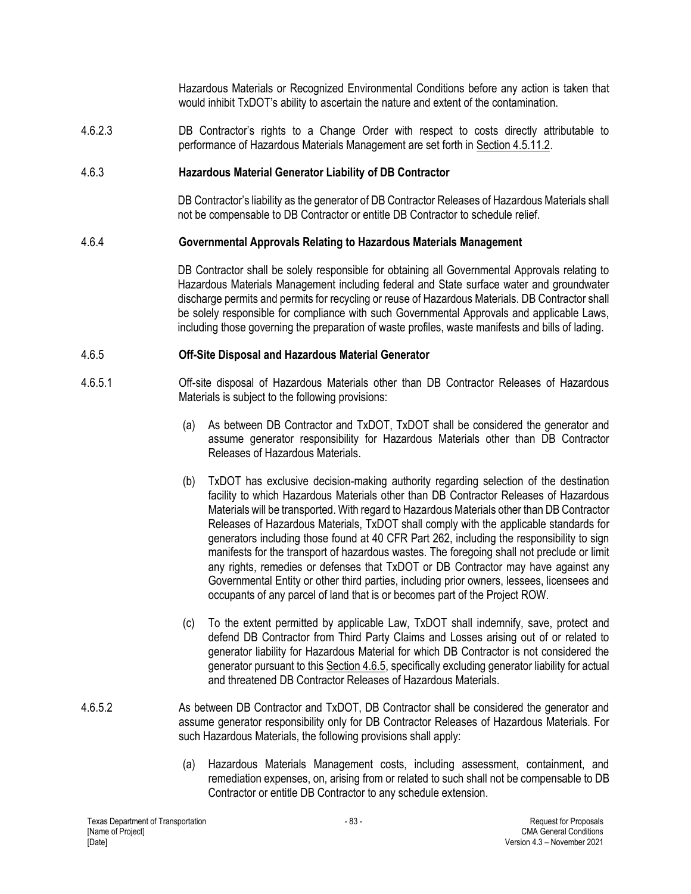Hazardous Materials or Recognized Environmental Conditions before any action is taken that would inhibit TxDOT's ability to ascertain the nature and extent of the contamination.

4.6.2.3 DB Contractor's rights to a Change Order with respect to costs directly attributable to performance of Hazardous Materials Management are set forth in Section 4.5.11.2.

#### 4.6.3 Hazardous Material Generator Liability of DB Contractor

DB Contractor's liability as the generator of DB Contractor Releases of Hazardous Materials shall not be compensable to DB Contractor or entitle DB Contractor to schedule relief.

#### 4.6.4 Governmental Approvals Relating to Hazardous Materials Management

DB Contractor shall be solely responsible for obtaining all Governmental Approvals relating to Hazardous Materials Management including federal and State surface water and groundwater discharge permits and permits for recycling or reuse of Hazardous Materials. DB Contractor shall be solely responsible for compliance with such Governmental Approvals and applicable Laws, including those governing the preparation of waste profiles, waste manifests and bills of lading.

#### 4.6.5 Off-Site Disposal and Hazardous Material Generator

4.6.5.1 Off-site disposal of Hazardous Materials other than DB Contractor Releases of Hazardous Materials is subject to the following provisions:

(a) As between DB Contractor and TxDOT, TxDOT shall be considered the generator and assume generator responsibility for Hazardous Materials other than DB Contractor Releases of Hazardous Materials.

(b) TxDOT has exclusive decision-making authority regarding selection of the destination facility to which Hazardous Materials other than DB Contractor Releases of Hazardous Materials will be transported. With regard to Hazardous Materials other than DB Contractor Releases of Hazardous Materials, TxDOT shall comply with the applicable standards for generators including those found at 40 CFR Part 262, including the responsibility to sign manifests for the transport of hazardous wastes. The foregoing shall not preclude or limit any rights, remedies or defenses that TxDOT or DB Contractor may have against any Governmental Entity or other third parties, including prior owners, lessees, licensees and occupants of any parcel of land that is or becomes part of the Project ROW.

(c) To the extent permitted by applicable Law, TxDOT shall indemnify, save, protect and defend DB Contractor from Third Party Claims and Losses arising out of or related to generator liability for Hazardous Material for which DB Contractor is not considered the generator pursuant to this Section 4.6.5, specifically excluding generator liability for actual and threatened DB Contractor Releases of Hazardous Materials.

4.6.5.2 As between DB Contractor and TxDOT, DB Contractor shall be considered the generator and assume generator responsibility only for DB Contractor Releases of Hazardous Materials. For such Hazardous Materials, the following provisions shall apply:

(a) Hazardous Materials Management costs, including assessment, containment, and remediation expenses, on, arising from or related to such shall not be compensable to DB Contractor or entitle DB Contractor to any schedule extension.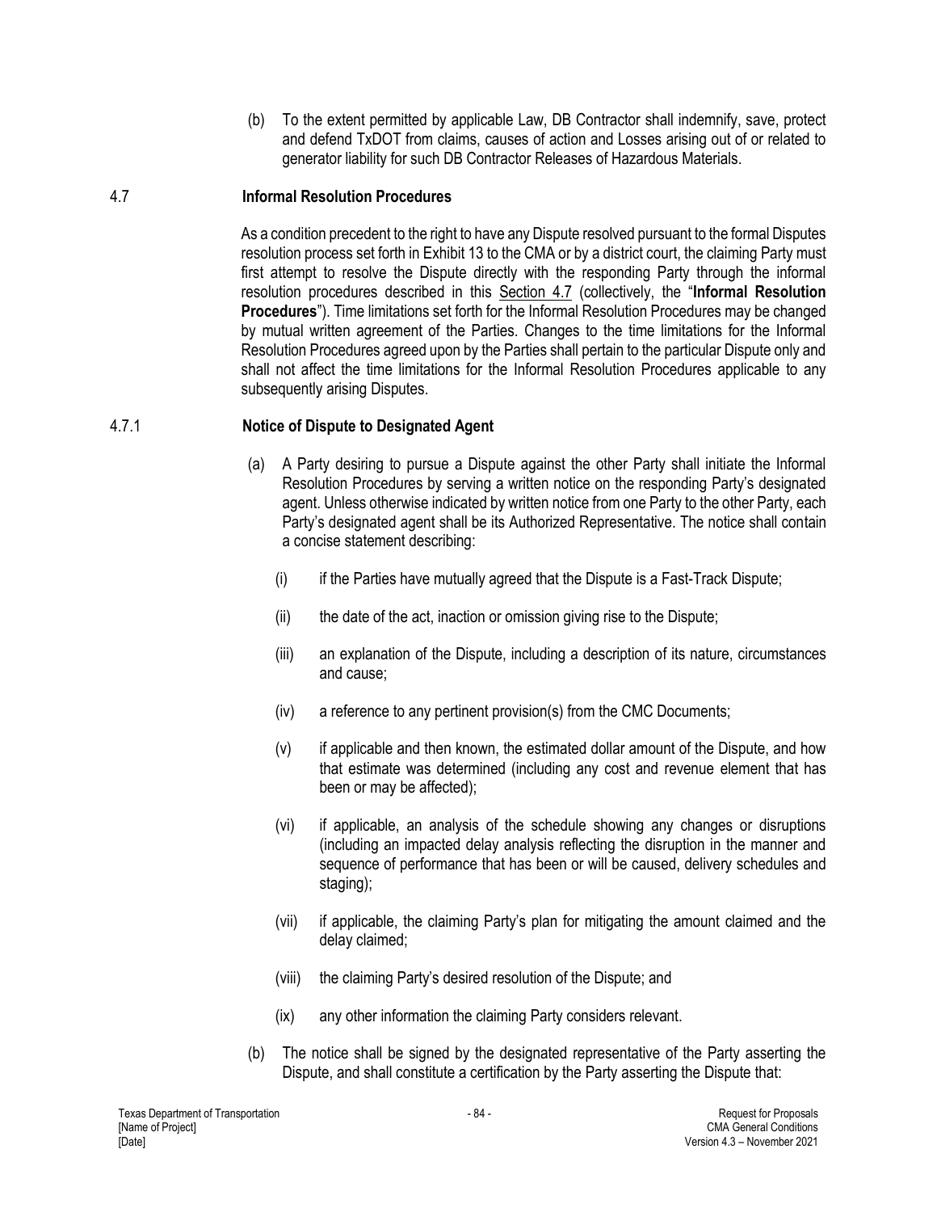(b) To the extent permitted by applicable Law, DB Contractor shall indemnify, save, protect and defend TxDOT from claims, causes of action and Losses arising out of or related to generator liability for such DB Contractor Releases of Hazardous Materials.

### 4.7 Informal Resolution Procedures

As a condition precedent to the right to have any Dispute resolved pursuant to the formal Disputes resolution process set forth in Exhibit 13 to the CMA or by a district court, the claiming Party must first attempt to resolve the Dispute directly with the responding Party through the informal resolution procedures described in this Section 4.7 (collectively, the "**Informal Resolution Procedures**"). Time limitations set forth for the Informal Resolution Procedures may be changed by mutual written agreement of the Parties. Changes to the time limitations for the Informal Resolution Procedures agreed upon by the Parties shall pertain to the particular Dispute only and shall not affect the time limitations for the Informal Resolution Procedures applicable to any subsequently arising Disputes.

### 4.7.1 Notice of Dispute to Designated Agent

(a) A Party desiring to pursue a Dispute against the other Party shall initiate the Informal Resolution Procedures by serving a written notice on the responding Party's designated agent. Unless otherwise indicated by written notice from one Party to the other Party, each Party's designated agent shall be its Authorized Representative. The notice shall contain a concise statement describing:

(i) if the Parties have mutually agreed that the Dispute is a Fast-Track Dispute;

(ii) the date of the act, inaction or omission giving rise to the Dispute;

(iii) an explanation of the Dispute, including a description of its nature, circumstances and cause;

(iv) a reference to any pertinent provision(s) from the CMC Documents;

(v) if applicable and then known, the estimated dollar amount of the Dispute, and how that estimate was determined (including any cost and revenue element that has been or may be affected);

(vi) if applicable, an analysis of the schedule showing any changes or disruptions (including an impacted delay analysis reflecting the disruption in the manner and sequence of performance that has been or will be caused, delivery schedules and staging);

(vii) if applicable, the claiming Party's plan for mitigating the amount claimed and the delay claimed;

(viii) the claiming Party's desired resolution of the Dispute; and

(ix) any other information the claiming Party considers relevant.

(b) The notice shall be signed by the designated representative of the Party asserting the Dispute, and shall constitute a certification by the Party asserting the Dispute that: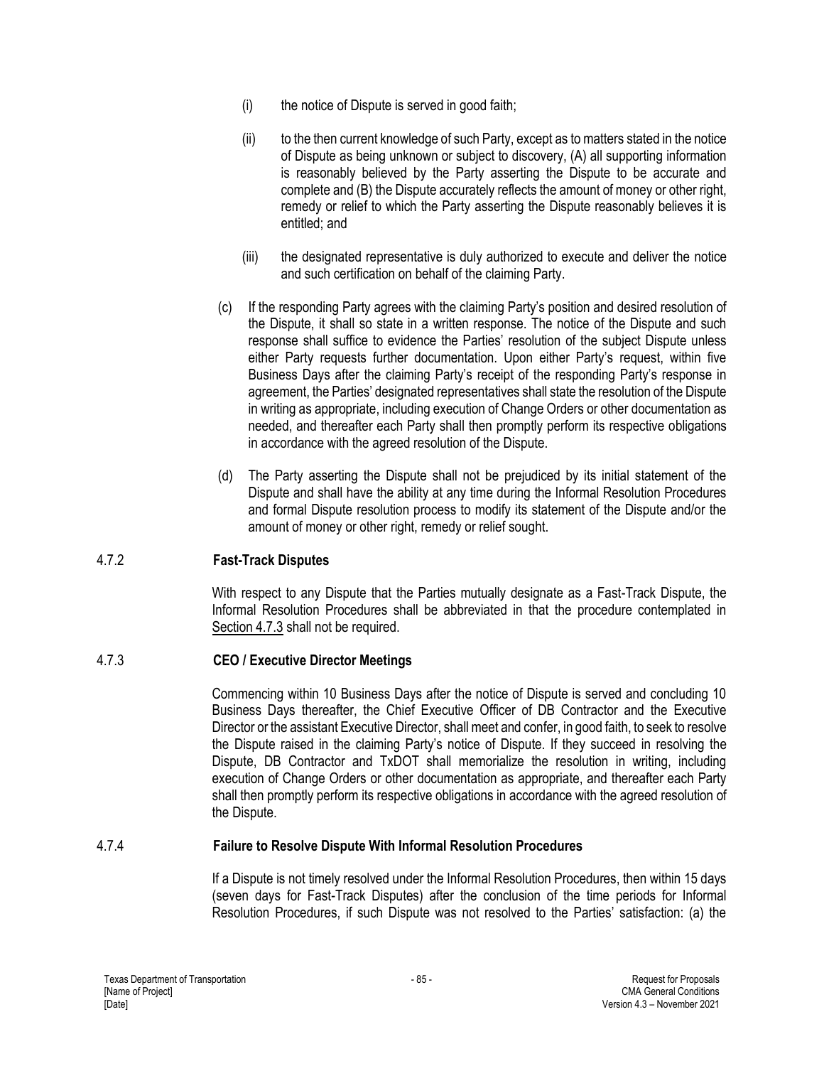(i) the notice of Dispute is served in good faith;

(ii) to the then current knowledge of such Party, except as to matters stated in the notice of Dispute as being unknown or subject to discovery, (A) all supporting information is reasonably believed by the Party asserting the Dispute to be accurate and complete and (B) the Dispute accurately reflects the amount of money or other right, remedy or relief to which the Party asserting the Dispute reasonably believes it is entitled; and

(iii) the designated representative is duly authorized to execute and deliver the notice and such certification on behalf of the claiming Party.

(c) If the responding Party agrees with the claiming Party's position and desired resolution of the Dispute, it shall so state in a written response. The notice of the Dispute and such response shall suffice to evidence the Parties' resolution of the subject Dispute unless either Party requests further documentation. Upon either Party's request, within five Business Days after the claiming Party's receipt of the responding Party's response in agreement, the Parties' designated representatives shall state the resolution of the Dispute in writing as appropriate, including execution of Change Orders or other documentation as needed, and thereafter each Party shall then promptly perform its respective obligations in accordance with the agreed resolution of the Dispute.

(d) The Party asserting the Dispute shall not be prejudiced by its initial statement of the Dispute and shall have the ability at any time during the Informal Resolution Procedures and formal Dispute resolution process to modify its statement of the Dispute and/or the amount of money or other right, remedy or relief sought.

### 4.7.2 Fast-Track Disputes

With respect to any Dispute that the Parties mutually designate as a Fast-Track Dispute, the Informal Resolution Procedures shall be abbreviated in that the procedure contemplated in Section 4.7.3 shall not be required.

### 4.7.3 CEO / Executive Director Meetings

Commencing within 10 Business Days after the notice of Dispute is served and concluding 10 Business Days thereafter, the Chief Executive Officer of DB Contractor and the Executive Director or the assistant Executive Director, shall meet and confer, in good faith, to seek to resolve the Dispute raised in the claiming Party's notice of Dispute. If they succeed in resolving the Dispute, DB Contractor and TxDOT shall memorialize the resolution in writing, including execution of Change Orders or other documentation as appropriate, and thereafter each Party shall then promptly perform its respective obligations in accordance with the agreed resolution of the Dispute.

### 4.7.4 Failure to Resolve Dispute With Informal Resolution Procedures

If a Dispute is not timely resolved under the Informal Resolution Procedures, then within 15 days (seven days for Fast-Track Disputes) after the conclusion of the time periods for Informal Resolution Procedures, if such Dispute was not resolved to the Parties' satisfaction: (a) the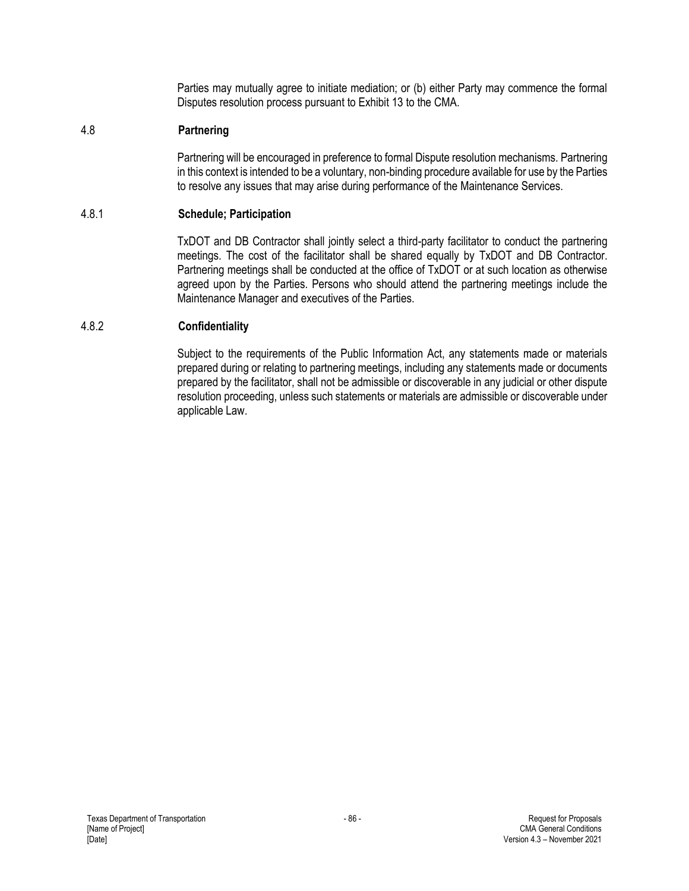Parties may mutually agree to initiate mediation; or (b) either Party may commence the formal Disputes resolution process pursuant to Exhibit 13 to the CMA.

## 4.8 Partnering

Partnering will be encouraged in preference to formal Dispute resolution mechanisms. Partnering in this context is intended to be a voluntary, non-binding procedure available for use by the Parties to resolve any issues that may arise during performance of the Maintenance Services.

### 4.8.1 Schedule; Participation

TxDOT and DB Contractor shall jointly select a third-party facilitator to conduct the partnering meetings. The cost of the facilitator shall be shared equally by TxDOT and DB Contractor. Partnering meetings shall be conducted at the office of TxDOT or at such location as otherwise agreed upon by the Parties. Persons who should attend the partnering meetings include the Maintenance Manager and executives of the Parties.

### 4.8.2 Confidentiality

Subject to the requirements of the Public Information Act, any statements made or materials prepared during or relating to partnering meetings, including any statements made or documents prepared by the facilitator, shall not be admissible or discoverable in any judicial or other dispute resolution proceeding, unless such statements or materials are admissible or discoverable under applicable Law.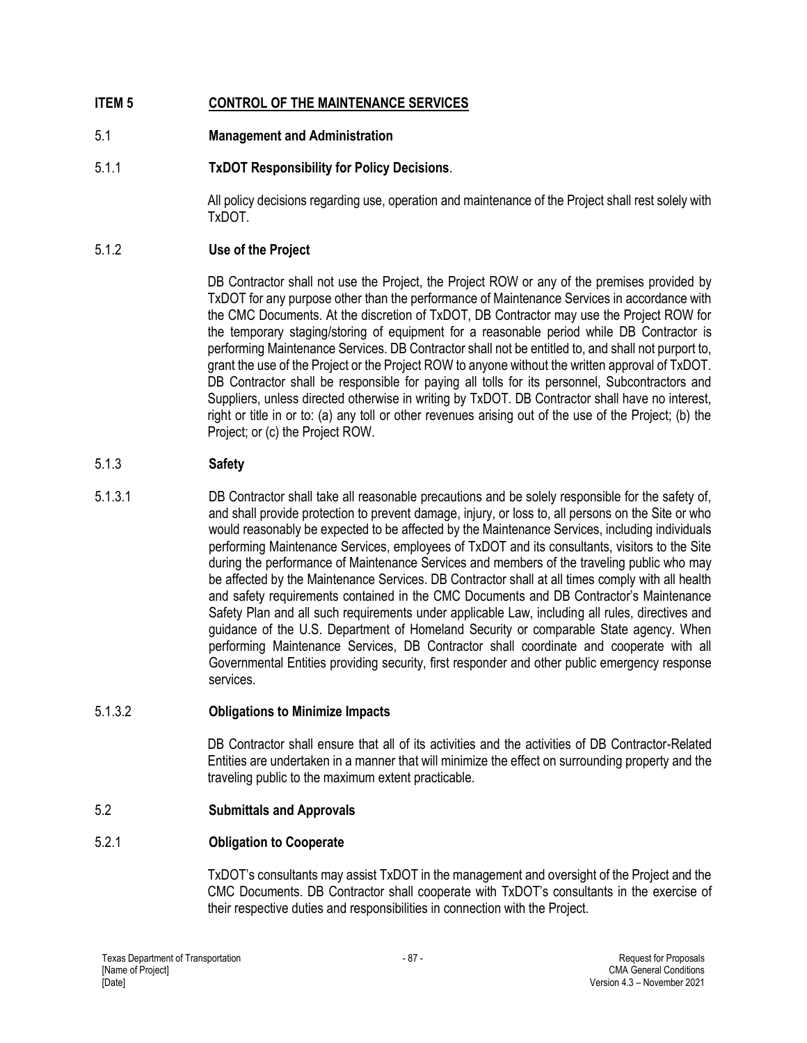# ITEM 5 CONTROL OF THE MAINTENANCE SERVICES

## 5.1 Management and Administration

### 5.1.1 TxDOT Responsibility for Policy Decisions.

All policy decisions regarding use, operation and maintenance of the Project shall rest solely with TxDOT.

### 5.1.2 Use of the Project

DB Contractor shall not use the Project, the Project ROW or any of the premises provided by TxDOT for any purpose other than the performance of Maintenance Services in accordance with the CMC Documents. At the discretion of TxDOT, DB Contractor may use the Project ROW for the temporary staging/storing of equipment for a reasonable period while DB Contractor is performing Maintenance Services. DB Contractor shall not be entitled to, and shall not purport to, grant the use of the Project or the Project ROW to anyone without the written approval of TxDOT. DB Contractor shall be responsible for paying all tolls for its personnel, Subcontractors and Suppliers, unless directed otherwise in writing by TxDOT. DB Contractor shall have no interest, right or title in or to: (a) any toll or other revenues arising out of the use of the Project; (b) the Project; or (c) the Project ROW.

### 5.1.3 Safety

5.1.3.1 DB Contractor shall take all reasonable precautions and be solely responsible for the safety of, and shall provide protection to prevent damage, injury, or loss to, all persons on the Site or who would reasonably be expected to be affected by the Maintenance Services, including individuals performing Maintenance Services, employees of TxDOT and its consultants, visitors to the Site during the performance of Maintenance Services and members of the traveling public who may be affected by the Maintenance Services. DB Contractor shall at all times comply with all health and safety requirements contained in the CMC Documents and DB Contractor's Maintenance Safety Plan and all such requirements under applicable Law, including all rules, directives and guidance of the U.S. Department of Homeland Security or comparable State agency. When performing Maintenance Services, DB Contractor shall coordinate and cooperate with all Governmental Entities providing security, first responder and other public emergency response services.

#### 5.1.3.2 Obligations to Minimize Impacts

DB Contractor shall ensure that all of its activities and the activities of DB Contractor-Related Entities are undertaken in a manner that will minimize the effect on surrounding property and the traveling public to the maximum extent practicable.

## 5.2 Submittals and Approvals

### 5.2.1 Obligation to Cooperate

TxDOT's consultants may assist TxDOT in the management and oversight of the Project and the CMC Documents. DB Contractor shall cooperate with TxDOT's consultants in the exercise of their respective duties and responsibilities in connection with the Project.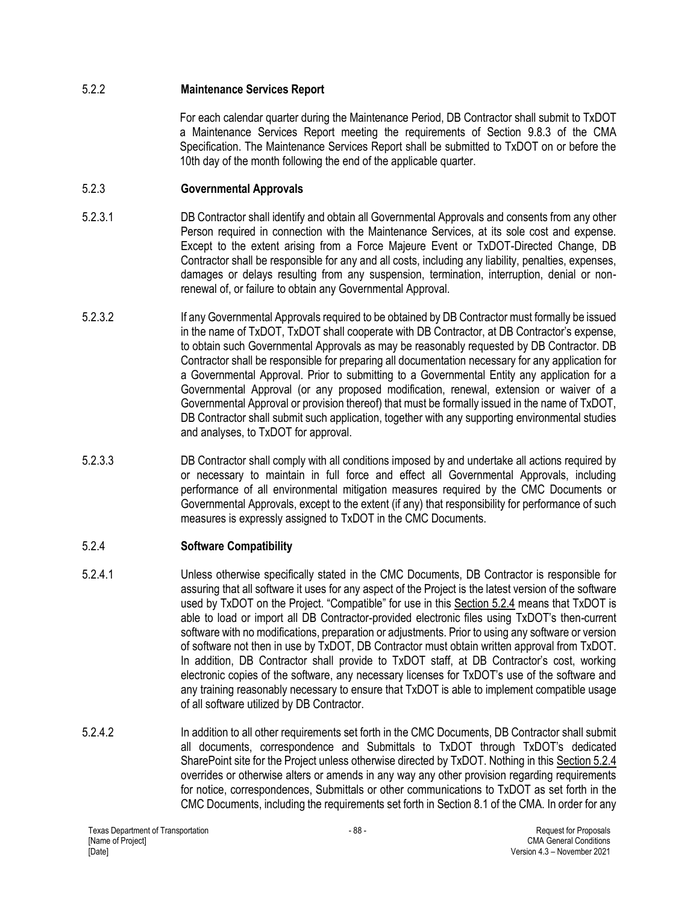### 5.2.2 Maintenance Services Report

For each calendar quarter during the Maintenance Period, DB Contractor shall submit to TxDOT a Maintenance Services Report meeting the requirements of Section 9.8.3 of the CMA Specification. The Maintenance Services Report shall be submitted to TxDOT on or before the 10th day of the month following the end of the applicable quarter.

### 5.2.3 Governmental Approvals

5.2.3.1 DB Contractor shall identify and obtain all Governmental Approvals and consents from any other Person required in connection with the Maintenance Services, at its sole cost and expense. Except to the extent arising from a Force Majeure Event or TxDOT-Directed Change, DB Contractor shall be responsible for any and all costs, including any liability, penalties, expenses, damages or delays resulting from any suspension, termination, interruption, denial or non-renewal of, or failure to obtain any Governmental Approval.

5.2.3.2 If any Governmental Approvals required to be obtained by DB Contractor must formally be issued in the name of TxDOT, TxDOT shall cooperate with DB Contractor, at DB Contractor's expense, to obtain such Governmental Approvals as may be reasonably requested by DB Contractor. DB Contractor shall be responsible for preparing all documentation necessary for any application for a Governmental Approval. Prior to submitting to a Governmental Entity any application for a Governmental Approval (or any proposed modification, renewal, extension or waiver of a Governmental Approval or provision thereof) that must be formally issued in the name of TxDOT, DB Contractor shall submit such application, together with any supporting environmental studies and analyses, to TxDOT for approval.

5.2.3.3 DB Contractor shall comply with all conditions imposed by and undertake all actions required by or necessary to maintain in full force and effect all Governmental Approvals, including performance of all environmental mitigation measures required by the CMC Documents or Governmental Approvals, except to the extent (if any) that responsibility for performance of such measures is expressly assigned to TxDOT in the CMC Documents.

### 5.2.4 Software Compatibility

5.2.4.1 Unless otherwise specifically stated in the CMC Documents, DB Contractor is responsible for assuring that all software it uses for any aspect of the Project is the latest version of the software used by TxDOT on the Project. "Compatible" for use in this Section 5.2.4 means that TxDOT is able to load or import all DB Contractor-provided electronic files using TxDOT's then-current software with no modifications, preparation or adjustments. Prior to using any software or version of software not then in use by TxDOT, DB Contractor must obtain written approval from TxDOT. In addition, DB Contractor shall provide to TxDOT staff, at DB Contractor's cost, working electronic copies of the software, any necessary licenses for TxDOT's use of the software and any training reasonably necessary to ensure that TxDOT is able to implement compatible usage of all software utilized by DB Contractor.

5.2.4.2 In addition to all other requirements set forth in the CMC Documents, DB Contractor shall submit all documents, correspondence and Submittals to TxDOT through TxDOT's dedicated SharePoint site for the Project unless otherwise directed by TxDOT. Nothing in this Section 5.2.4 overrides or otherwise alters or amends in any way any other provision regarding requirements for notice, correspondences, Submittals or other communications to TxDOT as set forth in the CMC Documents, including the requirements set forth in Section 8.1 of the CMA. In order for any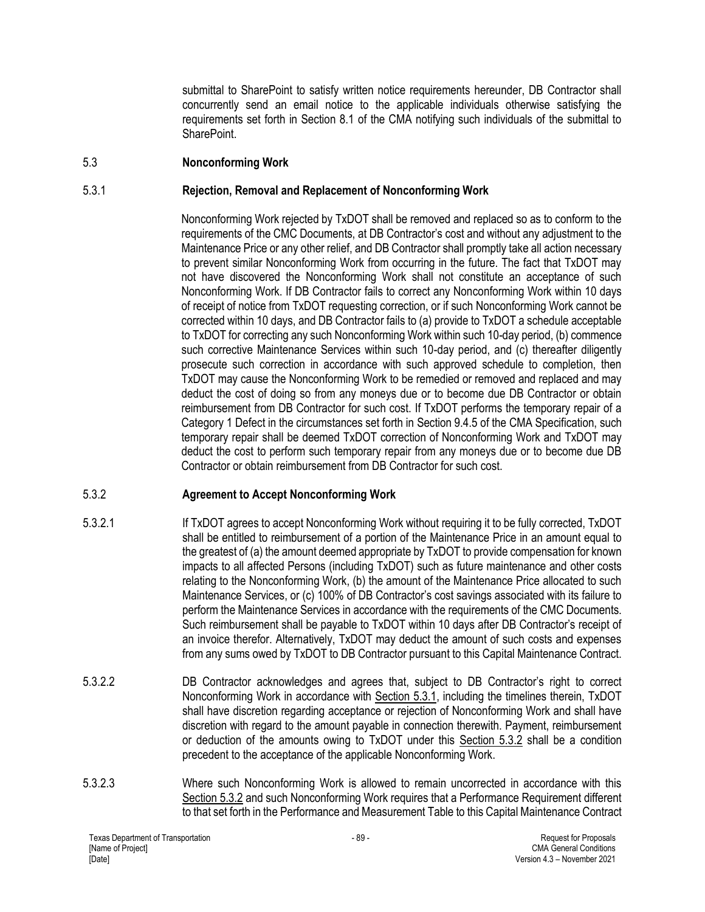submittal to SharePoint to satisfy written notice requirements hereunder, DB Contractor shall concurrently send an email notice to the applicable individuals otherwise satisfying the requirements set forth in Section 8.1 of the CMA notifying such individuals of the submittal to SharePoint.

## 5.3 Nonconforming Work

### 5.3.1 Rejection, Removal and Replacement of Nonconforming Work

Nonconforming Work rejected by TxDOT shall be removed and replaced so as to conform to the requirements of the CMC Documents, at DB Contractor's cost and without any adjustment to the Maintenance Price or any other relief, and DB Contractor shall promptly take all action necessary to prevent similar Nonconforming Work from occurring in the future. The fact that TxDOT may not have discovered the Nonconforming Work shall not constitute an acceptance of such Nonconforming Work. If DB Contractor fails to correct any Nonconforming Work within 10 days of receipt of notice from TxDOT requesting correction, or if such Nonconforming Work cannot be corrected within 10 days, and DB Contractor fails to (a) provide to TxDOT a schedule acceptable to TxDOT for correcting any such Nonconforming Work within such 10-day period, (b) commence such corrective Maintenance Services within such 10-day period, and (c) thereafter diligently prosecute such correction in accordance with such approved schedule to completion, then TxDOT may cause the Nonconforming Work to be remedied or removed and replaced and may deduct the cost of doing so from any moneys due or to become due DB Contractor or obtain reimbursement from DB Contractor for such cost. If TxDOT performs the temporary repair of a Category 1 Defect in the circumstances set forth in Section 9.4.5 of the CMA Specification, such temporary repair shall be deemed TxDOT correction of Nonconforming Work and TxDOT may deduct the cost to perform such temporary repair from any moneys due or to become due DB Contractor or obtain reimbursement from DB Contractor for such cost.

### 5.3.2 Agreement to Accept Nonconforming Work

5.3.2.1 If TxDOT agrees to accept Nonconforming Work without requiring it to be fully corrected, TxDOT shall be entitled to reimbursement of a portion of the Maintenance Price in an amount equal to the greatest of (a) the amount deemed appropriate by TxDOT to provide compensation for known impacts to all affected Persons (including TxDOT) such as future maintenance and other costs relating to the Nonconforming Work, (b) the amount of the Maintenance Price allocated to such Maintenance Services, or (c) 100% of DB Contractor's cost savings associated with its failure to perform the Maintenance Services in accordance with the requirements of the CMC Documents. Such reimbursement shall be payable to TxDOT within 10 days after DB Contractor's receipt of an invoice therefor. Alternatively, TxDOT may deduct the amount of such costs and expenses from any sums owed by TxDOT to DB Contractor pursuant to this Capital Maintenance Contract.

5.3.2.2 DB Contractor acknowledges and agrees that, subject to DB Contractor's right to correct Nonconforming Work in accordance with Section 5.3.1, including the timelines therein, TxDOT shall have discretion regarding acceptance or rejection of Nonconforming Work and shall have discretion with regard to the amount payable in connection therewith. Payment, reimbursement or deduction of the amounts owing to TxDOT under this Section 5.3.2 shall be a condition precedent to the acceptance of the applicable Nonconforming Work.

5.3.2.3 Where such Nonconforming Work is allowed to remain uncorrected in accordance with this Section 5.3.2 and such Nonconforming Work requires that a Performance Requirement different to that set forth in the Performance and Measurement Table to this Capital Maintenance Contract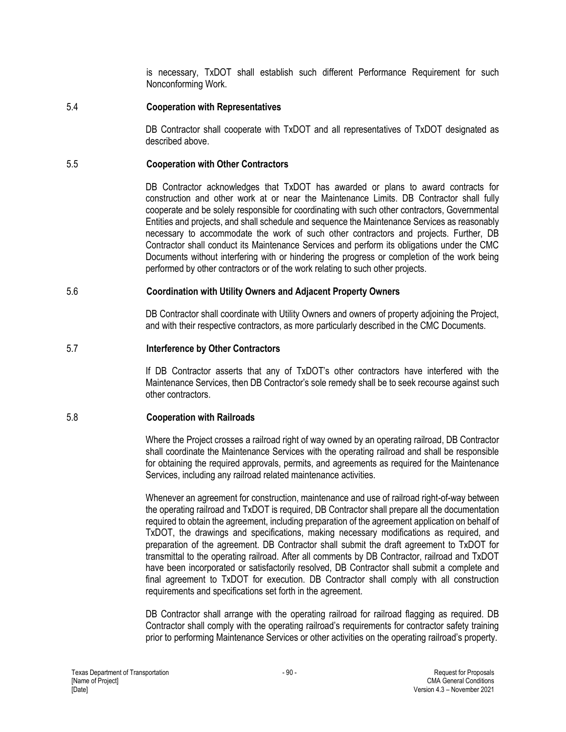is necessary, TxDOT shall establish such different Performance Requirement for such Nonconforming Work.

### 5.4 Cooperation with Representatives

DB Contractor shall cooperate with TxDOT and all representatives of TxDOT designated as described above.

### 5.5 Cooperation with Other Contractors

DB Contractor acknowledges that TxDOT has awarded or plans to award contracts for construction and other work at or near the Maintenance Limits. DB Contractor shall fully cooperate and be solely responsible for coordinating with such other contractors, Governmental Entities and projects, and shall schedule and sequence the Maintenance Services as reasonably necessary to accommodate the work of such other contractors and projects. Further, DB Contractor shall conduct its Maintenance Services and perform its obligations under the CMC Documents without interfering with or hindering the progress or completion of the work being performed by other contractors or of the work relating to such other projects.

### 5.6 Coordination with Utility Owners and Adjacent Property Owners

DB Contractor shall coordinate with Utility Owners and owners of property adjoining the Project, and with their respective contractors, as more particularly described in the CMC Documents.

### 5.7 Interference by Other Contractors

If DB Contractor asserts that any of TxDOT's other contractors have interfered with the Maintenance Services, then DB Contractor's sole remedy shall be to seek recourse against such other contractors.

### 5.8 Cooperation with Railroads

Where the Project crosses a railroad right of way owned by an operating railroad, DB Contractor shall coordinate the Maintenance Services with the operating railroad and shall be responsible for obtaining the required approvals, permits, and agreements as required for the Maintenance Services, including any railroad related maintenance activities.

Whenever an agreement for construction, maintenance and use of railroad right-of-way between the operating railroad and TxDOT is required, DB Contractor shall prepare all the documentation required to obtain the agreement, including preparation of the agreement application on behalf of TxDOT, the drawings and specifications, making necessary modifications as required, and preparation of the agreement. DB Contractor shall submit the draft agreement to TxDOT for transmittal to the operating railroad. After all comments by DB Contractor, railroad and TxDOT have been incorporated or satisfactorily resolved, DB Contractor shall submit a complete and final agreement to TxDOT for execution. DB Contractor shall comply with all construction requirements and specifications set forth in the agreement.

DB Contractor shall arrange with the operating railroad for railroad flagging as required. DB Contractor shall comply with the operating railroad's requirements for contractor safety training prior to performing Maintenance Services or other activities on the operating railroad's property.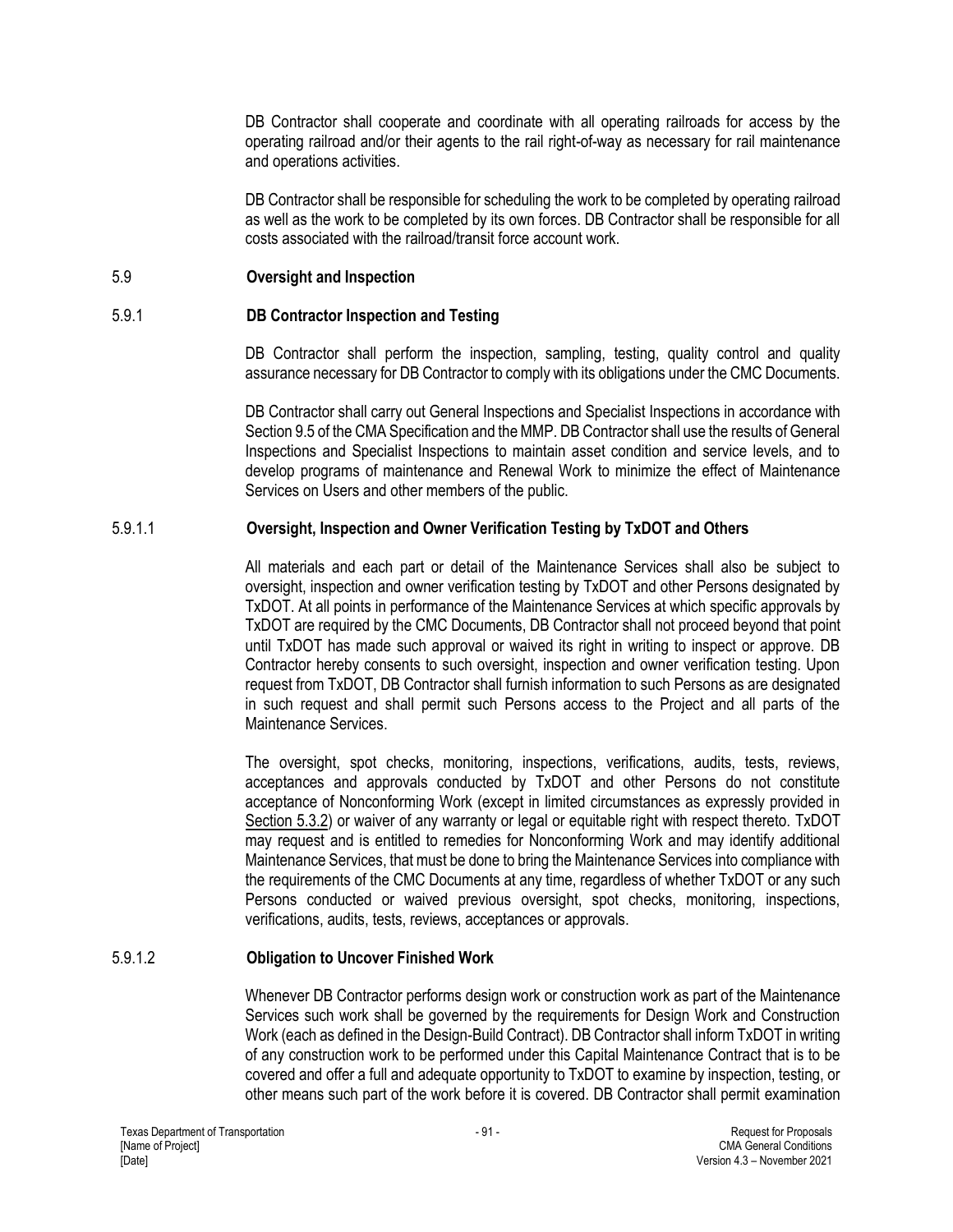DB Contractor shall cooperate and coordinate with all operating railroads for access by the operating railroad and/or their agents to the rail right-of-way as necessary for rail maintenance and operations activities.

DB Contractor shall be responsible for scheduling the work to be completed by operating railroad as well as the work to be completed by its own forces. DB Contractor shall be responsible for all costs associated with the railroad/transit force account work.

## 5.9 Oversight and Inspection

### 5.9.1 DB Contractor Inspection and Testing

DB Contractor shall perform the inspection, sampling, testing, quality control and quality assurance necessary for DB Contractor to comply with its obligations under the CMC Documents.

DB Contractor shall carry out General Inspections and Specialist Inspections in accordance with Section 9.5 of the CMA Specification and the MMP. DB Contractor shall use the results of General Inspections and Specialist Inspections to maintain asset condition and service levels, and to develop programs of maintenance and Renewal Work to minimize the effect of Maintenance Services on Users and other members of the public.

#### 5.9.1.1 Oversight, Inspection and Owner Verification Testing by TxDOT and Others

All materials and each part or detail of the Maintenance Services shall also be subject to oversight, inspection and owner verification testing by TxDOT and other Persons designated by TxDOT. At all points in performance of the Maintenance Services at which specific approvals by TxDOT are required by the CMC Documents, DB Contractor shall not proceed beyond that point until TxDOT has made such approval or waived its right in writing to inspect or approve. DB Contractor hereby consents to such oversight, inspection and owner verification testing. Upon request from TxDOT, DB Contractor shall furnish information to such Persons as are designated in such request and shall permit such Persons access to the Project and all parts of the Maintenance Services.

The oversight, spot checks, monitoring, inspections, verifications, audits, tests, reviews, acceptances and approvals conducted by TxDOT and other Persons do not constitute acceptance of Nonconforming Work (except in limited circumstances as expressly provided in Section 5.3.2) or waiver of any warranty or legal or equitable right with respect thereto. TxDOT may request and is entitled to remedies for Nonconforming Work and may identify additional Maintenance Services, that must be done to bring the Maintenance Services into compliance with the requirements of the CMC Documents at any time, regardless of whether TxDOT or any such Persons conducted or waived previous oversight, spot checks, monitoring, inspections, verifications, audits, tests, reviews, acceptances or approvals.

#### 5.9.1.2 Obligation to Uncover Finished Work

Whenever DB Contractor performs design work or construction work as part of the Maintenance Services such work shall be governed by the requirements for Design Work and Construction Work (each as defined in the Design-Build Contract). DB Contractor shall inform TxDOT in writing of any construction work to be performed under this Capital Maintenance Contract that is to be covered and offer a full and adequate opportunity to TxDOT to examine by inspection, testing, or other means such part of the work before it is covered. DB Contractor shall permit examination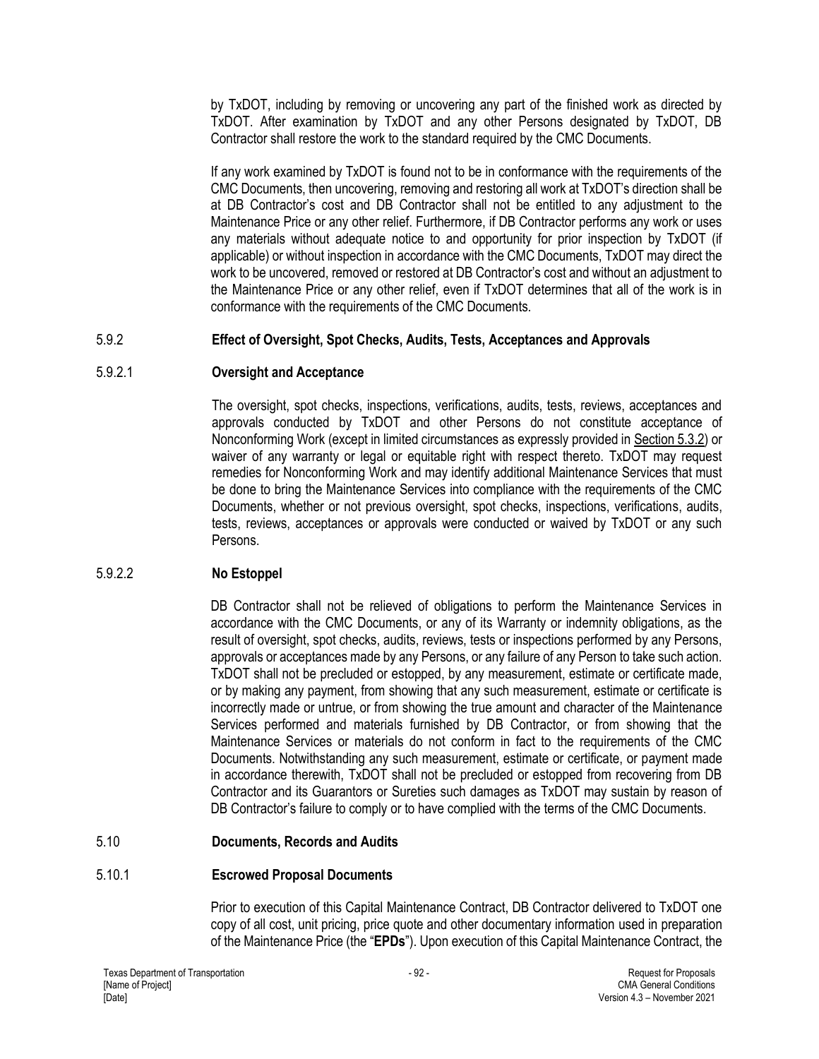by TxDOT, including by removing or uncovering any part of the finished work as directed by TxDOT. After examination by TxDOT and any other Persons designated by TxDOT, DB Contractor shall restore the work to the standard required by the CMC Documents.

If any work examined by TxDOT is found not to be in conformance with the requirements of the CMC Documents, then uncovering, removing and restoring all work at TxDOT's direction shall be at DB Contractor's cost and DB Contractor shall not be entitled to any adjustment to the Maintenance Price or any other relief. Furthermore, if DB Contractor performs any work or uses any materials without adequate notice to and opportunity for prior inspection by TxDOT (if applicable) or without inspection in accordance with the CMC Documents, TxDOT may direct the work to be uncovered, removed or restored at DB Contractor's cost and without an adjustment to the Maintenance Price or any other relief, even if TxDOT determines that all of the work is in conformance with the requirements of the CMC Documents.

### 5.9.2 Effect of Oversight, Spot Checks, Audits, Tests, Acceptances and Approvals

#### 5.9.2.1 Oversight and Acceptance

The oversight, spot checks, inspections, verifications, audits, tests, reviews, acceptances and approvals conducted by TxDOT and other Persons do not constitute acceptance of Nonconforming Work (except in limited circumstances as expressly provided in Section 5.3.2) or waiver of any warranty or legal or equitable right with respect thereto. TxDOT may request remedies for Nonconforming Work and may identify additional Maintenance Services that must be done to bring the Maintenance Services into compliance with the requirements of the CMC Documents, whether or not previous oversight, spot checks, inspections, verifications, audits, tests, reviews, acceptances or approvals were conducted or waived by TxDOT or any such Persons.

#### 5.9.2.2 No Estoppel

DB Contractor shall not be relieved of obligations to perform the Maintenance Services in accordance with the CMC Documents, or any of its Warranty or indemnity obligations, as the result of oversight, spot checks, audits, reviews, tests or inspections performed by any Persons, approvals or acceptances made by any Persons, or any failure of any Person to take such action. TxDOT shall not be precluded or estopped, by any measurement, estimate or certificate made, or by making any payment, from showing that any such measurement, estimate or certificate is incorrectly made or untrue, or from showing the true amount and character of the Maintenance Services performed and materials furnished by DB Contractor, or from showing that the Maintenance Services or materials do not conform in fact to the requirements of the CMC Documents. Notwithstanding any such measurement, estimate or certificate, or payment made in accordance therewith, TxDOT shall not be precluded or estopped from recovering from DB Contractor and its Guarantors or Sureties such damages as TxDOT may sustain by reason of DB Contractor's failure to comply or to have complied with the terms of the CMC Documents.

## 5.10 Documents, Records and Audits

### 5.10.1 Escrowed Proposal Documents

Prior to execution of this Capital Maintenance Contract, DB Contractor delivered to TxDOT one copy of all cost, unit pricing, price quote and other documentary information used in preparation of the Maintenance Price (the "**EPDs**"). Upon execution of this Capital Maintenance Contract, the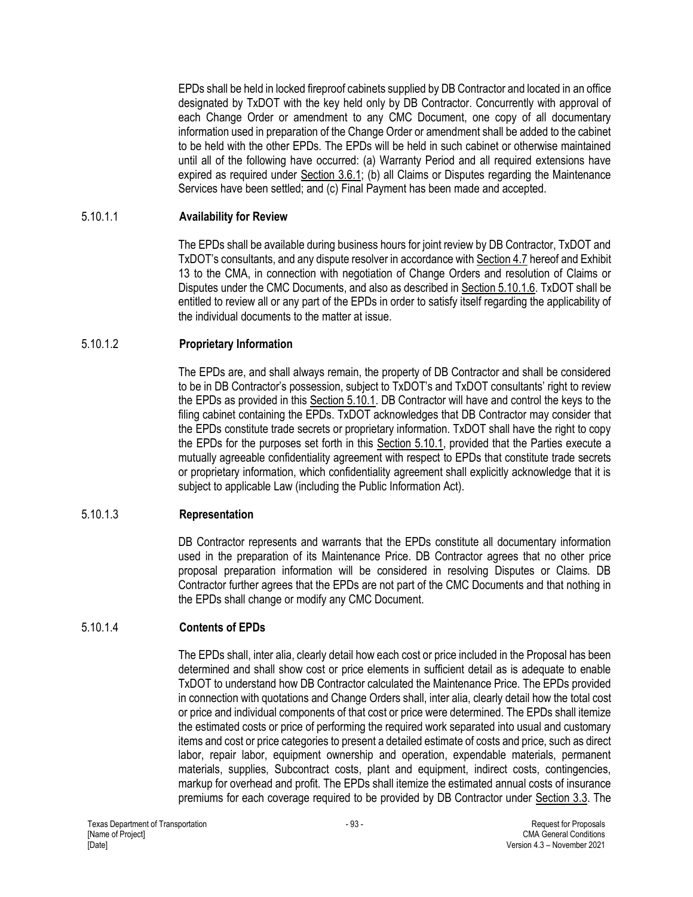EPDs shall be held in locked fireproof cabinets supplied by DB Contractor and located in an office designated by TxDOT with the key held only by DB Contractor. Concurrently with approval of each Change Order or amendment to any CMC Document, one copy of all documentary information used in preparation of the Change Order or amendment shall be added to the cabinet to be held with the other EPDs. The EPDs will be held in such cabinet or otherwise maintained until all of the following have occurred: (a) Warranty Period and all required extensions have expired as required under Section 3.6.1; (b) all Claims or Disputes regarding the Maintenance Services have been settled; and (c) Final Payment has been made and accepted.

#### 5.10.1.1 **Availability for Review**

The EPDs shall be available during business hours for joint review by DB Contractor, TxDOT and TxDOT's consultants, and any dispute resolver in accordance with Section 4.7 hereof and Exhibit 13 to the CMA, in connection with negotiation of Change Orders and resolution of Claims or Disputes under the CMC Documents, and also as described in Section 5.10.1.6. TxDOT shall be entitled to review all or any part of the EPDs in order to satisfy itself regarding the applicability of the individual documents to the matter at issue.

#### 5.10.1.2 **Proprietary Information**

The EPDs are, and shall always remain, the property of DB Contractor and shall be considered to be in DB Contractor's possession, subject to TxDOT's and TxDOT consultants' right to review the EPDs as provided in this Section 5.10.1. DB Contractor will have and control the keys to the filing cabinet containing the EPDs. TxDOT acknowledges that DB Contractor may consider that the EPDs constitute trade secrets or proprietary information. TxDOT shall have the right to copy the EPDs for the purposes set forth in this Section 5.10.1, provided that the Parties execute a mutually agreeable confidentiality agreement with respect to EPDs that constitute trade secrets or proprietary information, which confidentiality agreement shall explicitly acknowledge that it is subject to applicable Law (including the Public Information Act).

#### 5.10.1.3 **Representation**

DB Contractor represents and warrants that the EPDs constitute all documentary information used in the preparation of its Maintenance Price. DB Contractor agrees that no other price proposal preparation information will be considered in resolving Disputes or Claims. DB Contractor further agrees that the EPDs are not part of the CMC Documents and that nothing in the EPDs shall change or modify any CMC Document.

#### 5.10.1.4 **Contents of EPDs**

The EPDs shall, inter alia, clearly detail how each cost or price included in the Proposal has been determined and shall show cost or price elements in sufficient detail as is adequate to enable TxDOT to understand how DB Contractor calculated the Maintenance Price. The EPDs provided in connection with quotations and Change Orders shall, inter alia, clearly detail how the total cost or price and individual components of that cost or price were determined. The EPDs shall itemize the estimated costs or price of performing the required work separated into usual and customary items and cost or price categories to present a detailed estimate of costs and price, such as direct labor, repair labor, equipment ownership and operation, expendable materials, permanent materials, supplies, Subcontract costs, plant and equipment, indirect costs, contingencies, markup for overhead and profit. The EPDs shall itemize the estimated annual costs of insurance premiums for each coverage required to be provided by DB Contractor under Section 3.3. The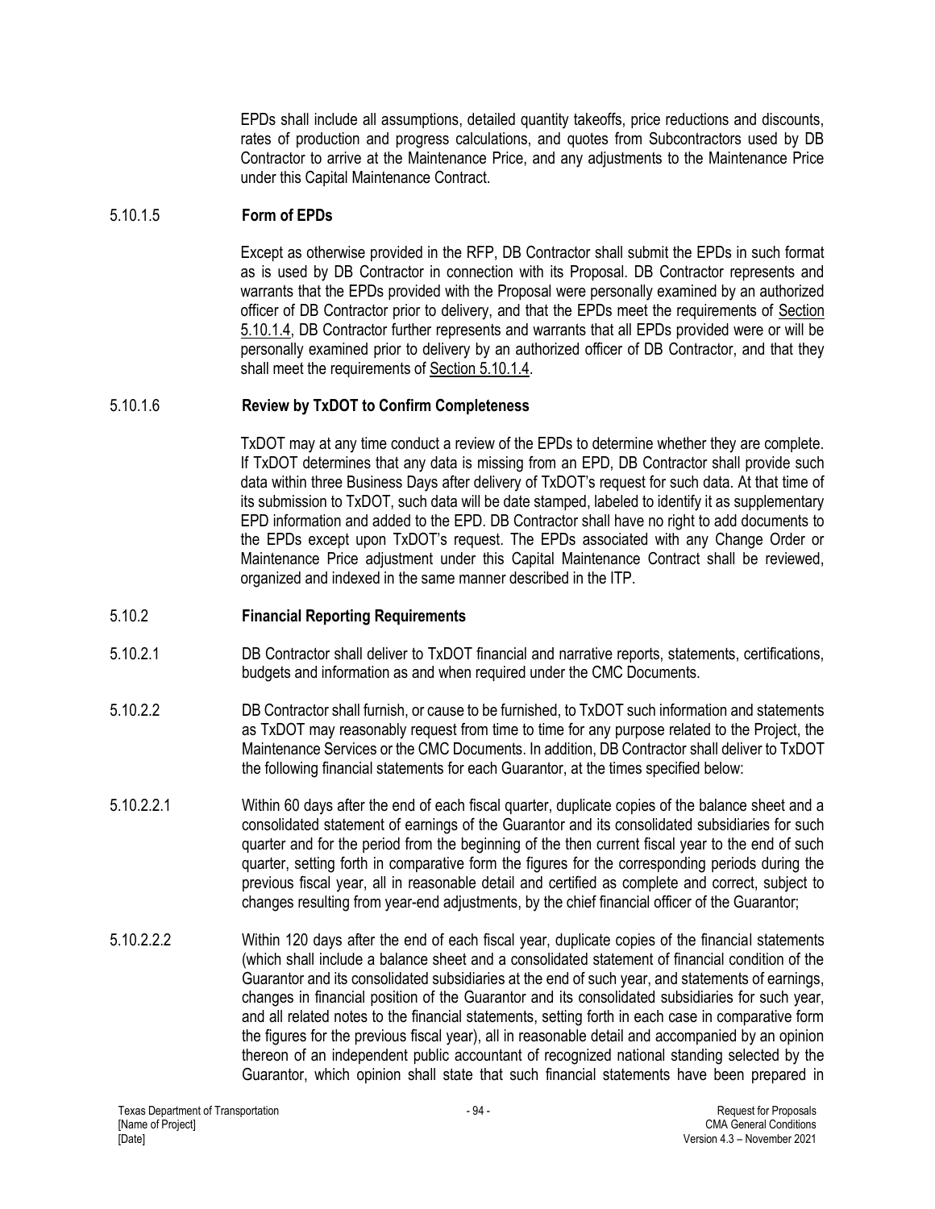EPDs shall include all assumptions, detailed quantity takeoffs, price reductions and discounts, rates of production and progress calculations, and quotes from Subcontractors used by DB Contractor to arrive at the Maintenance Price, and any adjustments to the Maintenance Price under this Capital Maintenance Contract.

#### 5.10.1.5 **Form of EPDs**

Except as otherwise provided in the RFP, DB Contractor shall submit the EPDs in such format as is used by DB Contractor in connection with its Proposal. DB Contractor represents and warrants that the EPDs provided with the Proposal were personally examined by an authorized officer of DB Contractor prior to delivery, and that the EPDs meet the requirements of Section 5.10.1.4, DB Contractor further represents and warrants that all EPDs provided were or will be personally examined prior to delivery by an authorized officer of DB Contractor, and that they shall meet the requirements of Section 5.10.1.4.

#### 5.10.1.6 **Review by TxDOT to Confirm Completeness**

TxDOT may at any time conduct a review of the EPDs to determine whether they are complete. If TxDOT determines that any data is missing from an EPD, DB Contractor shall provide such data within three Business Days after delivery of TxDOT's request for such data. At that time of its submission to TxDOT, such data will be date stamped, labeled to identify it as supplementary EPD information and added to the EPD. DB Contractor shall have no right to add documents to the EPDs except upon TxDOT's request. The EPDs associated with any Change Order or Maintenance Price adjustment under this Capital Maintenance Contract shall be reviewed, organized and indexed in the same manner described in the ITP.

### 5.10.2 **Financial Reporting Requirements**

5.10.2.1 DB Contractor shall deliver to TxDOT financial and narrative reports, statements, certifications, budgets and information as and when required under the CMC Documents.

5.10.2.2 DB Contractor shall furnish, or cause to be furnished, to TxDOT such information and statements as TxDOT may reasonably request from time to time for any purpose related to the Project, the Maintenance Services or the CMC Documents. In addition, DB Contractor shall deliver to TxDOT the following financial statements for each Guarantor, at the times specified below:

5.10.2.2.1 Within 60 days after the end of each fiscal quarter, duplicate copies of the balance sheet and a consolidated statement of earnings of the Guarantor and its consolidated subsidiaries for such quarter and for the period from the beginning of the then current fiscal year to the end of such quarter, setting forth in comparative form the figures for the corresponding periods during the previous fiscal year, all in reasonable detail and certified as complete and correct, subject to changes resulting from year-end adjustments, by the chief financial officer of the Guarantor;

5.10.2.2.2 Within 120 days after the end of each fiscal year, duplicate copies of the financial statements (which shall include a balance sheet and a consolidated statement of financial condition of the Guarantor and its consolidated subsidiaries at the end of such year, and statements of earnings, changes in financial position of the Guarantor and its consolidated subsidiaries for such year, and all related notes to the financial statements, setting forth in each case in comparative form the figures for the previous fiscal year), all in reasonable detail and accompanied by an opinion thereon of an independent public accountant of recognized national standing selected by the Guarantor, which opinion shall state that such financial statements have been prepared in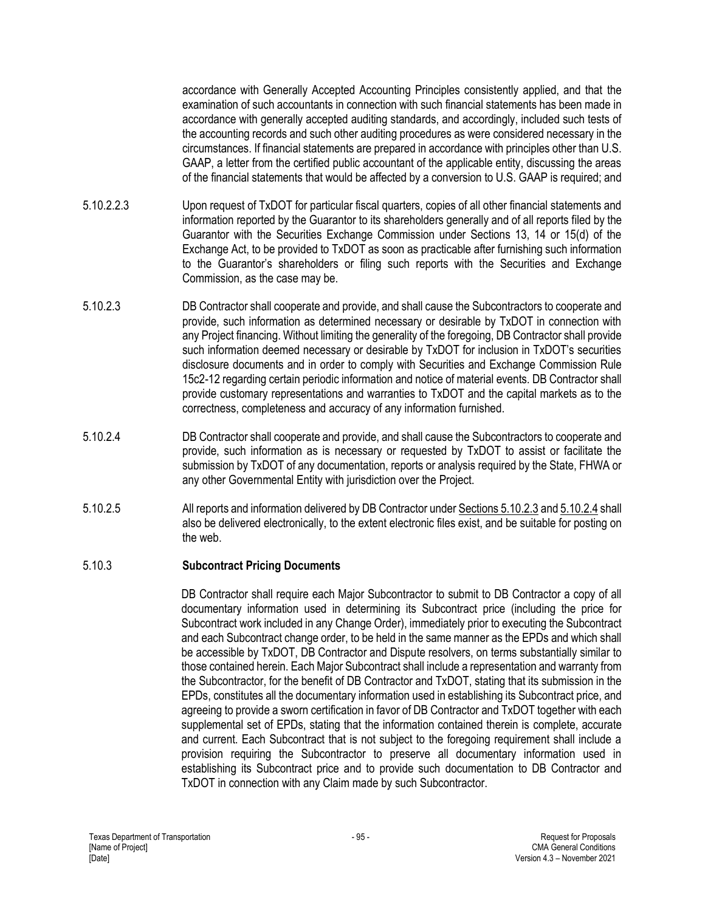accordance with Generally Accepted Accounting Principles consistently applied, and that the examination of such accountants in connection with such financial statements has been made in accordance with generally accepted auditing standards, and accordingly, included such tests of the accounting records and such other auditing procedures as were considered necessary in the circumstances. If financial statements are prepared in accordance with principles other than U.S. GAAP, a letter from the certified public accountant of the applicable entity, discussing the areas of the financial statements that would be affected by a conversion to U.S. GAAP is required; and

5.10.2.2.3 Upon request of TxDOT for particular fiscal quarters, copies of all other financial statements and information reported by the Guarantor to its shareholders generally and of all reports filed by the Guarantor with the Securities Exchange Commission under Sections 13, 14 or 15(d) of the Exchange Act, to be provided to TxDOT as soon as practicable after furnishing such information to the Guarantor's shareholders or filing such reports with the Securities and Exchange Commission, as the case may be.

5.10.2.3 DB Contractor shall cooperate and provide, and shall cause the Subcontractors to cooperate and provide, such information as determined necessary or desirable by TxDOT in connection with any Project financing. Without limiting the generality of the foregoing, DB Contractor shall provide such information deemed necessary or desirable by TxDOT for inclusion in TxDOT's securities disclosure documents and in order to comply with Securities and Exchange Commission Rule 15c2-12 regarding certain periodic information and notice of material events. DB Contractor shall provide customary representations and warranties to TxDOT and the capital markets as to the correctness, completeness and accuracy of any information furnished.

5.10.2.4 DB Contractor shall cooperate and provide, and shall cause the Subcontractors to cooperate and provide, such information as is necessary or requested by TxDOT to assist or facilitate the submission by TxDOT of any documentation, reports or analysis required by the State, FHWA or any other Governmental Entity with jurisdiction over the Project.

5.10.2.5 All reports and information delivered by DB Contractor under Sections 5.10.2.3 and 5.10.2.4 shall also be delivered electronically, to the extent electronic files exist, and be suitable for posting on the web.

### 5.10.3 Subcontract Pricing Documents

DB Contractor shall require each Major Subcontractor to submit to DB Contractor a copy of all documentary information used in determining its Subcontract price (including the price for Subcontract work included in any Change Order), immediately prior to executing the Subcontract and each Subcontract change order, to be held in the same manner as the EPDs and which shall be accessible by TxDOT, DB Contractor and Dispute resolvers, on terms substantially similar to those contained herein. Each Major Subcontract shall include a representation and warranty from the Subcontractor, for the benefit of DB Contractor and TxDOT, stating that its submission in the EPDs, constitutes all the documentary information used in establishing its Subcontract price, and agreeing to provide a sworn certification in favor of DB Contractor and TxDOT together with each supplemental set of EPDs, stating that the information contained therein is complete, accurate and current. Each Subcontract that is not subject to the foregoing requirement shall include a provision requiring the Subcontractor to preserve all documentary information used in establishing its Subcontract price and to provide such documentation to DB Contractor and TxDOT in connection with any Claim made by such Subcontractor.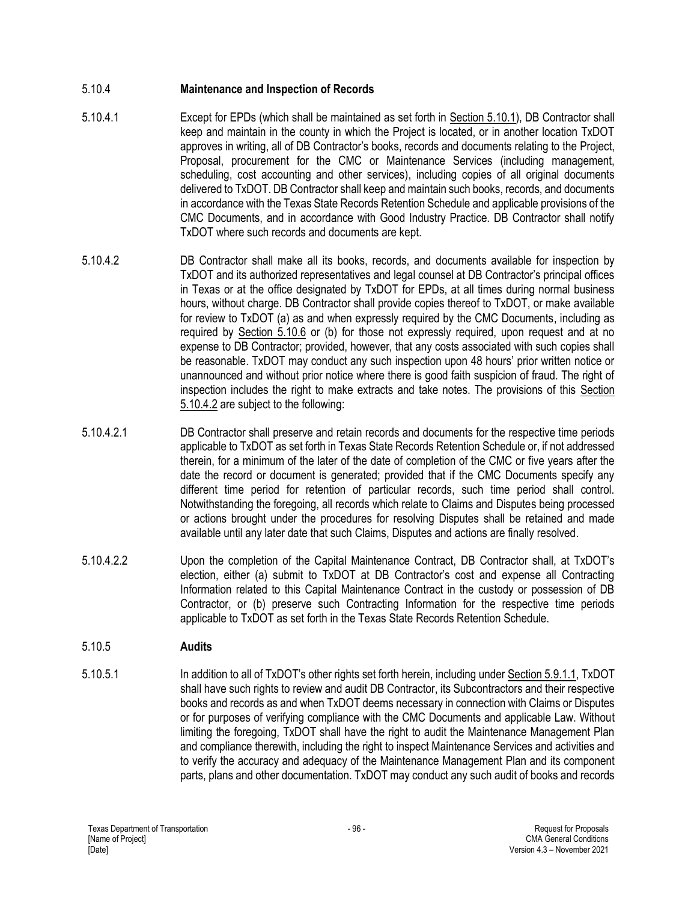### 5.10.4 **Maintenance and Inspection of Records**

5.10.4.1 Except for EPDs (which shall be maintained as set forth in Section 5.10.1), DB Contractor shall keep and maintain in the county in which the Project is located, or in another location TxDOT approves in writing, all of DB Contractor's books, records and documents relating to the Project, Proposal, procurement for the CMC or Maintenance Services (including management, scheduling, cost accounting and other services), including copies of all original documents delivered to TxDOT. DB Contractor shall keep and maintain such books, records, and documents in accordance with the Texas State Records Retention Schedule and applicable provisions of the CMC Documents, and in accordance with Good Industry Practice. DB Contractor shall notify TxDOT where such records and documents are kept.

5.10.4.2 DB Contractor shall make all its books, records, and documents available for inspection by TxDOT and its authorized representatives and legal counsel at DB Contractor's principal offices in Texas or at the office designated by TxDOT for EPDs, at all times during normal business hours, without charge. DB Contractor shall provide copies thereof to TxDOT, or make available for review to TxDOT (a) as and when expressly required by the CMC Documents, including as required by Section 5.10.6 or (b) for those not expressly required, upon request and at no expense to DB Contractor; provided, however, that any costs associated with such copies shall be reasonable. TxDOT may conduct any such inspection upon 48 hours' prior written notice or unannounced and without prior notice where there is good faith suspicion of fraud. The right of inspection includes the right to make extracts and take notes. The provisions of this Section 5.10.4.2 are subject to the following:

5.10.4.2.1 DB Contractor shall preserve and retain records and documents for the respective time periods applicable to TxDOT as set forth in Texas State Records Retention Schedule or, if not addressed therein, for a minimum of the later of the date of completion of the CMC or five years after the date the record or document is generated; provided that if the CMC Documents specify any different time period for retention of particular records, such time period shall control. Notwithstanding the foregoing, all records which relate to Claims and Disputes being processed or actions brought under the procedures for resolving Disputes shall be retained and made available until any later date that such Claims, Disputes and actions are finally resolved.

5.10.4.2.2 Upon the completion of the Capital Maintenance Contract, DB Contractor shall, at TxDOT's election, either (a) submit to TxDOT at DB Contractor's cost and expense all Contracting Information related to this Capital Maintenance Contract in the custody or possession of DB Contractor, or (b) preserve such Contracting Information for the respective time periods applicable to TxDOT as set forth in the Texas State Records Retention Schedule.

### 5.10.5 **Audits**

5.10.5.1 In addition to all of TxDOT's other rights set forth herein, including under Section 5.9.1.1, TxDOT shall have such rights to review and audit DB Contractor, its Subcontractors and their respective books and records as and when TxDOT deems necessary in connection with Claims or Disputes or for purposes of verifying compliance with the CMC Documents and applicable Law. Without limiting the foregoing, TxDOT shall have the right to audit the Maintenance Management Plan and compliance therewith, including the right to inspect Maintenance Services and activities and to verify the accuracy and adequacy of the Maintenance Management Plan and its component parts, plans and other documentation. TxDOT may conduct any such audit of books and records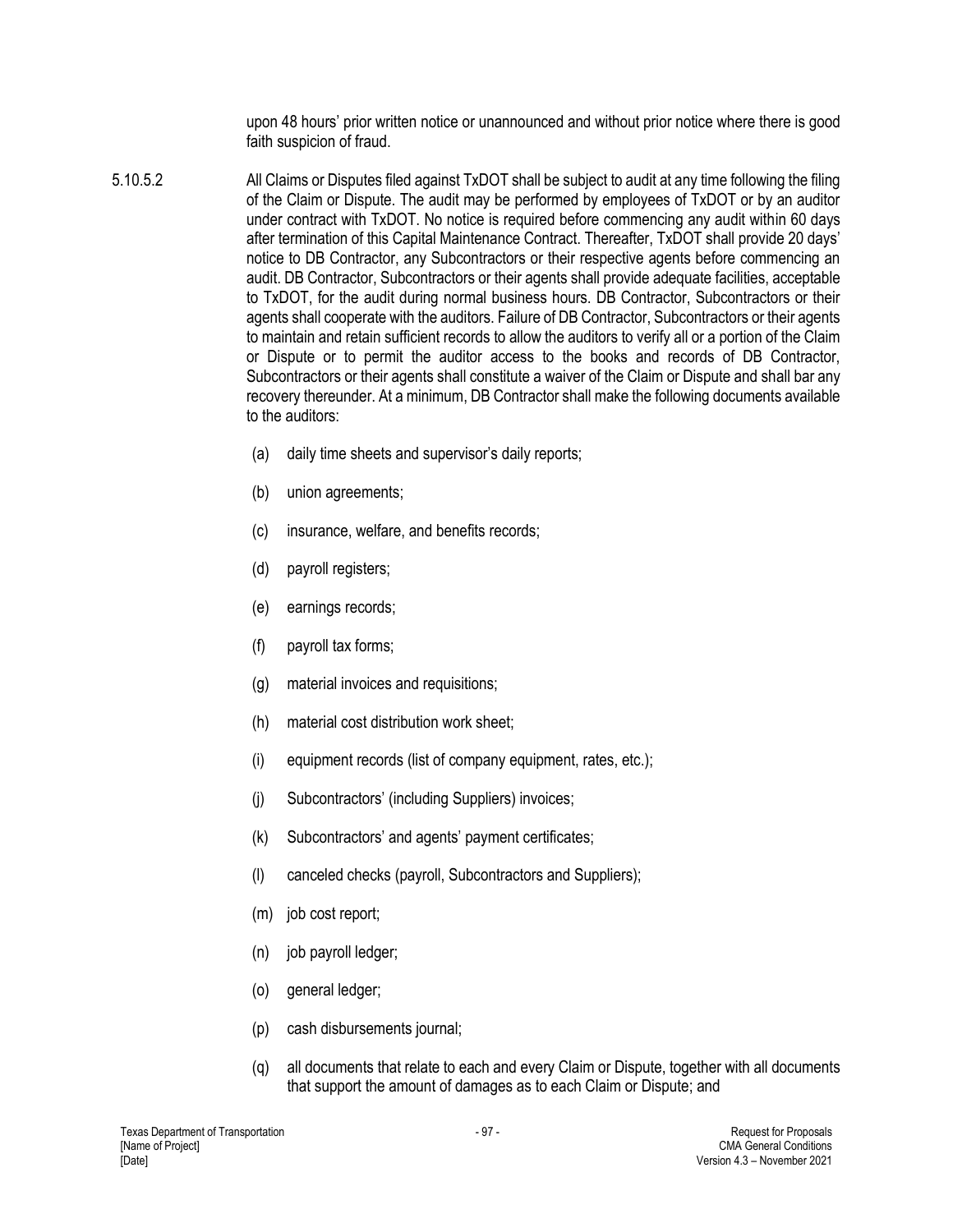upon 48 hours' prior written notice or unannounced and without prior notice where there is good faith suspicion of fraud.

5.10.5.2 All Claims or Disputes filed against TxDOT shall be subject to audit at any time following the filing of the Claim or Dispute. The audit may be performed by employees of TxDOT or by an auditor under contract with TxDOT. No notice is required before commencing any audit within 60 days after termination of this Capital Maintenance Contract. Thereafter, TxDOT shall provide 20 days' notice to DB Contractor, any Subcontractors or their respective agents before commencing an audit. DB Contractor, Subcontractors or their agents shall provide adequate facilities, acceptable to TxDOT, for the audit during normal business hours. DB Contractor, Subcontractors or their agents shall cooperate with the auditors. Failure of DB Contractor, Subcontractors or their agents to maintain and retain sufficient records to allow the auditors to verify all or a portion of the Claim or Dispute or to permit the auditor access to the books and records of DB Contractor, Subcontractors or their agents shall constitute a waiver of the Claim or Dispute and shall bar any recovery thereunder. At a minimum, DB Contractor shall make the following documents available to the auditors:

(a) daily time sheets and supervisor's daily reports;

(b) union agreements;

(c) insurance, welfare, and benefits records;

(d) payroll registers;

(e) earnings records;

(f) payroll tax forms;

(g) material invoices and requisitions;

(h) material cost distribution work sheet;

(i) equipment records (list of company equipment, rates, etc.);

(j) Subcontractors' (including Suppliers) invoices;

(k) Subcontractors' and agents' payment certificates;

(l) canceled checks (payroll, Subcontractors and Suppliers);

(m) job cost report;

(n) job payroll ledger;

(o) general ledger;

(p) cash disbursements journal;

(q) all documents that relate to each and every Claim or Dispute, together with all documents that support the amount of damages as to each Claim or Dispute; and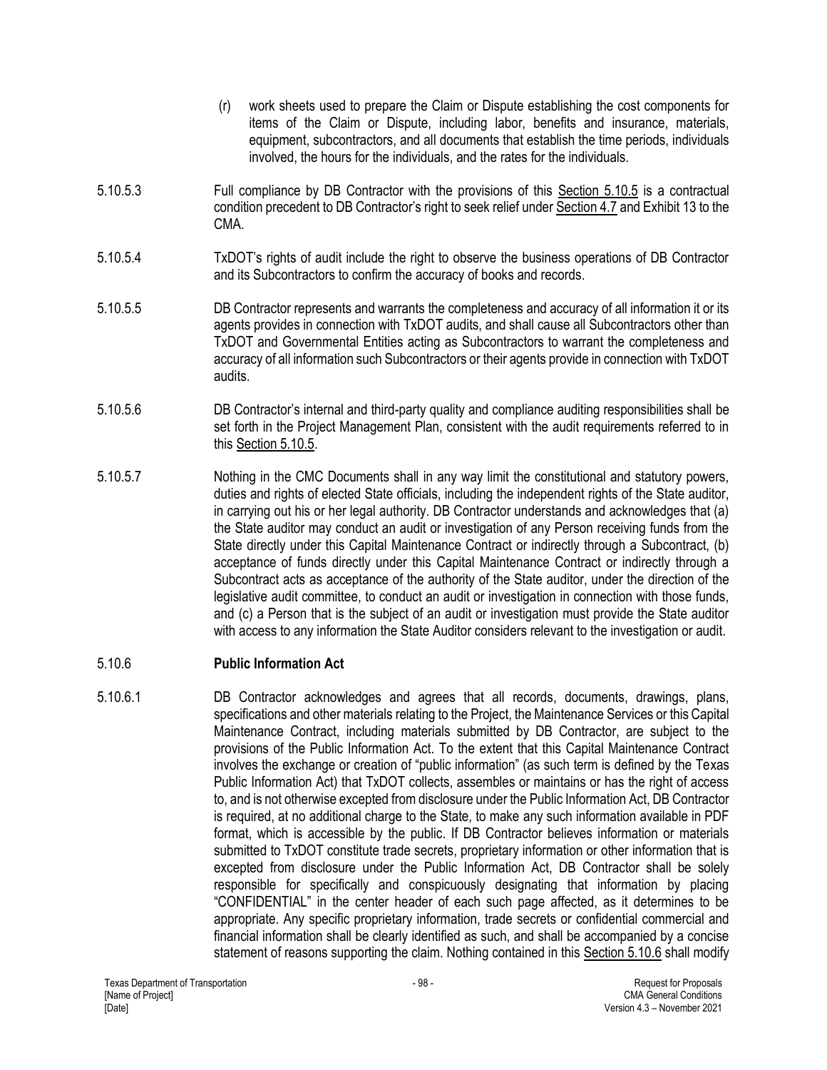(r) work sheets used to prepare the Claim or Dispute establishing the cost components for items of the Claim or Dispute, including labor, benefits and insurance, materials, equipment, subcontractors, and all documents that establish the time periods, individuals involved, the hours for the individuals, and the rates for the individuals.

5.10.5.3 Full compliance by DB Contractor with the provisions of this Section 5.10.5 is a contractual condition precedent to DB Contractor's right to seek relief under Section 4.7 and Exhibit 13 to the CMA.

5.10.5.4 TxDOT's rights of audit include the right to observe the business operations of DB Contractor and its Subcontractors to confirm the accuracy of books and records.

5.10.5.5 DB Contractor represents and warrants the completeness and accuracy of all information it or its agents provides in connection with TxDOT audits, and shall cause all Subcontractors other than TxDOT and Governmental Entities acting as Subcontractors to warrant the completeness and accuracy of all information such Subcontractors or their agents provide in connection with TxDOT audits.

5.10.5.6 DB Contractor's internal and third-party quality and compliance auditing responsibilities shall be set forth in the Project Management Plan, consistent with the audit requirements referred to in this Section 5.10.5.

5.10.5.7 Nothing in the CMC Documents shall in any way limit the constitutional and statutory powers, duties and rights of elected State officials, including the independent rights of the State auditor, in carrying out his or her legal authority. DB Contractor understands and acknowledges that (a) the State auditor may conduct an audit or investigation of any Person receiving funds from the State directly under this Capital Maintenance Contract or indirectly through a Subcontract, (b) acceptance of funds directly under this Capital Maintenance Contract or indirectly through a Subcontract acts as acceptance of the authority of the State auditor, under the direction of the legislative audit committee, to conduct an audit or investigation in connection with those funds, and (c) a Person that is the subject of an audit or investigation must provide the State auditor with access to any information the State Auditor considers relevant to the investigation or audit.

### 5.10.6 Public Information Act

5.10.6.1 DB Contractor acknowledges and agrees that all records, documents, drawings, plans, specifications and other materials relating to the Project, the Maintenance Services or this Capital Maintenance Contract, including materials submitted by DB Contractor, are subject to the provisions of the Public Information Act. To the extent that this Capital Maintenance Contract involves the exchange or creation of "public information" (as such term is defined by the Texas Public Information Act) that TxDOT collects, assembles or maintains or has the right of access to, and is not otherwise excepted from disclosure under the Public Information Act, DB Contractor is required, at no additional charge to the State, to make any such information available in PDF format, which is accessible by the public. If DB Contractor believes information or materials submitted to TxDOT constitute trade secrets, proprietary information or other information that is excepted from disclosure under the Public Information Act, DB Contractor shall be solely responsible for specifically and conspicuously designating that information by placing "CONFIDENTIAL" in the center header of each such page affected, as it determines to be appropriate. Any specific proprietary information, trade secrets or confidential commercial and financial information shall be clearly identified as such, and shall be accompanied by a concise statement of reasons supporting the claim. Nothing contained in this Section 5.10.6 shall modify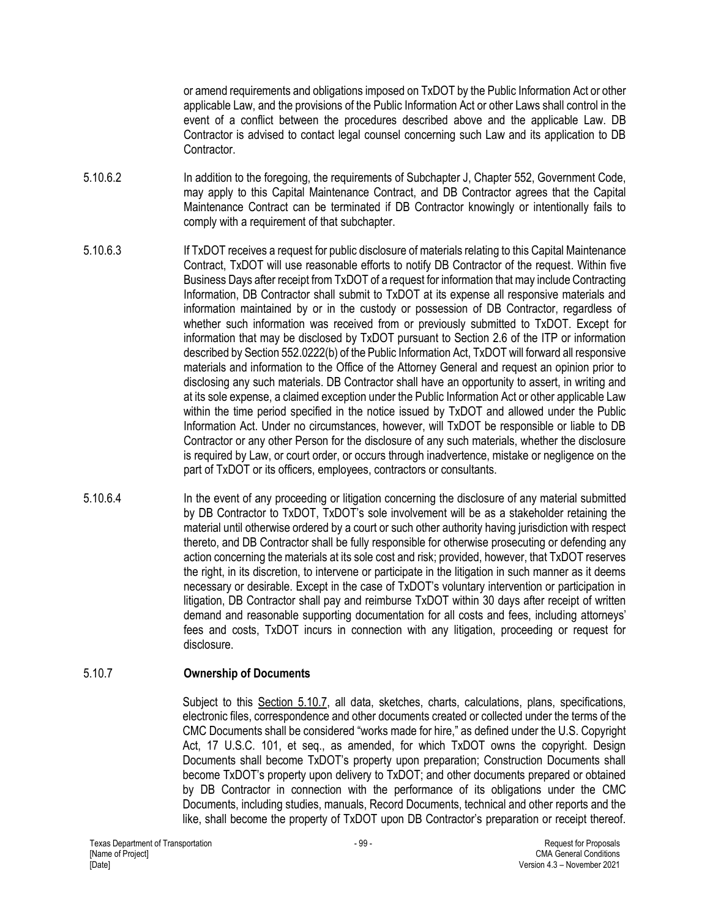or amend requirements and obligations imposed on TxDOT by the Public Information Act or other applicable Law, and the provisions of the Public Information Act or other Laws shall control in the event of a conflict between the procedures described above and the applicable Law. DB Contractor is advised to contact legal counsel concerning such Law and its application to DB Contractor.

5.10.6.2 In addition to the foregoing, the requirements of Subchapter J, Chapter 552, Government Code, may apply to this Capital Maintenance Contract, and DB Contractor agrees that the Capital Maintenance Contract can be terminated if DB Contractor knowingly or intentionally fails to comply with a requirement of that subchapter.

5.10.6.3 If TxDOT receives a request for public disclosure of materials relating to this Capital Maintenance Contract, TxDOT will use reasonable efforts to notify DB Contractor of the request. Within five Business Days after receipt from TxDOT of a request for information that may include Contracting Information, DB Contractor shall submit to TxDOT at its expense all responsive materials and information maintained by or in the custody or possession of DB Contractor, regardless of whether such information was received from or previously submitted to TxDOT. Except for information that may be disclosed by TxDOT pursuant to Section 2.6 of the ITP or information described by Section 552.0222(b) of the Public Information Act, TxDOT will forward all responsive materials and information to the Office of the Attorney General and request an opinion prior to disclosing any such materials. DB Contractor shall have an opportunity to assert, in writing and at its sole expense, a claimed exception under the Public Information Act or other applicable Law within the time period specified in the notice issued by TxDOT and allowed under the Public Information Act. Under no circumstances, however, will TxDOT be responsible or liable to DB Contractor or any other Person for the disclosure of any such materials, whether the disclosure is required by Law, or court order, or occurs through inadvertence, mistake or negligence on the part of TxDOT or its officers, employees, contractors or consultants.

5.10.6.4 In the event of any proceeding or litigation concerning the disclosure of any material submitted by DB Contractor to TxDOT, TxDOT's sole involvement will be as a stakeholder retaining the material until otherwise ordered by a court or such other authority having jurisdiction with respect thereto, and DB Contractor shall be fully responsible for otherwise prosecuting or defending any action concerning the materials at its sole cost and risk; provided, however, that TxDOT reserves the right, in its discretion, to intervene or participate in the litigation in such manner as it deems necessary or desirable. Except in the case of TxDOT's voluntary intervention or participation in litigation, DB Contractor shall pay and reimburse TxDOT within 30 days after receipt of written demand and reasonable supporting documentation for all costs and fees, including attorneys' fees and costs, TxDOT incurs in connection with any litigation, proceeding or request for disclosure.

#### 5.10.7 Ownership of Documents

Subject to this Section 5.10.7, all data, sketches, charts, calculations, plans, specifications, electronic files, correspondence and other documents created or collected under the terms of the CMC Documents shall be considered "works made for hire," as defined under the U.S. Copyright Act, 17 U.S.C. 101, et seq., as amended, for which TxDOT owns the copyright. Design Documents shall become TxDOT's property upon preparation; Construction Documents shall become TxDOT's property upon delivery to TxDOT; and other documents prepared or obtained by DB Contractor in connection with the performance of its obligations under the CMC Documents, including studies, manuals, Record Documents, technical and other reports and the like, shall become the property of TxDOT upon DB Contractor's preparation or receipt thereof.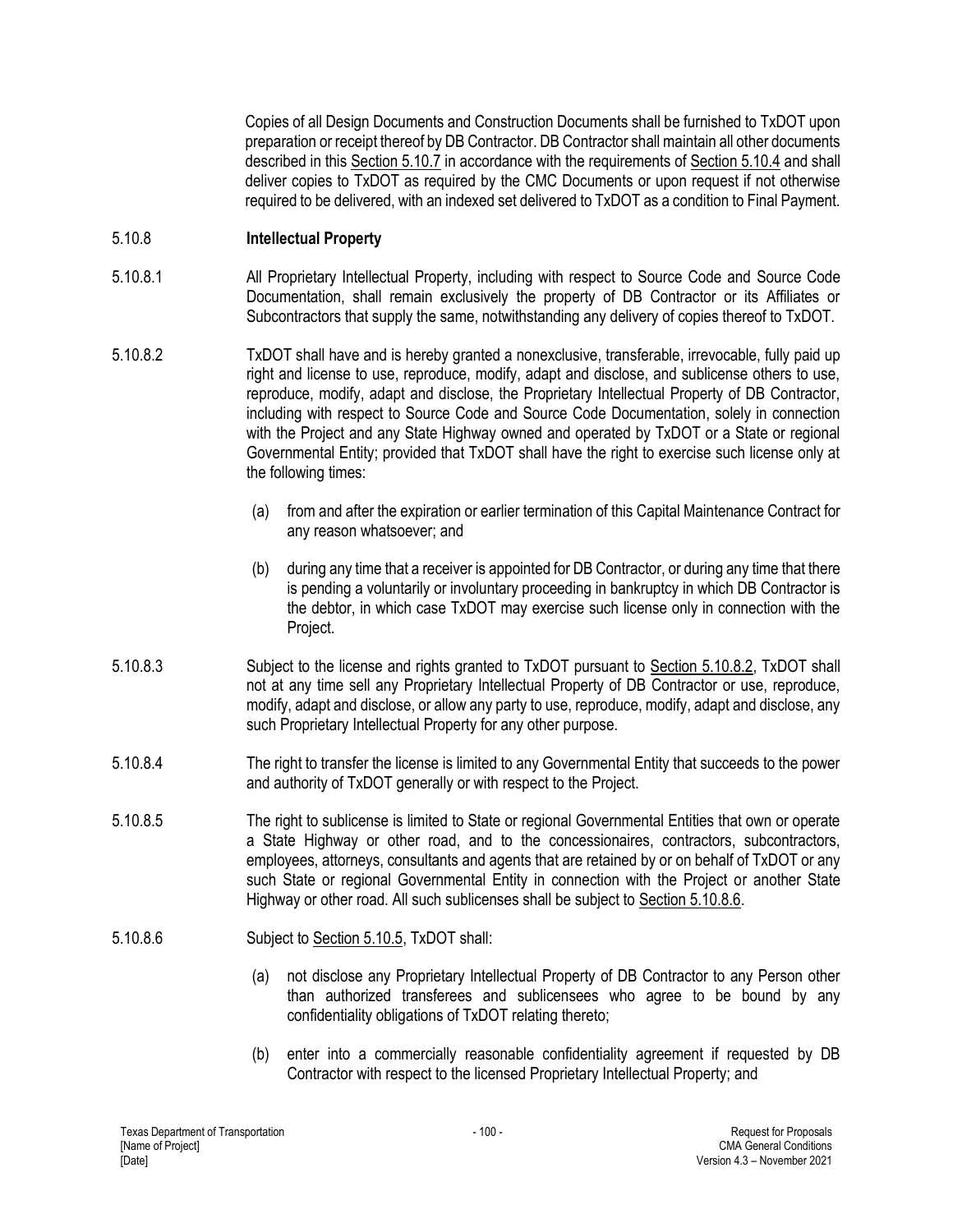Copies of all Design Documents and Construction Documents shall be furnished to TxDOT upon preparation or receipt thereof by DB Contractor. DB Contractor shall maintain all other documents described in this Section 5.10.7 in accordance with the requirements of Section 5.10.4 and shall deliver copies to TxDOT as required by the CMC Documents or upon request if not otherwise required to be delivered, with an indexed set delivered to TxDOT as a condition to Final Payment.

5.10.8 **Intellectual Property**

5.10.8.1 All Proprietary Intellectual Property, including with respect to Source Code and Source Code Documentation, shall remain exclusively the property of DB Contractor or its Affiliates or Subcontractors that supply the same, notwithstanding any delivery of copies thereof to TxDOT.

5.10.8.2 TxDOT shall have and is hereby granted a nonexclusive, transferable, irrevocable, fully paid up right and license to use, reproduce, modify, adapt and disclose, and sublicense others to use, reproduce, modify, adapt and disclose, the Proprietary Intellectual Property of DB Contractor, including with respect to Source Code and Source Code Documentation, solely in connection with the Project and any State Highway owned and operated by TxDOT or a State or regional Governmental Entity; provided that TxDOT shall have the right to exercise such license only at the following times:

(a) from and after the expiration or earlier termination of this Capital Maintenance Contract for any reason whatsoever; and

(b) during any time that a receiver is appointed for DB Contractor, or during any time that there is pending a voluntarily or involuntary proceeding in bankruptcy in which DB Contractor is the debtor, in which case TxDOT may exercise such license only in connection with the Project.

5.10.8.3 Subject to the license and rights granted to TxDOT pursuant to Section 5.10.8.2, TxDOT shall not at any time sell any Proprietary Intellectual Property of DB Contractor or use, reproduce, modify, adapt and disclose, or allow any party to use, reproduce, modify, adapt and disclose, any such Proprietary Intellectual Property for any other purpose.

5.10.8.4 The right to transfer the license is limited to any Governmental Entity that succeeds to the power and authority of TxDOT generally or with respect to the Project.

5.10.8.5 The right to sublicense is limited to State or regional Governmental Entities that own or operate a State Highway or other road, and to the concessionaires, contractors, subcontractors, employees, attorneys, consultants and agents that are retained by or on behalf of TxDOT or any such State or regional Governmental Entity in connection with the Project or another State Highway or other road. All such sublicenses shall be subject to Section 5.10.8.6.

5.10.8.6 Subject to Section 5.10.5, TxDOT shall:

(a) not disclose any Proprietary Intellectual Property of DB Contractor to any Person other than authorized transferees and sublicensees who agree to be bound by any confidentiality obligations of TxDOT relating thereto;

(b) enter into a commercially reasonable confidentiality agreement if requested by DB Contractor with respect to the licensed Proprietary Intellectual Property; and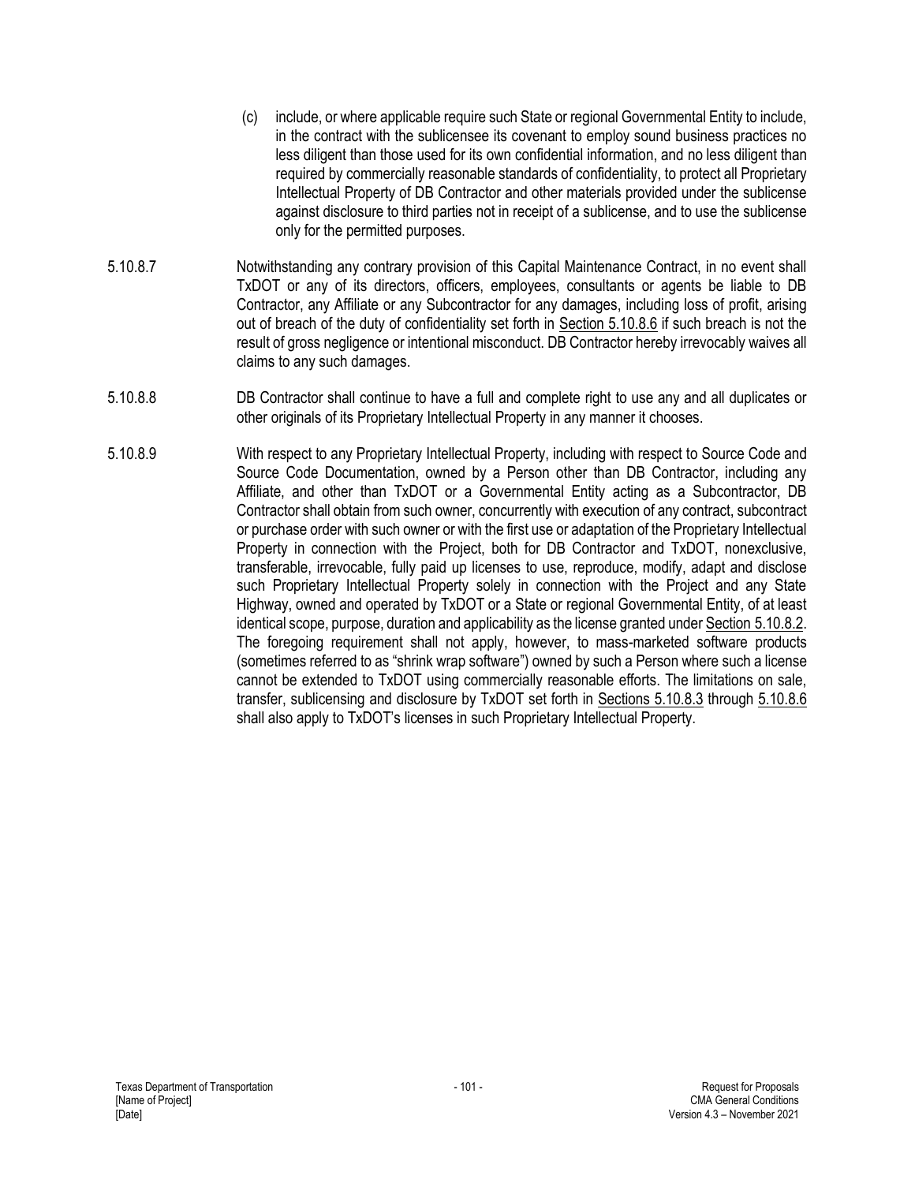(c) include, or where applicable require such State or regional Governmental Entity to include, in the contract with the sublicensee its covenant to employ sound business practices no less diligent than those used for its own confidential information, and no less diligent than required by commercially reasonable standards of confidentiality, to protect all Proprietary Intellectual Property of DB Contractor and other materials provided under the sublicense against disclosure to third parties not in receipt of a sublicense, and to use the sublicense only for the permitted purposes.

5.10.8.7 Notwithstanding any contrary provision of this Capital Maintenance Contract, in no event shall TxDOT or any of its directors, officers, employees, consultants or agents be liable to DB Contractor, any Affiliate or any Subcontractor for any damages, including loss of profit, arising out of breach of the duty of confidentiality set forth in Section 5.10.8.6 if such breach is not the result of gross negligence or intentional misconduct. DB Contractor hereby irrevocably waives all claims to any such damages.

5.10.8.8 DB Contractor shall continue to have a full and complete right to use any and all duplicates or other originals of its Proprietary Intellectual Property in any manner it chooses.

5.10.8.9 With respect to any Proprietary Intellectual Property, including with respect to Source Code and Source Code Documentation, owned by a Person other than DB Contractor, including any Affiliate, and other than TxDOT or a Governmental Entity acting as a Subcontractor, DB Contractor shall obtain from such owner, concurrently with execution of any contract, subcontract or purchase order with such owner or with the first use or adaptation of the Proprietary Intellectual Property in connection with the Project, both for DB Contractor and TxDOT, nonexclusive, transferable, irrevocable, fully paid up licenses to use, reproduce, modify, adapt and disclose such Proprietary Intellectual Property solely in connection with the Project and any State Highway, owned and operated by TxDOT or a State or regional Governmental Entity, of at least identical scope, purpose, duration and applicability as the license granted under Section 5.10.8.2. The foregoing requirement shall not apply, however, to mass-marketed software products (sometimes referred to as "shrink wrap software") owned by such a Person where such a license cannot be extended to TxDOT using commercially reasonable efforts. The limitations on sale, transfer, sublicensing and disclosure by TxDOT set forth in Sections 5.10.8.3 through 5.10.8.6 shall also apply to TxDOT's licenses in such Proprietary Intellectual Property.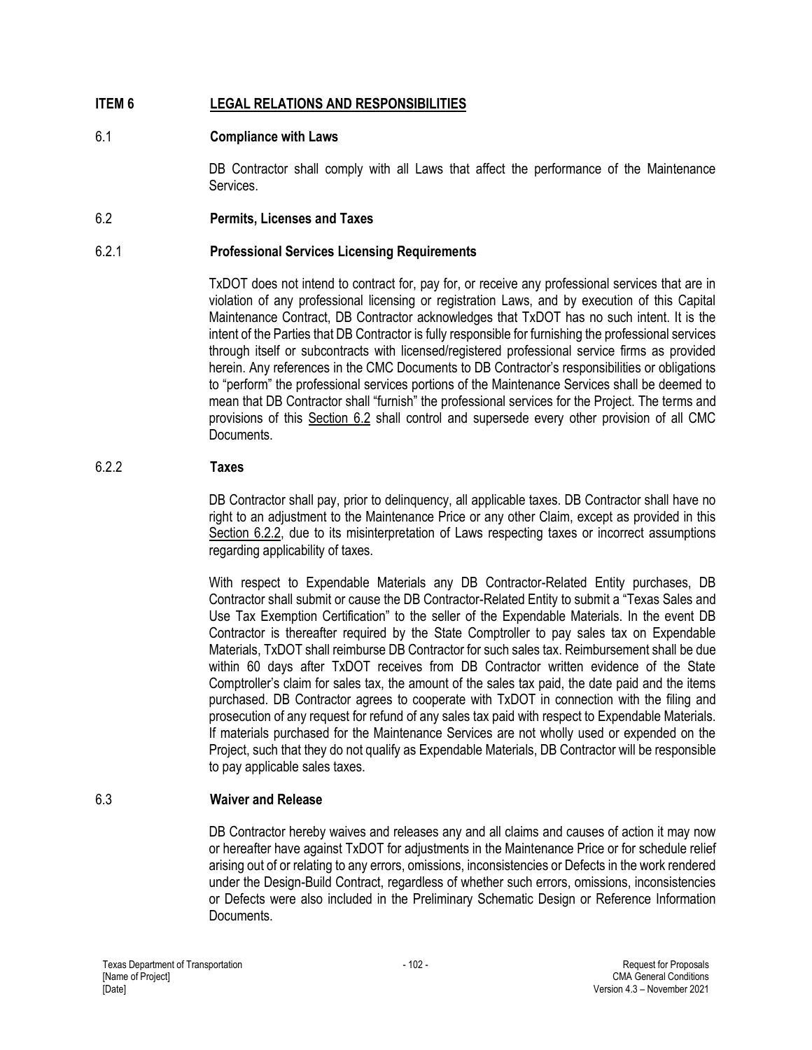# ITEM 6 LEGAL RELATIONS AND RESPONSIBILITIES

## 6.1 Compliance with Laws

DB Contractor shall comply with all Laws that affect the performance of the Maintenance Services.

## 6.2 Permits, Licenses and Taxes

### 6.2.1 Professional Services Licensing Requirements

TxDOT does not intend to contract for, pay for, or receive any professional services that are in violation of any professional licensing or registration Laws, and by execution of this Capital Maintenance Contract, DB Contractor acknowledges that TxDOT has no such intent. It is the intent of the Parties that DB Contractor is fully responsible for furnishing the professional services through itself or subcontracts with licensed/registered professional service firms as provided herein. Any references in the CMC Documents to DB Contractor's responsibilities or obligations to "perform" the professional services portions of the Maintenance Services shall be deemed to mean that DB Contractor shall "furnish" the professional services for the Project. The terms and provisions of this Section 6.2 shall control and supersede every other provision of all CMC Documents.

### 6.2.2 Taxes

DB Contractor shall pay, prior to delinquency, all applicable taxes. DB Contractor shall have no right to an adjustment to the Maintenance Price or any other Claim, except as provided in this Section 6.2.2, due to its misinterpretation of Laws respecting taxes or incorrect assumptions regarding applicability of taxes.

With respect to Expendable Materials any DB Contractor-Related Entity purchases, DB Contractor shall submit or cause the DB Contractor-Related Entity to submit a "Texas Sales and Use Tax Exemption Certification" to the seller of the Expendable Materials. In the event DB Contractor is thereafter required by the State Comptroller to pay sales tax on Expendable Materials, TxDOT shall reimburse DB Contractor for such sales tax. Reimbursement shall be due within 60 days after TxDOT receives from DB Contractor written evidence of the State Comptroller's claim for sales tax, the amount of the sales tax paid, the date paid and the items purchased. DB Contractor agrees to cooperate with TxDOT in connection with the filing and prosecution of any request for refund of any sales tax paid with respect to Expendable Materials. If materials purchased for the Maintenance Services are not wholly used or expended on the Project, such that they do not qualify as Expendable Materials, DB Contractor will be responsible to pay applicable sales taxes.

## 6.3 Waiver and Release

DB Contractor hereby waives and releases any and all claims and causes of action it may now or hereafter have against TxDOT for adjustments in the Maintenance Price or for schedule relief arising out of or relating to any errors, omissions, inconsistencies or Defects in the work rendered under the Design-Build Contract, regardless of whether such errors, omissions, inconsistencies or Defects were also included in the Preliminary Schematic Design or Reference Information Documents.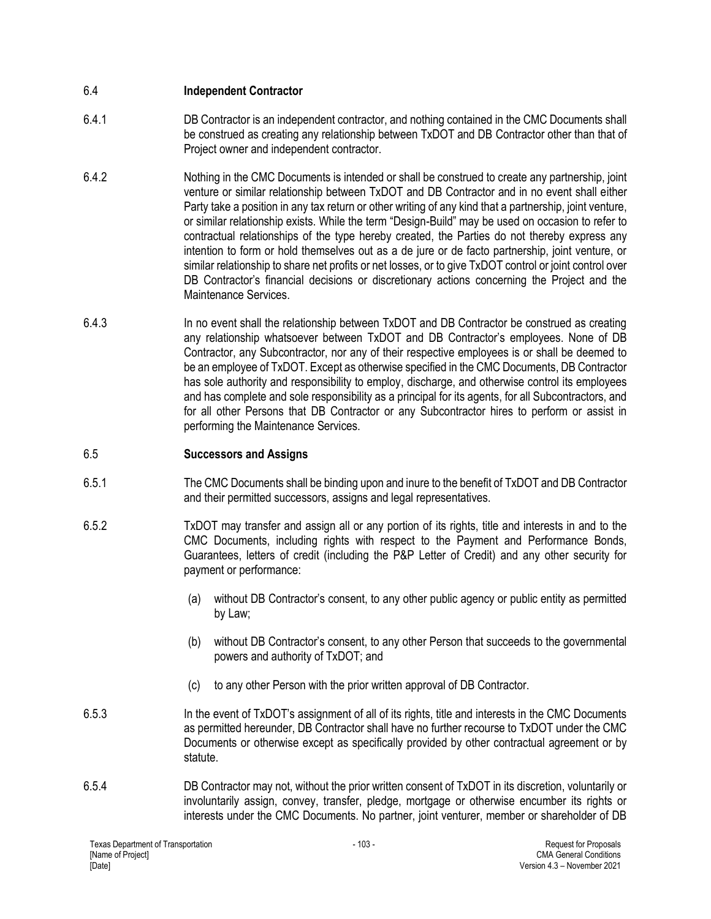### 6.4 Independent Contractor

6.4.1 DB Contractor is an independent contractor, and nothing contained in the CMC Documents shall be construed as creating any relationship between TxDOT and DB Contractor other than that of Project owner and independent contractor.

6.4.2 Nothing in the CMC Documents is intended or shall be construed to create any partnership, joint venture or similar relationship between TxDOT and DB Contractor and in no event shall either Party take a position in any tax return or other writing of any kind that a partnership, joint venture, or similar relationship exists. While the term "Design-Build" may be used on occasion to refer to contractual relationships of the type hereby created, the Parties do not thereby express any intention to form or hold themselves out as a de jure or de facto partnership, joint venture, or similar relationship to share net profits or net losses, or to give TxDOT control or joint control over DB Contractor's financial decisions or discretionary actions concerning the Project and the Maintenance Services.

6.4.3 In no event shall the relationship between TxDOT and DB Contractor be construed as creating any relationship whatsoever between TxDOT and DB Contractor's employees. None of DB Contractor, any Subcontractor, nor any of their respective employees is or shall be deemed to be an employee of TxDOT. Except as otherwise specified in the CMC Documents, DB Contractor has sole authority and responsibility to employ, discharge, and otherwise control its employees and has complete and sole responsibility as a principal for its agents, for all Subcontractors, and for all other Persons that DB Contractor or any Subcontractor hires to perform or assist in performing the Maintenance Services.

### 6.5 Successors and Assigns

6.5.1 The CMC Documents shall be binding upon and inure to the benefit of TxDOT and DB Contractor and their permitted successors, assigns and legal representatives.

6.5.2 TxDOT may transfer and assign all or any portion of its rights, title and interests in and to the CMC Documents, including rights with respect to the Payment and Performance Bonds, Guarantees, letters of credit (including the P&P Letter of Credit) and any other security for payment or performance:

(a) without DB Contractor's consent, to any other public agency or public entity as permitted by Law;

(b) without DB Contractor's consent, to any other Person that succeeds to the governmental powers and authority of TxDOT; and

(c) to any other Person with the prior written approval of DB Contractor.

6.5.3 In the event of TxDOT's assignment of all of its rights, title and interests in the CMC Documents as permitted hereunder, DB Contractor shall have no further recourse to TxDOT under the CMC Documents or otherwise except as specifically provided by other contractual agreement or by statute.

6.5.4 DB Contractor may not, without the prior written consent of TxDOT in its discretion, voluntarily or involuntarily assign, convey, transfer, pledge, mortgage or otherwise encumber its rights or interests under the CMC Documents. No partner, joint venturer, member or shareholder of DB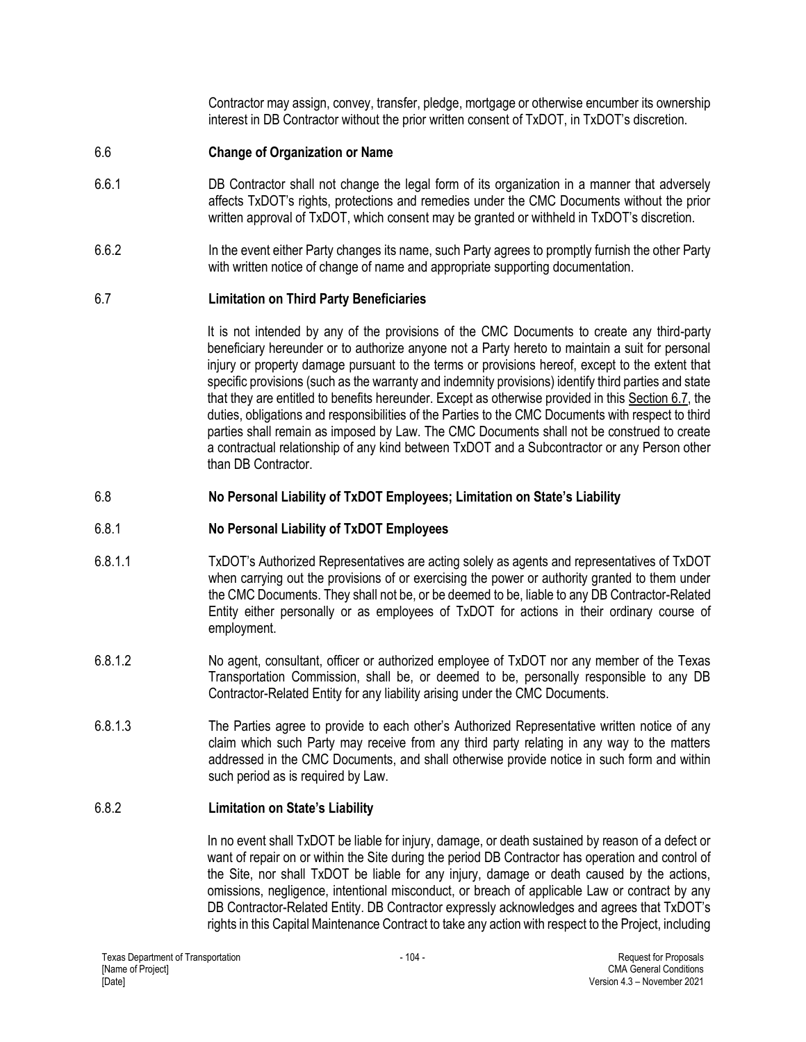Contractor may assign, convey, transfer, pledge, mortgage or otherwise encumber its ownership interest in DB Contractor without the prior written consent of TxDOT, in TxDOT's discretion.

## 6.6 Change of Organization or Name

6.6.1 DB Contractor shall not change the legal form of its organization in a manner that adversely affects TxDOT's rights, protections and remedies under the CMC Documents without the prior written approval of TxDOT, which consent may be granted or withheld in TxDOT's discretion.

6.6.2 In the event either Party changes its name, such Party agrees to promptly furnish the other Party with written notice of change of name and appropriate supporting documentation.

## 6.7 Limitation on Third Party Beneficiaries

It is not intended by any of the provisions of the CMC Documents to create any third-party beneficiary hereunder or to authorize anyone not a Party hereto to maintain a suit for personal injury or property damage pursuant to the terms or provisions hereof, except to the extent that specific provisions (such as the warranty and indemnity provisions) identify third parties and state that they are entitled to benefits hereunder. Except as otherwise provided in this Section 6.7, the duties, obligations and responsibilities of the Parties to the CMC Documents with respect to third parties shall remain as imposed by Law. The CMC Documents shall not be construed to create a contractual relationship of any kind between TxDOT and a Subcontractor or any Person other than DB Contractor.

## 6.8 No Personal Liability of TxDOT Employees; Limitation on State's Liability

### 6.8.1 No Personal Liability of TxDOT Employees

6.8.1.1 TxDOT's Authorized Representatives are acting solely as agents and representatives of TxDOT when carrying out the provisions of or exercising the power or authority granted to them under the CMC Documents. They shall not be, or be deemed to be, liable to any DB Contractor-Related Entity either personally or as employees of TxDOT for actions in their ordinary course of employment.

6.8.1.2 No agent, consultant, officer or authorized employee of TxDOT nor any member of the Texas Transportation Commission, shall be, or deemed to be, personally responsible to any DB Contractor-Related Entity for any liability arising under the CMC Documents.

6.8.1.3 The Parties agree to provide to each other's Authorized Representative written notice of any claim which such Party may receive from any third party relating in any way to the matters addressed in the CMC Documents, and shall otherwise provide notice in such form and within such period as is required by Law.

### 6.8.2 Limitation on State's Liability

In no event shall TxDOT be liable for injury, damage, or death sustained by reason of a defect or want of repair on or within the Site during the period DB Contractor has operation and control of the Site, nor shall TxDOT be liable for any injury, damage or death caused by the actions, omissions, negligence, intentional misconduct, or breach of applicable Law or contract by any DB Contractor-Related Entity. DB Contractor expressly acknowledges and agrees that TxDOT's rights in this Capital Maintenance Contract to take any action with respect to the Project, including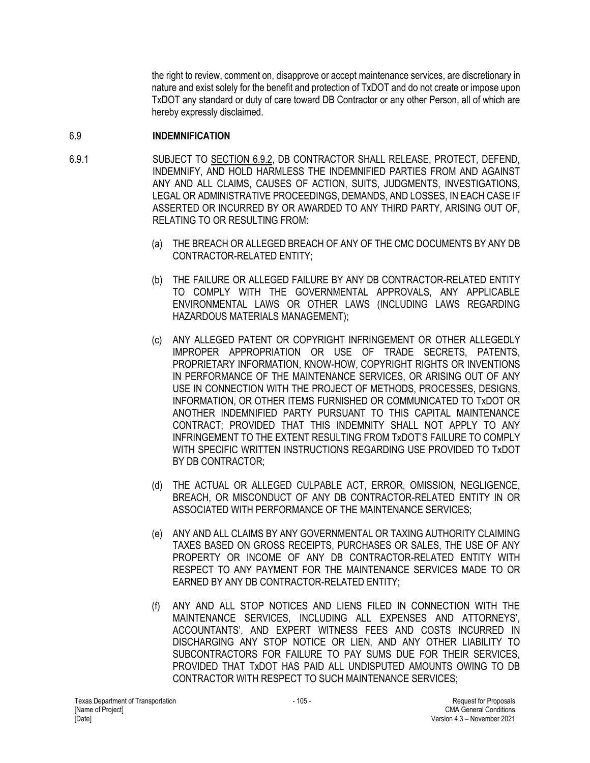the right to review, comment on, disapprove or accept maintenance services, are discretionary in nature and exist solely for the benefit and protection of TxDOT and do not create or impose upon TxDOT any standard or duty of care toward DB Contractor or any other Person, all of which are hereby expressly disclaimed.

## 6.9 INDEMNIFICATION

6.9.1 SUBJECT TO SECTION 6.9.2, DB CONTRACTOR SHALL RELEASE, PROTECT, DEFEND, INDEMNIFY, AND HOLD HARMLESS THE INDEMNIFIED PARTIES FROM AND AGAINST ANY AND ALL CLAIMS, CAUSES OF ACTION, SUITS, JUDGMENTS, INVESTIGATIONS, LEGAL OR ADMINISTRATIVE PROCEEDINGS, DEMANDS, AND LOSSES, IN EACH CASE IF ASSERTED OR INCURRED BY OR AWARDED TO ANY THIRD PARTY, ARISING OUT OF, RELATING TO OR RESULTING FROM:

(a) THE BREACH OR ALLEGED BREACH OF ANY OF THE CMC DOCUMENTS BY ANY DB CONTRACTOR-RELATED ENTITY;

(b) THE FAILURE OR ALLEGED FAILURE BY ANY DB CONTRACTOR-RELATED ENTITY TO COMPLY WITH THE GOVERNMENTAL APPROVALS, ANY APPLICABLE ENVIRONMENTAL LAWS OR OTHER LAWS (INCLUDING LAWS REGARDING HAZARDOUS MATERIALS MANAGEMENT);

(c) ANY ALLEGED PATENT OR COPYRIGHT INFRINGEMENT OR OTHER ALLEGEDLY IMPROPER APPROPRIATION OR USE OF TRADE SECRETS, PATENTS, PROPRIETARY INFORMATION, KNOW-HOW, COPYRIGHT RIGHTS OR INVENTIONS IN PERFORMANCE OF THE MAINTENANCE SERVICES, OR ARISING OUT OF ANY USE IN CONNECTION WITH THE PROJECT OF METHODS, PROCESSES, DESIGNS, INFORMATION, OR OTHER ITEMS FURNISHED OR COMMUNICATED TO TxDOT OR ANOTHER INDEMNIFIED PARTY PURSUANT TO THIS CAPITAL MAINTENANCE CONTRACT; PROVIDED THAT THIS INDEMNITY SHALL NOT APPLY TO ANY INFRINGEMENT TO THE EXTENT RESULTING FROM TxDOT'S FAILURE TO COMPLY WITH SPECIFIC WRITTEN INSTRUCTIONS REGARDING USE PROVIDED TO TxDOT BY DB CONTRACTOR;

(d) THE ACTUAL OR ALLEGED CULPABLE ACT, ERROR, OMISSION, NEGLIGENCE, BREACH, OR MISCONDUCT OF ANY DB CONTRACTOR-RELATED ENTITY IN OR ASSOCIATED WITH PERFORMANCE OF THE MAINTENANCE SERVICES;

(e) ANY AND ALL CLAIMS BY ANY GOVERNMENTAL OR TAXING AUTHORITY CLAIMING TAXES BASED ON GROSS RECEIPTS, PURCHASES OR SALES, THE USE OF ANY PROPERTY OR INCOME OF ANY DB CONTRACTOR-RELATED ENTITY WITH RESPECT TO ANY PAYMENT FOR THE MAINTENANCE SERVICES MADE TO OR EARNED BY ANY DB CONTRACTOR-RELATED ENTITY;

(f) ANY AND ALL STOP NOTICES AND LIENS FILED IN CONNECTION WITH THE MAINTENANCE SERVICES, INCLUDING ALL EXPENSES AND ATTORNEYS', ACCOUNTANTS', AND EXPERT WITNESS FEES AND COSTS INCURRED IN DISCHARGING ANY STOP NOTICE OR LIEN, AND ANY OTHER LIABILITY TO SUBCONTRACTORS FOR FAILURE TO PAY SUMS DUE FOR THEIR SERVICES, PROVIDED THAT TxDOT HAS PAID ALL UNDISPUTED AMOUNTS OWING TO DB CONTRACTOR WITH RESPECT TO SUCH MAINTENANCE SERVICES;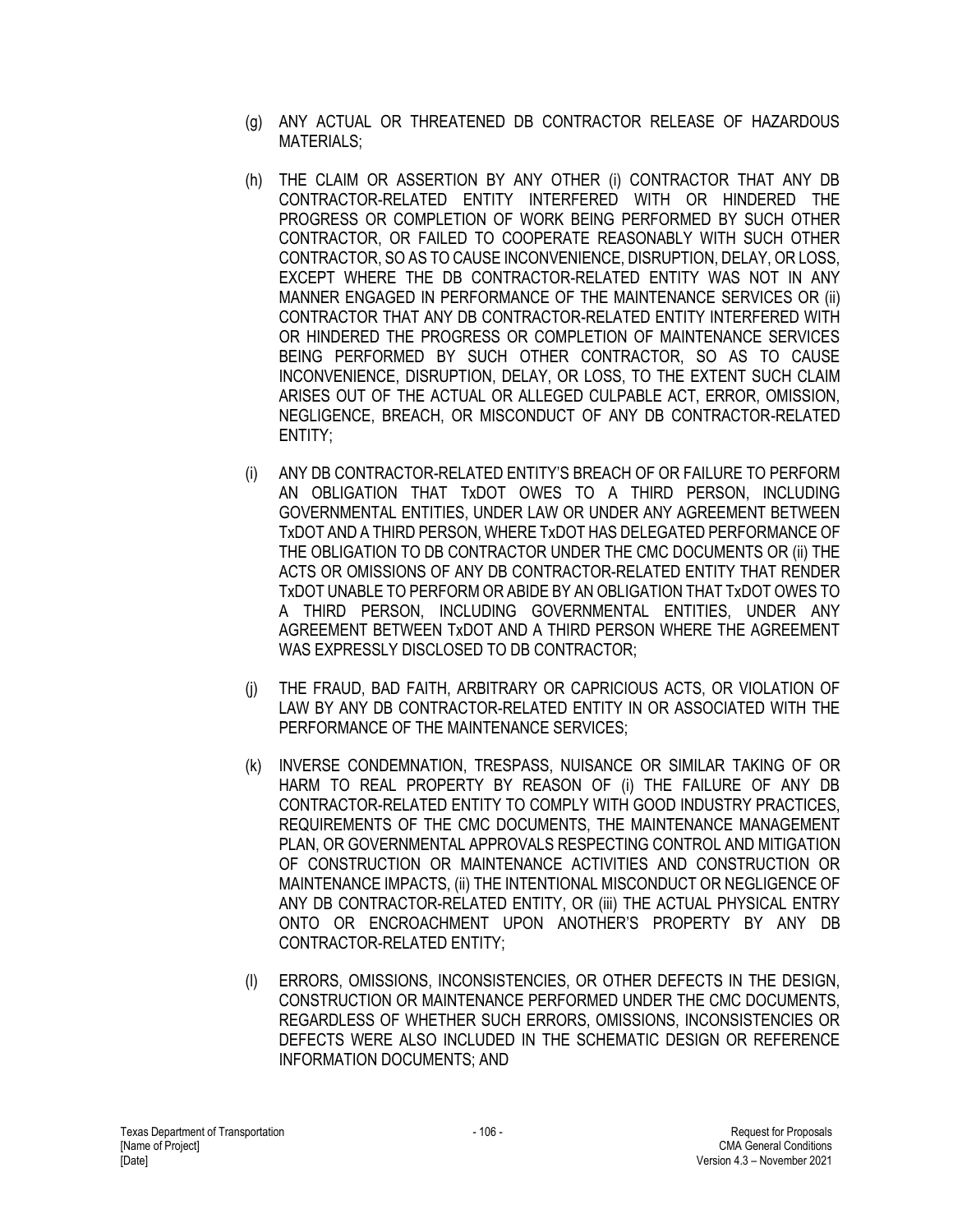(g) ANY ACTUAL OR THREATENED DB CONTRACTOR RELEASE OF HAZARDOUS MATERIALS;

(h) THE CLAIM OR ASSERTION BY ANY OTHER (i) CONTRACTOR THAT ANY DB CONTRACTOR-RELATED ENTITY INTERFERED WITH OR HINDERED THE PROGRESS OR COMPLETION OF WORK BEING PERFORMED BY SUCH OTHER CONTRACTOR, OR FAILED TO COOPERATE REASONABLY WITH SUCH OTHER CONTRACTOR, SO AS TO CAUSE INCONVENIENCE, DISRUPTION, DELAY, OR LOSS, EXCEPT WHERE THE DB CONTRACTOR-RELATED ENTITY WAS NOT IN ANY MANNER ENGAGED IN PERFORMANCE OF THE MAINTENANCE SERVICES OR (ii) CONTRACTOR THAT ANY DB CONTRACTOR-RELATED ENTITY INTERFERED WITH OR HINDERED THE PROGRESS OR COMPLETION OF MAINTENANCE SERVICES BEING PERFORMED BY SUCH OTHER CONTRACTOR, SO AS TO CAUSE INCONVENIENCE, DISRUPTION, DELAY, OR LOSS, TO THE EXTENT SUCH CLAIM ARISES OUT OF THE ACTUAL OR ALLEGED CULPABLE ACT, ERROR, OMISSION, NEGLIGENCE, BREACH, OR MISCONDUCT OF ANY DB CONTRACTOR-RELATED ENTITY;

(i) ANY DB CONTRACTOR-RELATED ENTITY'S BREACH OF OR FAILURE TO PERFORM AN OBLIGATION THAT TxDOT OWES TO A THIRD PERSON, INCLUDING GOVERNMENTAL ENTITIES, UNDER LAW OR UNDER ANY AGREEMENT BETWEEN TxDOT AND A THIRD PERSON, WHERE TxDOT HAS DELEGATED PERFORMANCE OF THE OBLIGATION TO DB CONTRACTOR UNDER THE CMC DOCUMENTS OR (ii) THE ACTS OR OMISSIONS OF ANY DB CONTRACTOR-RELATED ENTITY THAT RENDER TxDOT UNABLE TO PERFORM OR ABIDE BY AN OBLIGATION THAT TxDOT OWES TO A THIRD PERSON, INCLUDING GOVERNMENTAL ENTITIES, UNDER ANY AGREEMENT BETWEEN TxDOT AND A THIRD PERSON WHERE THE AGREEMENT WAS EXPRESSLY DISCLOSED TO DB CONTRACTOR;

(j) THE FRAUD, BAD FAITH, ARBITRARY OR CAPRICIOUS ACTS, OR VIOLATION OF LAW BY ANY DB CONTRACTOR-RELATED ENTITY IN OR ASSOCIATED WITH THE PERFORMANCE OF THE MAINTENANCE SERVICES;

(k) INVERSE CONDEMNATION, TRESPASS, NUISANCE OR SIMILAR TAKING OF OR HARM TO REAL PROPERTY BY REASON OF (i) THE FAILURE OF ANY DB CONTRACTOR-RELATED ENTITY TO COMPLY WITH GOOD INDUSTRY PRACTICES, REQUIREMENTS OF THE CMC DOCUMENTS, THE MAINTENANCE MANAGEMENT PLAN, OR GOVERNMENTAL APPROVALS RESPECTING CONTROL AND MITIGATION OF CONSTRUCTION OR MAINTENANCE ACTIVITIES AND CONSTRUCTION OR MAINTENANCE IMPACTS, (ii) THE INTENTIONAL MISCONDUCT OR NEGLIGENCE OF ANY DB CONTRACTOR-RELATED ENTITY, OR (iii) THE ACTUAL PHYSICAL ENTRY ONTO OR ENCROACHMENT UPON ANOTHER'S PROPERTY BY ANY DB CONTRACTOR-RELATED ENTITY;

(l) ERRORS, OMISSIONS, INCONSISTENCIES, OR OTHER DEFECTS IN THE DESIGN, CONSTRUCTION OR MAINTENANCE PERFORMED UNDER THE CMC DOCUMENTS, REGARDLESS OF WHETHER SUCH ERRORS, OMISSIONS, INCONSISTENCIES OR DEFECTS WERE ALSO INCLUDED IN THE SCHEMATIC DESIGN OR REFERENCE INFORMATION DOCUMENTS; AND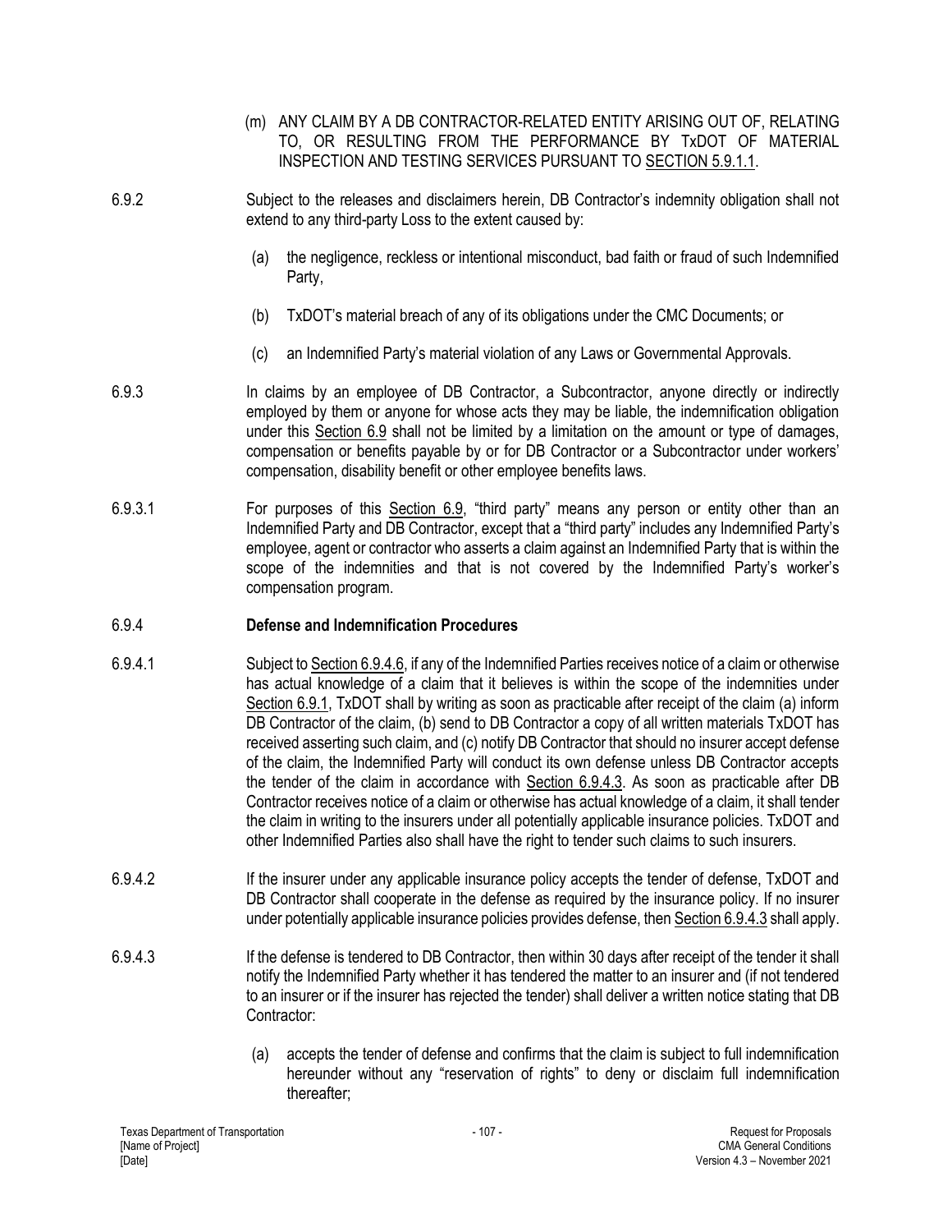(m) ANY CLAIM BY A DB CONTRACTOR-RELATED ENTITY ARISING OUT OF, RELATING TO, OR RESULTING FROM THE PERFORMANCE BY TxDOT OF MATERIAL INSPECTION AND TESTING SERVICES PURSUANT TO SECTION 5.9.1.1.

6.9.2 Subject to the releases and disclaimers herein, DB Contractor's indemnity obligation shall not extend to any third-party Loss to the extent caused by:

(a) the negligence, reckless or intentional misconduct, bad faith or fraud of such Indemnified Party,

(b) TxDOT's material breach of any of its obligations under the CMC Documents; or

(c) an Indemnified Party's material violation of any Laws or Governmental Approvals.

6.9.3 In claims by an employee of DB Contractor, a Subcontractor, anyone directly or indirectly employed by them or anyone for whose acts they may be liable, the indemnification obligation under this Section 6.9 shall not be limited by a limitation on the amount or type of damages, compensation or benefits payable by or for DB Contractor or a Subcontractor under workers' compensation, disability benefit or other employee benefits laws.

6.9.3.1 For purposes of this Section 6.9, "third party" means any person or entity other than an Indemnified Party and DB Contractor, except that a "third party" includes any Indemnified Party's employee, agent or contractor who asserts a claim against an Indemnified Party that is within the scope of the indemnities and that is not covered by the Indemnified Party's worker's compensation program.

### 6.9.4 Defense and Indemnification Procedures

6.9.4.1 Subject to Section 6.9.4.6, if any of the Indemnified Parties receives notice of a claim or otherwise has actual knowledge of a claim that it believes is within the scope of the indemnities under Section 6.9.1, TxDOT shall by writing as soon as practicable after receipt of the claim (a) inform DB Contractor of the claim, (b) send to DB Contractor a copy of all written materials TxDOT has received asserting such claim, and (c) notify DB Contractor that should no insurer accept defense of the claim, the Indemnified Party will conduct its own defense unless DB Contractor accepts the tender of the claim in accordance with Section 6.9.4.3. As soon as practicable after DB Contractor receives notice of a claim or otherwise has actual knowledge of a claim, it shall tender the claim in writing to the insurers under all potentially applicable insurance policies. TxDOT and other Indemnified Parties also shall have the right to tender such claims to such insurers.

6.9.4.2 If the insurer under any applicable insurance policy accepts the tender of defense, TxDOT and DB Contractor shall cooperate in the defense as required by the insurance policy. If no insurer under potentially applicable insurance policies provides defense, then Section 6.9.4.3 shall apply.

6.9.4.3 If the defense is tendered to DB Contractor, then within 30 days after receipt of the tender it shall notify the Indemnified Party whether it has tendered the matter to an insurer and (if not tendered to an insurer or if the insurer has rejected the tender) shall deliver a written notice stating that DB Contractor:

(a) accepts the tender of defense and confirms that the claim is subject to full indemnification hereunder without any "reservation of rights" to deny or disclaim full indemnification thereafter;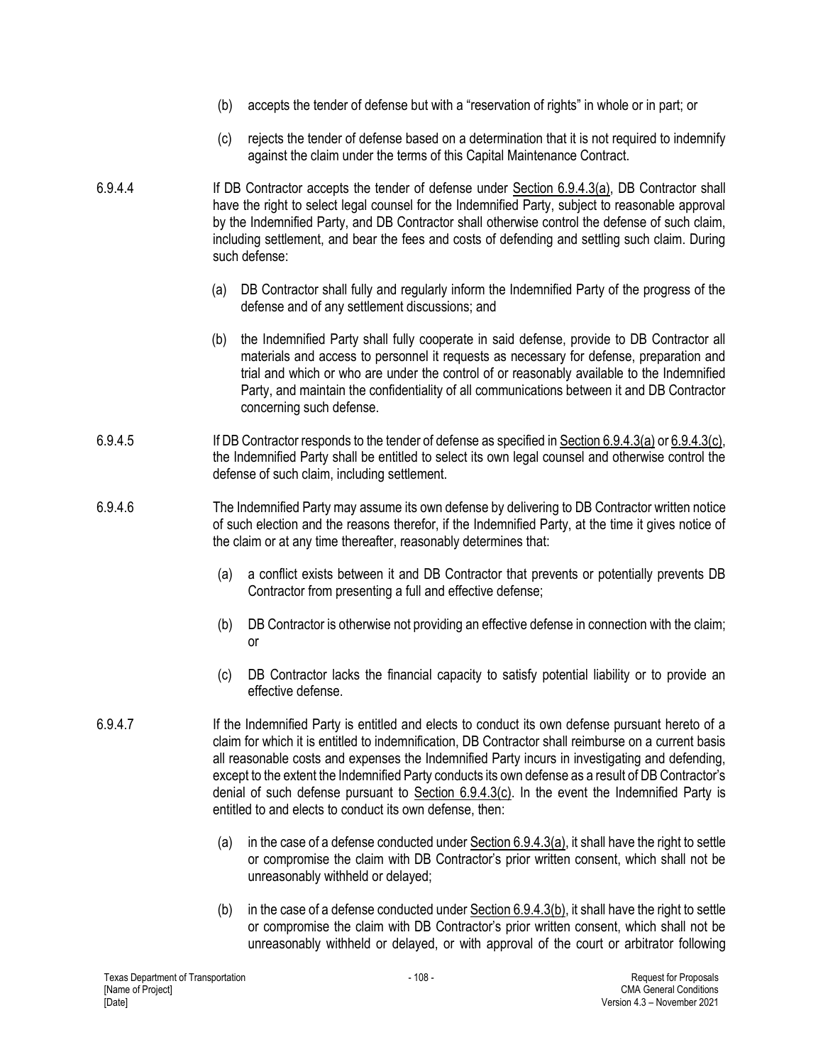(b) accepts the tender of defense but with a "reservation of rights" in whole or in part; or

(c) rejects the tender of defense based on a determination that it is not required to indemnify against the claim under the terms of this Capital Maintenance Contract.

6.9.4.4 If DB Contractor accepts the tender of defense under Section 6.9.4.3(a), DB Contractor shall have the right to select legal counsel for the Indemnified Party, subject to reasonable approval by the Indemnified Party, and DB Contractor shall otherwise control the defense of such claim, including settlement, and bear the fees and costs of defending and settling such claim. During such defense:

(a) DB Contractor shall fully and regularly inform the Indemnified Party of the progress of the defense and of any settlement discussions; and

(b) the Indemnified Party shall fully cooperate in said defense, provide to DB Contractor all materials and access to personnel it requests as necessary for defense, preparation and trial and which or who are under the control of or reasonably available to the Indemnified Party, and maintain the confidentiality of all communications between it and DB Contractor concerning such defense.

6.9.4.5 If DB Contractor responds to the tender of defense as specified in Section 6.9.4.3(a) or 6.9.4.3(c), the Indemnified Party shall be entitled to select its own legal counsel and otherwise control the defense of such claim, including settlement.

6.9.4.6 The Indemnified Party may assume its own defense by delivering to DB Contractor written notice of such election and the reasons therefor, if the Indemnified Party, at the time it gives notice of the claim or at any time thereafter, reasonably determines that:

(a) a conflict exists between it and DB Contractor that prevents or potentially prevents DB Contractor from presenting a full and effective defense;

(b) DB Contractor is otherwise not providing an effective defense in connection with the claim; or

(c) DB Contractor lacks the financial capacity to satisfy potential liability or to provide an effective defense.

6.9.4.7 If the Indemnified Party is entitled and elects to conduct its own defense pursuant hereto of a claim for which it is entitled to indemnification, DB Contractor shall reimburse on a current basis all reasonable costs and expenses the Indemnified Party incurs in investigating and defending, except to the extent the Indemnified Party conducts its own defense as a result of DB Contractor's denial of such defense pursuant to Section 6.9.4.3(c). In the event the Indemnified Party is entitled to and elects to conduct its own defense, then:

(a) in the case of a defense conducted under Section 6.9.4.3(a), it shall have the right to settle or compromise the claim with DB Contractor's prior written consent, which shall not be unreasonably withheld or delayed;

(b) in the case of a defense conducted under Section 6.9.4.3(b), it shall have the right to settle or compromise the claim with DB Contractor's prior written consent, which shall not be unreasonably withheld or delayed, or with approval of the court or arbitrator following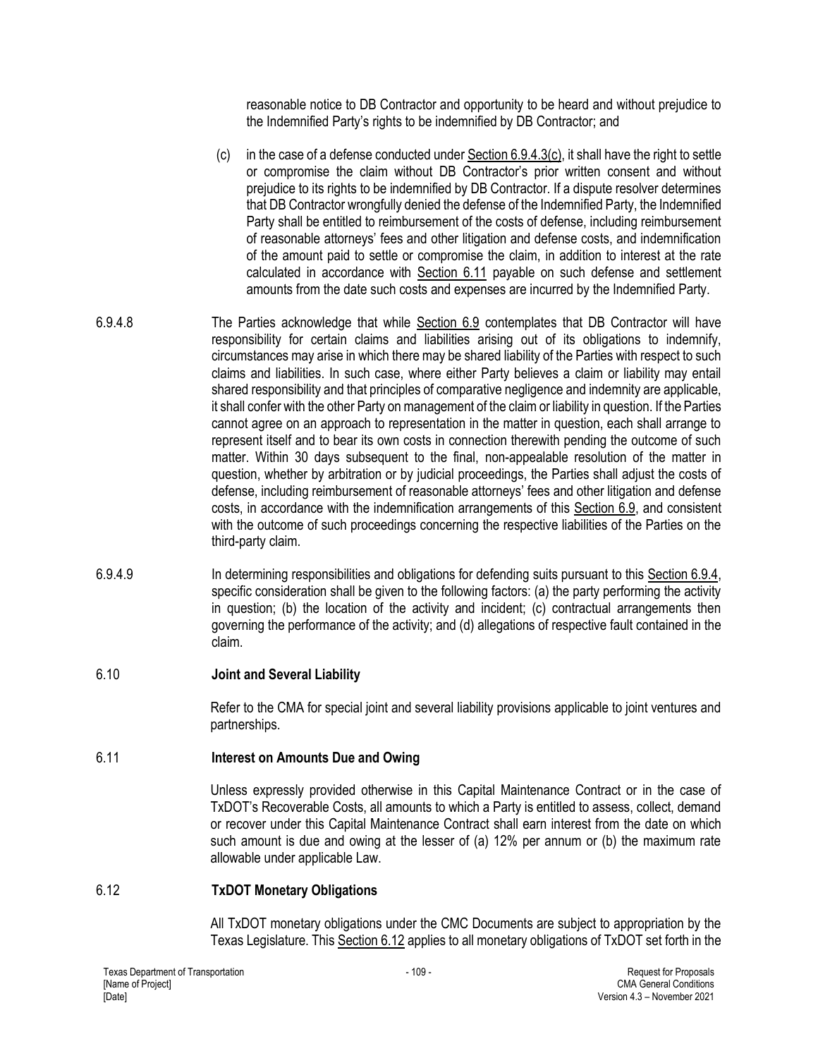reasonable notice to DB Contractor and opportunity to be heard and without prejudice to the Indemnified Party's rights to be indemnified by DB Contractor; and

(c) in the case of a defense conducted under Section 6.9.4.3(c), it shall have the right to settle or compromise the claim without DB Contractor's prior written consent and without prejudice to its rights to be indemnified by DB Contractor. If a dispute resolver determines that DB Contractor wrongfully denied the defense of the Indemnified Party, the Indemnified Party shall be entitled to reimbursement of the costs of defense, including reimbursement of reasonable attorneys' fees and other litigation and defense costs, and indemnification of the amount paid to settle or compromise the claim, in addition to interest at the rate calculated in accordance with Section 6.11 payable on such defense and settlement amounts from the date such costs and expenses are incurred by the Indemnified Party.

6.9.4.8 The Parties acknowledge that while Section 6.9 contemplates that DB Contractor will have responsibility for certain claims and liabilities arising out of its obligations to indemnify, circumstances may arise in which there may be shared liability of the Parties with respect to such claims and liabilities. In such case, where either Party believes a claim or liability may entail shared responsibility and that principles of comparative negligence and indemnity are applicable, it shall confer with the other Party on management of the claim or liability in question. If the Parties cannot agree on an approach to representation in the matter in question, each shall arrange to represent itself and to bear its own costs in connection therewith pending the outcome of such matter. Within 30 days subsequent to the final, non-appealable resolution of the matter in question, whether by arbitration or by judicial proceedings, the Parties shall adjust the costs of defense, including reimbursement of reasonable attorneys' fees and other litigation and defense costs, in accordance with the indemnification arrangements of this Section 6.9, and consistent with the outcome of such proceedings concerning the respective liabilities of the Parties on the third-party claim.

6.9.4.9 In determining responsibilities and obligations for defending suits pursuant to this Section 6.9.4, specific consideration shall be given to the following factors: (a) the party performing the activity in question; (b) the location of the activity and incident; (c) contractual arrangements then governing the performance of the activity; and (d) allegations of respective fault contained in the claim.

## 6.10 Joint and Several Liability

Refer to the CMA for special joint and several liability provisions applicable to joint ventures and partnerships.

## 6.11 Interest on Amounts Due and Owing

Unless expressly provided otherwise in this Capital Maintenance Contract or in the case of TxDOT's Recoverable Costs, all amounts to which a Party is entitled to assess, collect, demand or recover under this Capital Maintenance Contract shall earn interest from the date on which such amount is due and owing at the lesser of (a) 12% per annum or (b) the maximum rate allowable under applicable Law.

## 6.12 TxDOT Monetary Obligations

All TxDOT monetary obligations under the CMC Documents are subject to appropriation by the Texas Legislature. This Section 6.12 applies to all monetary obligations of TxDOT set forth in the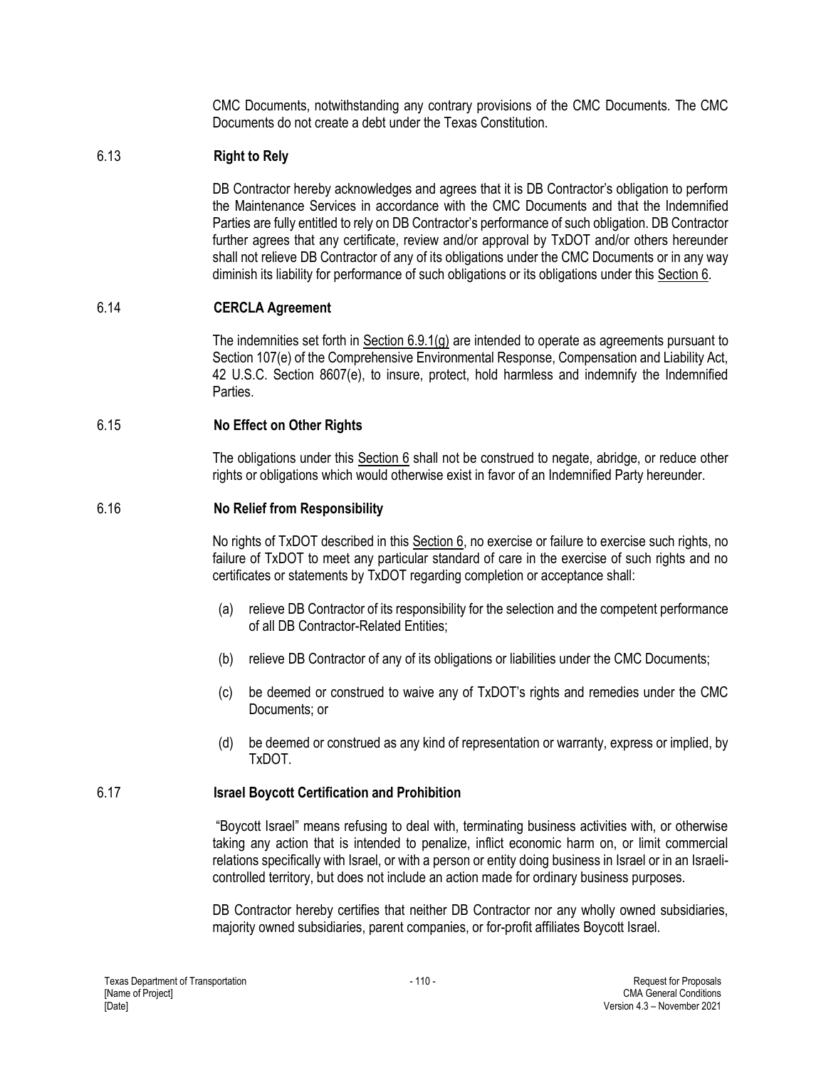CMC Documents, notwithstanding any contrary provisions of the CMC Documents. The CMC Documents do not create a debt under the Texas Constitution.

### 6.13 Right to Rely

DB Contractor hereby acknowledges and agrees that it is DB Contractor's obligation to perform the Maintenance Services in accordance with the CMC Documents and that the Indemnified Parties are fully entitled to rely on DB Contractor's performance of such obligation. DB Contractor further agrees that any certificate, review and/or approval by TxDOT and/or others hereunder shall not relieve DB Contractor of any of its obligations under the CMC Documents or in any way diminish its liability for performance of such obligations or its obligations under this Section 6.

### 6.14 CERCLA Agreement

The indemnities set forth in Section 6.9.1(g) are intended to operate as agreements pursuant to Section 107(e) of the Comprehensive Environmental Response, Compensation and Liability Act, 42 U.S.C. Section 8607(e), to insure, protect, hold harmless and indemnify the Indemnified Parties.

### 6.15 No Effect on Other Rights

The obligations under this Section 6 shall not be construed to negate, abridge, or reduce other rights or obligations which would otherwise exist in favor of an Indemnified Party hereunder.

### 6.16 No Relief from Responsibility

No rights of TxDOT described in this Section 6, no exercise or failure to exercise such rights, no failure of TxDOT to meet any particular standard of care in the exercise of such rights and no certificates or statements by TxDOT regarding completion or acceptance shall:

(a) relieve DB Contractor of its responsibility for the selection and the competent performance of all DB Contractor-Related Entities;

(b) relieve DB Contractor of any of its obligations or liabilities under the CMC Documents;

(c) be deemed or construed to waive any of TxDOT's rights and remedies under the CMC Documents; or

(d) be deemed or construed as any kind of representation or warranty, express or implied, by TxDOT.

### 6.17 Israel Boycott Certification and Prohibition

"Boycott Israel" means refusing to deal with, terminating business activities with, or otherwise taking any action that is intended to penalize, inflict economic harm on, or limit commercial relations specifically with Israel, or with a person or entity doing business in Israel or in an Israeli-controlled territory, but does not include an action made for ordinary business purposes.

DB Contractor hereby certifies that neither DB Contractor nor any wholly owned subsidiaries, majority owned subsidiaries, parent companies, or for-profit affiliates Boycott Israel.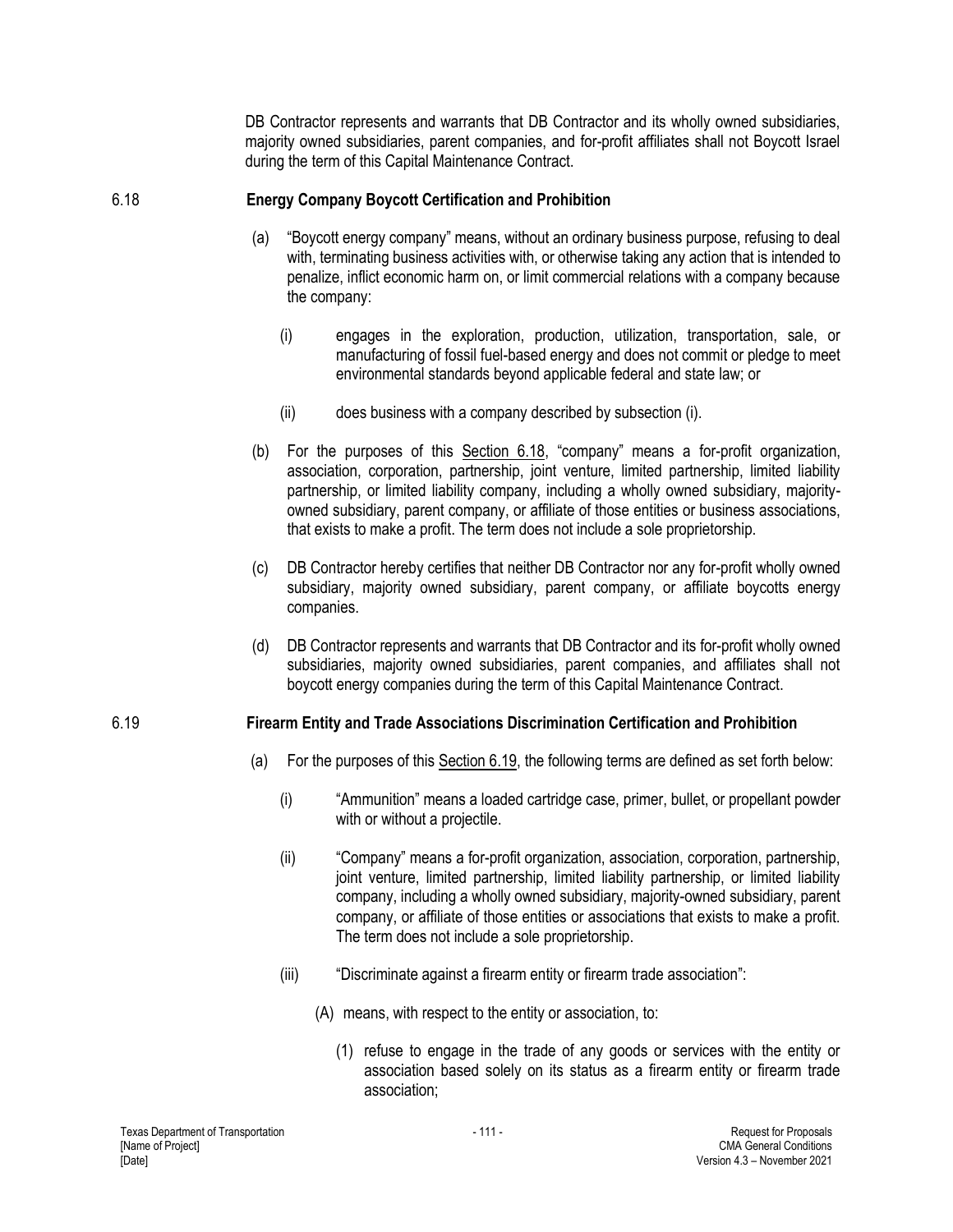DB Contractor represents and warrants that DB Contractor and its wholly owned subsidiaries, majority owned subsidiaries, parent companies, and for-profit affiliates shall not Boycott Israel during the term of this Capital Maintenance Contract.

## 6.18 Energy Company Boycott Certification and Prohibition

(a) "Boycott energy company" means, without an ordinary business purpose, refusing to deal with, terminating business activities with, or otherwise taking any action that is intended to penalize, inflict economic harm on, or limit commercial relations with a company because the company:

(i) engages in the exploration, production, utilization, transportation, sale, or manufacturing of fossil fuel-based energy and does not commit or pledge to meet environmental standards beyond applicable federal and state law; or

(ii) does business with a company described by subsection (i).

(b) For the purposes of this Section 6.18, "company" means a for-profit organization, association, corporation, partnership, joint venture, limited partnership, limited liability partnership, or limited liability company, including a wholly owned subsidiary, majority-owned subsidiary, parent company, or affiliate of those entities or business associations, that exists to make a profit. The term does not include a sole proprietorship.

(c) DB Contractor hereby certifies that neither DB Contractor nor any for-profit wholly owned subsidiary, majority owned subsidiary, parent company, or affiliate boycotts energy companies.

(d) DB Contractor represents and warrants that DB Contractor and its for-profit wholly owned subsidiaries, majority owned subsidiaries, parent companies, and affiliates shall not boycott energy companies during the term of this Capital Maintenance Contract.

## 6.19 Firearm Entity and Trade Associations Discrimination Certification and Prohibition

(a) For the purposes of this Section 6.19, the following terms are defined as set forth below:

(i) "Ammunition" means a loaded cartridge case, primer, bullet, or propellant powder with or without a projectile.

(ii) "Company" means a for-profit organization, association, corporation, partnership, joint venture, limited partnership, limited liability partnership, or limited liability company, including a wholly owned subsidiary, majority-owned subsidiary, parent company, or affiliate of those entities or associations that exists to make a profit. The term does not include a sole proprietorship.

(iii) "Discriminate against a firearm entity or firearm trade association":

(A) means, with respect to the entity or association, to:

(1) refuse to engage in the trade of any goods or services with the entity or association based solely on its status as a firearm entity or firearm trade association;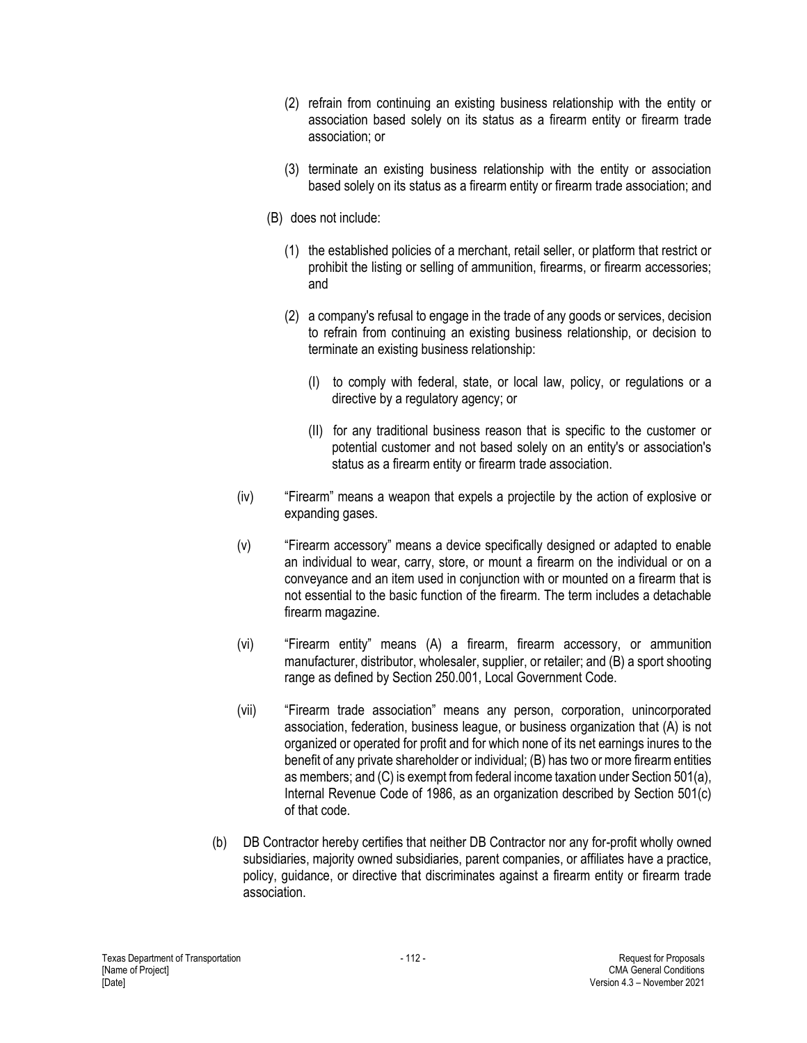(2) refrain from continuing an existing business relationship with the entity or association based solely on its status as a firearm entity or firearm trade association; or

(3) terminate an existing business relationship with the entity or association based solely on its status as a firearm entity or firearm trade association; and

(B) does not include:

(1) the established policies of a merchant, retail seller, or platform that restrict or prohibit the listing or selling of ammunition, firearms, or firearm accessories; and

(2) a company's refusal to engage in the trade of any goods or services, decision to refrain from continuing an existing business relationship, or decision to terminate an existing business relationship:

(I) to comply with federal, state, or local law, policy, or regulations or a directive by a regulatory agency; or

(II) for any traditional business reason that is specific to the customer or potential customer and not based solely on an entity's or association's status as a firearm entity or firearm trade association.

(iv) "Firearm" means a weapon that expels a projectile by the action of explosive or expanding gases.

(v) "Firearm accessory" means a device specifically designed or adapted to enable an individual to wear, carry, store, or mount a firearm on the individual or on a conveyance and an item used in conjunction with or mounted on a firearm that is not essential to the basic function of the firearm. The term includes a detachable firearm magazine.

(vi) "Firearm entity" means (A) a firearm, firearm accessory, or ammunition manufacturer, distributor, wholesaler, supplier, or retailer; and (B) a sport shooting range as defined by Section 250.001, Local Government Code.

(vii) "Firearm trade association" means any person, corporation, unincorporated association, federation, business league, or business organization that (A) is not organized or operated for profit and for which none of its net earnings inures to the benefit of any private shareholder or individual; (B) has two or more firearm entities as members; and (C) is exempt from federal income taxation under Section 501(a), Internal Revenue Code of 1986, as an organization described by Section 501(c) of that code.

(b) DB Contractor hereby certifies that neither DB Contractor nor any for-profit wholly owned subsidiaries, majority owned subsidiaries, parent companies, or affiliates have a practice, policy, guidance, or directive that discriminates against a firearm entity or firearm trade association.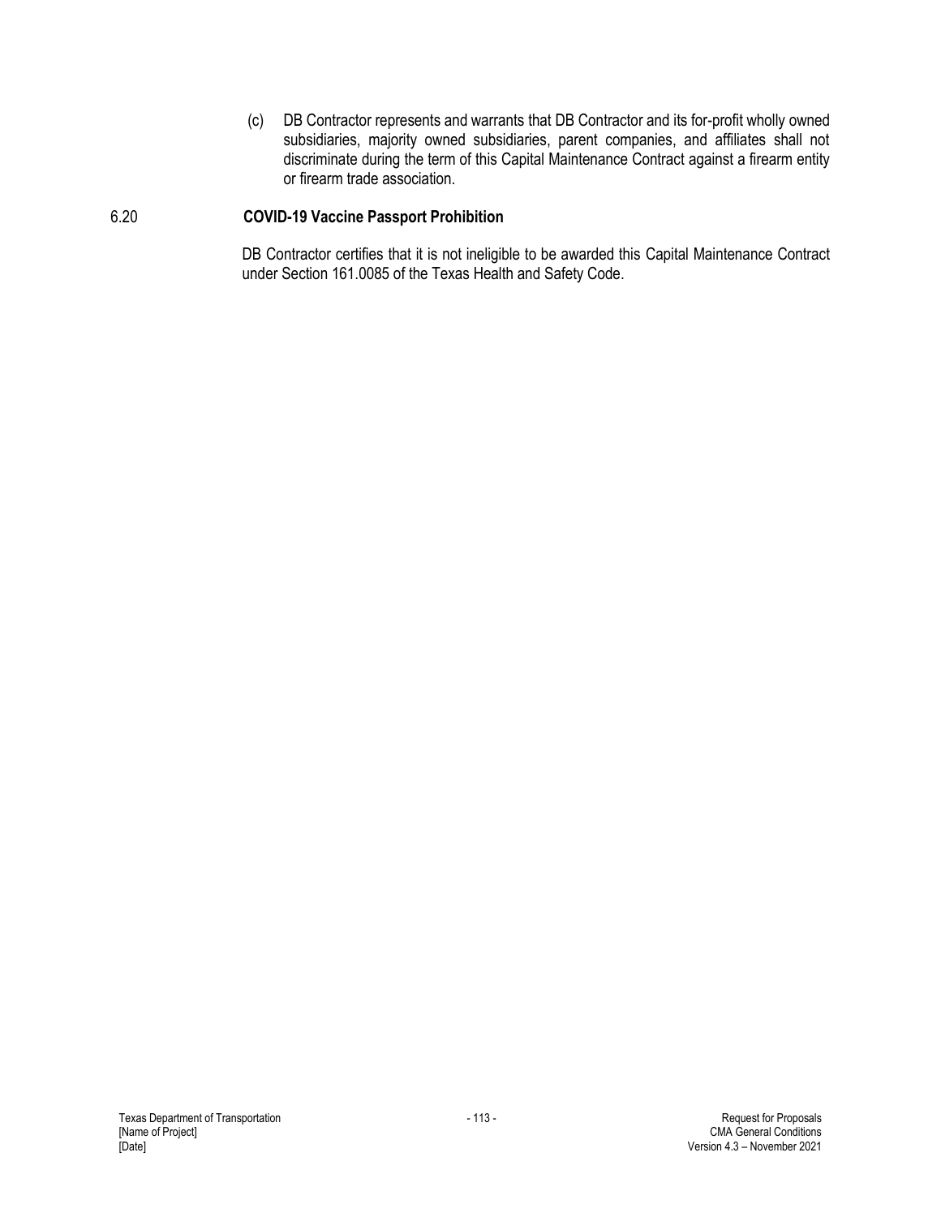(c) DB Contractor represents and warrants that DB Contractor and its for-profit wholly owned subsidiaries, majority owned subsidiaries, parent companies, and affiliates shall not discriminate during the term of this Capital Maintenance Contract against a firearm entity or firearm trade association.

### 6.20 COVID-19 Vaccine Passport Prohibition

DB Contractor certifies that it is not ineligible to be awarded this Capital Maintenance Contract under Section 161.0085 of the Texas Health and Safety Code.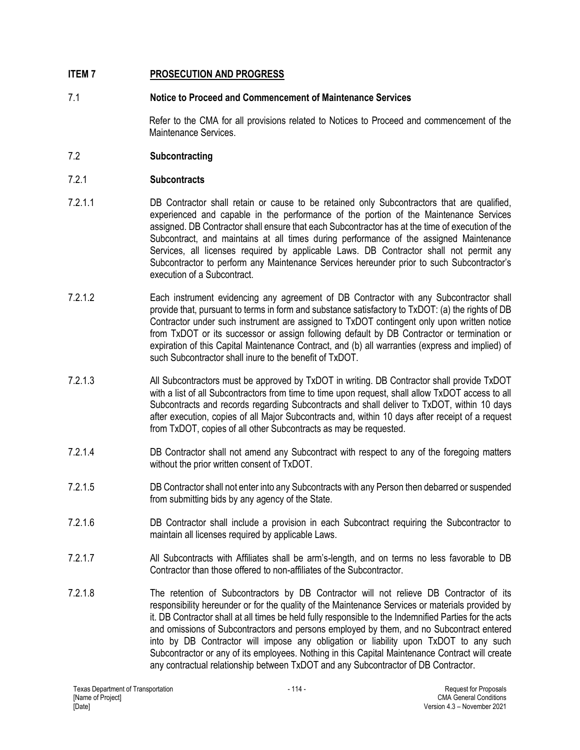## ITEM 7 PROSECUTION AND PROGRESS

### 7.1 Notice to Proceed and Commencement of Maintenance Services

Refer to the CMA for all provisions related to Notices to Proceed and commencement of the Maintenance Services.

### 7.2 Subcontracting

### 7.2.1 Subcontracts

7.2.1.1 DB Contractor shall retain or cause to be retained only Subcontractors that are qualified, experienced and capable in the performance of the portion of the Maintenance Services assigned. DB Contractor shall ensure that each Subcontractor has at the time of execution of the Subcontract, and maintains at all times during performance of the assigned Maintenance Services, all licenses required by applicable Laws. DB Contractor shall not permit any Subcontractor to perform any Maintenance Services hereunder prior to such Subcontractor's execution of a Subcontract.

7.2.1.2 Each instrument evidencing any agreement of DB Contractor with any Subcontractor shall provide that, pursuant to terms in form and substance satisfactory to TxDOT: (a) the rights of DB Contractor under such instrument are assigned to TxDOT contingent only upon written notice from TxDOT or its successor or assign following default by DB Contractor or termination or expiration of this Capital Maintenance Contract, and (b) all warranties (express and implied) of such Subcontractor shall inure to the benefit of TxDOT.

7.2.1.3 All Subcontractors must be approved by TxDOT in writing. DB Contractor shall provide TxDOT with a list of all Subcontractors from time to time upon request, shall allow TxDOT access to all Subcontracts and records regarding Subcontracts and shall deliver to TxDOT, within 10 days after execution, copies of all Major Subcontracts and, within 10 days after receipt of a request from TxDOT, copies of all other Subcontracts as may be requested.

7.2.1.4 DB Contractor shall not amend any Subcontract with respect to any of the foregoing matters without the prior written consent of TxDOT.

7.2.1.5 DB Contractor shall not enter into any Subcontracts with any Person then debarred or suspended from submitting bids by any agency of the State.

7.2.1.6 DB Contractor shall include a provision in each Subcontract requiring the Subcontractor to maintain all licenses required by applicable Laws.

7.2.1.7 All Subcontracts with Affiliates shall be arm's-length, and on terms no less favorable to DB Contractor than those offered to non-affiliates of the Subcontractor.

7.2.1.8 The retention of Subcontractors by DB Contractor will not relieve DB Contractor of its responsibility hereunder or for the quality of the Maintenance Services or materials provided by it. DB Contractor shall at all times be held fully responsible to the Indemnified Parties for the acts and omissions of Subcontractors and persons employed by them, and no Subcontract entered into by DB Contractor will impose any obligation or liability upon TxDOT to any such Subcontractor or any of its employees. Nothing in this Capital Maintenance Contract will create any contractual relationship between TxDOT and any Subcontractor of DB Contractor.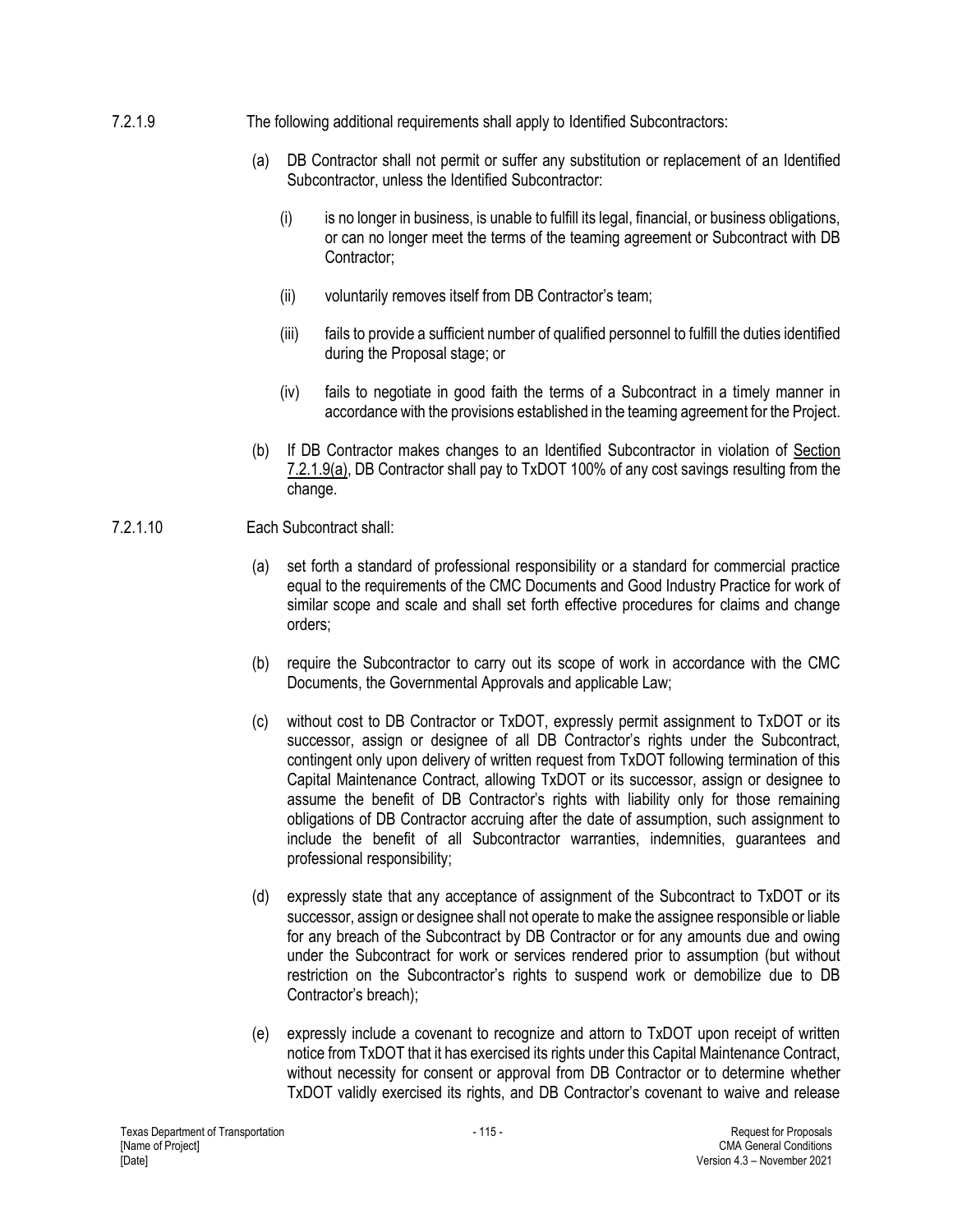7.2.1.9 The following additional requirements shall apply to Identified Subcontractors:

(a) DB Contractor shall not permit or suffer any substitution or replacement of an Identified Subcontractor, unless the Identified Subcontractor:

(i) is no longer in business, is unable to fulfill its legal, financial, or business obligations, or can no longer meet the terms of the teaming agreement or Subcontract with DB Contractor;

(ii) voluntarily removes itself from DB Contractor's team;

(iii) fails to provide a sufficient number of qualified personnel to fulfill the duties identified during the Proposal stage; or

(iv) fails to negotiate in good faith the terms of a Subcontract in a timely manner in accordance with the provisions established in the teaming agreement for the Project.

(b) If DB Contractor makes changes to an Identified Subcontractor in violation of Section 7.2.1.9(a), DB Contractor shall pay to TxDOT 100% of any cost savings resulting from the change.

7.2.1.10 Each Subcontract shall:

(a) set forth a standard of professional responsibility or a standard for commercial practice equal to the requirements of the CMC Documents and Good Industry Practice for work of similar scope and scale and shall set forth effective procedures for claims and change orders;

(b) require the Subcontractor to carry out its scope of work in accordance with the CMC Documents, the Governmental Approvals and applicable Law;

(c) without cost to DB Contractor or TxDOT, expressly permit assignment to TxDOT or its successor, assign or designee of all DB Contractor's rights under the Subcontract, contingent only upon delivery of written request from TxDOT following termination of this Capital Maintenance Contract, allowing TxDOT or its successor, assign or designee to assume the benefit of DB Contractor's rights with liability only for those remaining obligations of DB Contractor accruing after the date of assumption, such assignment to include the benefit of all Subcontractor warranties, indemnities, guarantees and professional responsibility;

(d) expressly state that any acceptance of assignment of the Subcontract to TxDOT or its successor, assign or designee shall not operate to make the assignee responsible or liable for any breach of the Subcontract by DB Contractor or for any amounts due and owing under the Subcontract for work or services rendered prior to assumption (but without restriction on the Subcontractor's rights to suspend work or demobilize due to DB Contractor's breach);

(e) expressly include a covenant to recognize and attorn to TxDOT upon receipt of written notice from TxDOT that it has exercised its rights under this Capital Maintenance Contract, without necessity for consent or approval from DB Contractor or to determine whether TxDOT validly exercised its rights, and DB Contractor's covenant to waive and release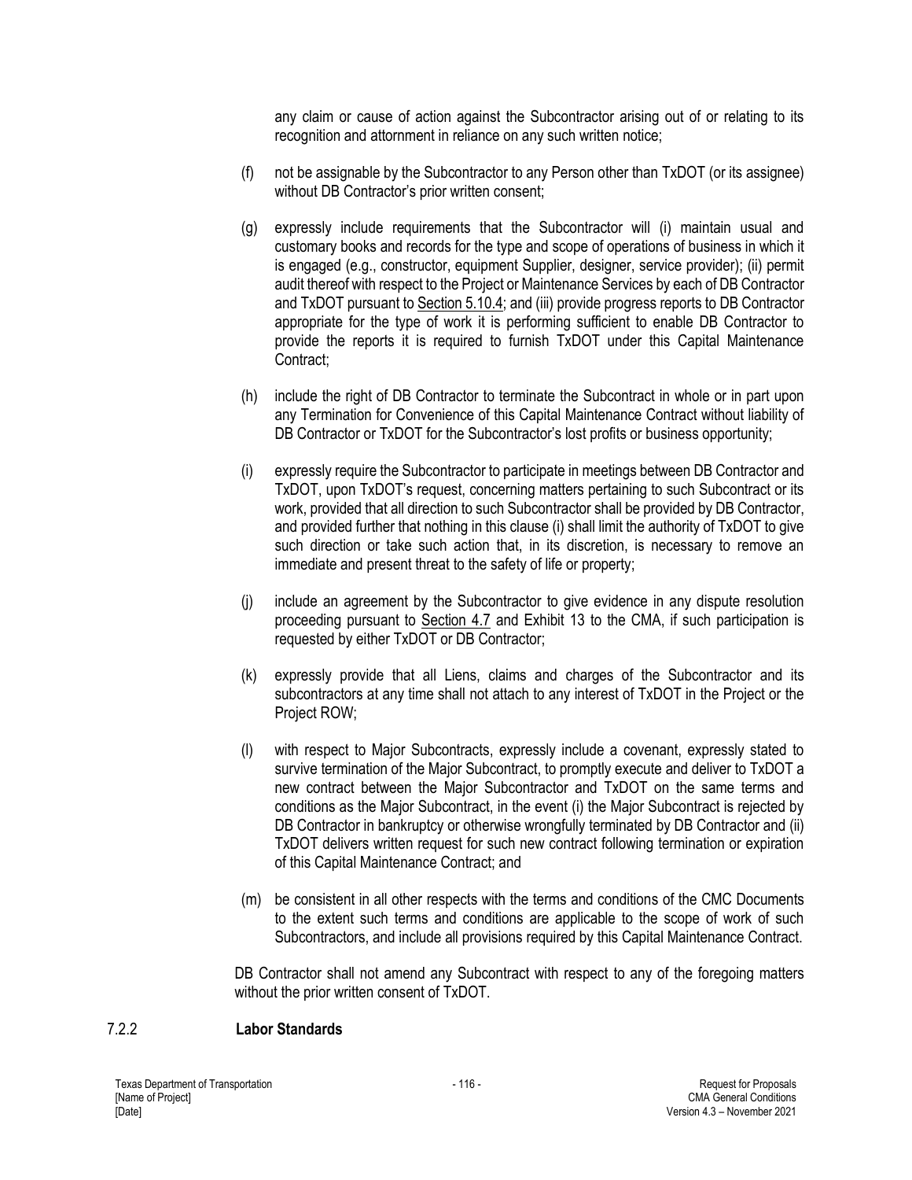any claim or cause of action against the Subcontractor arising out of or relating to its recognition and attornment in reliance on any such written notice;

(f) not be assignable by the Subcontractor to any Person other than TxDOT (or its assignee) without DB Contractor's prior written consent;

(g) expressly include requirements that the Subcontractor will (i) maintain usual and customary books and records for the type and scope of operations of business in which it is engaged (e.g., constructor, equipment Supplier, designer, service provider); (ii) permit audit thereof with respect to the Project or Maintenance Services by each of DB Contractor and TxDOT pursuant to Section 5.10.4; and (iii) provide progress reports to DB Contractor appropriate for the type of work it is performing sufficient to enable DB Contractor to provide the reports it is required to furnish TxDOT under this Capital Maintenance Contract;

(h) include the right of DB Contractor to terminate the Subcontract in whole or in part upon any Termination for Convenience of this Capital Maintenance Contract without liability of DB Contractor or TxDOT for the Subcontractor's lost profits or business opportunity;

(i) expressly require the Subcontractor to participate in meetings between DB Contractor and TxDOT, upon TxDOT's request, concerning matters pertaining to such Subcontract or its work, provided that all direction to such Subcontractor shall be provided by DB Contractor, and provided further that nothing in this clause (i) shall limit the authority of TxDOT to give such direction or take such action that, in its discretion, is necessary to remove an immediate and present threat to the safety of life or property;

(j) include an agreement by the Subcontractor to give evidence in any dispute resolution proceeding pursuant to Section 4.7 and Exhibit 13 to the CMA, if such participation is requested by either TxDOT or DB Contractor;

(k) expressly provide that all Liens, claims and charges of the Subcontractor and its subcontractors at any time shall not attach to any interest of TxDOT in the Project or the Project ROW;

(l) with respect to Major Subcontracts, expressly include a covenant, expressly stated to survive termination of the Major Subcontract, to promptly execute and deliver to TxDOT a new contract between the Major Subcontractor and TxDOT on the same terms and conditions as the Major Subcontract, in the event (i) the Major Subcontract is rejected by DB Contractor in bankruptcy or otherwise wrongfully terminated by DB Contractor and (ii) TxDOT delivers written request for such new contract following termination or expiration of this Capital Maintenance Contract; and

(m) be consistent in all other respects with the terms and conditions of the CMC Documents to the extent such terms and conditions are applicable to the scope of work of such Subcontractors, and include all provisions required by this Capital Maintenance Contract.

DB Contractor shall not amend any Subcontract with respect to any of the foregoing matters without the prior written consent of TxDOT.

### 7.2.2 Labor Standards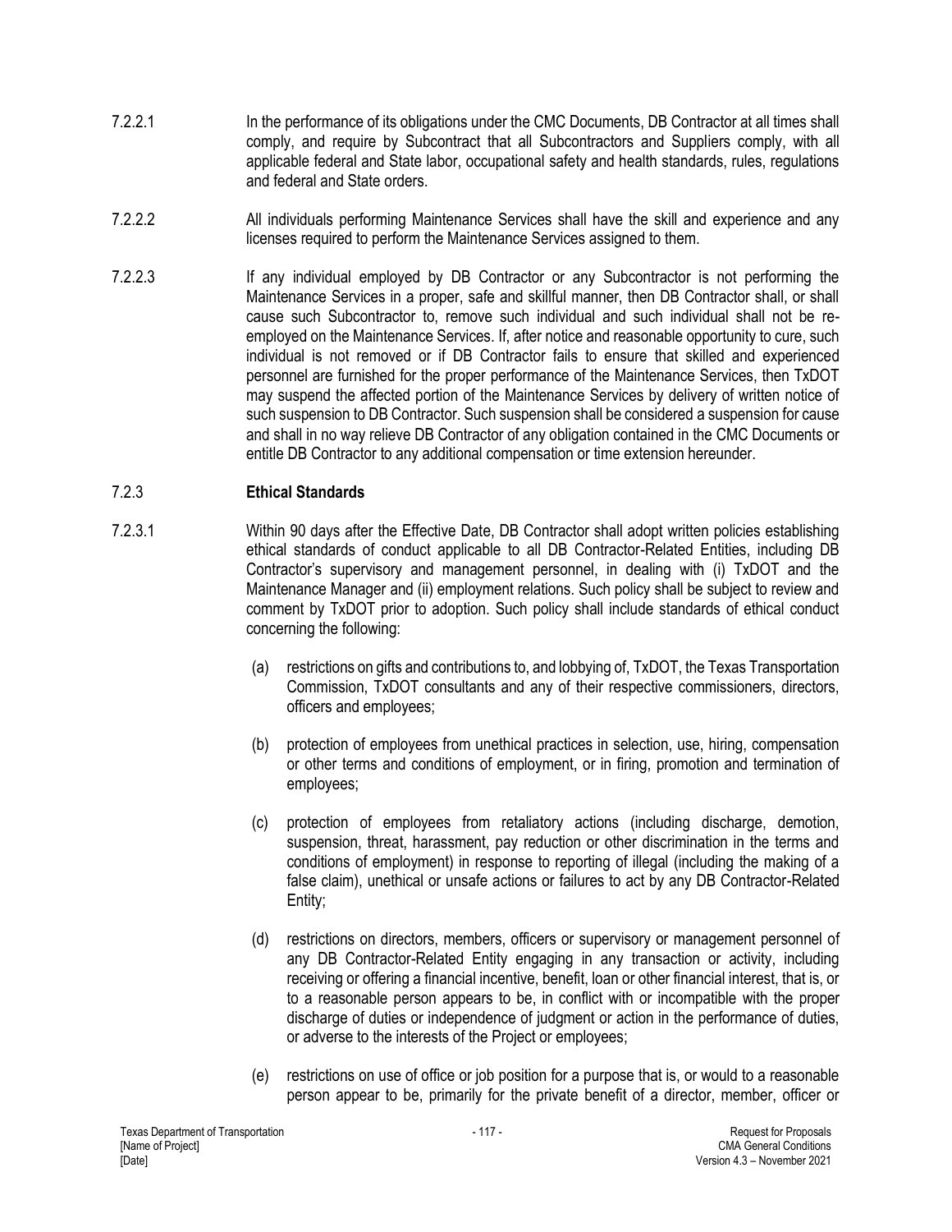7.2.2.1 In the performance of its obligations under the CMC Documents, DB Contractor at all times shall comply, and require by Subcontract that all Subcontractors and Suppliers comply, with all applicable federal and State labor, occupational safety and health standards, rules, regulations and federal and State orders.

7.2.2.2 All individuals performing Maintenance Services shall have the skill and experience and any licenses required to perform the Maintenance Services assigned to them.

7.2.2.3 If any individual employed by DB Contractor or any Subcontractor is not performing the Maintenance Services in a proper, safe and skillful manner, then DB Contractor shall, or shall cause such Subcontractor to, remove such individual and such individual shall not be re-employed on the Maintenance Services. If, after notice and reasonable opportunity to cure, such individual is not removed or if DB Contractor fails to ensure that skilled and experienced personnel are furnished for the proper performance of the Maintenance Services, then TxDOT may suspend the affected portion of the Maintenance Services by delivery of written notice of such suspension to DB Contractor. Such suspension shall be considered a suspension for cause and shall in no way relieve DB Contractor of any obligation contained in the CMC Documents or entitle DB Contractor to any additional compensation or time extension hereunder.

### 7.2.3 **Ethical Standards**

7.2.3.1 Within 90 days after the Effective Date, DB Contractor shall adopt written policies establishing ethical standards of conduct applicable to all DB Contractor-Related Entities, including DB Contractor's supervisory and management personnel, in dealing with (i) TxDOT and the Maintenance Manager and (ii) employment relations. Such policy shall be subject to review and comment by TxDOT prior to adoption. Such policy shall include standards of ethical conduct concerning the following:

(a) restrictions on gifts and contributions to, and lobbying of, TxDOT, the Texas Transportation Commission, TxDOT consultants and any of their respective commissioners, directors, officers and employees;

(b) protection of employees from unethical practices in selection, use, hiring, compensation or other terms and conditions of employment, or in firing, promotion and termination of employees;

(c) protection of employees from retaliatory actions (including discharge, demotion, suspension, threat, harassment, pay reduction or other discrimination in the terms and conditions of employment) in response to reporting of illegal (including the making of a false claim), unethical or unsafe actions or failures to act by any DB Contractor-Related Entity;

(d) restrictions on directors, members, officers or supervisory or management personnel of any DB Contractor-Related Entity engaging in any transaction or activity, including receiving or offering a financial incentive, benefit, loan or other financial interest, that is, or to a reasonable person appears to be, in conflict with or incompatible with the proper discharge of duties or independence of judgment or action in the performance of duties, or adverse to the interests of the Project or employees;

(e) restrictions on use of office or job position for a purpose that is, or would to a reasonable person appear to be, primarily for the private benefit of a director, member, officer or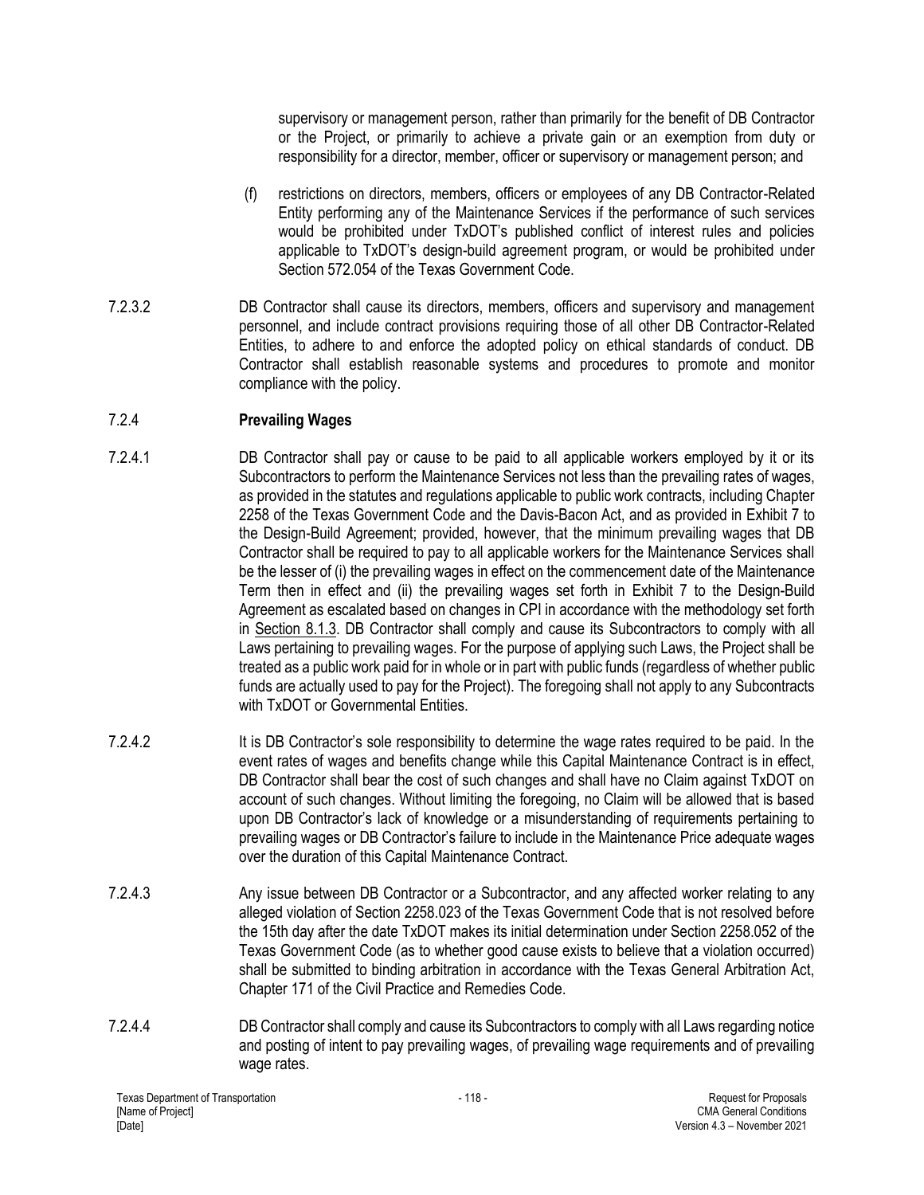supervisory or management person, rather than primarily for the benefit of DB Contractor or the Project, or primarily to achieve a private gain or an exemption from duty or responsibility for a director, member, officer or supervisory or an management person; and

(f) restrictions on directors, members, officers or employees of any DB Contractor-Related Entity performing any of the Maintenance Services if the performance of such services would be prohibited under TxDOT's published conflict of interest rules and policies applicable to TxDOT's design-build agreement program, or would be prohibited under Section 572.054 of the Texas Government Code.

7.2.3.2 DB Contractor shall cause its directors, members, officers and supervisory and management personnel, and include contract provisions requiring those of all other DB Contractor-Related Entities, to adhere to and enforce the adopted policy on ethical standards of conduct. DB Contractor shall establish reasonable systems and procedures to promote and monitor compliance with the policy.

### 7.2.4 Prevailing Wages

7.2.4.1 DB Contractor shall pay or cause to be paid to all applicable workers employed by it or its Subcontractors to perform the Maintenance Services not less than the prevailing rates of wages, as provided in the statutes and regulations applicable to public work contracts, including Chapter 2258 of the Texas Government Code and the Davis-Bacon Act, and as provided in Exhibit 7 to the Design-Build Agreement; provided, however, that the minimum prevailing wages that DB Contractor shall be required to pay to all applicable workers for the Maintenance Services shall be the lesser of (i) the prevailing wages in effect on the commencement date of the Maintenance Term then in effect and (ii) the prevailing wages set forth in Exhibit 7 to the Design-Build Agreement as escalated based on changes in CPI in accordance with the methodology set forth in Section 8.1.3. DB Contractor shall comply and cause its Subcontractors to comply with all Laws pertaining to prevailing wages. For the purpose of applying such Laws, the Project shall be treated as a public work paid for in whole or in part with public funds (regardless of whether public funds are actually used to pay for the Project). The foregoing shall not apply to any Subcontracts with TxDOT or Governmental Entities.

7.2.4.2 It is DB Contractor's sole responsibility to determine the wage rates required to be paid. In the event rates of wages and benefits change while this Capital Maintenance Contract is in effect, DB Contractor shall bear the cost of such changes and shall have no Claim against TxDOT on account of such changes. Without limiting the foregoing, no Claim will be allowed that is based upon DB Contractor's lack of knowledge or a misunderstanding of requirements pertaining to prevailing wages or DB Contractor's failure to include in the Maintenance Price adequate wages over the duration of this Capital Maintenance Contract.

7.2.4.3 Any issue between DB Contractor or a Subcontractor, and any affected worker relating to any alleged violation of Section 2258.023 of the Texas Government Code that is not resolved before the 15th day after the date TxDOT makes its initial determination under Section 2258.052 of the Texas Government Code (as to whether good cause exists to believe that a violation occurred) shall be submitted to binding arbitration in accordance with the Texas General Arbitration Act, Chapter 171 of the Civil Practice and Remedies Code.

7.2.4.4 DB Contractor shall comply and cause its Subcontractors to comply with all Laws regarding notice and posting of intent to pay prevailing wages, of prevailing wage requirements and of prevailing wage rates.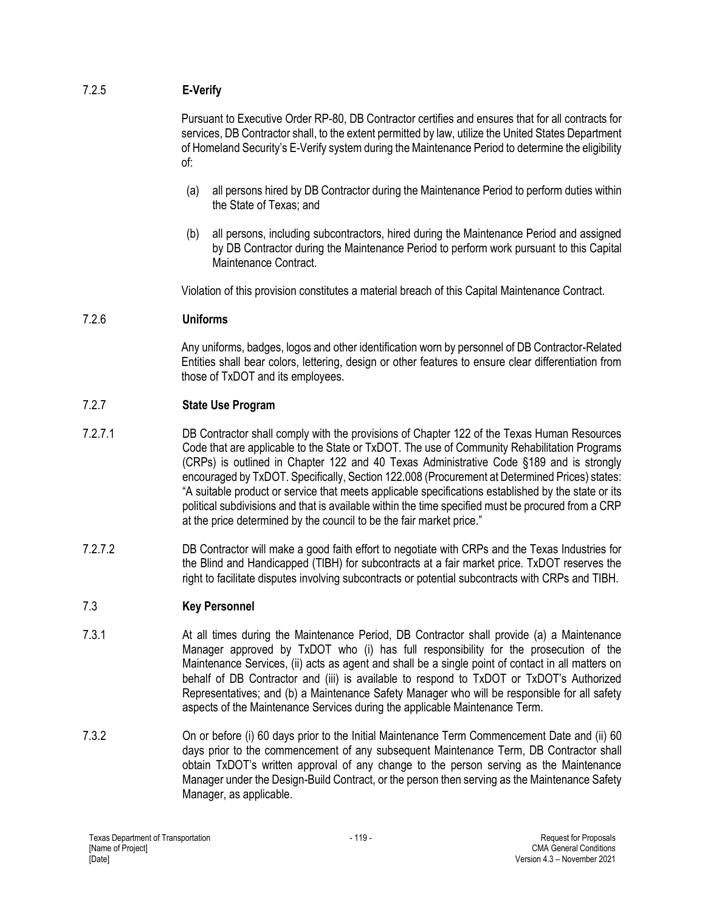### 7.2.5 E-Verify

Pursuant to Executive Order RP-80, DB Contractor certifies and ensures that for all contracts for services, DB Contractor shall, to the extent permitted by law, utilize the United States Department of Homeland Security's E-Verify system during the Maintenance Period to determine the eligibility of:

(a) all persons hired by DB Contractor during the Maintenance Period to perform duties within the State of Texas; and

(b) all persons, including subcontractors, hired during the Maintenance Period and assigned by DB Contractor during the Maintenance Period to perform work pursuant to this Capital Maintenance Contract.

Violation of this provision constitutes a material breach of this Capital Maintenance Contract.

### 7.2.6 Uniforms

Any uniforms, badges, logos and other identification worn by personnel of DB Contractor-Related Entities shall bear colors, lettering, design or other features to ensure clear differentiation from those of TxDOT and its employees.

### 7.2.7 State Use Program

7.2.7.1 DB Contractor shall comply with the provisions of Chapter 122 of the Texas Human Resources Code that are applicable to the State or TxDOT. The use of Community Rehabilitation Programs (CRPs) is outlined in Chapter 122 and 40 Texas Administrative Code §189 and is strongly encouraged by TxDOT. Specifically, Section 122.008 (Procurement at Determined Prices) states: "A suitable product or service that meets applicable specifications established by the state or its political subdivisions and that is available within the time specified must be procured from a CRP at the price determined by the council to be the fair market price."

7.2.7.2 DB Contractor will make a good faith effort to negotiate with CRPs and the Texas Industries for the Blind and Handicapped (TIBH) for subcontracts at a fair market price. TxDOT reserves the right to facilitate disputes involving subcontracts or potential subcontracts with CRPs and TIBH.

## 7.3 Key Personnel

7.3.1 At all times during the Maintenance Period, DB Contractor shall provide (a) a Maintenance Manager approved by TxDOT who (i) has full responsibility for the prosecution of the Maintenance Services, (ii) acts as agent and shall be a single point of contact in all matters on behalf of DB Contractor and (iii) is available to respond to TxDOT or TxDOT's Authorized Representatives; and (b) a Maintenance Safety Manager who will be responsible for all safety aspects of the Maintenance Services during the applicable Maintenance Term.

7.3.2 On or before (i) 60 days prior to the Initial Maintenance Term Commencement Date and (ii) 60 days prior to the commencement of any subsequent Maintenance Term, DB Contractor shall obtain TxDOT's written approval of any change to the person serving as the Maintenance Manager under the Design-Build Contract, or the person then serving as the Maintenance Safety Manager, as applicable.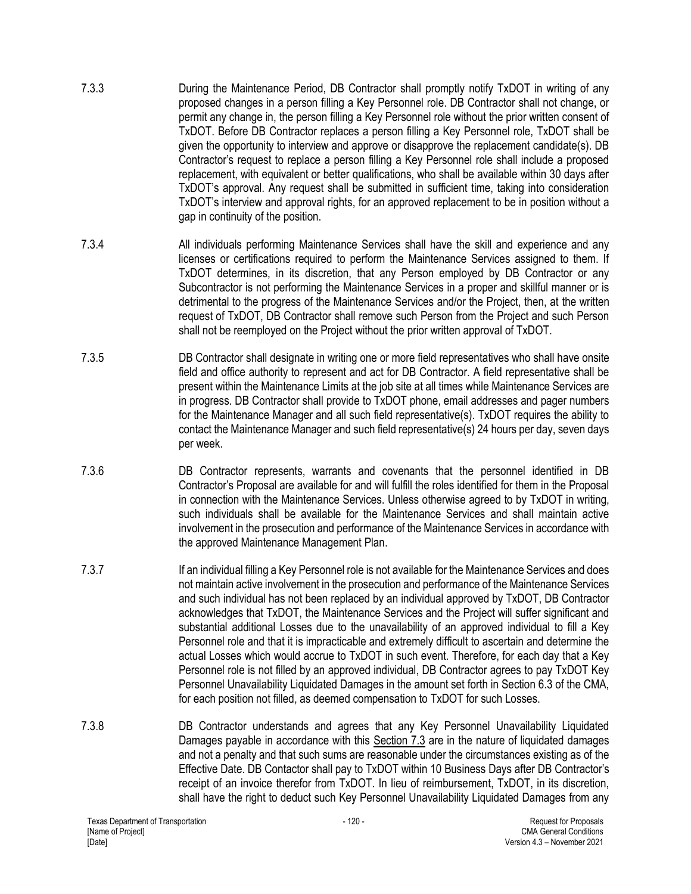7.3.3 During the Maintenance Period, DB Contractor shall promptly notify TxDOT in writing of any proposed changes in a person filling a Key Personnel role. DB Contractor shall not change, or permit any change in, the person filling a Key Personnel role without the prior written consent of TxDOT. Before DB Contractor replaces a person filling a Key Personnel role, TxDOT shall be given the opportunity to interview and approve or disapprove the replacement candidate(s). DB Contractor's request to replace a person filling a Key Personnel role shall include a proposed replacement, with equivalent or better qualifications, who shall be available within 30 days after TxDOT's approval. Any request shall be submitted in sufficient time, taking into consideration TxDOT's interview and approval rights, for an approved replacement to be in position without a gap in continuity of the position.

7.3.4 All individuals performing Maintenance Services shall have the skill and experience and any licenses or certifications required to perform the Maintenance Services assigned to them. If TxDOT determines, in its discretion, that any Person employed by DB Contractor or any Subcontractor is not performing the Maintenance Services in a proper and skillful manner or is detrimental to the progress of the Maintenance Services and/or the Project, then, at the written request of TxDOT, DB Contractor shall remove such Person from the Project and such Person shall not be reemployed on the Project without the prior written approval of TxDOT.

7.3.5 DB Contractor shall designate in writing one or more field representatives who shall have onsite field and office authority to represent and act for DB Contractor. A field representative shall be present within the Maintenance Limits at the job site at all times while Maintenance Services are in progress. DB Contractor shall provide to TxDOT phone, email addresses and pager numbers for the Maintenance Manager and all such field representative(s). TxDOT requires the ability to contact the Maintenance Manager and such field representative(s) 24 hours per day, seven days per week.

7.3.6 DB Contractor represents, warrants and covenants that the personnel identified in DB Contractor's Proposal are available for and will fulfill the roles identified for them in the Proposal in connection with the Maintenance Services. Unless otherwise agreed to by TxDOT in writing, such individuals shall be available for the Maintenance Services and shall maintain active involvement in the prosecution and performance of the Maintenance Services in accordance with the approved Maintenance Management Plan.

7.3.7 If an individual filling a Key Personnel role is not available for the Maintenance Services and does not maintain active involvement in the prosecution and performance of the Maintenance Services and such individual has not been replaced by an individual approved by TxDOT, DB Contractor acknowledges that TxDOT, the Maintenance Services and the Project will suffer significant and substantial additional Losses due to the unavailability of an approved individual to fill a Key Personnel role and that it is impracticable and extremely difficult to ascertain and determine the actual Losses which would accrue to TxDOT in such event. Therefore, for each day that a Key Personnel role is not filled by an approved individual, DB Contractor agrees to pay TxDOT Key Personnel Unavailability Liquidated Damages in the amount set forth in Section 6.3 of the CMA, for each position not filled, as deemed compensation to TxDOT for such Losses.

7.3.8 DB Contractor understands and agrees that any Key Personnel Unavailability Liquidated Damages payable in accordance with this Section 7.3 are in the nature of liquidated damages and not a penalty and that such sums are reasonable under the circumstances existing as of the Effective Date. DB Contactor shall pay to TxDOT within 10 Business Days after DB Contractor's receipt of an invoice therefor from TxDOT. In lieu of reimbursement, TxDOT, in its discretion, shall have the right to deduct such Key Personnel Unavailability Liquidated Damages from any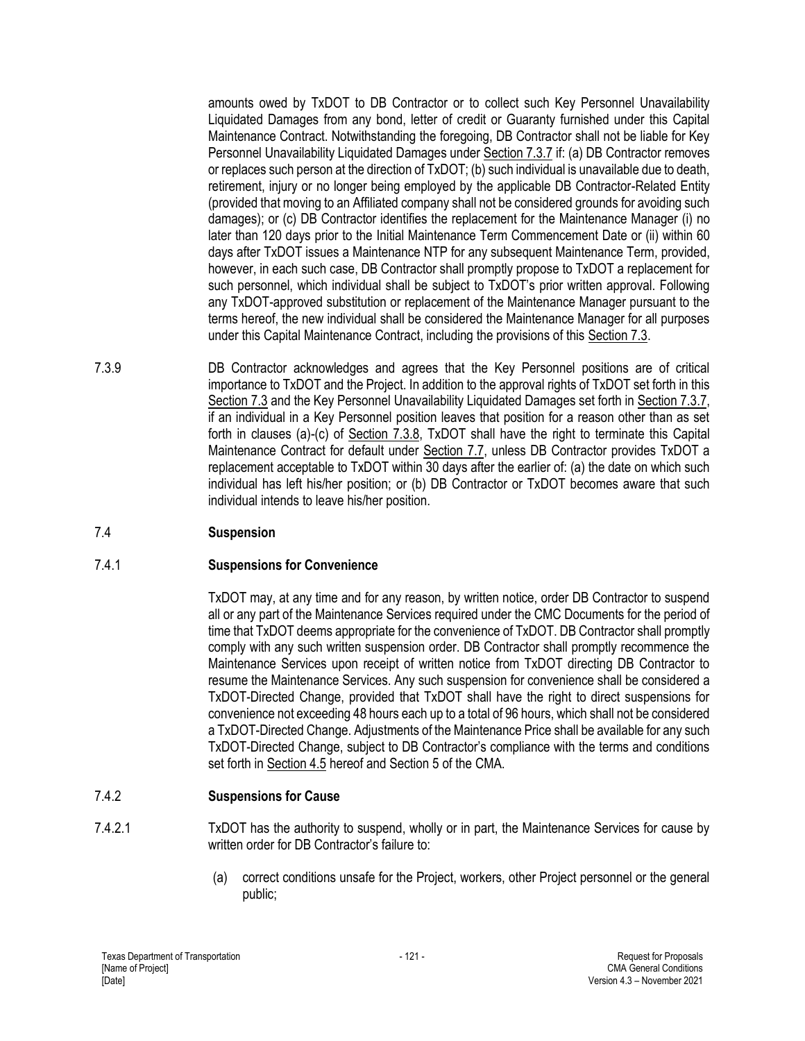amounts owed by TxDOT to DB Contractor or to collect such Key Personnel Unavailability Liquidated Damages from any bond, letter of credit or Guaranty furnished under this Capital Maintenance Contract. Notwithstanding the foregoing, DB Contractor shall not be liable for Key Personnel Unavailability Liquidated Damages under Section 7.3.7 if: (a) DB Contractor removes or replaces such person at the direction of TxDOT; (b) such individual is unavailable due to death, retirement, injury or no longer being employed by the applicable DB Contractor-Related Entity (provided that moving to an Affiliated company shall not be considered grounds for avoiding such damages); or (c) DB Contractor identifies the replacement for the Maintenance Manager (i) no later than 120 days prior to the Initial Maintenance Term Commencement Date or (ii) within 60 days after TxDOT issues a Maintenance NTP for any subsequent Maintenance Term, provided, however, in each such case, DB Contractor shall promptly propose to TxDOT a replacement for such personnel, which individual shall be subject to TxDOT's prior written approval. Following any TxDOT-approved substitution or replacement of the Maintenance Manager pursuant to the terms hereof, the new individual shall be considered the Maintenance Manager for all purposes under this Capital Maintenance Contract, including the provisions of this Section 7.3.

7.3.9 DB Contractor acknowledges and agrees that the Key Personnel positions are of critical importance to TxDOT and the Project. In addition to the approval rights of TxDOT set forth in this Section 7.3 and the Key Personnel Unavailability Liquidated Damages set forth in Section 7.3.7, if an individual in a Key Personnel position leaves that position for a reason other than as set forth in clauses (a)-(c) of Section 7.3.8, TxDOT shall have the right to terminate this Capital Maintenance Contract for default under Section 7.7, unless DB Contractor provides TxDOT a replacement acceptable to TxDOT within 30 days after the earlier of: (a) the date on which such individual has left his/her position; or (b) DB Contractor or TxDOT becomes aware that such individual intends to leave his/her position.

## 7.4 Suspension

### 7.4.1 Suspensions for Convenience

TxDOT may, at any time and for any reason, by written notice, order DB Contractor to suspend all or any part of the Maintenance Services required under the CMC Documents for the period of time that TxDOT deems appropriate for the convenience of TxDOT. DB Contractor shall promptly comply with any such written suspension order. DB Contractor shall promptly recommence the Maintenance Services upon receipt of written notice from TxDOT directing DB Contractor to resume the Maintenance Services. Any such suspension for convenience shall be considered a TxDOT-Directed Change, provided that TxDOT shall have the right to direct suspensions for convenience not exceeding 48 hours each up to a total of 96 hours, which shall not be considered a TxDOT-Directed Change. Adjustments of the Maintenance Price shall be available for any such TxDOT-Directed Change, subject to DB Contractor's compliance with the terms and conditions set forth in Section 4.5 hereof and Section 5 of the CMA.

### 7.4.2 Suspensions for Cause

7.4.2.1 TxDOT has the authority to suspend, wholly or in part, the Maintenance Services for cause by written order for DB Contractor's failure to:

(a) correct conditions unsafe for the Project, workers, other Project personnel or the general public;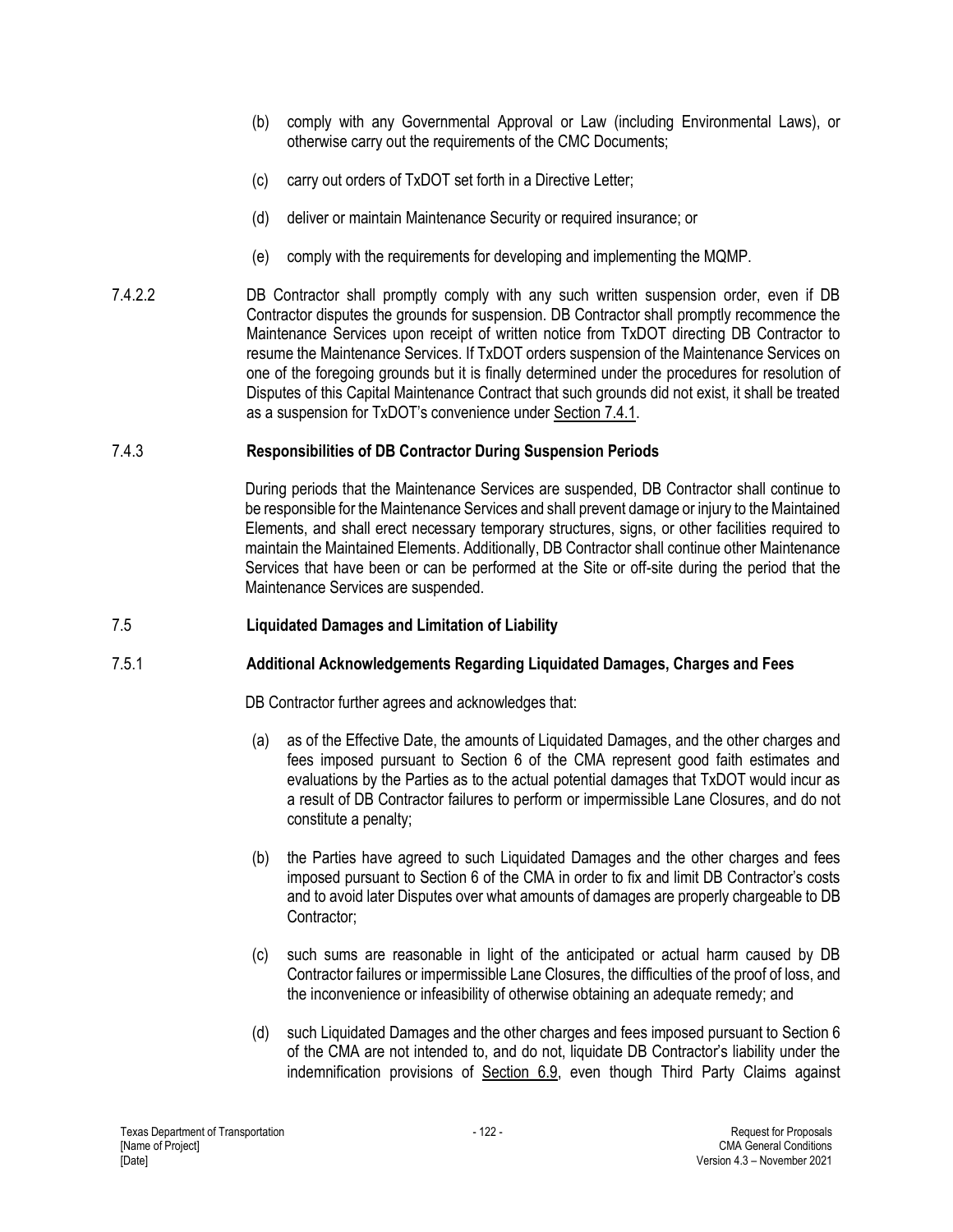(b) comply with any Governmental Approval or Law (including Environmental Laws), or otherwise carry out the requirements of the CMC Documents;

(c) carry out orders of TxDOT set forth in a Directive Letter;

(d) deliver or maintain Maintenance Security or required insurance; or

(e) comply with the requirements for developing and implementing the MQMP.

7.4.2.2 DB Contractor shall promptly comply with any such written suspension order, even if DB Contractor disputes the grounds for suspension. DB Contractor shall promptly recommence the Maintenance Services upon receipt of written notice from TxDOT directing DB Contractor to resume the Maintenance Services. If TxDOT orders suspension of the Maintenance Services on one of the foregoing grounds but it is finally determined under the procedures for resolution of Disputes of this Capital Maintenance Contract that such grounds did not exist, it shall be treated as a suspension for TxDOT's convenience under Section 7.4.1.

### 7.4.3 Responsibilities of DB Contractor During Suspension Periods

During periods that the Maintenance Services are suspended, DB Contractor shall continue to be responsible for the Maintenance Services and shall prevent damage or injury to the Maintained Elements, and shall erect necessary temporary structures, signs, or other facilities required to maintain the Maintained Elements. Additionally, DB Contractor shall continue other Maintenance Services that have been or can be performed at the Site or off-site during the period that the Maintenance Services are suspended.

## 7.5 Liquidated Damages and Limitation of Liability

### 7.5.1 Additional Acknowledgements Regarding Liquidated Damages, Charges and Fees

DB Contractor further agrees and acknowledges that:

(a) as of the Effective Date, the amounts of Liquidated Damages, and the other charges and fees imposed pursuant to Section 6 of the CMA represent good faith estimates and evaluations by the Parties as to the actual potential damages that TxDOT would incur as a result of DB Contractor failures to perform or impermissible Lane Closures, and do not constitute a penalty;

(b) the Parties have agreed to such Liquidated Damages and the other charges and fees imposed pursuant to Section 6 of the CMA in order to fix and limit DB Contractor's costs and to avoid later Disputes over what amounts of damages are properly chargeable to DB Contractor;

(c) such sums are reasonable in light of the anticipated or actual harm caused by DB Contractor failures or impermissible Lane Closures, the difficulties of the proof of loss, and the inconvenience or infeasibility of otherwise obtaining an adequate remedy; and

(d) such Liquidated Damages and the other charges and fees imposed pursuant to Section 6 of the CMA are not intended to, and do not, liquidate DB Contractor's liability under the indemnification provisions of Section 6.9, even though Third Party Claims against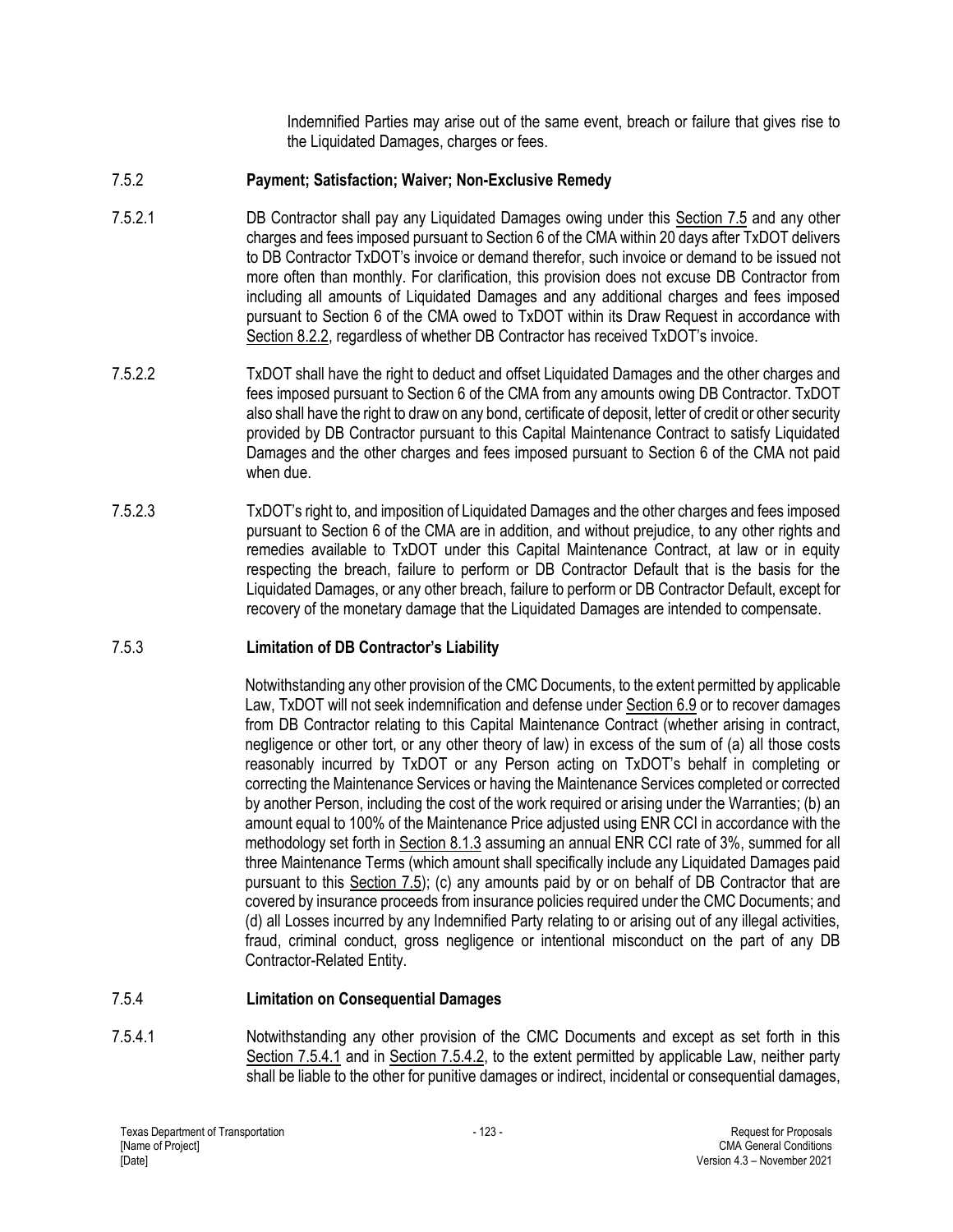Indemnified Parties may arise out of the same event, breach or failure that gives rise to the Liquidated Damages, charges or fees.

### 7.5.2 Payment; Satisfaction; Waiver; Non-Exclusive Remedy

7.5.2.1 DB Contractor shall pay any Liquidated Damages owing under this Section 7.5 and any other charges and fees imposed pursuant to Section 6 of the CMA within 20 days after TxDOT delivers to DB Contractor TxDOT's invoice or demand therefor, such invoice or demand to be issued not more often than monthly. For clarification, this provision does not excuse DB Contractor from including all amounts of Liquidated Damages and any additional charges and fees imposed pursuant to Section 6 of the CMA owed to TxDOT within its Draw Request in accordance with Section 8.2.2, regardless of whether DB Contractor has received TxDOT's invoice.

7.5.2.2 TxDOT shall have the right to deduct and offset Liquidated Damages and the other charges and fees imposed pursuant to Section 6 of the CMA from any amounts owing DB Contractor. TxDOT also shall have the right to draw on any bond, certificate of deposit, letter of credit or other security provided by DB Contractor pursuant to this Capital Maintenance Contract to satisfy Liquidated Damages and the other charges and fees imposed pursuant to Section 6 of the CMA not paid when due.

7.5.2.3 TxDOT's right to, and imposition of Liquidated Damages and the other charges and fees imposed pursuant to Section 6 of the CMA are in addition, and without prejudice, to any other rights and remedies available to TxDOT under this Capital Maintenance Contract, at law or in equity respecting the breach, failure to perform or DB Contractor Default that is the basis for the Liquidated Damages, or any other breach, failure to perform or DB Contractor Default, except for recovery of the monetary damage that the Liquidated Damages are intended to compensate.

### 7.5.3 Limitation of DB Contractor's Liability

Notwithstanding any other provision of the CMC Documents, to the extent permitted by applicable Law, TxDOT will not seek indemnification and defense under Section 6.9 or to recover damages from DB Contractor relating to this Capital Maintenance Contract (whether arising in contract, negligence or other tort, or any other theory of law) in excess of the sum of (a) all those costs reasonably incurred by TxDOT or any Person acting on TxDOT's behalf in completing or correcting the Maintenance Services or having the Maintenance Services completed or corrected by another Person, including the cost of the work required or arising under the Warranties; (b) an amount equal to 100% of the Maintenance Price adjusted using ENR CCI in accordance with the methodology set forth in Section 8.1.3 assuming an annual ENR CCI rate of 3%, summed for all three Maintenance Terms (which amount shall specifically include any Liquidated Damages paid pursuant to this Section 7.5); (c) any amounts paid by or on behalf of DB Contractor that are covered by insurance proceeds from insurance policies required under the CMC Documents; and (d) all Losses incurred by any Indemnified Party relating to or arising out of any illegal activities, fraud, criminal conduct, gross negligence or intentional misconduct on the part of any DB Contractor-Related Entity.

### 7.5.4 Limitation on Consequential Damages

7.5.4.1 Notwithstanding any other provision of the CMC Documents and except as set forth in this Section 7.5.4.1 and in Section 7.5.4.2, to the extent permitted by applicable Law, neither party shall be liable to the other for punitive damages or indirect, incidental or consequential damages,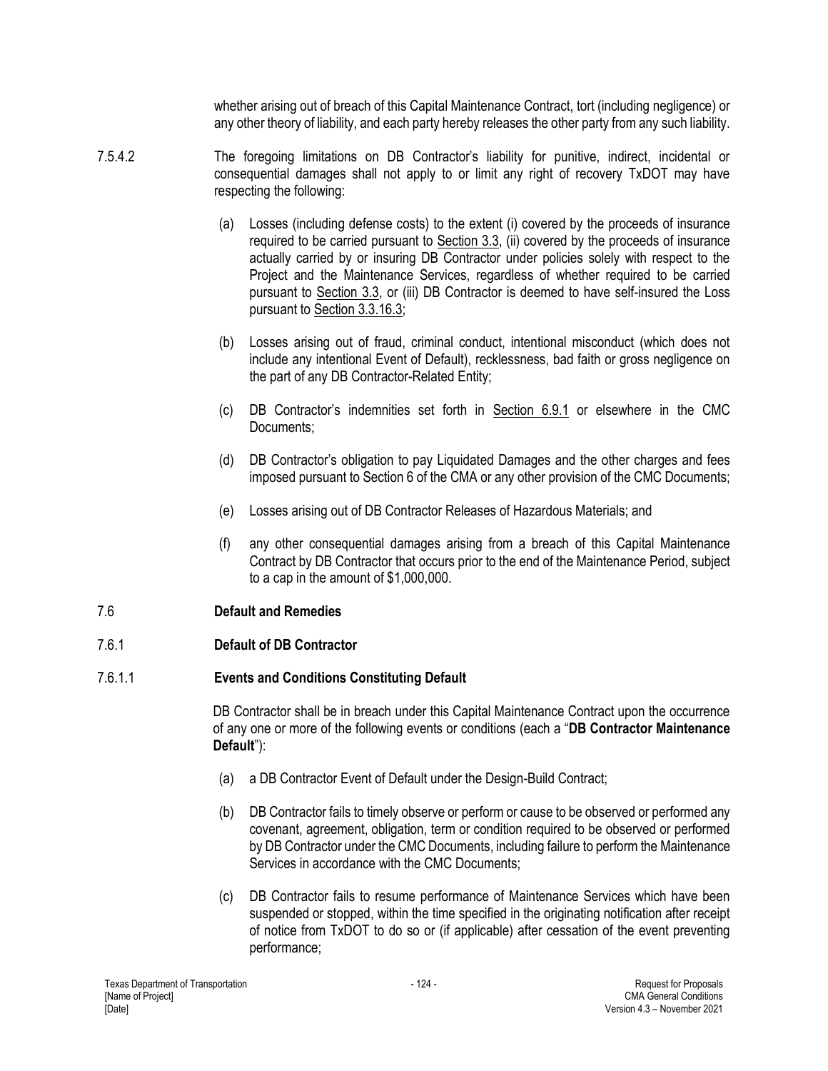whether arising out of breach of this Capital Maintenance Contract, tort (including negligence) or any other theory of liability, and each party hereby releases the other party from any such liability.

7.5.4.2 The foregoing limitations on DB Contractor's liability for punitive, indirect, incidental or consequential damages shall not apply to or limit any right of recovery TxDOT may have respecting the following:

(a) Losses (including defense costs) to the extent (i) covered by the proceeds of insurance required to be carried pursuant to Section 3.3, (ii) covered by the proceeds of insurance actually carried by or insuring DB Contractor under policies solely with respect to the Project and the Maintenance Services, regardless of whether required to be carried pursuant to Section 3.3, or (iii) DB Contractor is deemed to have self-insured the Loss pursuant to Section 3.3.16.3;

(b) Losses arising out of fraud, criminal conduct, intentional misconduct (which does not include any intentional Event of Default), recklessness, bad faith or gross negligence on the part of any DB Contractor-Related Entity;

(c) DB Contractor's indemnities set forth in Section 6.9.1 or elsewhere in the CMC Documents;

(d) DB Contractor's obligation to pay Liquidated Damages and the other charges and fees imposed pursuant to Section 6 of the CMA or any other provision of the CMC Documents;

(e) Losses arising out of DB Contractor Releases of Hazardous Materials; and

(f) any other consequential damages arising from a breach of this Capital Maintenance Contract by DB Contractor that occurs prior to the end of the Maintenance Period, subject to a cap in the amount of $1,000,000.

## 7.6 Default and Remedies

### 7.6.1 Default of DB Contractor

#### 7.6.1.1 Events and Conditions Constituting Default

DB Contractor shall be in breach under this Capital Maintenance Contract upon the occurrence of any one or more of the following events or conditions (each a "**DB Contractor Maintenance Default**"):

(a) a DB Contractor Event of Default under the Design-Build Contract;

(b) DB Contractor fails to timely observe or perform or cause to be observed or performed any covenant, agreement, obligation, term or condition required to be observed or performed by DB Contractor under the CMC Documents, including failure to perform the Maintenance Services in accordance with the CMC Documents;

(c) DB Contractor fails to resume performance of Maintenance Services which have been suspended or stopped, within the time specified in the originating notification after receipt of notice from TxDOT to do so or (if applicable) after cessation of the event preventing performance;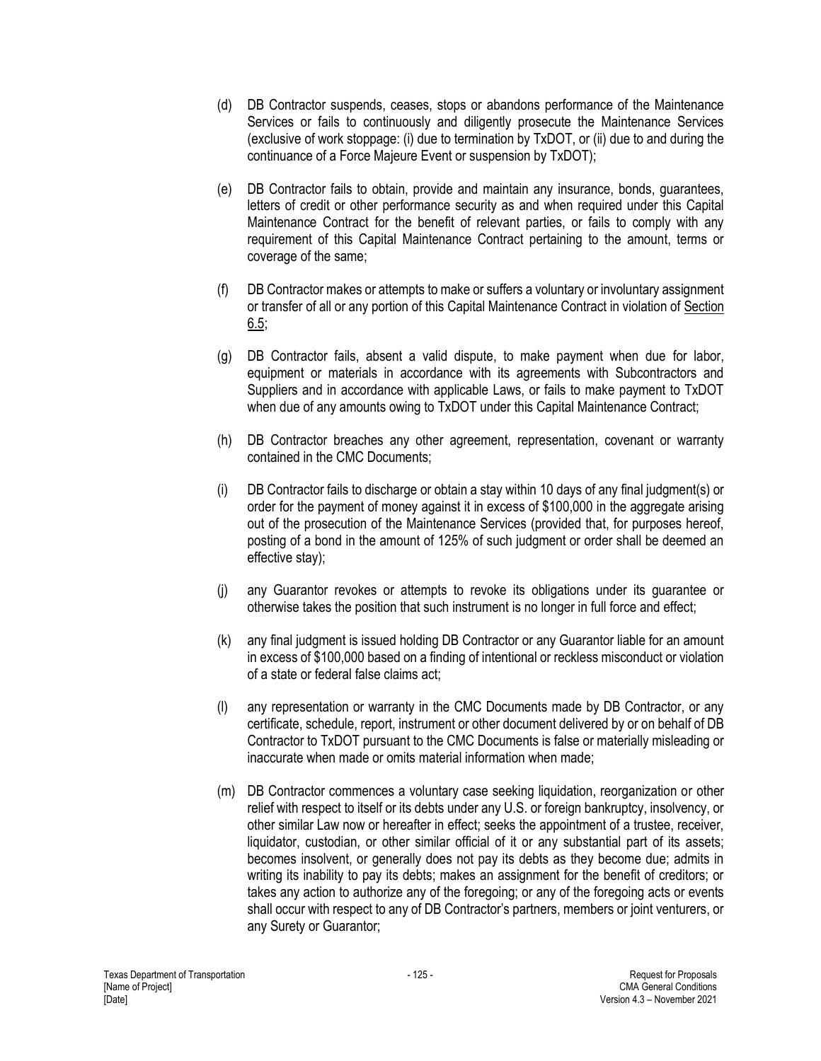(d) DB Contractor suspends, ceases, stops or abandons performance of the Maintenance Services or fails to continuously and diligently prosecute the Maintenance Services (exclusive of work stoppage: (i) due to termination by TxDOT, or (ii) due to and during the continuance of a Force Majeure Event or suspension by TxDOT);

(e) DB Contractor fails to obtain, provide and maintain any insurance, bonds, guarantees, letters of credit or other performance security as and when required under this Capital Maintenance Contract for the benefit of relevant parties, or fails to comply with any requirement of this Capital Maintenance Contract pertaining to the amount, terms or coverage of the same;

(f) DB Contractor makes or attempts to make or suffers a voluntary or involuntary assignment or transfer of all or any portion of this Capital Maintenance Contract in violation of Section 6.5;

(g) DB Contractor fails, absent a valid dispute, to make payment when due for labor, equipment or materials in accordance with its agreements with Subcontractors and Suppliers and in accordance with applicable Laws, or fails to make payment to TxDOT when due of any amounts owing to TxDOT under this Capital Maintenance Contract;

(h) DB Contractor breaches any other agreement, representation, covenant or warranty contained in the CMC Documents;

(i) DB Contractor fails to discharge or obtain a stay within 10 days of any final judgment(s) or order for the payment of money against it in excess of $100,000 in the aggregate arising out of the prosecution of the Maintenance Services (provided that, for purposes hereof, posting of a bond in the amount of 125% of such judgment or order shall be deemed an effective stay);

(j) any Guarantor revokes or attempts to revoke its obligations under its guarantee or otherwise takes the position that such instrument is no longer in full force and effect;

(k) any final judgment is issued holding DB Contractor or any Guarantor liable for an amount in excess of $100,000 based on a finding of intentional or reckless misconduct or violation of a state or federal false claims act;

(l) any representation or warranty in the CMC Documents made by DB Contractor, or any certificate, schedule, report, instrument or other document delivered by or on behalf of DB Contractor to TxDOT pursuant to the CMC Documents is false or materially misleading or inaccurate when made or omits material information when made;

(m) DB Contractor commences a voluntary case seeking liquidation, reorganization or other relief with respect to itself or its debts under any U.S. or foreign bankruptcy, insolvency, or other similar Law now or hereafter in effect; seeks the appointment of a trustee, receiver, liquidator, custodian, or other similar official of it or any substantial part of its assets; becomes insolvent, or generally does not pay its debts as they become due; admits in writing its inability to pay its debts; makes an assignment for the benefit of creditors; or takes any action to authorize any of the foregoing; or any of the foregoing acts or events shall occur with respect to any of DB Contractor's partners, members or joint venturers, or any Surety or Guarantor;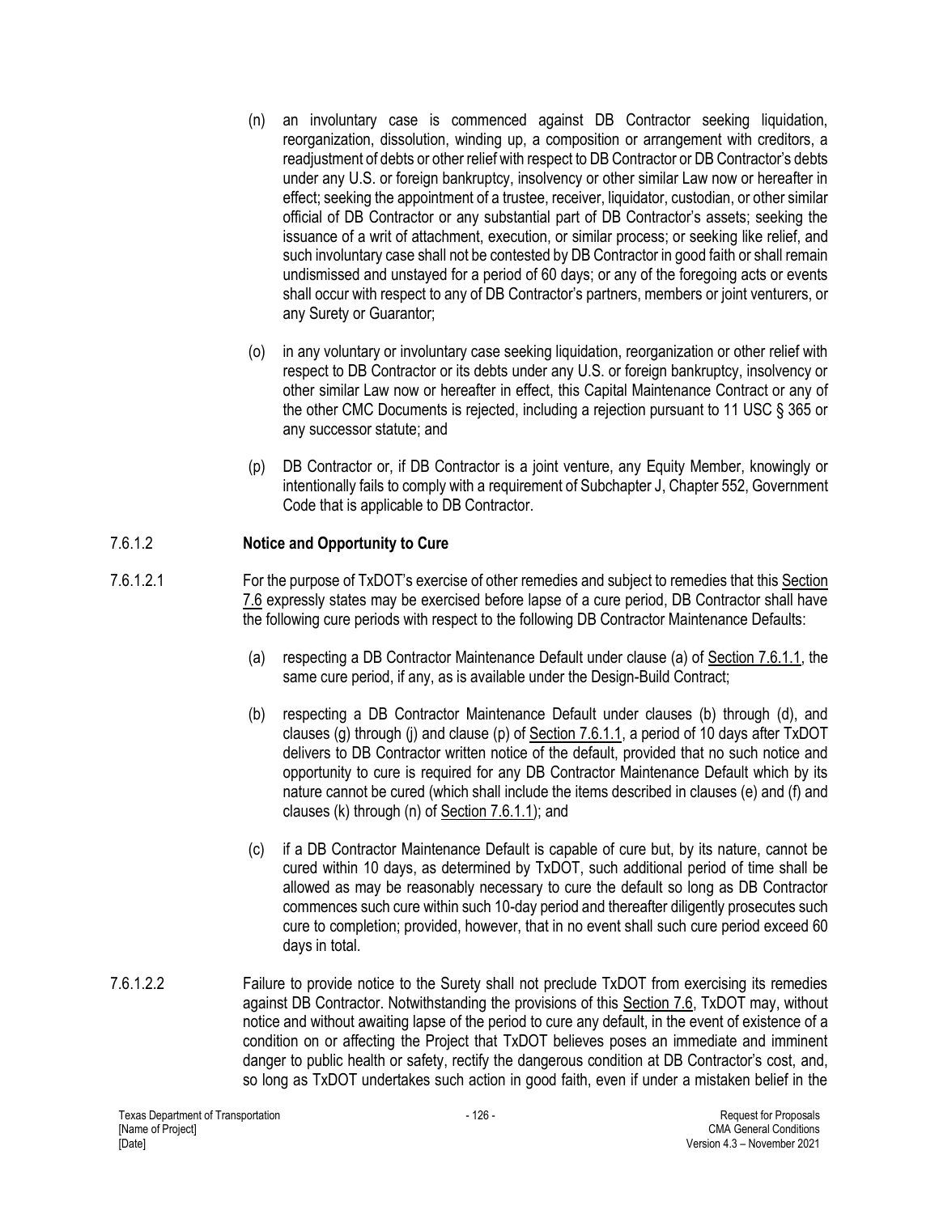(n) an involuntary case is commenced against DB Contractor seeking liquidation, reorganization, dissolution, winding up, a composition or arrangement with creditors, a readjustment of debts or other relief with respect to DB Contractor or DB Contractor's debts under any U.S. or foreign bankruptcy, insolvency or other similar Law now or hereafter in effect; seeking the appointment of a trustee, receiver, liquidator, custodian, or other similar official of DB Contractor or any substantial part of DB Contractor's assets; seeking the issuance of a writ of attachment, execution, or similar process; or seeking like relief, and such involuntary case shall not be contested by DB Contractor in good faith or shall remain undismissed and unstayed for a period of 60 days; or any of the foregoing acts or events shall occur with respect to any of DB Contractor's partners, members or joint venturers, or any Surety or Guarantor;

(o) in any voluntary or involuntary case seeking liquidation, reorganization or other relief with respect to DB Contractor or its debts under any U.S. or foreign bankruptcy, insolvency or other similar Law now or hereafter in effect, this Capital Maintenance Contract or any of the other CMC Documents is rejected, including a rejection pursuant to 11 USC § 365 or any successor statute; and

(p) DB Contractor or, if DB Contractor is a joint venture, any Equity Member, knowingly or intentionally fails to comply with a requirement of Subchapter J, Chapter 552, Government Code that is applicable to DB Contractor.

### 7.6.1.2 Notice and Opportunity to Cure

7.6.1.2.1 For the purpose of TxDOT's exercise of other remedies and subject to remedies that this Section 7.6 expressly states may be exercised before lapse of a cure period, DB Contractor shall have the following cure periods with respect to the following DB Contractor Maintenance Defaults:

(a) respecting a DB Contractor Maintenance Default under clause (a) of Section 7.6.1.1, the same cure period, if any, as is available under the Design-Build Contract;

(b) respecting a DB Contractor Maintenance Default under clauses (b) through (d), and clauses (g) through (j) and clause (p) of Section 7.6.1.1, a period of 10 days after TxDOT delivers to DB Contractor written notice of the default, provided that no such notice and opportunity to cure is required for any DB Contractor Maintenance Default which by its nature cannot be cured (which shall include the items described in clauses (e) and (f) and clauses (k) through (n) of Section 7.6.1.1); and

(c) if a DB Contractor Maintenance Default is capable of cure but, by its nature, cannot be cured within 10 days, as determined by TxDOT, such additional period of time shall be allowed as may be reasonably necessary to cure the default so long as DB Contractor commences such cure within such 10-day period and thereafter diligently prosecutes such cure to completion; provided, however, that in no event shall such cure period exceed 60 days in total.

7.6.1.2.2 Failure to provide notice to the Surety shall not preclude TxDOT from exercising its remedies against DB Contractor. Notwithstanding the provisions of this Section 7.6, TxDOT may, without notice and without awaiting lapse of the period to cure any default, in the event of existence of a condition on or affecting the Project that TxDOT believes poses an immediate and imminent danger to public health or safety, rectify the dangerous condition at DB Contractor's cost, and, so long as TxDOT undertakes such action in good faith, even if under a mistaken belief in the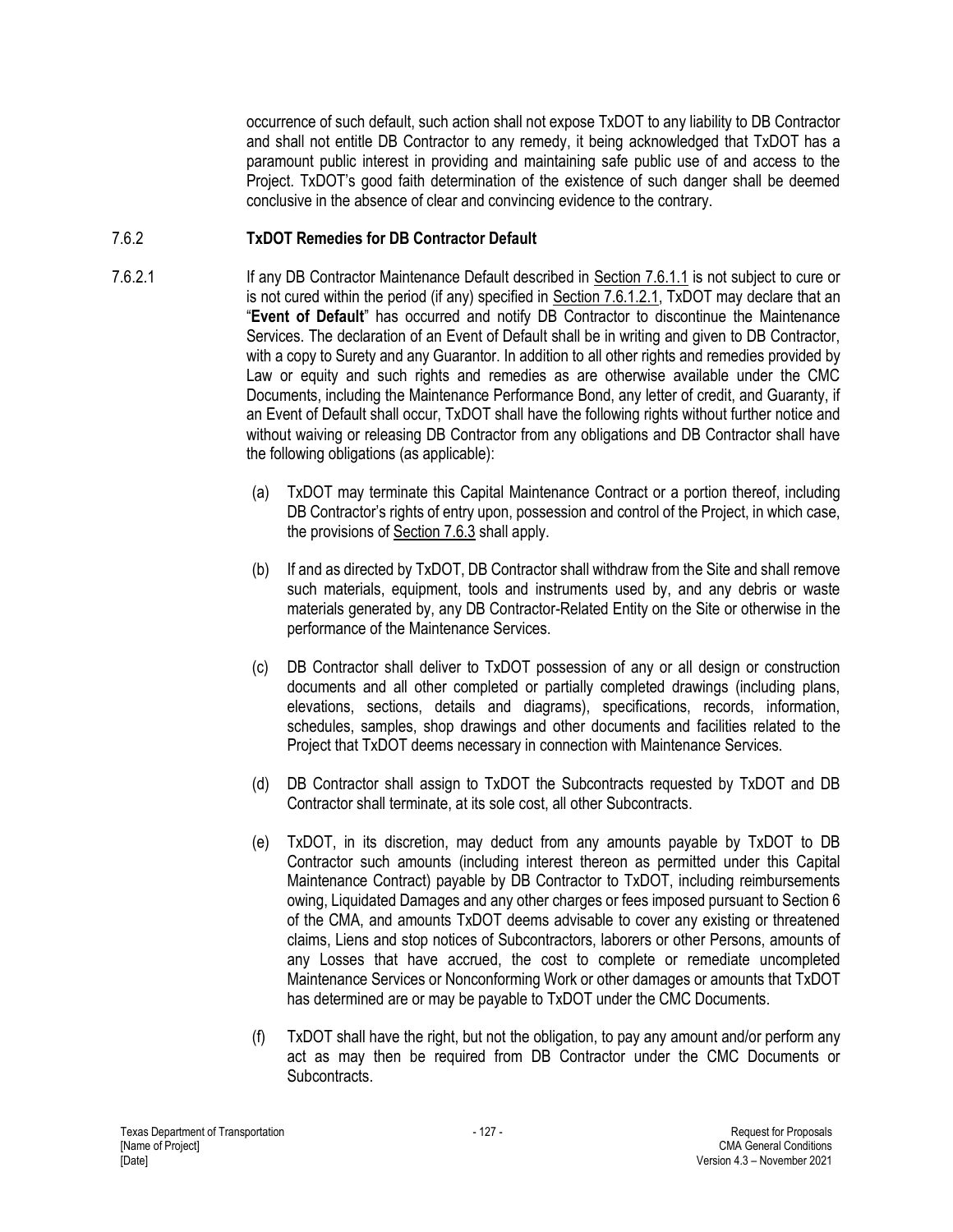occurrence of such default, such action shall not expose TxDOT to any liability to DB Contractor and shall not entitle DB Contractor to any remedy, it being acknowledged that TxDOT has a paramount public interest in providing and maintaining safe public use of and access to the Project. TxDOT's good faith determination of the existence of such danger shall be deemed conclusive in the absence of clear and convincing evidence to the contrary.

### 7.6.2 TxDOT Remedies for DB Contractor Default

7.6.2.1 If any DB Contractor Maintenance Default described in Section 7.6.1.1 is not subject to cure or is not cured within the period (if any) specified in Section 7.6.1.2.1, TxDOT may declare that an "**Event of Default**" has occurred and notify DB Contractor to discontinue the Maintenance Services. The declaration of an Event of Default shall be in writing and given to DB Contractor, with a copy to Surety and any Guarantor. In addition to all other rights and remedies provided by Law or equity and such rights and remedies as are otherwise available under the CMC Documents, including the Maintenance Performance Bond, any letter of credit, and Guaranty, if an Event of Default shall occur, TxDOT shall have the following rights without further notice and without waiving or releasing DB Contractor from any obligations and DB Contractor shall have the following obligations (as applicable):

(a) TxDOT may terminate this Capital Maintenance Contract or a portion thereof, including DB Contractor's rights of entry upon, possession and control of the Project, in which case, the provisions of Section 7.6.3 shall apply.

(b) If and as directed by TxDOT, DB Contractor shall withdraw from the Site and shall remove such materials, equipment, tools and instruments used by, and any debris or waste materials generated by, any DB Contractor-Related Entity on the Site or otherwise in the performance of the Maintenance Services.

(c) DB Contractor shall deliver to TxDOT possession of any or all design or construction documents and all other completed or partially completed drawings (including plans, elevations, sections, details and diagrams), specifications, records, information, schedules, samples, shop drawings and other documents and facilities related to the Project that TxDOT deems necessary in connection with Maintenance Services.

(d) DB Contractor shall assign to TxDOT the Subcontracts requested by TxDOT and DB Contractor shall terminate, at its sole cost, all other Subcontracts.

(e) TxDOT, in its discretion, may deduct from any amounts payable by TxDOT to DB Contractor such amounts (including interest thereon as permitted under this Capital Maintenance Contract) payable by DB Contractor to TxDOT, including reimbursements owing, Liquidated Damages and any other charges or fees imposed pursuant to Section 6 of the CMA, and amounts TxDOT deems advisable to cover any existing or threatened claims, Liens and stop notices of Subcontractors, laborers or other Persons, amounts of any Losses that have accrued, the cost to complete or remediate uncompleted Maintenance Services or Nonconforming Work or other damages or amounts that TxDOT has determined are or may be payable to TxDOT under the CMC Documents.

(f) TxDOT shall have the right, but not the obligation, to pay any amount and/or perform any act as may then be required from DB Contractor under the CMC Documents or Subcontracts.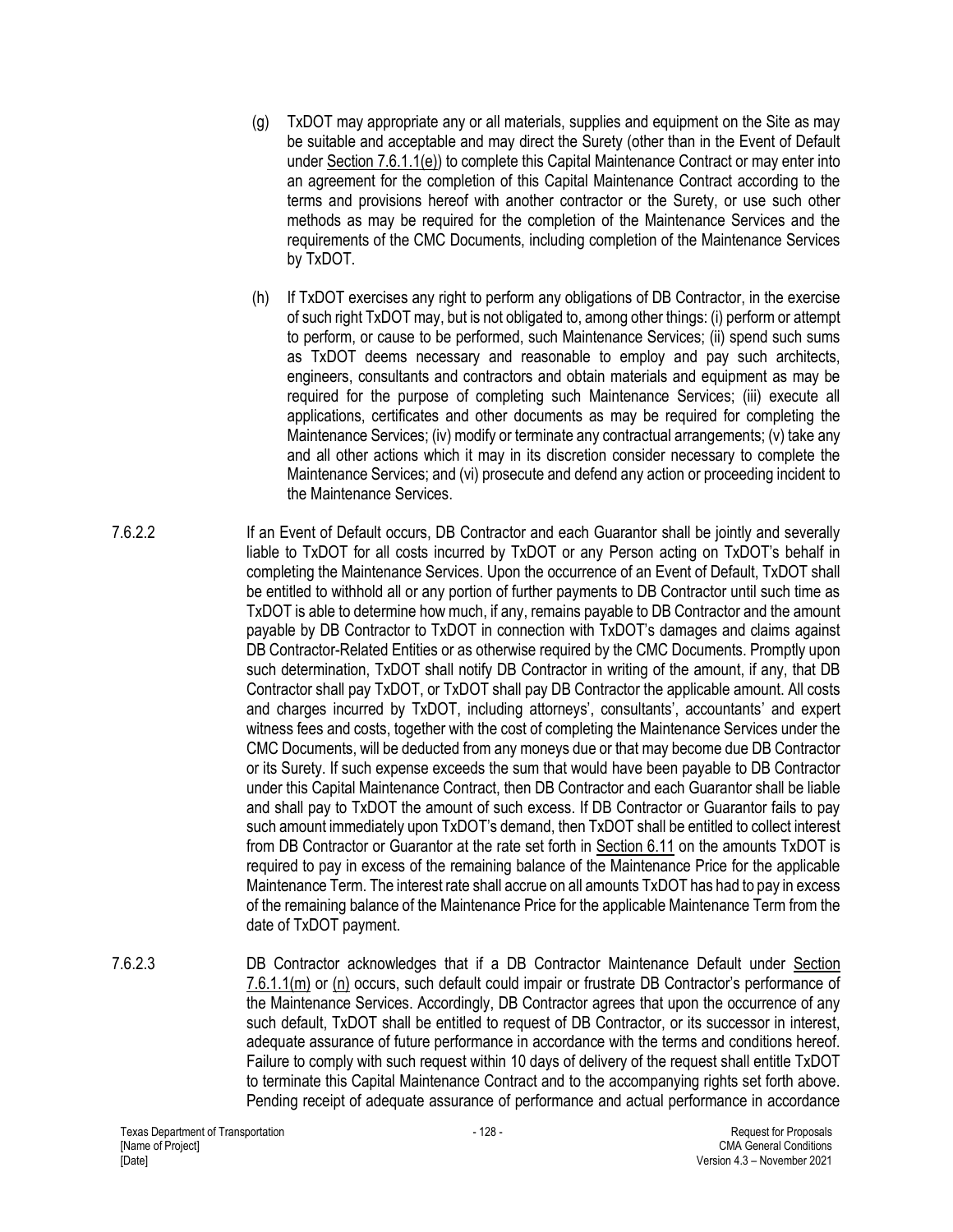(g) TxDOT may appropriate any or all materials, supplies and equipment on the Site as may be suitable and acceptable and may direct the Surety (other than in the Event of Default under Section 7.6.1.1(e)) to complete this Capital Maintenance Contract or may enter into an agreement for the completion of this Capital Maintenance Contract according to the terms and provisions hereof with another contractor or the Surety, or use such other methods as may be required for the completion of the Maintenance Services and the requirements of the CMC Documents, including completion of the Maintenance Services by TxDOT.

(h) If TxDOT exercises any right to perform any obligations of DB Contractor, in the exercise of such right TxDOT may, but is not obligated to, among other things: (i) perform or attempt to perform, or cause to be performed, such Maintenance Services; (ii) spend such sums as TxDOT deems necessary and reasonable to employ and pay such architects, engineers, consultants and contractors and obtain materials and equipment as may be required for the purpose of completing such Maintenance Services; (iii) execute all applications, certificates and other documents as may be required for completing the Maintenance Services; (iv) modify or terminate any contractual arrangements; (v) take any and all other actions which it may in its discretion consider necessary to complete the Maintenance Services; and (vi) prosecute and defend any action or proceeding incident to the Maintenance Services.

7.6.2.2 If an Event of Default occurs, DB Contractor and each Guarantor shall be jointly and severally liable to TxDOT for all costs incurred by TxDOT or any Person acting on TxDOT's behalf in completing the Maintenance Services. Upon the occurrence of an Event of Default, TxDOT shall be entitled to withhold all or any portion of further payments to DB Contractor until such time as TxDOT is able to determine how much, if any, remains payable to DB Contractor and the amount payable by DB Contractor to TxDOT in connection with TxDOT's damages and claims against DB Contractor-Related Entities or as otherwise required by the CMC Documents. Promptly upon such determination, TxDOT shall notify DB Contractor in writing of the amount, if any, that DB Contractor shall pay TxDOT, or TxDOT shall pay DB Contractor the applicable amount. All costs and charges incurred by TxDOT, including attorneys', consultants', accountants' and expert witness fees and costs, together with the cost of completing the Maintenance Services under the CMC Documents, will be deducted from any moneys due or that may become due DB Contractor or its Surety. If such expense exceeds the sum that would have been payable to DB Contractor under this Capital Maintenance Contract, then DB Contractor and each Guarantor shall be liable and shall pay to TxDOT the amount of such excess. If DB Contractor or Guarantor fails to pay such amount immediately upon TxDOT's demand, then TxDOT shall be entitled to collect interest from DB Contractor or Guarantor at the rate set forth in Section 6.11 on the amounts TxDOT is required to pay in excess of the remaining balance of the Maintenance Price for the applicable Maintenance Term. The interest rate shall accrue on all amounts TxDOT has had to pay in excess of the remaining balance of the Maintenance Price for the applicable Maintenance Term from the date of TxDOT payment.

7.6.2.3 DB Contractor acknowledges that if a DB Contractor Maintenance Default under Section 7.6.1.1(m) or (n) occurs, such default could impair or frustrate DB Contractor's performance of the Maintenance Services. Accordingly, DB Contractor agrees that upon the occurrence of any such default, TxDOT shall be entitled to request of DB Contractor, or its successor in interest, adequate assurance of future performance in accordance with the terms and conditions hereof. Failure to comply with such request within 10 days of delivery of the request shall entitle TxDOT to terminate this Capital Maintenance Contract and to the accompanying rights set forth above. Pending receipt of adequate assurance of performance and actual performance in accordance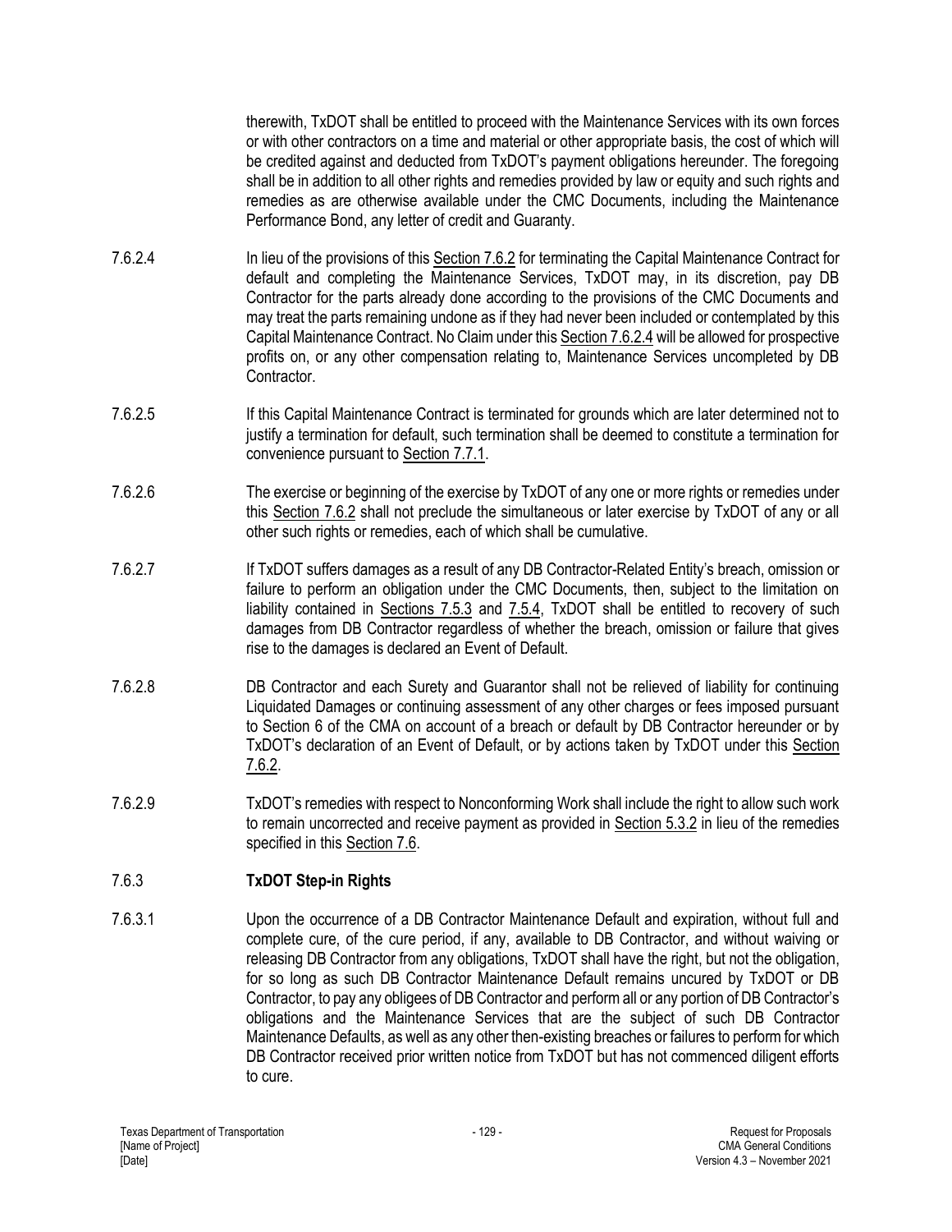therewith, TxDOT shall be entitled to proceed with the Maintenance Services with its own forces or with other contractors on a time and material or other appropriate basis, the cost of which will be credited against and deducted from TxDOT's payment obligations hereunder. The foregoing shall be in addition to all other rights and remedies provided by law or equity and such rights and remedies as are otherwise available under the CMC Documents, including the Maintenance Performance Bond, any letter of credit and Guaranty.

7.6.2.4 In lieu of the provisions of this Section 7.6.2 for terminating the Capital Maintenance Contract for default and completing the Maintenance Services, TxDOT may, in its discretion, pay DB Contractor for the parts already done according to the provisions of the CMC Documents and may treat the parts remaining undone as if they had never been included or contemplated by this Capital Maintenance Contract. No Claim under this Section 7.6.2.4 will be allowed for prospective profits on, or any other compensation relating to, Maintenance Services uncompleted by DB Contractor.

7.6.2.5 If this Capital Maintenance Contract is terminated for grounds which are later determined not to justify a termination for default, such termination shall be deemed to constitute a termination for convenience pursuant to Section 7.7.1.

7.6.2.6 The exercise or beginning of the exercise by TxDOT of any one or more rights or remedies under this Section 7.6.2 shall not preclude the simultaneous or later exercise by TxDOT of any or all other such rights or remedies, each of which shall be cumulative.

7.6.2.7 If TxDOT suffers damages as a result of any DB Contractor-Related Entity's breach, omission or failure to perform an obligation under the CMC Documents, then, subject to the limitation on liability contained in Sections 7.5.3 and 7.5.4, TxDOT shall be entitled to recovery of such damages from DB Contractor regardless of whether the breach, omission or failure that gives rise to the damages is declared an Event of Default.

7.6.2.8 DB Contractor and each Surety and Guarantor shall not be relieved of liability for continuing Liquidated Damages or continuing assessment of any other charges or fees imposed pursuant to Section 6 of the CMA on account of a breach or default by DB Contractor hereunder or by TxDOT's declaration of an Event of Default, or by actions taken by TxDOT under this Section 7.6.2.

7.6.2.9 TxDOT's remedies with respect to Nonconforming Work shall include the right to allow such work to remain uncorrected and receive payment as provided in Section 5.3.2 in lieu of the remedies specified in this Section 7.6.

### 7.6.3 TxDOT Step-in Rights

7.6.3.1 Upon the occurrence of a DB Contractor Maintenance Default and expiration, without full and complete cure, of the cure period, if any, available to DB Contractor, and without waiving or releasing DB Contractor from any obligations, TxDOT shall have the right, but not the obligation, for so long as such DB Contractor Maintenance Default remains uncured by TxDOT or DB Contractor, to pay any obligees of DB Contractor and perform all or any portion of DB Contractor's obligations and the Maintenance Services that are the subject of such DB Contractor Maintenance Defaults, as well as any other then-existing breaches or failures to perform for which DB Contractor received prior written notice from TxDOT but has not commenced diligent efforts to cure.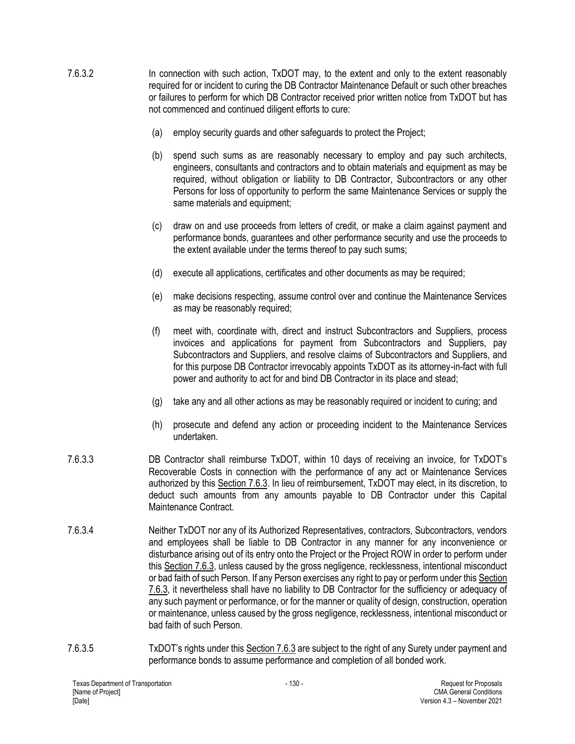7.6.3.2 In connection with such action, TxDOT may, to the extent and only to the extent reasonably required for or incident to curing the DB Contractor Maintenance Default or such other breaches or failures to perform for which DB Contractor received prior written notice from TxDOT but has not commenced and continued diligent efforts to cure:

(a) employ security guards and other safeguards to protect the Project;

(b) spend such sums as are reasonably necessary to employ and pay such architects, engineers, consultants and contractors and to obtain materials and equipment as may be required, without obligation or liability to DB Contractor, Subcontractors or any other Persons for loss of opportunity to perform the same Maintenance Services or supply the same materials and equipment;

(c) draw on and use proceeds from letters of credit, or make a claim against payment and performance bonds, guarantees and other performance security and use the proceeds to the extent available under the terms thereof to pay such sums;

(d) execute all applications, certificates and other documents as may be required;

(e) make decisions respecting, assume control over and continue the Maintenance Services as may be reasonably required;

(f) meet with, coordinate with, direct and instruct Subcontractors and Suppliers, process invoices and applications for payment from Subcontractors and Suppliers, pay Subcontractors and Suppliers, and resolve claims of Subcontractors and Suppliers, and for this purpose DB Contractor irrevocably appoints TxDOT as its attorney-in-fact with full power and authority to act for and bind DB Contractor in its place and stead;

(g) take any and all other actions as may be reasonably required or incident to curing; and

(h) prosecute and defend any action or proceeding incident to the Maintenance Services undertaken.

7.6.3.3 DB Contractor shall reimburse TxDOT, within 10 days of receiving an invoice, for TxDOT's Recoverable Costs in connection with the performance of any act or Maintenance Services authorized by this Section 7.6.3. In lieu of reimbursement, TxDOT may elect, in its discretion, to deduct such amounts from any amounts payable to DB Contractor under this Capital Maintenance Contract.

7.6.3.4 Neither TxDOT nor any of its Authorized Representatives, contractors, Subcontractors, vendors and employees shall be liable to DB Contractor in any manner for any inconvenience or disturbance arising out of its entry onto the Project or the Project ROW in order to perform under this Section 7.6.3, unless caused by the gross negligence, recklessness, intentional misconduct or bad faith of such Person. If any Person exercises any right to pay or perform under this Section 7.6.3, it nevertheless shall have no liability to DB Contractor for the sufficiency or adequacy of any such payment or performance, or for the manner or quality of design, construction, operation or maintenance, unless caused by the gross negligence, recklessness, intentional misconduct or bad faith of such Person.

7.6.3.5 TxDOT's rights under this Section 7.6.3 are subject to the right of any Surety under payment and performance bonds to assume performance and completion of all bonded work.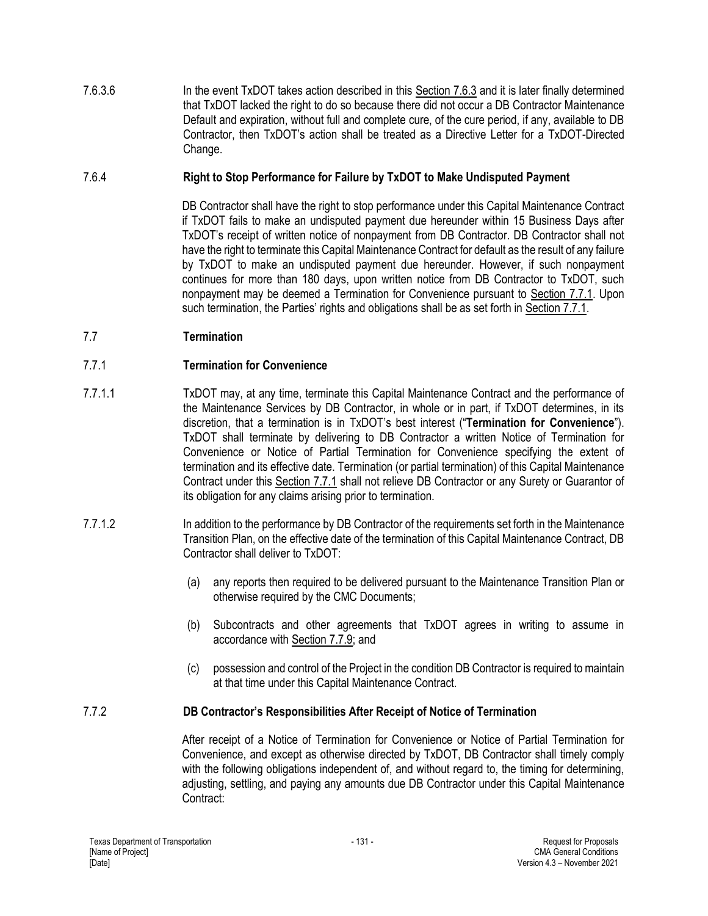7.6.3.6 In the event TxDOT takes action described in this Section 7.6.3 and it is later finally determined that TxDOT lacked the right to do so because there did not occur a DB Contractor Maintenance Default and expiration, without full and complete cure, of the cure period, if any, available to DB Contractor, then TxDOT's action shall be treated as a Directive Letter for a TxDOT-Directed Change.

### 7.6.4 Right to Stop Performance for Failure by TxDOT to Make Undisputed Payment

DB Contractor shall have the right to stop performance under this Capital Maintenance Contract if TxDOT fails to make an undisputed payment due hereunder within 15 Business Days after TxDOT's receipt of written notice of nonpayment from DB Contractor. DB Contractor shall not have the right to terminate this Capital Maintenance Contract for default as the result of any failure by TxDOT to make an undisputed payment due hereunder. However, if such nonpayment continues for more than 180 days, upon written notice from DB Contractor to TxDOT, such nonpayment may be deemed a Termination for Convenience pursuant to Section 7.7.1. Upon such termination, the Parties' rights and obligations shall be as set forth in Section 7.7.1.

## 7.7 Termination

### 7.7.1 Termination for Convenience

7.7.1.1 TxDOT may, at any time, terminate this Capital Maintenance Contract and the performance of the Maintenance Services by DB Contractor, in whole or in part, if TxDOT determines, in its discretion, that a termination is in TxDOT's best interest ("**Termination for Convenience**"). TxDOT shall terminate by delivering to DB Contractor a written Notice of Termination for Convenience or Notice of Partial Termination for Convenience specifying the extent of termination and its effective date. Termination (or partial termination) of this Capital Maintenance Contract under this Section 7.7.1 shall not relieve DB Contractor or any Surety or Guarantor of its obligation for any claims arising prior to termination.

7.7.1.2 In addition to the performance by DB Contractor of the requirements set forth in the Maintenance Transition Plan, on the effective date of the termination of this Capital Maintenance Contract, DB Contractor shall deliver to TxDOT:

(a) any reports then required to be delivered pursuant to the Maintenance Transition Plan or otherwise required by the CMC Documents;

(b) Subcontracts and other agreements that TxDOT agrees in writing to assume in accordance with Section 7.7.9; and

(c) possession and control of the Project in the condition DB Contractor is required to maintain at that time under this Capital Maintenance Contract.

### 7.7.2 DB Contractor's Responsibilities After Receipt of Notice of Termination

After receipt of a Notice of Termination for Convenience or Notice of Partial Termination for Convenience, and except as otherwise directed by TxDOT, DB Contractor shall timely comply with the following obligations independent of, and without regard to, the timing for determining, adjusting, settling, and paying any amounts due DB Contractor under this Capital Maintenance Contract: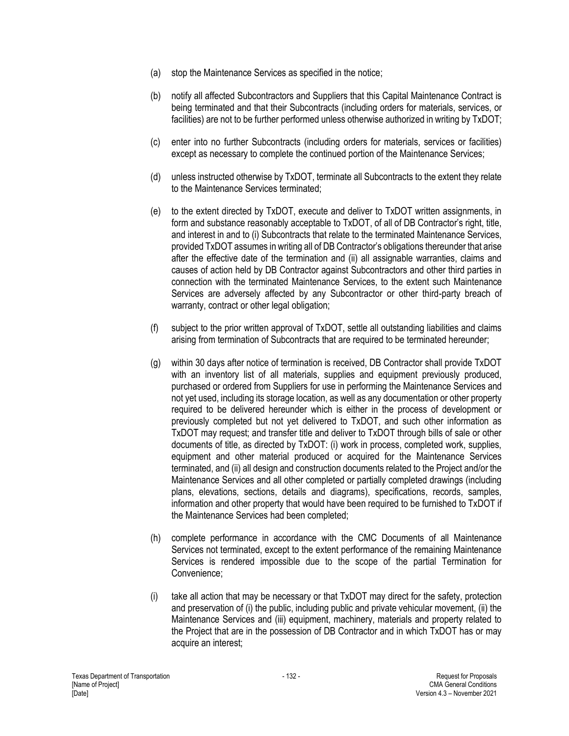(a) stop the Maintenance Services as specified in the notice;

(b) notify all affected Subcontractors and Suppliers that this Capital Maintenance Contract is being terminated and that their Subcontracts (including orders for materials, services, or facilities) are not to be further performed unless otherwise authorized in writing by TxDOT;

(c) enter into no further Subcontracts (including orders for materials, services or facilities) except as necessary to complete the continued portion of the Maintenance Services;

(d) unless instructed otherwise by TxDOT, terminate all Subcontracts to the extent they relate to the Maintenance Services terminated;

(e) to the extent directed by TxDOT, execute and deliver to TxDOT written assignments, in form and substance reasonably acceptable to TxDOT, of all of DB Contractor's right, title, and interest in and to (i) Subcontracts that relate to the terminated Maintenance Services, provided TxDOT assumes in writing all of DB Contractor's obligations thereunder that arise after the effective date of the termination and (ii) all assignable warranties, claims and causes of action held by DB Contractor against Subcontractors and other third parties in connection with the terminated Maintenance Services, to the extent such Maintenance Services are adversely affected by any Subcontractor or other third-party breach of warranty, contract or other legal obligation;

(f) subject to the prior written approval of TxDOT, settle all outstanding liabilities and claims arising from termination of Subcontracts that are required to be terminated hereunder;

(g) within 30 days after notice of termination is received, DB Contractor shall provide TxDOT with an inventory list of all materials, supplies and equipment previously produced, purchased or ordered from Suppliers for use in performing the Maintenance Services and not yet used, including its storage location, as well as any documentation or other property required to be delivered hereunder which is either in the process of development or previously completed but not yet delivered to TxDOT, and such other information as TxDOT may request; and transfer title and deliver to TxDOT through bills of sale or other documents of title, as directed by TxDOT: (i) work in process, completed work, supplies, equipment and other material produced or acquired for the Maintenance Services terminated, and (ii) all design and construction documents related to the Project and/or the Maintenance Services and all other completed or partially completed drawings (including plans, elevations, sections, details and diagrams), specifications, records, samples, information and other property that would have been required to be furnished to TxDOT if the Maintenance Services had been completed;

(h) complete performance in accordance with the CMC Documents of all Maintenance Services not terminated, except to the extent performance of the remaining Maintenance Services is rendered impossible due to the scope of the partial Termination for Convenience;

(i) take all action that may be necessary or that TxDOT may direct for the safety, protection and preservation of (i) the public, including public and private vehicular movement, (ii) the Maintenance Services and (iii) equipment, machinery, materials and property related to the Project that are in the possession of DB Contractor and in which TxDOT has or may acquire an interest;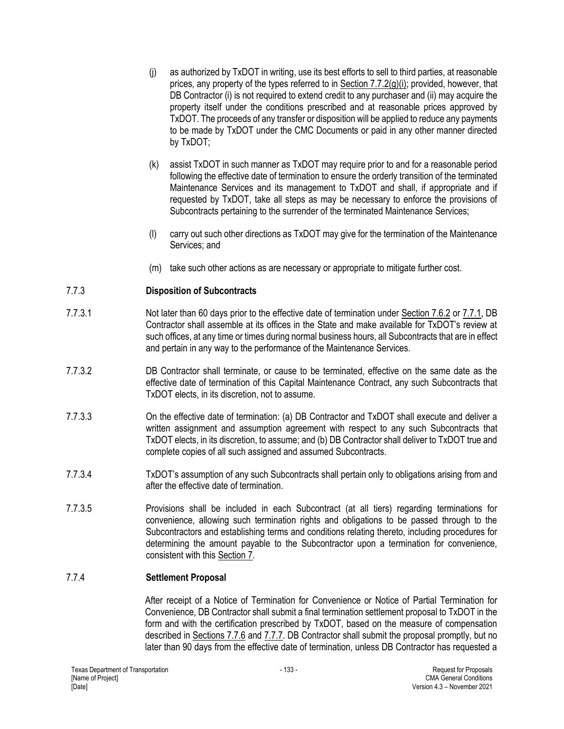(j) as authorized by TxDOT in writing, use its best efforts to sell to third parties, at reasonable prices, any property of the types referred to in Section 7.7.2(g)(i); provided, however, that DB Contractor (i) is not required to extend credit to any purchaser and (ii) may acquire the property itself under the conditions prescribed and at reasonable prices approved by TxDOT. The proceeds of any transfer or disposition will be applied to reduce any payments to be made by TxDOT under the CMC Documents or paid in any other manner directed by TxDOT;

(k) assist TxDOT in such manner as TxDOT may require prior to and for a reasonable period following the effective date of termination to ensure the orderly transition of the terminated Maintenance Services and its management to TxDOT and shall, if appropriate and if requested by TxDOT, take all steps as may be necessary to enforce the provisions of Subcontracts pertaining to the surrender of the terminated Maintenance Services;

(l) carry out such other directions as TxDOT may give for the termination of the Maintenance Services; and

(m) take such other actions as are necessary or appropriate to mitigate further cost.

### 7.7.3 Disposition of Subcontracts

7.7.3.1 Not later than 60 days prior to the effective date of termination under Section 7.6.2 or 7.7.1, DB Contractor shall assemble at its offices in the State and make available for TxDOT's review at such offices, at any time or times during normal business hours, all Subcontracts that are in effect and pertain in any way to the performance of the Maintenance Services.

7.7.3.2 DB Contractor shall terminate, or cause to be terminated, effective on the same date as the effective date of termination of this Capital Maintenance Contract, any such Subcontracts that TxDOT elects, in its discretion, not to assume.

7.7.3.3 On the effective date of termination: (a) DB Contractor and TxDOT shall execute and deliver a written assignment and assumption agreement with respect to any such Subcontracts that TxDOT elects, in its discretion, to assume; and (b) DB Contractor shall deliver to TxDOT true and complete copies of all such assigned and assumed Subcontracts.

7.7.3.4 TxDOT's assumption of any such Subcontracts shall pertain only to obligations arising from and after the effective date of termination.

7.7.3.5 Provisions shall be included in each Subcontract (at all tiers) regarding terminations for convenience, allowing such termination rights and obligations to be passed through to the Subcontractors and establishing terms and conditions relating thereto, including procedures for determining the amount payable to the Subcontractor upon a termination for convenience, consistent with this Section 7.

### 7.7.4 Settlement Proposal

After receipt of a Notice of Termination for Convenience or Notice of Partial Termination for Convenience, DB Contractor shall submit a final termination settlement proposal to TxDOT in the form and with the certification prescribed by TxDOT, based on the measure of compensation described in Sections 7.7.6 and 7.7.7. DB Contractor shall submit the proposal promptly, but no later than 90 days from the effective date of termination, unless DB Contractor has requested a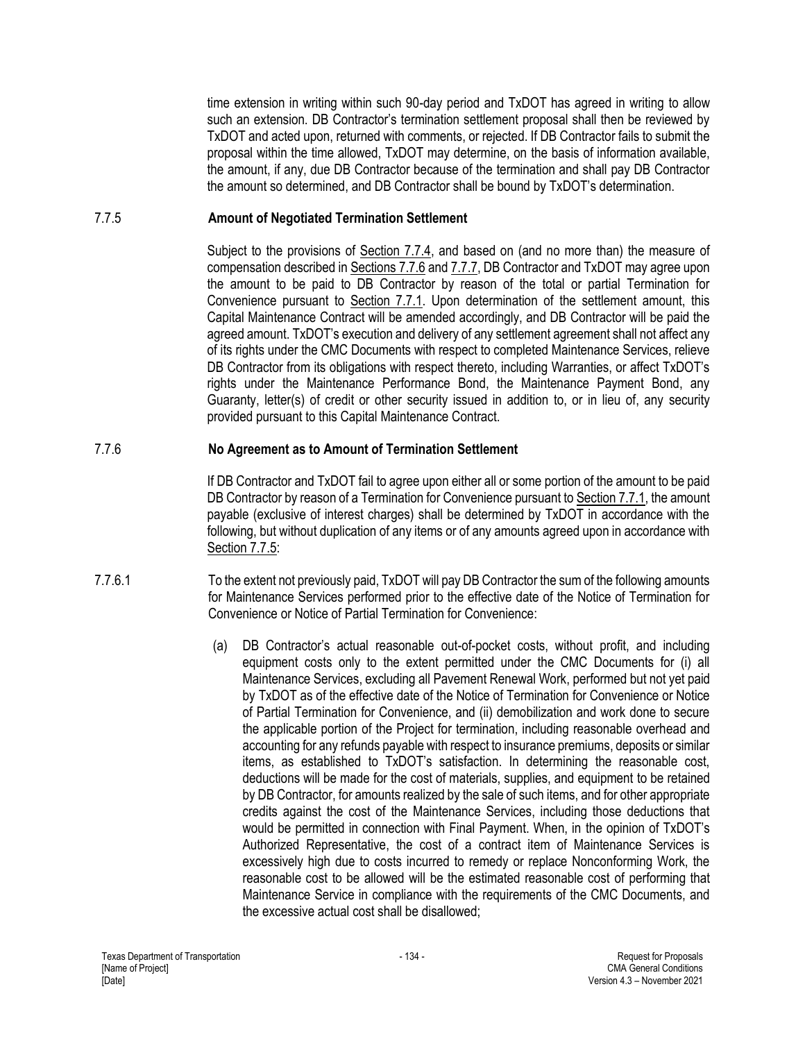time extension in writing within such 90-day period and TxDOT has agreed in writing to allow such an extension. DB Contractor's termination settlement proposal shall then be reviewed by TxDOT and acted upon, returned with comments, or rejected. If DB Contractor fails to submit the proposal within the time allowed, TxDOT may determine, on the basis of information available, the amount, if any, due DB Contractor because of the termination and shall pay DB Contractor the amount so determined, and DB Contractor shall be bound by TxDOT's determination.

### 7.7.5 Amount of Negotiated Termination Settlement

Subject to the provisions of Section 7.7.4, and based on (and no more than) the measure of compensation described in Sections 7.7.6 and 7.7.7, DB Contractor and TxDOT may agree upon the amount to be paid to DB Contractor by reason of the total or partial Termination for Convenience pursuant to Section 7.7.1. Upon determination of the settlement amount, this Capital Maintenance Contract will be amended accordingly, and DB Contractor will be paid the agreed amount. TxDOT's execution and delivery of any settlement agreement shall not affect any of its rights under the CMC Documents with respect to completed Maintenance Services, relieve DB Contractor from its obligations with respect thereto, including Warranties, or affect TxDOT's rights under the Maintenance Performance Bond, the Maintenance Payment Bond, any Guaranty, letter(s) of credit or other security issued in addition to, or in lieu of, any security provided pursuant to this Capital Maintenance Contract.

### 7.7.6 No Agreement as to Amount of Termination Settlement

If DB Contractor and TxDOT fail to agree upon either all or some portion of the amount to be paid DB Contractor by reason of a Termination for Convenience pursuant to Section 7.7.1, the amount payable (exclusive of interest charges) shall be determined by TxDOT in accordance with the following, but without duplication of any items or of any amounts agreed upon in accordance with Section 7.7.5:

7.7.6.1 To the extent not previously paid, TxDOT will pay DB Contractor the sum of the following amounts for Maintenance Services performed prior to the effective date of the Notice of Termination for Convenience or Notice of Partial Termination for Convenience:

(a) DB Contractor's actual reasonable out-of-pocket costs, without profit, and including equipment costs only to the extent permitted under the CMC Documents for (i) all Maintenance Services, excluding all Pavement Renewal Work, performed but not yet paid by TxDOT as of the effective date of the Notice of Termination for Convenience or Notice of Partial Termination for Convenience, and (ii) demobilization and work done to secure the applicable portion of the Project for termination, including reasonable overhead and accounting for any refunds payable with respect to insurance premiums, deposits or similar items, as established to TxDOT's satisfaction. In determining the reasonable cost, deductions will be made for the cost of materials, supplies, and equipment to be retained by DB Contractor, for amounts realized by the sale of such items, and for other appropriate credits against the cost of the Maintenance Services, including those deductions that would be permitted in connection with Final Payment. When, in the opinion of TxDOT's Authorized Representative, the cost of a contract item of Maintenance Services is excessively high due to costs incurred to remedy or replace Nonconforming Work, the reasonable cost to be allowed will be the estimated reasonable cost of performing that Maintenance Service in compliance with the requirements of the CMC Documents, and the excessive actual cost shall be disallowed;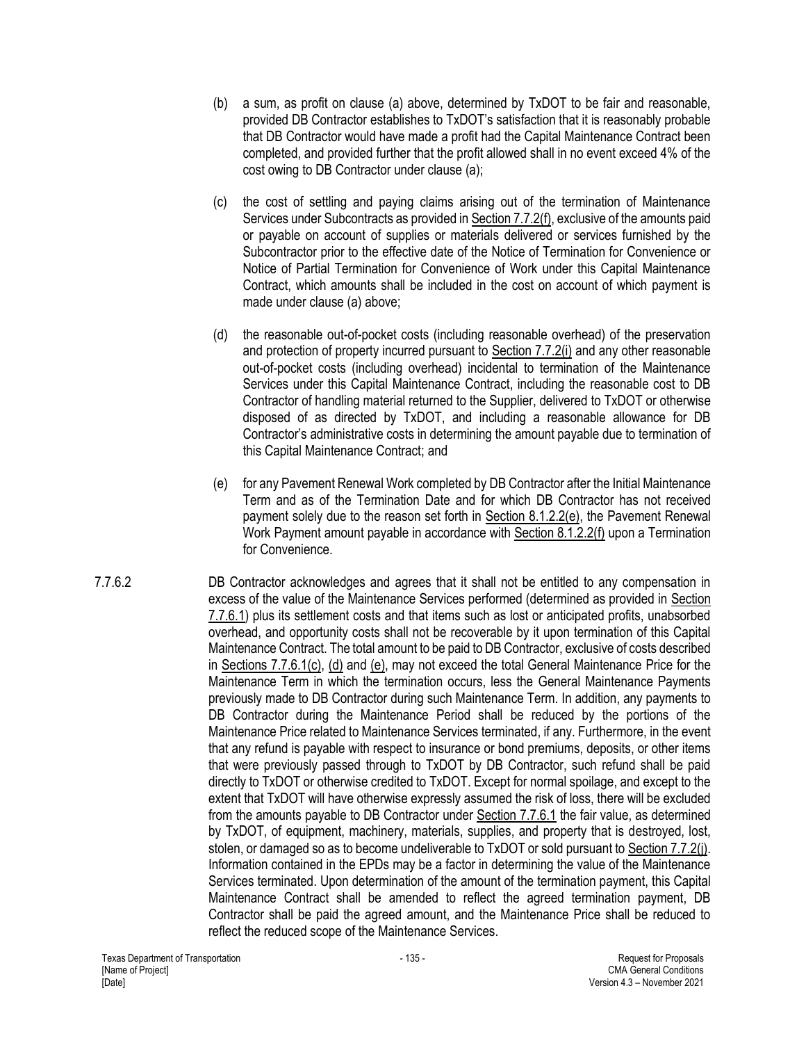(b) a sum, as profit on clause (a) above, determined by TxDOT to be fair and reasonable, provided DB Contractor establishes to TxDOT's satisfaction that it is reasonably probable that DB Contractor would have made a profit had the Capital Maintenance Contract been completed, and provided further that the profit allowed shall in no event exceed 4% of the cost owing to DB Contractor under clause (a);

(c) the cost of settling and paying claims arising out of the termination of Maintenance Services under Subcontracts as provided in Section 7.7.2(f), exclusive of the amounts paid or payable on account of supplies or materials delivered or services furnished by the Subcontractor prior to the effective date of the Notice of Termination for Convenience or Notice of Partial Termination for Convenience of Work under this Capital Maintenance Contract, which amounts shall be included in the cost on account of which payment is made under clause (a) above;

(d) the reasonable out-of-pocket costs (including reasonable overhead) of the preservation and protection of property incurred pursuant to Section 7.7.2(i) and any other reasonable out-of-pocket costs (including overhead) incidental to termination of the Maintenance Services under this Capital Maintenance Contract, including the reasonable cost to DB Contractor of handling material returned to the Supplier, delivered to TxDOT or otherwise disposed of as directed by TxDOT, and including a reasonable allowance for DB Contractor's administrative costs in determining the amount payable due to termination of this Capital Maintenance Contract; and

(e) for any Pavement Renewal Work completed by DB Contractor after the Initial Maintenance Term and as of the Termination Date and for which DB Contractor has not received payment solely due to the reason set forth in Section 8.1.2.2(e), the Pavement Renewal Work Payment amount payable in accordance with Section 8.1.2.2(f) upon a Termination for Convenience.

7.7.6.2 DB Contractor acknowledges and agrees that it shall not be entitled to any compensation in excess of the value of the Maintenance Services performed (determined as provided in Section 7.7.6.1) plus its settlement costs and that items such as lost or anticipated profits, unabsorbed overhead, and opportunity costs shall not be recoverable by it upon termination of this Capital Maintenance Contract. The total amount to be paid to DB Contractor, exclusive of costs described in Sections 7.7.6.1(c), (d) and (e), may not exceed the total General Maintenance Price for the Maintenance Term in which the termination occurs, less the General Maintenance Payments previously made to DB Contractor during such Maintenance Term. In addition, any payments to DB Contractor during the Maintenance Period shall be reduced by the portions of the Maintenance Price related to Maintenance Services terminated, if any. Furthermore, in the event that any refund is payable with respect to insurance or bond premiums, deposits, or other items that were previously passed through to TxDOT by DB Contractor, such refund shall be paid directly to TxDOT or otherwise credited to TxDOT. Except for normal spoilage, and except to the extent that TxDOT will have otherwise expressly assumed the risk of loss, there will be excluded from the amounts payable to DB Contractor under Section 7.7.6.1 the fair value, as determined by TxDOT, of equipment, machinery, materials, supplies, and property that is destroyed, lost, stolen, or damaged so as to become undeliverable to TxDOT or sold pursuant to Section 7.7.2(j). Information contained in the EPDs may be a factor in determining the value of the Maintenance Services terminated. Upon determination of the amount of the termination payment, this Capital Maintenance Contract shall be amended to reflect the agreed termination payment, DB Contractor shall be paid the agreed amount, and the Maintenance Price shall be reduced to reflect the reduced scope of the Maintenance Services.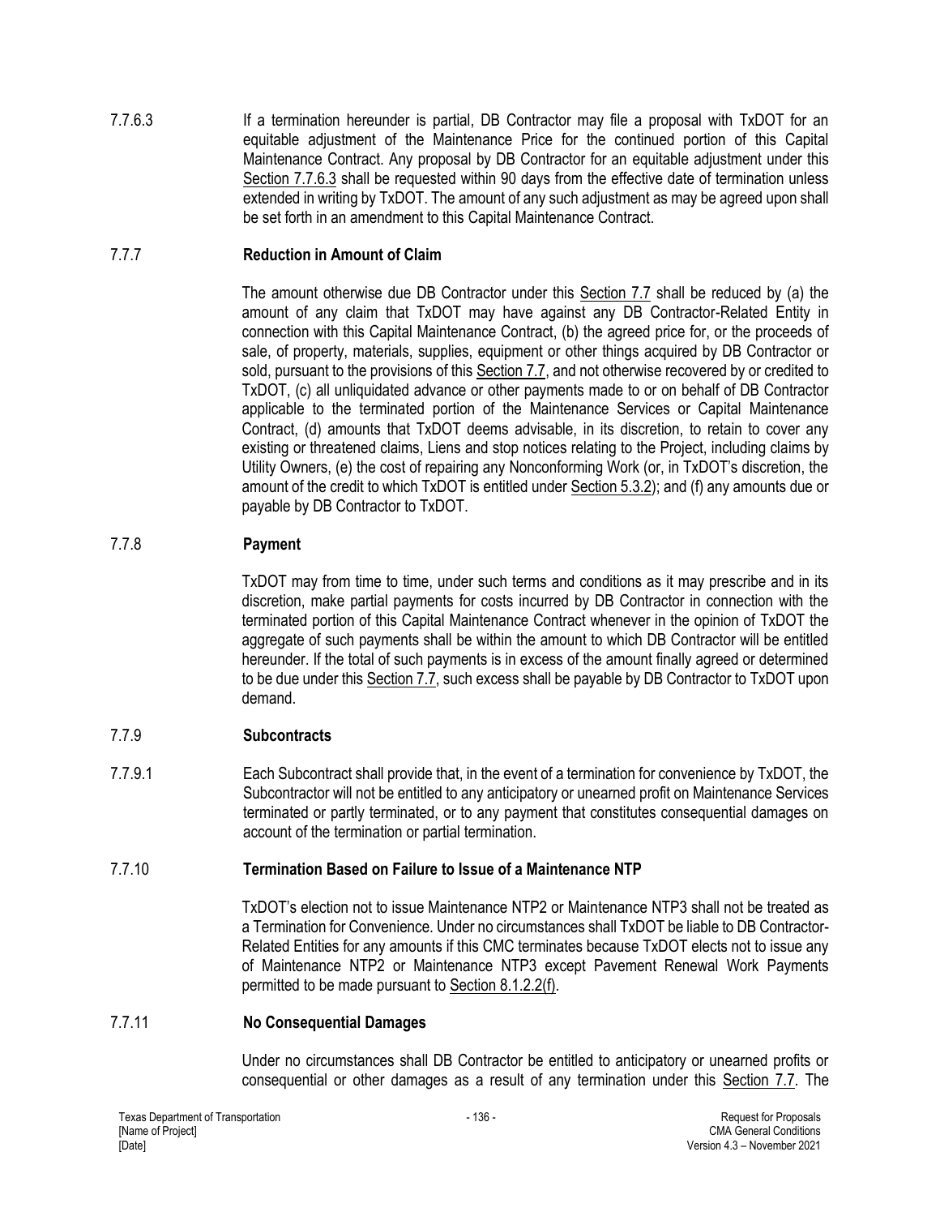7.7.6.3 If a termination hereunder is partial, DB Contractor may file a proposal with TxDOT for an equitable adjustment of the Maintenance Price for the continued portion of this Capital Maintenance Contract. Any proposal by DB Contractor for an equitable adjustment under this Section 7.7.6.3 shall be requested within 90 days from the effective date of termination unless extended in writing by TxDOT. The amount of any such adjustment as may be agreed upon shall be set forth in an amendment to this Capital Maintenance Contract.

### 7.7.7 Reduction in Amount of Claim

The amount otherwise due DB Contractor under this Section 7.7 shall be reduced by (a) the amount of any claim that TxDOT may have against any DB Contractor-Related Entity in connection with this Capital Maintenance Contract, (b) the agreed price for, or the proceeds of sale, of property, materials, supplies, equipment or other things acquired by DB Contractor or sold, pursuant to the provisions of this Section 7.7, and not otherwise recovered by or credited to TxDOT, (c) all unliquidated advance or other payments made to or on behalf of DB Contractor applicable to the terminated portion of the Maintenance Services or Capital Maintenance Contract, (d) amounts that TxDOT deems advisable, in its discretion, to retain to cover any existing or threatened claims, Liens and stop notices relating to the Project, including claims by Utility Owners, (e) the cost of repairing any Nonconforming Work (or, in TxDOT's discretion, the amount of the credit to which TxDOT is entitled under Section 5.3.2); and (f) any amounts due or payable by DB Contractor to TxDOT.

### 7.7.8 Payment

TxDOT may from time to time, under such terms and conditions as it may prescribe and in its discretion, make partial payments for costs incurred by DB Contractor in connection with the terminated portion of this Capital Maintenance Contract whenever in the opinion of TxDOT the aggregate of such payments shall be within the amount to which DB Contractor will be entitled hereunder. If the total of such payments is in excess of the amount finally agreed or determined to be due under this Section 7.7, such excess shall be payable by DB Contractor to TxDOT upon demand.

### 7.7.9 Subcontracts

7.7.9.1 Each Subcontract shall provide that, in the event of a termination for convenience by TxDOT, the Subcontractor will not be entitled to any anticipatory or unearned profit on Maintenance Services terminated or partly terminated, or to any payment that constitutes consequential damages on account of the termination or partial termination.

### 7.7.10 Termination Based on Failure to Issue of a Maintenance NTP

TxDOT's election not to issue Maintenance NTP2 or Maintenance NTP3 shall not be treated as a Termination for Convenience. Under no circumstances shall TxDOT be liable to DB Contractor-Related Entities for any amounts if this CMC terminates because TxDOT elects not to issue any of Maintenance NTP2 or Maintenance NTP3 except Pavement Renewal Work Payments permitted to be made pursuant to Section 8.1.2.2(f).

### 7.7.11 No Consequential Damages

Under no circumstances shall DB Contractor be entitled to anticipatory or unearned profits or consequential or other damages as a result of any termination under this Section 7.7. The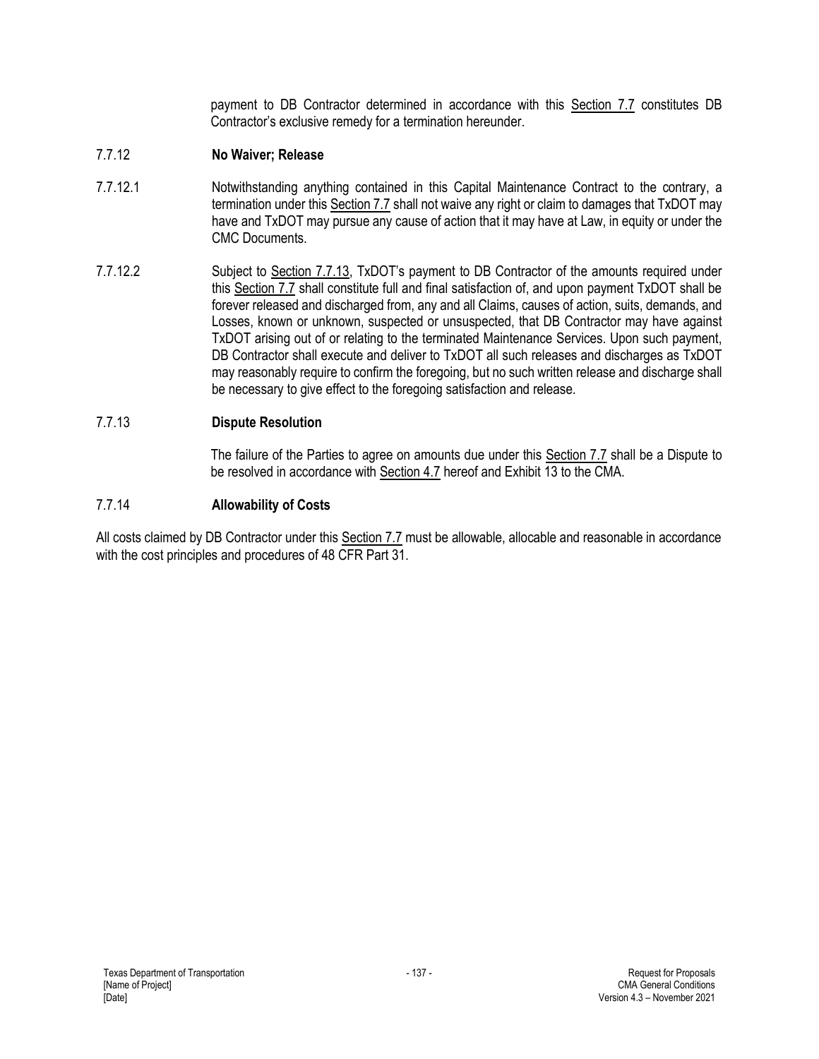payment to DB Contractor determined in accordance with this Section 7.7 constitutes DB Contractor's exclusive remedy for a termination hereunder.

7.7.12 **No Waiver; Release**

7.7.12.1 Notwithstanding anything contained in this Capital Maintenance Contract to the contrary, a termination under this Section 7.7 shall not waive any right or claim to damages that TxDOT may have and TxDOT may pursue any cause of action that it may have at Law, in equity or under the CMC Documents.

7.7.12.2 Subject to Section 7.7.13, TxDOT's payment to DB Contractor of the amounts required under this Section 7.7 shall constitute full and final satisfaction of, and upon payment TxDOT shall be forever released and discharged from, any and all Claims, causes of action, suits, demands, and Losses, known or unknown, suspected or unsuspected, that DB Contractor may have against TxDOT arising out of or relating to the terminated Maintenance Services. Upon such payment, DB Contractor shall execute and deliver to TxDOT all such releases and discharges as TxDOT may reasonably require to confirm the foregoing, but no such written release and discharge shall be necessary to give effect to the foregoing satisfaction and release.

7.7.13 **Dispute Resolution**

The failure of the Parties to agree on amounts due under this Section 7.7 shall be a Dispute to be resolved in accordance with Section 4.7 hereof and Exhibit 13 to the CMA.

7.7.14 **Allowability of Costs**

All costs claimed by DB Contractor under this Section 7.7 must be allowable, allocable and reasonable in accordance with the cost principles and procedures of 48 CFR Part 31.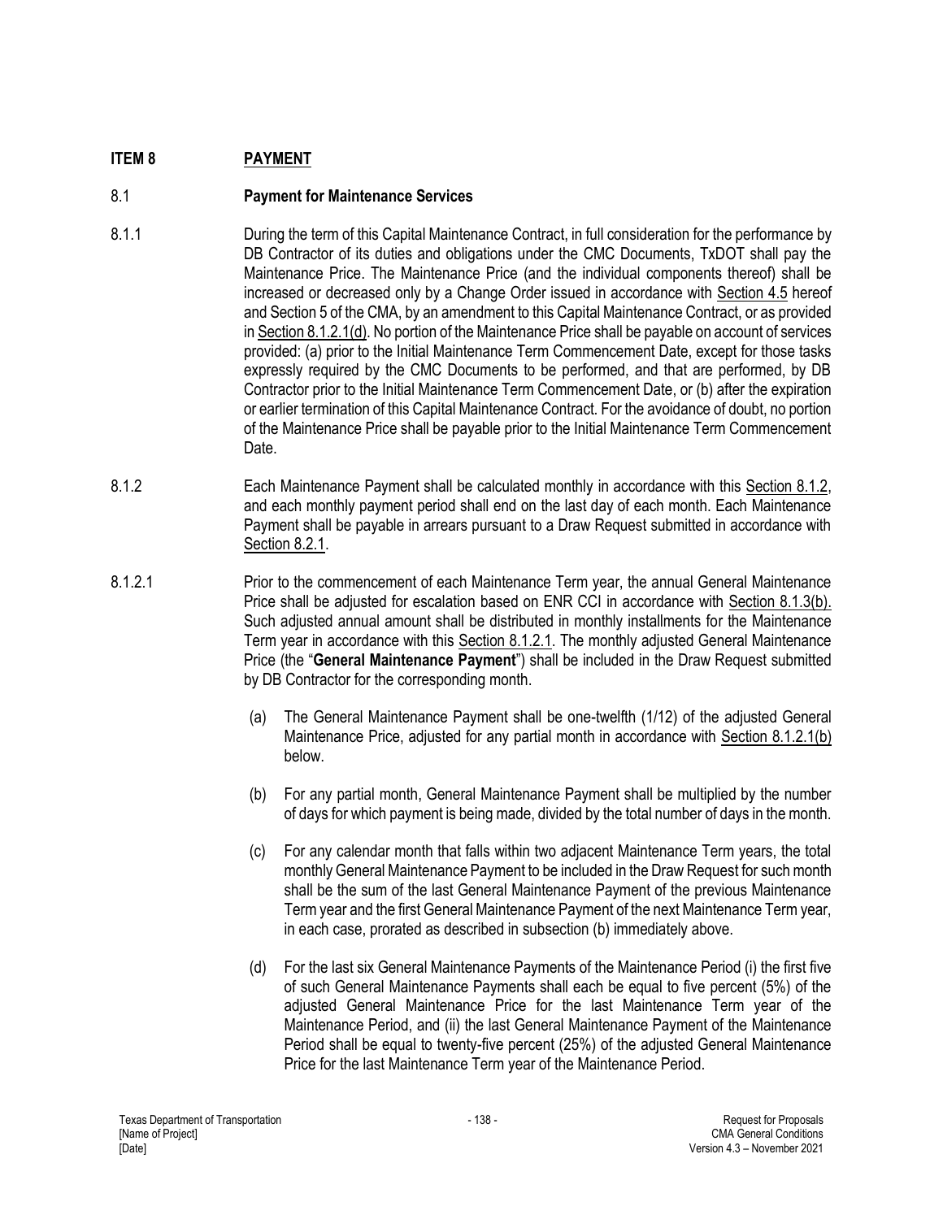# ITEM 8 PAYMENT

## 8.1 Payment for Maintenance Services

8.1.1 During the term of this Capital Maintenance Contract, in full consideration for the performance by DB Contractor of its duties and obligations under the CMC Documents, TxDOT shall pay the Maintenance Price. The Maintenance Price (and the individual components thereof) shall be increased or decreased only by a Change Order issued in accordance with Section 4.5 hereof and Section 5 of the CMA, by an amendment to this Capital Maintenance Contract, or as provided in Section 8.1.2.1(d). No portion of the Maintenance Price shall be payable on account of services provided: (a) prior to the Initial Maintenance Term Commencement Date, except for those tasks expressly required by the CMC Documents to be performed, and that are performed, by DB Contractor prior to the Initial Maintenance Term Commencement Date, or (b) after the expiration or earlier termination of this Capital Maintenance Contract. For the avoidance of doubt, no portion of the Maintenance Price shall be payable prior to the Initial Maintenance Term Commencement Date.

8.1.2 Each Maintenance Payment shall be calculated monthly in accordance with this Section 8.1.2, and each monthly payment period shall end on the last day of each month. Each Maintenance Payment shall be payable in arrears pursuant to a Draw Request submitted in accordance with Section 8.2.1.

8.1.2.1 Prior to the commencement of each Maintenance Term year, the annual General Maintenance Price shall be adjusted for escalation based on ENR CCI in accordance with Section 8.1.3(b). Such adjusted annual amount shall be distributed in monthly installments for the Maintenance Term year in accordance with this Section 8.1.2.1. The monthly adjusted General Maintenance Price (the "**General Maintenance Payment**") shall be included in the Draw Request submitted by DB Contractor for the corresponding month.

(a) The General Maintenance Payment shall be one-twelfth (1/12) of the adjusted General Maintenance Price, adjusted for any partial month in accordance with Section 8.1.2.1(b) below.

(b) For any partial month, General Maintenance Payment shall be multiplied by the number of days for which payment is being made, divided by the total number of days in the month.

(c) For any calendar month that falls within two adjacent Maintenance Term years, the total monthly General Maintenance Payment to be included in the Draw Request for such month shall be the sum of the last General Maintenance Payment of the previous Maintenance Term year and the first General Maintenance Payment of the next Maintenance Term year, in each case, prorated as described in subsection (b) immediately above.

(d) For the last six General Maintenance Payments of the Maintenance Period (i) the first five of such General Maintenance Payments shall each be equal to five percent (5%) of the adjusted General Maintenance Price for the last Maintenance Term year of the Maintenance Period, and (ii) the last General Maintenance Payment of the Maintenance Period shall be equal to twenty-five percent (25%) of the adjusted General Maintenance Price for the last Maintenance Term year of the Maintenance Period.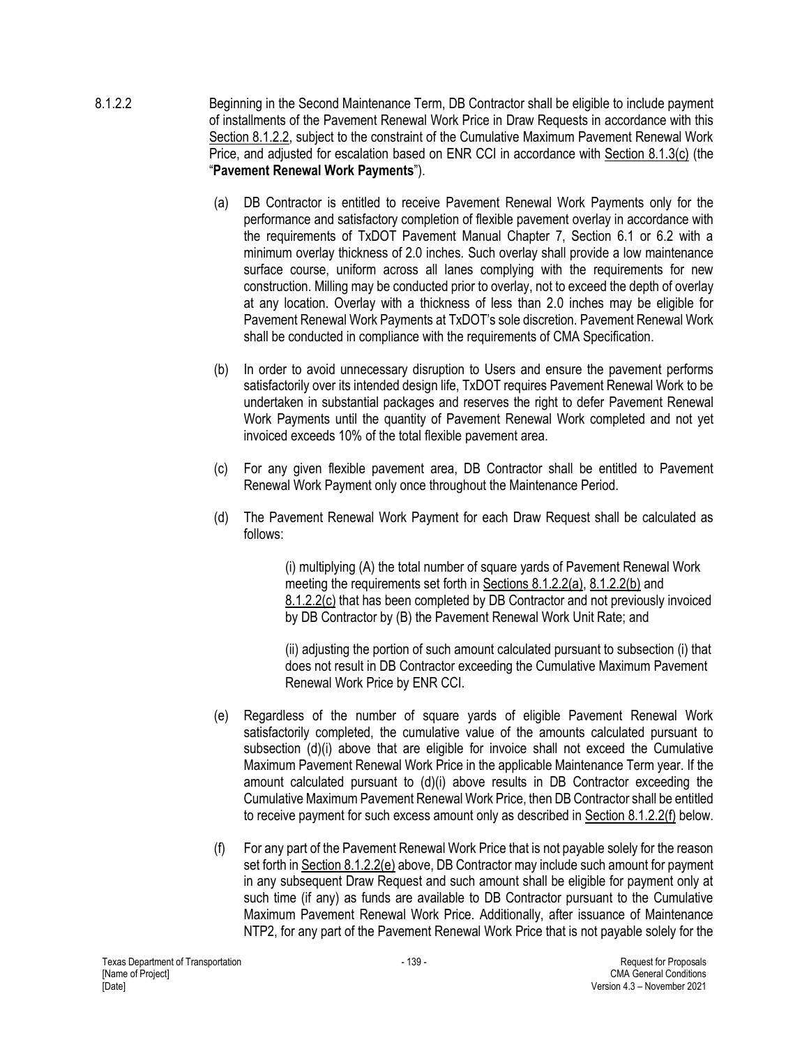8.1.2.2 Beginning in the Second Maintenance Term, DB Contractor shall be eligible to include payment of installments of the Pavement Renewal Work Price in Draw Requests in accordance with this Section 8.1.2.2, subject to the constraint of the Cumulative Maximum Pavement Renewal Work Price, and adjusted for escalation based on ENR CCI in accordance with Section 8.1.3(c) (the "**Pavement Renewal Work Payments**").

(a) DB Contractor is entitled to receive Pavement Renewal Work Payments only for the performance and satisfactory completion of flexible pavement overlay in accordance with the requirements of TxDOT Pavement Manual Chapter 7, Section 6.1 or 6.2 with a minimum overlay thickness of 2.0 inches. Such overlay shall provide a low maintenance surface course, uniform across all lanes complying with the requirements for new construction. Milling may be conducted prior to overlay, not to exceed the depth of overlay at any location. Overlay with a thickness of less than 2.0 inches may be eligible for Pavement Renewal Work Payments at TxDOT's sole discretion. Pavement Renewal Work shall be conducted in compliance with the requirements of CMA Specification.

(b) In order to avoid unnecessary disruption to Users and ensure the pavement performs satisfactorily over its intended design life, TxDOT requires Pavement Renewal Work to be undertaken in substantial packages and reserves the right to defer Pavement Renewal Work Payments until the quantity of Pavement Renewal Work completed and not yet invoiced exceeds 10% of the total flexible pavement area.

(c) For any given flexible pavement area, DB Contractor shall be entitled to Pavement Renewal Work Payment only once throughout the Maintenance Period.

(d) The Pavement Renewal Work Payment for each Draw Request shall be calculated as follows:

(i) multiplying (A) the total number of square yards of Pavement Renewal Work meeting the requirements set forth in Sections 8.1.2.2(a), 8.1.2.2(b) and 8.1.2.2(c) that has been completed by DB Contractor and not previously invoiced by DB Contractor by (B) the Pavement Renewal Work Unit Rate; and

(ii) adjusting the portion of such amount calculated pursuant to subsection (i) that does not result in DB Contractor exceeding the Cumulative Maximum Pavement Renewal Work Price by ENR CCI.

(e) Regardless of the number of square yards of eligible Pavement Renewal Work satisfactorily completed, the cumulative value of the amounts calculated pursuant to subsection (d)(i) above that are eligible for invoice shall not exceed the Cumulative Maximum Pavement Renewal Work Price in the applicable Maintenance Term year. If the amount calculated pursuant to (d)(i) above results in DB Contractor exceeding the Cumulative Maximum Pavement Renewal Work Price, then DB Contractor shall be entitled to receive payment for such excess amount only as described in Section 8.1.2.2(f) below.

(f) For any part of the Pavement Renewal Work Price that is not payable solely for the reason set forth in Section 8.1.2.2(e) above, DB Contractor may include such amount for payment in any subsequent Draw Request and such amount shall be eligible for payment only at such time (if any) as funds are available to DB Contractor pursuant to the Cumulative Maximum Pavement Renewal Work Price. Additionally, after issuance of Maintenance NTP2, for any part of the Pavement Renewal Work Price that is not payable solely for the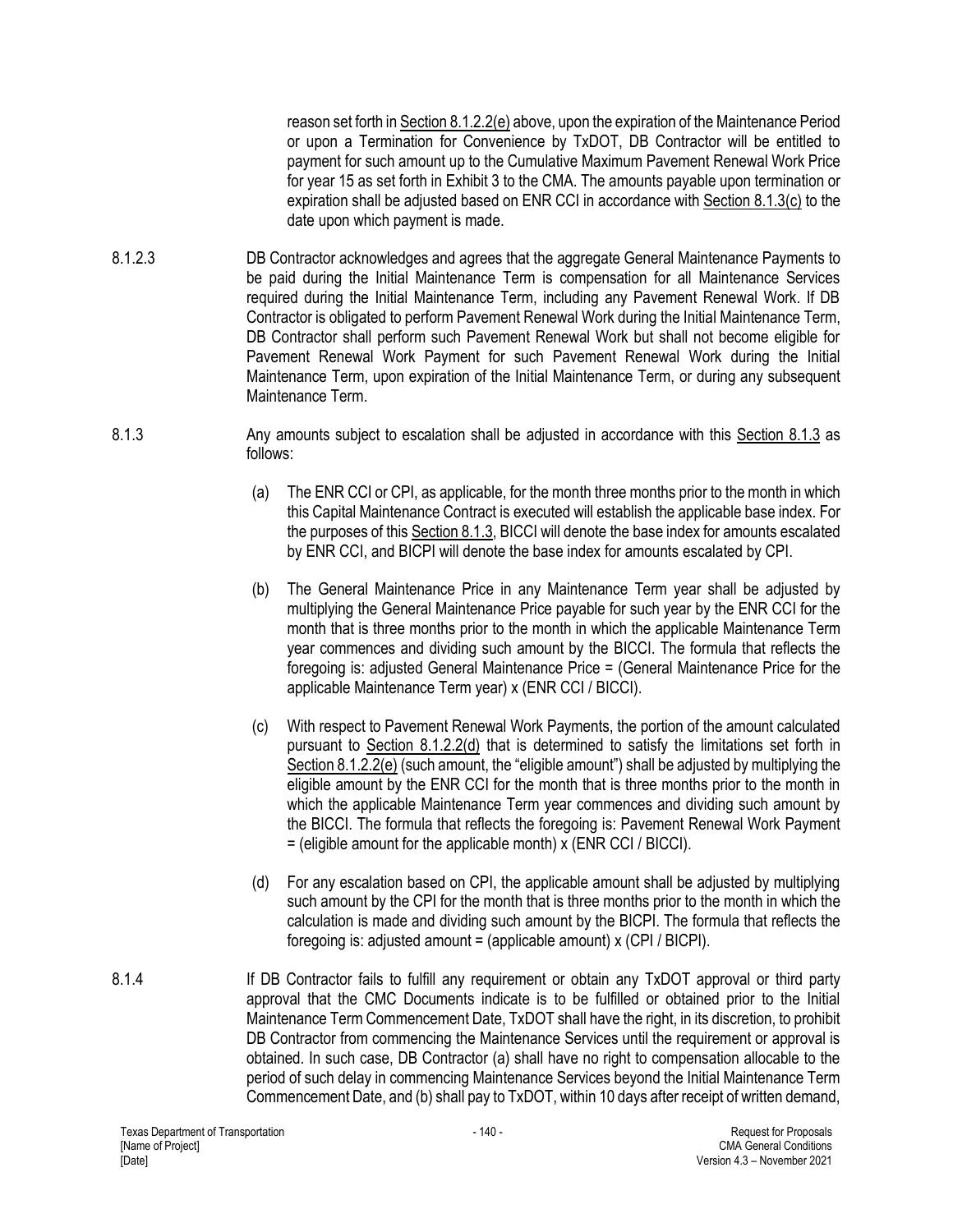reason set forth in Section 8.1.2.2(e) above, upon the expiration of the Maintenance Period or upon a Termination for Convenience by TxDOT, DB Contractor will be entitled to payment for such amount up to the Cumulative Maximum Pavement Renewal Work Price for year 15 as set forth in Exhibit 3 to the CMA. The amounts payable upon termination or expiration shall be adjusted based on ENR CCI in accordance with Section 8.1.3(c) to the date upon which payment is made.

8.1.2.3 DB Contractor acknowledges and agrees that the aggregate General Maintenance Payments to be paid during the Initial Maintenance Term is compensation for all Maintenance Services required during the Initial Maintenance Term, including any Pavement Renewal Work. If DB Contractor is obligated to perform Pavement Renewal Work during the Initial Maintenance Term, DB Contractor shall perform such Pavement Renewal Work but shall not become eligible for Pavement Renewal Work Payment for such Pavement Renewal Work during the Initial Maintenance Term, upon expiration of the Initial Maintenance Term, or during any subsequent Maintenance Term.

8.1.3 Any amounts subject to escalation shall be adjusted in accordance with this Section 8.1.3 as follows:

(a) The ENR CCI or CPI, as applicable, for the month three months prior to the month in which this Capital Maintenance Contract is executed will establish the applicable base index. For the purposes of this Section 8.1.3, BICCI will denote the base index for amounts escalated by ENR CCI, and BICPI will denote the base index for amounts escalated by CPI.

(b) The General Maintenance Price in any Maintenance Term year shall be adjusted by multiplying the General Maintenance Price payable for such year by the ENR CCI for the month that is three months prior to the month in which the applicable Maintenance Term year commences and dividing such amount by the BICCI. The formula that reflects the foregoing is: adjusted General Maintenance Price = (General Maintenance Price for the applicable Maintenance Term year) x (ENR CCI / BICCI).

(c) With respect to Pavement Renewal Work Payments, the portion of the amount calculated pursuant to Section 8.1.2.2(d) that is determined to satisfy the limitations set forth in Section 8.1.2.2(e) (such amount, the "eligible amount") shall be adjusted by multiplying the eligible amount by the ENR CCI for the month that is three months prior to the month in which the applicable Maintenance Term year commences and dividing such amount by the BICCI. The formula that reflects the foregoing is: Pavement Renewal Work Payment = (eligible amount for the applicable month) x (ENR CCI / BICCI).

(d) For any escalation based on CPI, the applicable amount shall be adjusted by multiplying such amount by the CPI for the month that is three months prior to the month in which the calculation is made and dividing such amount by the BICPI. The formula that reflects the foregoing is: adjusted amount = (applicable amount) x (CPI / BICPI).

8.1.4 If DB Contractor fails to fulfill any requirement or obtain any TxDOT approval or third party approval that the CMC Documents indicate is to be fulfilled or obtained prior to the Initial Maintenance Term Commencement Date, TxDOT shall have the right, in its discretion, to prohibit DB Contractor from commencing the Maintenance Services until the requirement or approval is obtained. In such case, DB Contractor (a) shall have no right to compensation allocable to the period of such delay in commencing Maintenance Services beyond the Initial Maintenance Term Commencement Date, and (b) shall pay to TxDOT, within 10 days after receipt of written demand,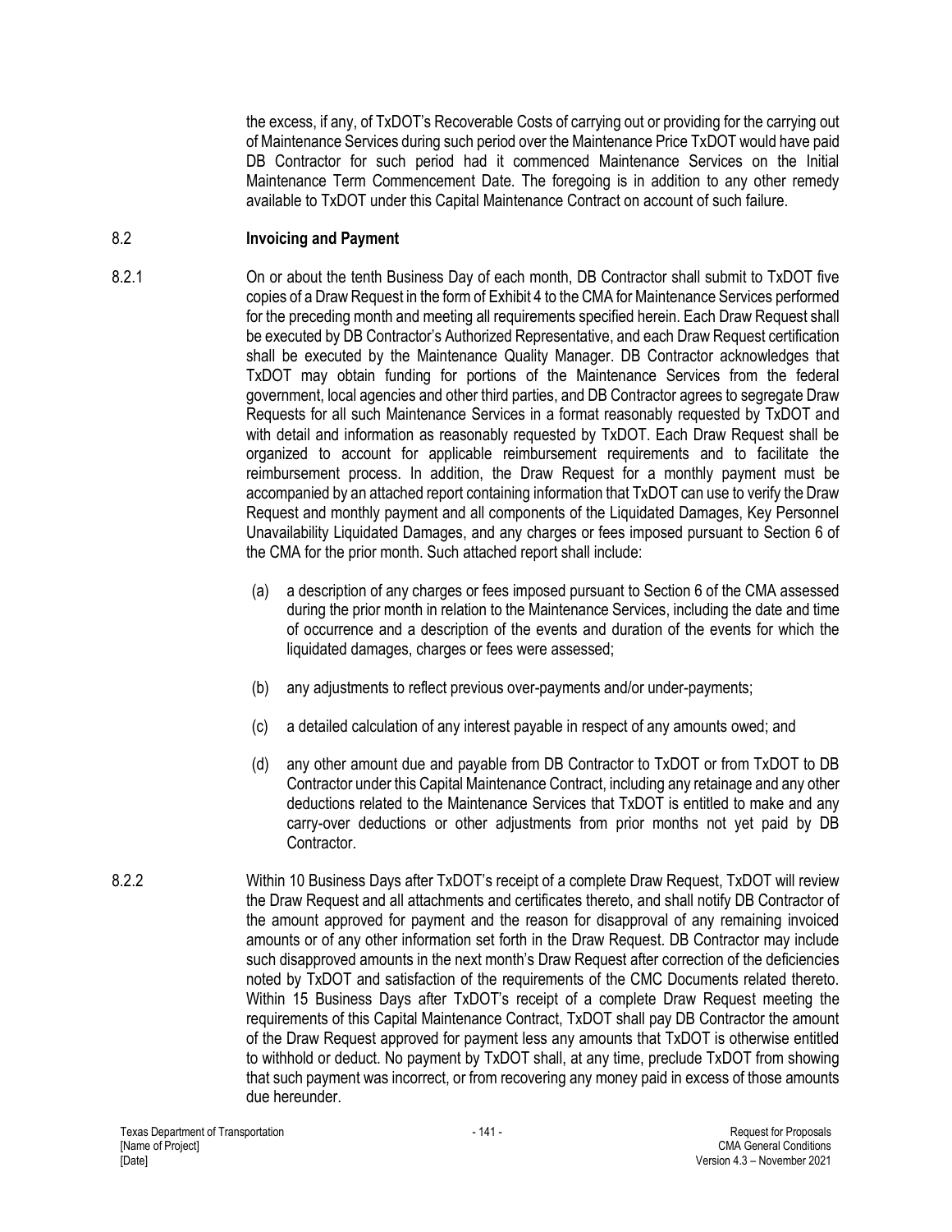the excess, if any, of TxDOT's Recoverable Costs of carrying out or providing for the carrying out of Maintenance Services during such period over the Maintenance Price TxDOT would have paid DB Contractor for such period had it commenced Maintenance Services on the Initial Maintenance Term Commencement Date. The foregoing is in addition to any other remedy available to TxDOT under this Capital Maintenance Contract on account of such failure.

### 8.2 Invoicing and Payment

8.2.1 On or about the tenth Business Day of each month, DB Contractor shall submit to TxDOT five copies of a Draw Request in the form of Exhibit 4 to the CMA for Maintenance Services performed for the preceding month and meeting all requirements specified herein. Each Draw Request shall be executed by DB Contractor's Authorized Representative, and each Draw Request certification shall be executed by the Maintenance Quality Manager. DB Contractor acknowledges that TxDOT may obtain funding for portions of the Maintenance Services from the federal government, local agencies and other third parties, and DB Contractor agrees to segregate Draw Requests for all such Maintenance Services in a format reasonably requested by TxDOT and with detail and information as reasonably requested by TxDOT. Each Draw Request shall be organized to account for applicable reimbursement requirements and to facilitate the reimbursement process. In addition, the Draw Request for a monthly payment must be accompanied by an attached report containing information that TxDOT can use to verify the Draw Request and monthly payment and all components of the Liquidated Damages, Key Personnel Unavailability Liquidated Damages, and any charges or fees imposed pursuant to Section 6 of the CMA for the prior month. Such attached report shall include:

(a) a description of any charges or fees imposed pursuant to Section 6 of the CMA assessed during the prior month in relation to the Maintenance Services, including the date and time of occurrence and a description of the events and duration of the events for which the liquidated damages, charges or fees were assessed;

(b) any adjustments to reflect previous over-payments and/or under-payments;

(c) a detailed calculation of any interest payable in respect of any amounts owed; and

(d) any other amount due and payable from DB Contractor to TxDOT or from TxDOT to DB Contractor under this Capital Maintenance Contract, including any retainage and any other deductions related to the Maintenance Services that TxDOT is entitled to make and any carry-over deductions or other adjustments from prior months not yet paid by DB Contractor.

8.2.2 Within 10 Business Days after TxDOT's receipt of a complete Draw Request, TxDOT will review the Draw Request and all attachments and certificates thereto, and shall notify DB Contractor of the amount approved for payment and the reason for disapproval of any remaining invoiced amounts or of any other information set forth in the Draw Request. DB Contractor may include such disapproved amounts in the next month's Draw Request after correction of the deficiencies noted by TxDOT and satisfaction of the requirements of the CMC Documents related thereto. Within 15 Business Days after TxDOT's receipt of a complete Draw Request meeting the requirements of this Capital Maintenance Contract, TxDOT shall pay DB Contractor the amount of the Draw Request approved for payment less any amounts that TxDOT is otherwise entitled to withhold or deduct. No payment by TxDOT shall, at any time, preclude TxDOT from showing that such payment was incorrect, or from recovering any money paid in excess of those amounts due hereunder.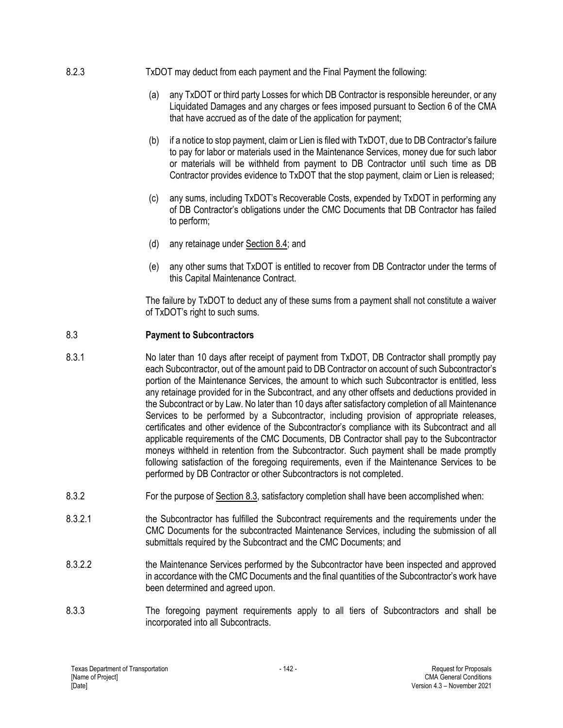8.2.3 TxDOT may deduct from each payment and the Final Payment the following:

(a) any TxDOT or third party Losses for which DB Contractor is responsible hereunder, or any Liquidated Damages and any charges or fees imposed pursuant to Section 6 of the CMA that have accrued as of the date of the application for payment;

(b) if a notice to stop payment, claim or Lien is filed with TxDOT, due to DB Contractor's failure to pay for labor or materials used in the Maintenance Services, money due for such labor or materials will be withheld from payment to DB Contractor until such time as DB Contractor provides evidence to TxDOT that the stop payment, claim or Lien is released;

(c) any sums, including TxDOT's Recoverable Costs, expended by TxDOT in performing any of DB Contractor's obligations under the CMC Documents that DB Contractor has failed to perform;

(d) any retainage under Section 8.4; and

(e) any other sums that TxDOT is entitled to recover from DB Contractor under the terms of this Capital Maintenance Contract.

The failure by TxDOT to deduct any of these sums from a payment shall not constitute a waiver of TxDOT's right to such sums.

## 8.3 Payment to Subcontractors

8.3.1 No later than 10 days after receipt of payment from TxDOT, DB Contractor shall promptly pay each Subcontractor, out of the amount paid to DB Contractor on account of such Subcontractor's portion of the Maintenance Services, the amount to which such Subcontractor is entitled, less any retainage provided for in the Subcontract, and any other offsets and deductions provided in the Subcontract or by Law. No later than 10 days after satisfactory completion of all Maintenance Services to be performed by a Subcontractor, including provision of appropriate releases, certificates and other evidence of the Subcontractor's compliance with its Subcontract and all applicable requirements of the CMC Documents, DB Contractor shall pay to the Subcontractor moneys withheld in retention from the Subcontractor. Such payment shall be made promptly following satisfaction of the foregoing requirements, even if the Maintenance Services to be performed by DB Contractor or other Subcontractors is not completed.

8.3.2 For the purpose of Section 8.3, satisfactory completion shall have been accomplished when:

8.3.2.1 the Subcontractor has fulfilled the Subcontract requirements and the requirements under the CMC Documents for the subcontracted Maintenance Services, including the submission of all submittals required by the Subcontract and the CMC Documents; and

8.3.2.2 the Maintenance Services performed by the Subcontractor have been inspected and approved in accordance with the CMC Documents and the final quantities of the Subcontractor's work have been determined and agreed upon.

8.3.3 The foregoing payment requirements apply to all tiers of Subcontractors and shall be incorporated into all Subcontracts.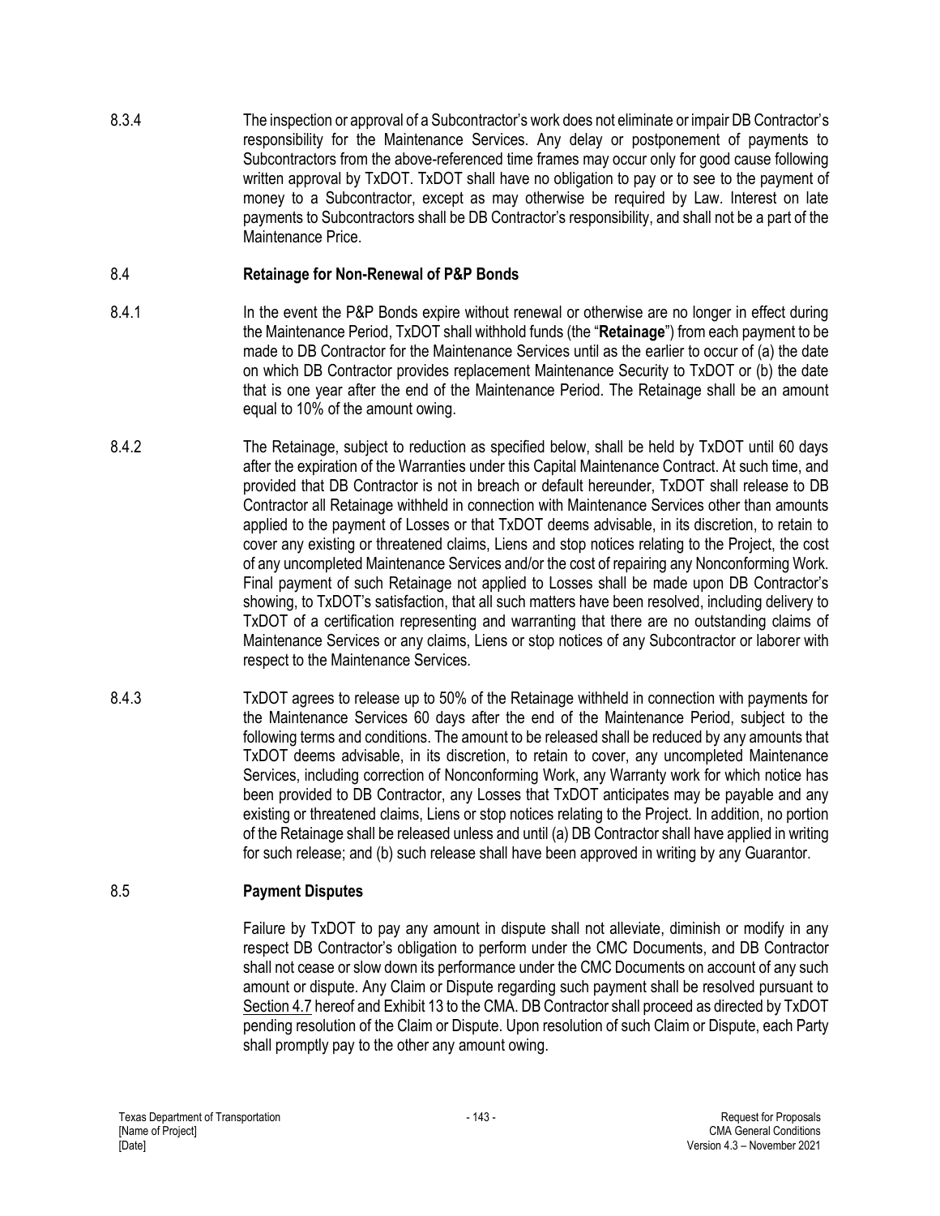8.3.4 The inspection or approval of a Subcontractor's work does not eliminate or impair DB Contractor's responsibility for the Maintenance Services. Any delay or postponement of payments to Subcontractors from the above-referenced time frames may occur only for good cause following written approval by TxDOT. TxDOT shall have no obligation to pay or to see to the payment of money to a Subcontractor, except as may otherwise be required by Law. Interest on late payments to Subcontractors shall be DB Contractor's responsibility, and shall not be a part of the Maintenance Price.

### 8.4 Retainage for Non-Renewal of P&P Bonds

8.4.1 In the event the P&P Bonds expire without renewal or otherwise are no longer in effect during the Maintenance Period, TxDOT shall withhold funds (the "**Retainage**") from each payment to be made to DB Contractor for the Maintenance Services until as the earlier to occur of (a) the date on which DB Contractor provides replacement Maintenance Security to TxDOT or (b) the date that is one year after the end of the Maintenance Period. The Retainage shall be an amount equal to 10% of the amount owing.

8.4.2 The Retainage, subject to reduction as specified below, shall be held by TxDOT until 60 days after the expiration of the Warranties under this Capital Maintenance Contract. At such time, and provided that DB Contractor is not in breach or default hereunder, TxDOT shall release to DB Contractor all Retainage withheld in connection with Maintenance Services other than amounts applied to the payment of Losses or that TxDOT deems advisable, in its discretion, to retain to cover any existing or threatened claims, Liens and stop notices relating to the Project, the cost of any uncompleted Maintenance Services and/or the cost of repairing any Nonconforming Work. Final payment of such Retainage not applied to Losses shall be made upon DB Contractor's showing, to TxDOT's satisfaction, that all such matters have been resolved, including delivery to TxDOT of a certification representing and warranting that there are no outstanding claims of Maintenance Services or any claims, Liens or stop notices of any Subcontractor or laborer with respect to the Maintenance Services.

8.4.3 TxDOT agrees to release up to 50% of the Retainage withheld in connection with payments for the Maintenance Services 60 days after the end of the Maintenance Period, subject to the following terms and conditions. The amount to be released shall be reduced by any amounts that TxDOT deems advisable, in its discretion, to retain to cover, any uncompleted Maintenance Services, including correction of Nonconforming Work, any Warranty work for which notice has been provided to DB Contractor, any Losses that TxDOT anticipates may be payable and any existing or threatened claims, Liens or stop notices relating to the Project. In addition, no portion of the Retainage shall be released unless and until (a) DB Contractor shall have applied in writing for such release; and (b) such release shall have been approved in writing by any Guarantor.

### 8.5 Payment Disputes

Failure by TxDOT to pay any amount in dispute shall not alleviate, diminish or modify in any respect DB Contractor's obligation to perform under the CMC Documents, and DB Contractor shall not cease or slow down its performance under the CMC Documents on account of any such amount or dispute. Any Claim or Dispute regarding such payment shall be resolved pursuant to Section 4.7 hereof and Exhibit 13 to the CMA. DB Contractor shall proceed as directed by TxDOT pending resolution of the Claim or Dispute. Upon resolution of such Claim or Dispute, each Party shall promptly pay to the other any amount owing.